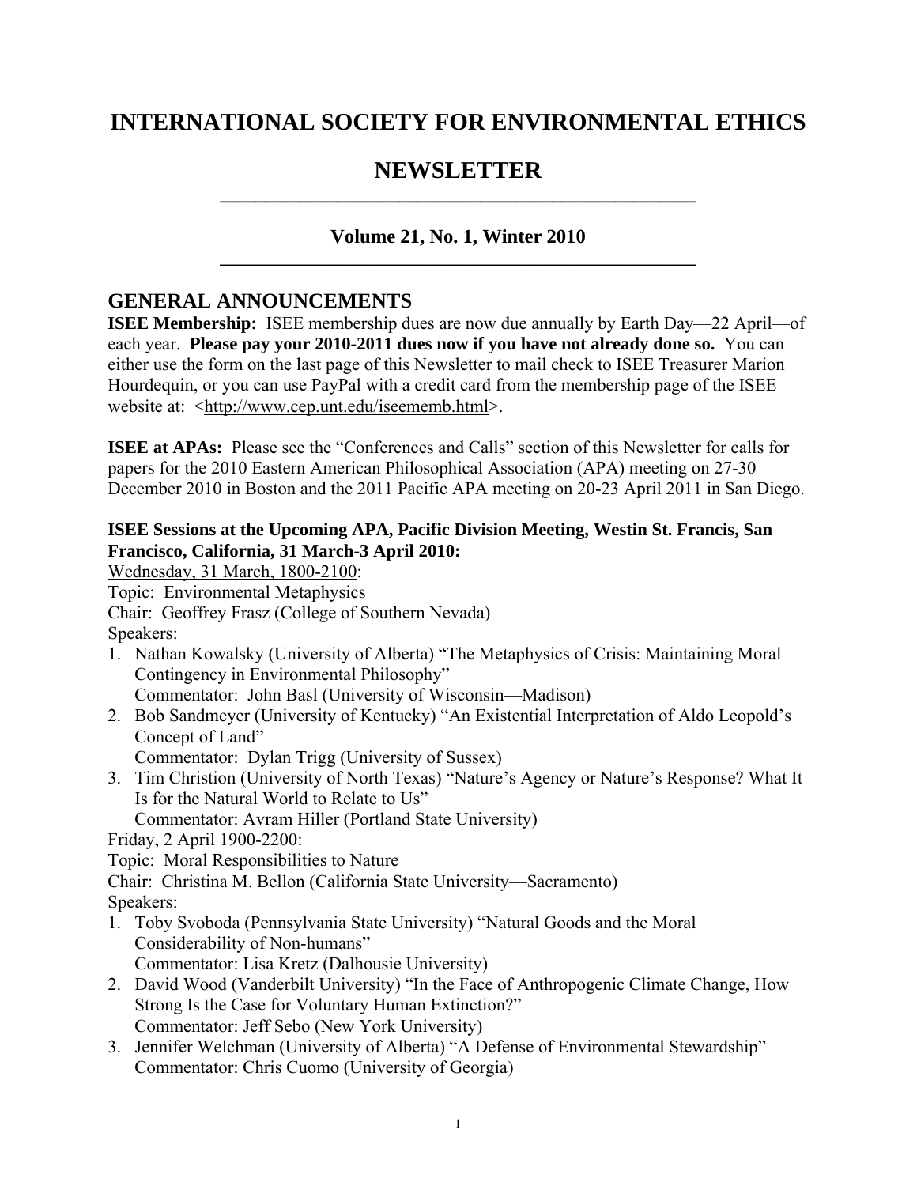# INTERNATIONAL SOCIETY FOR ENVIRONMENTAL ETHICS

# NEWSLETTER

### Volume 21, No. 1, Winter 2010

## GENERAL ANNOUNCEMENTS

**ISEE Membership:** ISEE membership dues are now due annually by Earth Day—22 April—of each year. **Please pay your 2010-2011 dues now if you have not already done so.** You can either use the form on the last page of this Newsletter to mail check to ISEE Treasurer Marion Hourdequin, or you can use PayPal with a credit card from the membership page of the ISEE website at: <http://www.cep.unt.edu/iseememb.html>.

**ISEE at APAs:** Please see the "Conferences and Calls" section of this Newsletter for calls for papers for the 2010 Eastern American Philosophical Association (APA) meeting on 27-30 December 2010 in Boston and the 2011 Pacific APA meeting on 20-23 April 2011 in San Diego.

**ISEE Sessions at the Upcoming APA, Pacific Division Meeting, Westin St. Francis, San Francisco, California, 31 March-3 April 2010:**

<u>Wednesday, 31 March, 1800-2100</u>:

Topic: Environmental Metaphysics

Chair: Geoffrey Frasz (College of Southern Nevada)

Speakers:

1. Nathan Kowalsky (University of Alberta) "The Metaphysics of Crisis: Maintaining Moral Contingency in Environmental Philosophy"
   Commentator: John Basl (University of Wisconsin—Madison)
2. Bob Sandmeyer (University of Kentucky) "An Existential Interpretation of Aldo Leopold's Concept of Land"
   Commentator: Dylan Trigg (University of Sussex)
3. Tim Christion (University of North Texas) "Nature's Agency or Nature's Response? What It Is for the Natural World to Relate to Us"
   Commentator: Avram Hiller (Portland State University)

<u>Friday, 2 April 1900-2200</u>:

Topic: Moral Responsibilities to Nature

Chair: Christina M. Bellon (California State University—Sacramento)

Speakers:

1. Toby Svoboda (Pennsylvania State University) "Natural Goods and the Moral Considerability of Non-humans"
   Commentator: Lisa Kretz (Dalhousie University)
2. David Wood (Vanderbilt University) "In the Face of Anthropogenic Climate Change, How Strong Is the Case for Voluntary Human Extinction?"
   Commentator: Jeff Sebo (New York University)
3. Jennifer Welchman (University of Alberta) "A Defense of Environmental Stewardship"
   Commentator: Chris Cuomo (University of Georgia)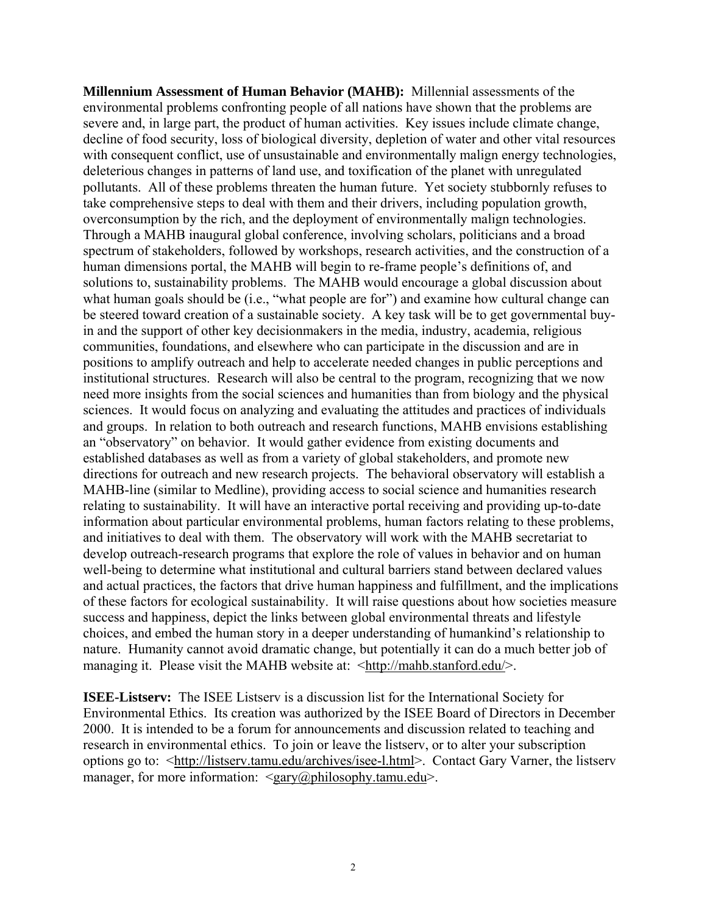**Millennium Assessment of Human Behavior (MAHB):** Millennial assessments of the environmental problems confronting people of all nations have shown that the problems are severe and, in large part, the product of human activities. Key issues include climate change, decline of food security, loss of biological diversity, depletion of water and other vital resources with consequent conflict, use of unsustainable and environmentally malign energy technologies, deleterious changes in patterns of land use, and toxification of the planet with unregulated pollutants. All of these problems threaten the human future. Yet society stubbornly refuses to take comprehensive steps to deal with them and their drivers, including population growth, overconsumption by the rich, and the deployment of environmentally malign technologies. Through a MAHB inaugural global conference, involving scholars, politicians and a broad spectrum of stakeholders, followed by workshops, research activities, and the construction of a human dimensions portal, the MAHB will begin to re-frame people's definitions of, and solutions to, sustainability problems. The MAHB would encourage a global discussion about what human goals should be (i.e., "what people are for") and examine how cultural change can be steered toward creation of a sustainable society. A key task will be to get governmental buy-in and the support of other key decisionmakers in the media, industry, academia, religious communities, foundations, and elsewhere who can participate in the discussion and are in positions to amplify outreach and help to accelerate needed changes in public perceptions and institutional structures. Research will also be central to the program, recognizing that we now need more insights from the social sciences and humanities than from biology and the physical sciences. It would focus on analyzing and evaluating the attitudes and practices of individuals and groups. In relation to both outreach and research functions, MAHB envisions establishing an "observatory" on behavior. It would gather evidence from existing documents and established databases as well as from a variety of global stakeholders, and promote new directions for outreach and new research projects. The behavioral observatory will establish a MAHB-line (similar to Medline), providing access to social science and humanities research relating to sustainability. It will have an interactive portal receiving and providing up-to-date information about particular environmental problems, human factors relating to these problems, and initiatives to deal with them. The observatory will work with the MAHB secretariat to develop outreach-research programs that explore the role of values in behavior and on human well-being to determine what institutional and cultural barriers stand between declared values and actual practices, the factors that drive human happiness and fulfillment, and the implications of these factors for ecological sustainability. It will raise questions about how societies measure success and happiness, depict the links between global environmental threats and lifestyle choices, and embed the human story in a deeper understanding of humankind's relationship to nature. Humanity cannot avoid dramatic change, but potentially it can do a much better job of managing it. Please visit the MAHB website at: <http://mahb.stanford.edu/>.

**ISEE-Listserv:** The ISEE Listserv is a discussion list for the International Society for Environmental Ethics. Its creation was authorized by the ISEE Board of Directors in December 2000. It is intended to be a forum for announcements and discussion related to teaching and research in environmental ethics. To join or leave the listserv, or to alter your subscription options go to: <http://listserv.tamu.edu/archives/isee-l.html>. Contact Gary Varner, the listserv manager, for more information: <gary@philosophy.tamu.edu>.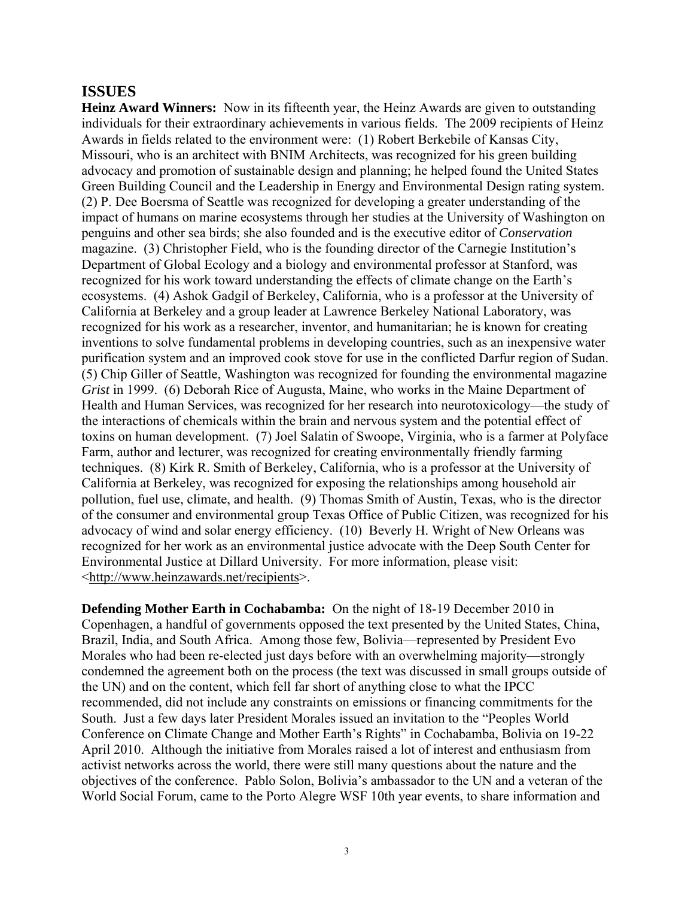## ISSUES

**Heinz Award Winners:** Now in its fifteenth year, the Heinz Awards are given to outstanding individuals for their extraordinary achievements in various fields. The 2009 recipients of Heinz Awards in fields related to the environment were: (1) Robert Berkebile of Kansas City, Missouri, who is an architect with BNIM Architects, was recognized for his green building advocacy and promotion of sustainable design and planning; he helped found the United States Green Building Council and the Leadership in Energy and Environmental Design rating system. (2) P. Dee Boersma of Seattle was recognized for developing a greater understanding of the impact of humans on marine ecosystems through her studies at the University of Washington on penguins and other sea birds; she also founded and is the executive editor of *Conservation* magazine. (3) Christopher Field, who is the founding director of the Carnegie Institution's Department of Global Ecology and a biology and environmental professor at Stanford, was recognized for his work toward understanding the effects of climate change on the Earth's ecosystems. (4) Ashok Gadgil of Berkeley, California, who is a professor at the University of California at Berkeley and a group leader at Lawrence Berkeley National Laboratory, was recognized for his work as a researcher, inventor, and humanitarian; he is known for creating inventions to solve fundamental problems in developing countries, such as an inexpensive water purification system and an improved cook stove for use in the conflicted Darfur region of Sudan. (5) Chip Giller of Seattle, Washington was recognized for founding the environmental magazine *Grist* in 1999. (6) Deborah Rice of Augusta, Maine, who works in the Maine Department of Health and Human Services, was recognized for her research into neurotoxicology—the study of the interactions of chemicals within the brain and nervous system and the potential effect of toxins on human development. (7) Joel Salatin of Swoope, Virginia, who is a farmer at Polyface Farm, author and lecturer, was recognized for creating environmentally friendly farming techniques. (8) Kirk R. Smith of Berkeley, California, who is a professor at the University of California at Berkeley, was recognized for exposing the relationships among household air pollution, fuel use, climate, and health. (9) Thomas Smith of Austin, Texas, who is the director of the consumer and environmental group Texas Office of Public Citizen, was recognized for his advocacy of wind and solar energy efficiency. (10) Beverly H. Wright of New Orleans was recognized for her work as an environmental justice advocate with the Deep South Center for Environmental Justice at Dillard University. For more information, please visit: <http://www.heinzawards.net/recipients>.

**Defending Mother Earth in Cochabamba:** On the night of 18-19 December 2010 in Copenhagen, a handful of governments opposed the text presented by the United States, China, Brazil, India, and South Africa. Among those few, Bolivia—represented by President Evo Morales who had been re-elected just days before with an overwhelming majority—strongly condemned the agreement both on the process (the text was discussed in small groups outside of the UN) and on the content, which fell far short of anything close to what the IPCC recommended, did not include any constraints on emissions or financing commitments for the South. Just a few days later President Morales issued an invitation to the "Peoples World Conference on Climate Change and Mother Earth's Rights" in Cochabamba, Bolivia on 19-22 April 2010. Although the initiative from Morales raised a lot of interest and enthusiasm from activist networks across the world, there were still many questions about the nature and the objectives of the conference. Pablo Solon, Bolivia's ambassador to the UN and a veteran of the World Social Forum, came to the Porto Alegre WSF 10th year events, to share information and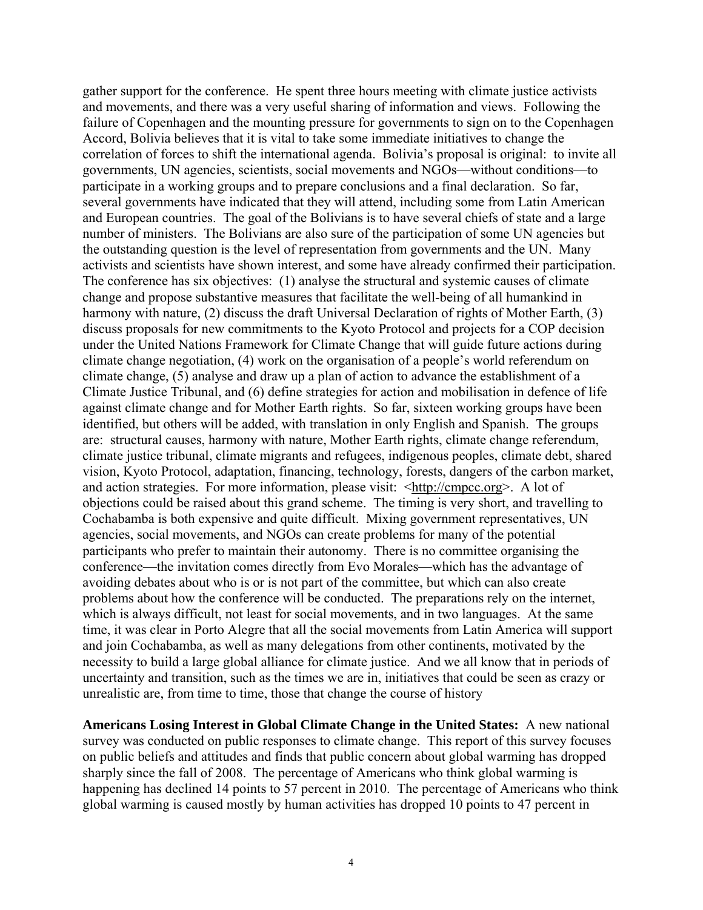gather support for the conference. He spent three hours meeting with climate justice activists and movements, and there was a very useful sharing of information and views. Following the failure of Copenhagen and the mounting pressure for governments to sign on to the Copenhagen Accord, Bolivia believes that it is vital to take some immediate initiatives to change the correlation of forces to shift the international agenda. Bolivia's proposal is original: to invite all governments, UN agencies, scientists, social movements and NGOs—without conditions—to participate in a working groups and to prepare conclusions and a final declaration. So far, several governments have indicated that they will attend, including some from Latin American and European countries. The goal of the Bolivians is to have several chiefs of state and a large number of ministers. The Bolivians are also sure of the participation of some UN agencies but the outstanding question is the level of representation from governments and the UN. Many activists and scientists have shown interest, and some have already confirmed their participation. The conference has six objectives: (1) analyse the structural and systemic causes of climate change and propose substantive measures that facilitate the well-being of all humankind in harmony with nature, (2) discuss the draft Universal Declaration of rights of Mother Earth, (3) discuss proposals for new commitments to the Kyoto Protocol and projects for a COP decision under the United Nations Framework for Climate Change that will guide future actions during climate change negotiation, (4) work on the organisation of a people's world referendum on climate change, (5) analyse and draw up a plan of action to advance the establishment of a Climate Justice Tribunal, and (6) define strategies for action and mobilisation in defence of life against climate change and for Mother Earth rights. So far, sixteen working groups have been identified, but others will be added, with translation in only English and Spanish. The groups are: structural causes, harmony with nature, Mother Earth rights, climate change referendum, climate justice tribunal, climate migrants and refugees, indigenous peoples, climate debt, shared vision, Kyoto Protocol, adaptation, financing, technology, forests, dangers of the carbon market, and action strategies. For more information, please visit: <http://cmpcc.org>. A lot of objections could be raised about this grand scheme. The timing is very short, and travelling to Cochabamba is both expensive and quite difficult. Mixing government representatives, UN agencies, social movements, and NGOs can create problems for many of the potential participants who prefer to maintain their autonomy. There is no committee organising the conference—the invitation comes directly from Evo Morales—which has the advantage of avoiding debates about who is or is not part of the committee, but which can also create problems about how the conference will be conducted. The preparations rely on the internet, which is always difficult, not least for social movements, and in two languages. At the same time, it was clear in Porto Alegre that all the social movements from Latin America will support and join Cochabamba, as well as many delegations from other continents, motivated by the necessity to build a large global alliance for climate justice. And we all know that in periods of uncertainty and transition, such as the times we are in, initiatives that could be seen as crazy or unrealistic are, from time to time, those that change the course of history

**Americans Losing Interest in Global Climate Change in the United States:** A new national survey was conducted on public responses to climate change. This report of this survey focuses on public beliefs and attitudes and finds that public concern about global warming has dropped sharply since the fall of 2008. The percentage of Americans who think global warming is happening has declined 14 points to 57 percent in 2010. The percentage of Americans who think global warming is caused mostly by human activities has dropped 10 points to 47 percent in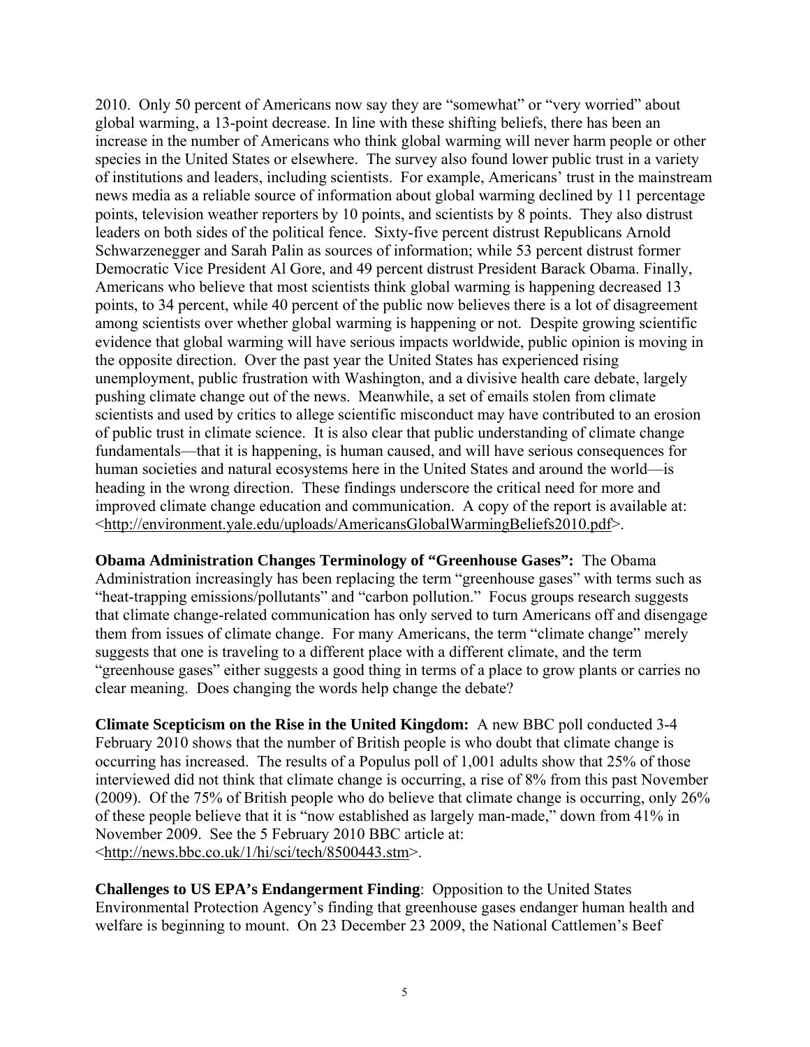2010. Only 50 percent of Americans now say they are "somewhat" or "very worried" about global warming, a 13-point decrease. In line with these shifting beliefs, there has been an increase in the number of Americans who think global warming will never harm people or other species in the United States or elsewhere. The survey also found lower public trust in a variety of institutions and leaders, including scientists. For example, Americans' trust in the mainstream news media as a reliable source of information about global warming declined by 11 percentage points, television weather reporters by 10 points, and scientists by 8 points. They also distrust leaders on both sides of the political fence. Sixty-five percent distrust Republicans Arnold Schwarzenegger and Sarah Palin as sources of information; while 53 percent distrust former Democratic Vice President Al Gore, and 49 percent distrust President Barack Obama. Finally, Americans who believe that most scientists think global warming is happening decreased 13 points, to 34 percent, while 40 percent of the public now believes there is a lot of disagreement among scientists over whether global warming is happening or not. Despite growing scientific evidence that global warming will have serious impacts worldwide, public opinion is moving in the opposite direction. Over the past year the United States has experienced rising unemployment, public frustration with Washington, and a divisive health care debate, largely pushing climate change out of the news. Meanwhile, a set of emails stolen from climate scientists and used by critics to allege scientific misconduct may have contributed to an erosion of public trust in climate science. It is also clear that public understanding of climate change fundamentals—that it is happening, is human caused, and will have serious consequences for human societies and natural ecosystems here in the United States and around the world—is heading in the wrong direction. These findings underscore the critical need for more and improved climate change education and communication. A copy of the report is available at: <http://environment.yale.edu/uploads/AmericansGlobalWarmingBeliefs2010.pdf>.

**Obama Administration Changes Terminology of "Greenhouse Gases":** The Obama Administration increasingly has been replacing the term "greenhouse gases" with terms such as "heat-trapping emissions/pollutants" and "carbon pollution." Focus groups research suggests that climate change-related communication has only served to turn Americans off and disengage them from issues of climate change. For many Americans, the term "climate change" merely suggests that one is traveling to a different place with a different climate, and the term "greenhouse gases" either suggests a good thing in terms of a place to grow plants or carries no clear meaning. Does changing the words help change the debate?

**Climate Scepticism on the Rise in the United Kingdom:** A new BBC poll conducted 3-4 February 2010 shows that the number of British people is who doubt that climate change is occurring has increased. The results of a Populus poll of 1,001 adults show that 25% of those interviewed did not think that climate change is occurring, a rise of 8% from this past November (2009). Of the 75% of British people who do believe that climate change is occurring, only 26% of these people believe that it is "now established as largely man-made," down from 41% in November 2009. See the 5 February 2010 BBC article at: <http://news.bbc.co.uk/1/hi/sci/tech/8500443.stm>.

**Challenges to US EPA's Endangerment Finding**: Opposition to the United States Environmental Protection Agency's finding that greenhouse gases endanger human health and welfare is beginning to mount. On 23 December 23 2009, the National Cattlemen's Beef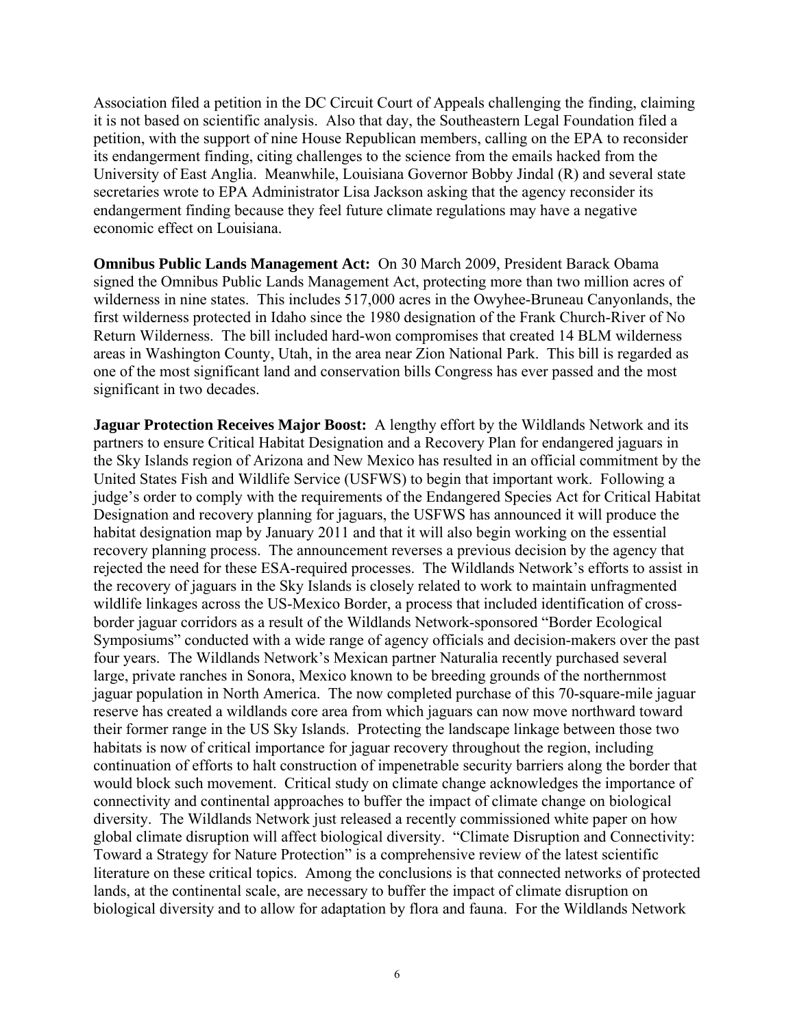Association filed a petition in the DC Circuit Court of Appeals challenging the finding, claiming it is not based on scientific analysis. Also that day, the Southeastern Legal Foundation filed a petition, with the support of nine House Republican members, calling on the EPA to reconsider its endangerment finding, citing challenges to the science from the emails hacked from the University of East Anglia. Meanwhile, Louisiana Governor Bobby Jindal (R) and several state secretaries wrote to EPA Administrator Lisa Jackson asking that the agency reconsider its endangerment finding because they feel future climate regulations may have a negative economic effect on Louisiana.

**Omnibus Public Lands Management Act:** On 30 March 2009, President Barack Obama signed the Omnibus Public Lands Management Act, protecting more than two million acres of wilderness in nine states. This includes 517,000 acres in the Owyhee-Bruneau Canyonlands, the first wilderness protected in Idaho since the 1980 designation of the Frank Church-River of No Return Wilderness. The bill included hard-won compromises that created 14 BLM wilderness areas in Washington County, Utah, in the area near Zion National Park. This bill is regarded as one of the most significant land and conservation bills Congress has ever passed and the most significant in two decades.

**Jaguar Protection Receives Major Boost:** A lengthy effort by the Wildlands Network and its partners to ensure Critical Habitat Designation and a Recovery Plan for endangered jaguars in the Sky Islands region of Arizona and New Mexico has resulted in an official commitment by the United States Fish and Wildlife Service (USFWS) to begin that important work. Following a judge's order to comply with the requirements of the Endangered Species Act for Critical Habitat Designation and recovery planning for jaguars, the USFWS has announced it will produce the habitat designation map by January 2011 and that it will also begin working on the essential recovery planning process. The announcement reverses a previous decision by the agency that rejected the need for these ESA-required processes. The Wildlands Network's efforts to assist in the recovery of jaguars in the Sky Islands is closely related to work to maintain unfragmented wildlife linkages across the US-Mexico Border, a process that included identification of cross-border jaguar corridors as a result of the Wildlands Network-sponsored "Border Ecological Symposiums" conducted with a wide range of agency officials and decision-makers over the past four years. The Wildlands Network's Mexican partner Naturalia recently purchased several large, private ranches in Sonora, Mexico known to be breeding grounds of the northernmost jaguar population in North America. The now completed purchase of this 70-square-mile jaguar reserve has created a wildlands core area from which jaguars can now move northward toward their former range in the US Sky Islands. Protecting the landscape linkage between those two habitats is now of critical importance for jaguar recovery throughout the region, including continuation of efforts to halt construction of impenetrable security barriers along the border that would block such movement. Critical study on climate change acknowledges the importance of connectivity and continental approaches to buffer the impact of climate change on biological diversity. The Wildlands Network just released a recently commissioned white paper on how global climate disruption will affect biological diversity. "Climate Disruption and Connectivity: Toward a Strategy for Nature Protection" is a comprehensive review of the latest scientific literature on these critical topics. Among the conclusions is that connected networks of protected lands, at the continental scale, are necessary to buffer the impact of climate disruption on biological diversity and to allow for adaptation by flora and fauna. For the Wildlands Network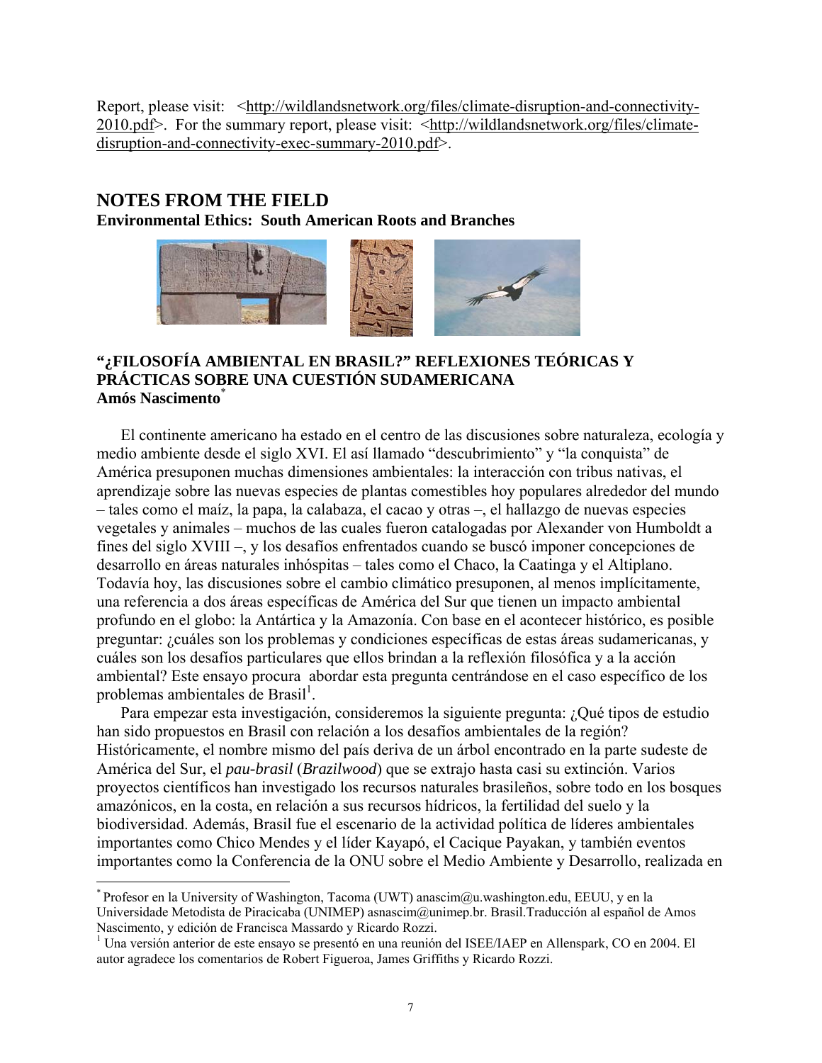Report, please visit: <http://wildlandsnetwork.org/files/climate-disruption-and-connectivity-2010.pdf>. For the summary report, please visit: <http://wildlandsnetwork.org/files/climate-disruption-and-connectivity-exec-summary-2010.pdf>.

## NOTES FROM THE FIELD

**Environmental Ethics: South American Roots and Branches**

### "¿FILOSOFÍA AMBIENTAL EN BRASIL?" REFLEXIONES TEÓRICAS Y PRÁCTICAS SOBRE UNA CUESTIÓN SUDAMERICANA

**Amós Nascimento***

El continente americano ha estado en el centro de las discusiones sobre naturaleza, ecología y medio ambiente desde el siglo XVI. El así llamado "descubrimiento" y "la conquista" de América presuponen muchas dimensiones ambientales: la interacción con tribus nativas, el aprendizaje sobre las nuevas especies de plantas comestibles hoy populares alrededor del mundo – tales como el maíz, la papa, la calabaza, el cacao y otras –, el hallazgo de nuevas especies vegetales y animales – muchos de las cuales fueron catalogadas por Alexander von Humboldt a fines del siglo XVIII –, y los desafíos enfrentados cuando se buscó imponer concepciones de desarrollo en áreas naturales inhóspitas – tales como el Chaco, la Caatinga y el Altiplano. Todavía hoy, las discusiones sobre el cambio climático presuponen, al menos implícitamente, una referencia a dos áreas específicas de América del Sur que tienen un impacto ambiental profundo en el globo: la Antártica y la Amazonía. Con base en el acontecer histórico, es posible preguntar: ¿cuáles son los problemas y condiciones específicas de estas áreas sudamericanas, y cuáles son los desafíos particulares que ellos brindan a la reflexión filosófica y a la acción ambiental? Este ensayo procura abordar esta pregunta centrándose en el caso específico de los problemas ambientales de Brasil[1].

Para empezar esta investigación, consideremos la siguiente pregunta: ¿Qué tipos de estudio han sido propuestos en Brasil con relación a los desafíos ambientales de la región? Históricamente, el nombre mismo del país deriva de un árbol encontrado en la parte sudeste de América del Sur, el *pau-brasil* (*Brazilwood*) que se extrajo hasta casi su extinción. Varios proyectos científicos han investigado los recursos naturales brasileños, sobre todo en los bosques amazónicos, en la costa, en relación a sus recursos hídricos, la fertilidad del suelo y la biodiversidad. Además, Brasil fue el escenario de la actividad política de líderes ambientales importantes como Chico Mendes y el líder Kayapó, el Cacique Payakan, y también eventos importantes como la Conferencia de la ONU sobre el Medio Ambiente y Desarrollo, realizada en

---

* Profesor en la University of Washington, Tacoma (UWT) anascim@u.washington.edu, EEUU, y en la Universidade Metodista de Piracicaba (UNIMEP) asnascim@unimep.br. Brasil.Traducción al español de Amos Nascimento, y edición de Francisca Massardo y Ricardo Rozzi.

[1] Una versión anterior de este ensayo se presentó en una reunión del ISEE/IAEP en Allenspark, CO en 2004. El autor agradece los comentarios de Robert Figueroa, James Griffiths y Ricardo Rozzi.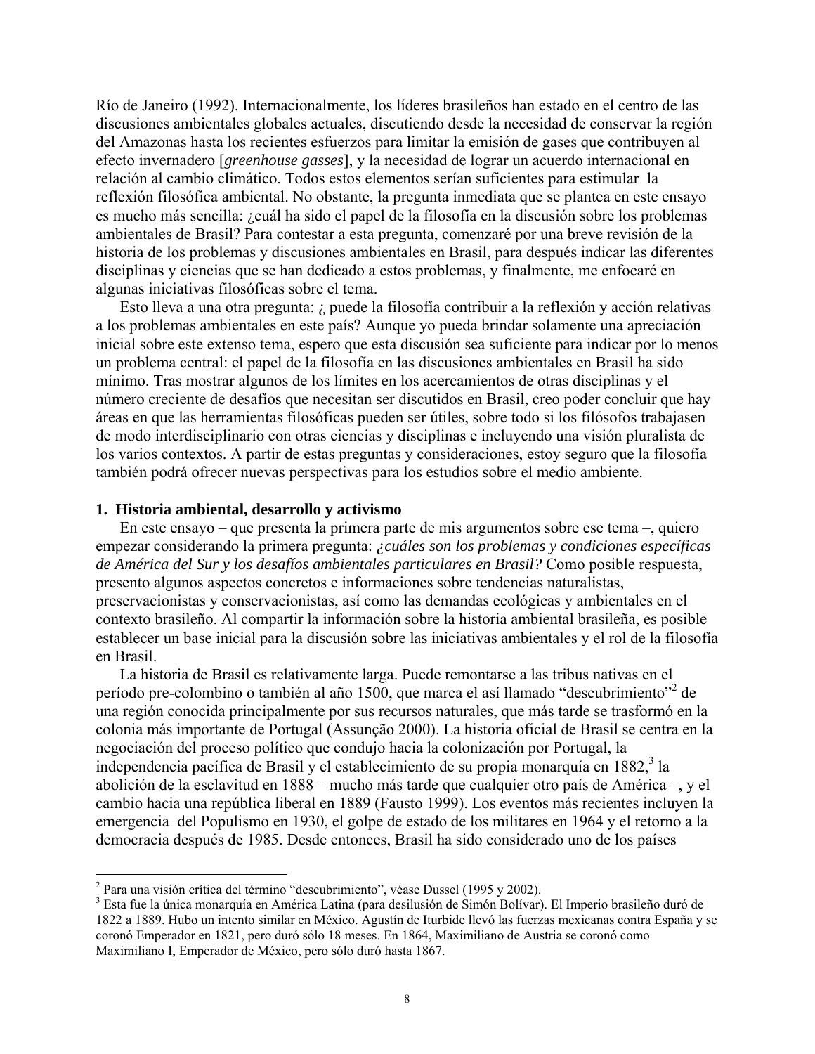Río de Janeiro (1992). Internacionalmente, los líderes brasileños han estado en el centro de las discusiones ambientales globales actuales, discutiendo desde la necesidad de conservar la región del Amazonas hasta los recientes esfuerzos para limitar la emisión de gases que contribuyen al efecto invernadero [*greenhouse gasses*], y la necesidad de lograr un acuerdo internacional en relación al cambio climático. Todos estos elementos serían suficientes para estimular la reflexión filosófica ambiental. No obstante, la pregunta inmediata que se plantea en este ensayo es mucho más sencilla: ¿cuál ha sido el papel de la filosofía en la discusión sobre los problemas ambientales de Brasil? Para contestar a esta pregunta, comenzaré por una breve revisión de la historia de los problemas y discusiones ambientales en Brasil, para después indicar las diferentes disciplinas y ciencias que se han dedicado a estos problemas, y finalmente, me enfocaré en algunas iniciativas filosóficas sobre el tema.

Esto lleva a una otra pregunta: ¿ puede la filosofía contribuir a la reflexión y acción relativas a los problemas ambientales en este país? Aunque yo pueda brindar solamente una apreciación inicial sobre este extenso tema, espero que esta discusión sea suficiente para indicar por lo menos un problema central: el papel de la filosofía en las discusiones ambientales en Brasil ha sido mínimo. Tras mostrar algunos de los límites en los acercamientos de otras disciplinas y el número creciente de desafíos que necesitan ser discutidos en Brasil, creo poder concluir que hay áreas en que las herramientas filosóficas pueden ser útiles, sobre todo si los filósofos trabajasen de modo interdisciplinario con otras ciencias y disciplinas e incluyendo una visión pluralista de los varios contextos. A partir de estas preguntas y consideraciones, estoy seguro que la filosofía también podrá ofrecer nuevas perspectivas para los estudios sobre el medio ambiente.

## 1. Historia ambiental, desarrollo y activismo

En este ensayo – que presenta la primera parte de mis argumentos sobre ese tema –, quiero empezar considerando la primera pregunta: *¿cuáles son los problemas y condiciones específicas de América del Sur y los desafíos ambientales particulares en Brasil?* Como posible respuesta, presento algunos aspectos concretos e informaciones sobre tendencias naturalistas, preservacionistas y conservacionistas, así como las demandas ecológicas y ambientales en el contexto brasileño. Al compartir la información sobre la historia ambiental brasileña, es posible establecer un base inicial para la discusión sobre las iniciativas ambientales y el rol de la filosofía en Brasil.

La historia de Brasil es relativamente larga. Puede remontarse a las tribus nativas en el período pre-colombino o también al año 1500, que marca el así llamado "descubrimiento"[2] de una región conocida principalmente por sus recursos naturales, que más tarde se trasformó en la colonia más importante de Portugal (Assunção 2000). La historia oficial de Brasil se centra en la negociación del proceso político que condujo hacia la colonización por Portugal, la independencia pacífica de Brasil y el establecimiento de su propia monarquía en 1882,[3] la abolición de la esclavitud en 1888 – mucho más tarde que cualquier otro país de América –, y el cambio hacia una república liberal en 1889 (Fausto 1999). Los eventos más recientes incluyen la emergencia del Populismo en 1930, el golpe de estado de los militares en 1964 y el retorno a la democracia después de 1985. Desde entonces, Brasil ha sido considerado uno de los países

---

[2] Para una visión crítica del término "descubrimiento", véase Dussel (1995 y 2002).

[3] Esta fue la única monarquía en América Latina (para desilusión de Simón Bolívar). El Imperio brasileño duró de 1822 a 1889. Hubo un intento similar en México. Agustín de Iturbide llevó las fuerzas mexicanas contra España y se coronó Emperador en 1821, pero duró sólo 18 meses. En 1864, Maximiliano de Austria se coronó como Maximiliano I, Emperador de México, pero sólo duró hasta 1867.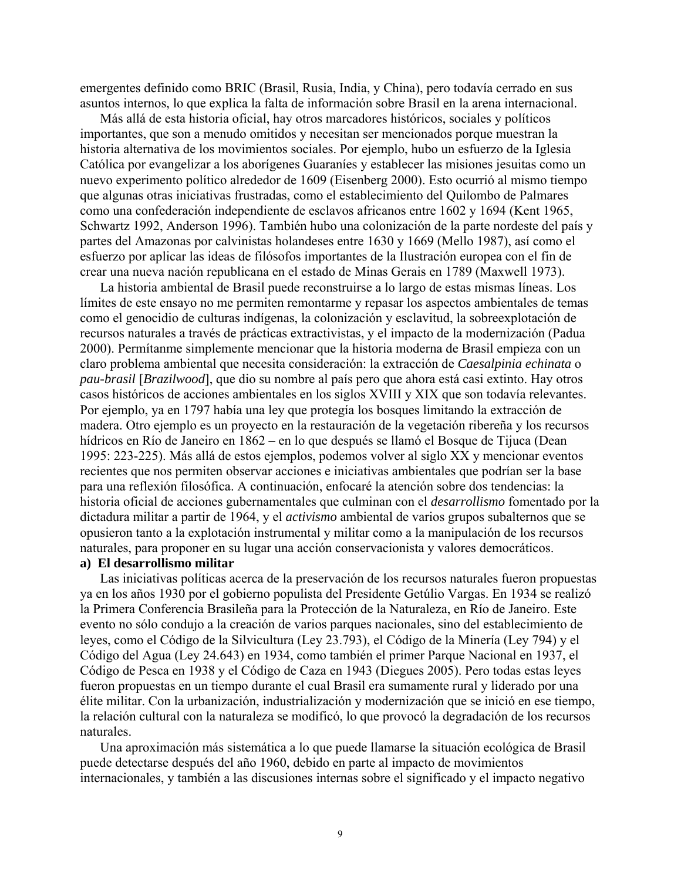emergentes definido como BRIC (Brasil, Rusia, India, y China), pero todavía cerrado en sus asuntos internos, lo que explica la falta de información sobre Brasil en la arena internacional.

Más allá de esta historia oficial, hay otros marcadores históricos, sociales y políticos importantes, que son a menudo omitidos y necesitan ser mencionados porque muestran la historia alternativa de los movimientos sociales. Por ejemplo, hubo un esfuerzo de la Iglesia Católica por evangelizar a los aborígenes Guaraníes y establecer las misiones jesuitas como un nuevo experimento político alrededor de 1609 (Eisenberg 2000). Esto ocurrió al mismo tiempo que algunas otras iniciativas frustradas, como el establecimiento del Quilombo de Palmares como una confederación independiente de esclavos africanos entre 1602 y 1694 (Kent 1965, Schwartz 1992, Anderson 1996). También hubo una colonización de la parte nordeste del país y partes del Amazonas por calvinistas holandeses entre 1630 y 1669 (Mello 1987), así como el esfuerzo por aplicar las ideas de filósofos importantes de la Ilustración europea con el fin de crear una nueva nación republicana en el estado de Minas Gerais en 1789 (Maxwell 1973).

La historia ambiental de Brasil puede reconstruirse a lo largo de estas mismas líneas. Los límites de este ensayo no me permiten remontarme y repasar los aspectos ambientales de temas como el genocidio de culturas indígenas, la colonización y esclavitud, la sobreexplotación de recursos naturales a través de prácticas extractivistas, y el impacto de la modernización (Padua 2000). Permítanme simplemente mencionar que la historia moderna de Brasil empieza con un claro problema ambiental que necesita consideración: la extracción de *Caesalpinia echinata* o *pau-brasil* [*Brazilwood*], que dio su nombre al país pero que ahora está casi extinto. Hay otros casos históricos de acciones ambientales en los siglos XVIII y XIX que son todavía relevantes. Por ejemplo, ya en 1797 había una ley que protegía los bosques limitando la extracción de madera. Otro ejemplo es un proyecto en la restauración de la vegetación ribereña y los recursos hídricos en Río de Janeiro en 1862 – en lo que después se llamó el Bosque de Tijuca (Dean 1995: 223-225). Más allá de estos ejemplos, podemos volver al siglo XX y mencionar eventos recientes que nos permiten observar acciones e iniciativas ambientales que podrían ser la base para una reflexión filosófica. A continuación, enfocaré la atención sobre dos tendencias: la historia oficial de acciones gubernamentales que culminan con el *desarrollismo* fomentado por la dictadura militar a partir de 1964, y el *activismo* ambiental de varios grupos subalternos que se opusieron tanto a la explotación instrumental y militar como a la manipulación de los recursos naturales, para proponer en su lugar una acción conservacionista y valores democráticos.

**a) El desarrollismo militar**

Las iniciativas políticas acerca de la preservación de los recursos naturales fueron propuestas ya en los años 1930 por el gobierno populista del Presidente Getúlio Vargas. En 1934 se realizó la Primera Conferencia Brasileña para la Protección de la Naturaleza, en Río de Janeiro. Este evento no sólo condujo a la creación de varios parques nacionales, sino del establecimiento de leyes, como el Código de la Silvicultura (Ley 23.793), el Código de la Minería (Ley 794) y el Código del Agua (Ley 24.643) en 1934, como también el primer Parque Nacional en 1937, el Código de Pesca en 1938 y el Código de Caza en 1943 (Diegues 2005). Pero todas estas leyes fueron propuestas en un tiempo durante el cual Brasil era sumamente rural y liderado por una élite militar. Con la urbanización, industrialización y modernización que se inició en ese tiempo, la relación cultural con la naturaleza se modificó, lo que provocó la degradación de los recursos naturales.

Una aproximación más sistemática a lo que puede llamarse la situación ecológica de Brasil puede detectarse después del año 1960, debido en parte al impacto de movimientos internacionales, y también a las discusiones internas sobre el significado y el impacto negativo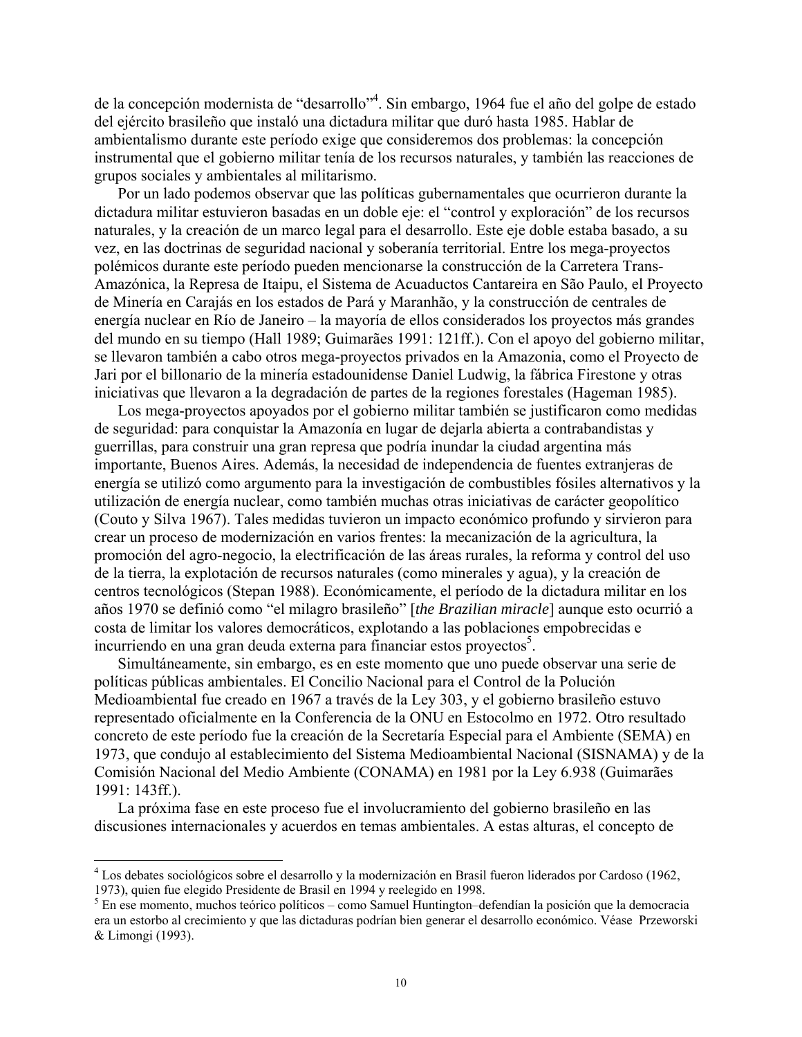de la concepción modernista de "desarrollo"[4]. Sin embargo, 1964 fue el año del golpe de estado del ejército brasileño que instaló una dictadura militar que duró hasta 1985. Hablar de ambientalismo durante este período exige que consideremos dos problemas: la concepción instrumental que el gobierno militar tenía de los recursos naturales, y también las reacciones de grupos sociales y ambientales al militarismo.

Por un lado podemos observar que las políticas gubernamentales que ocurrieron durante la dictadura militar estuvieron basadas en un doble eje: el "control y exploración" de los recursos naturales, y la creación de un marco legal para el desarrollo. Este eje doble estaba basado, a su vez, en las doctrinas de seguridad nacional y soberanía territorial. Entre los mega-proyectos polémicos durante este período pueden mencionarse la construcción de la Carretera Trans-Amazónica, la Represa de Itaipu, el Sistema de Acuaductos Cantareira en São Paulo, el Proyecto de Minería en Carajás en los estados de Pará y Maranhão, y la construcción de centrales de energía nuclear en Río de Janeiro – la mayoría de ellos considerados los proyectos más grandes del mundo en su tiempo (Hall 1989; Guimarães 1991: 121ff.). Con el apoyo del gobierno militar, se llevaron también a cabo otros mega-proyectos privados en la Amazonia, como el Proyecto de Jari por el billonario de la minería estadounidense Daniel Ludwig, la fábrica Firestone y otras iniciativas que llevaron a la degradación de partes de la regiones forestales (Hageman 1985).

Los mega-proyectos apoyados por el gobierno militar también se justificaron como medidas de seguridad: para conquistar la Amazonía en lugar de dejarla abierta a contrabandistas y guerrillas, para construir una gran represa que podría inundar la ciudad argentina más importante, Buenos Aires. Además, la necesidad de independencia de fuentes extranjeras de energía se utilizó como argumento para la investigación de combustibles fósiles alternativos y la utilización de energía nuclear, como también muchas otras iniciativas de carácter geopolítico (Couto y Silva 1967). Tales medidas tuvieron un impacto económico profundo y sirvieron para crear un proceso de modernización en varios frentes: la mecanización de la agricultura, la promoción del agro-negocio, la electrificación de las áreas rurales, la reforma y control del uso de la tierra, la explotación de recursos naturales (como minerales y agua), y la creación de centros tecnológicos (Stepan 1988). Económicamente, el período de la dictadura militar en los años 1970 se definió como "el milagro brasileño" [*the Brazilian miracle*] aunque esto ocurrió a costa de limitar los valores democráticos, explotando a las poblaciones empobrecidas e incurriendo en una gran deuda externa para financiar estos proyectos[5].

Simultáneamente, sin embargo, es en este momento que uno puede observar una serie de políticas públicas ambientales. El Concilio Nacional para el Control de la Polución Medioambiental fue creado en 1967 a través de la Ley 303, y el gobierno brasileño estuvo representado oficialmente en la Conferencia de la ONU en Estocolmo en 1972. Otro resultado concreto de este período fue la creación de la Secretaría Especial para el Ambiente (SEMA) en 1973, que condujo al establecimiento del Sistema Medioambiental Nacional (SISNAMA) y de la Comisión Nacional del Medio Ambiente (CONAMA) en 1981 por la Ley 6.938 (Guimarães 1991: 143ff.).

La próxima fase en este proceso fue el involucramiento del gobierno brasileño en las discusiones internacionales y acuerdos en temas ambientales. A estas alturas, el concepto de

---

[4] Los debates sociológicos sobre el desarrollo y la modernización en Brasil fueron liderados por Cardoso (1962, 1973), quien fue elegido Presidente de Brasil en 1994 y reelegido en 1998.

[5] En ese momento, muchos teórico políticos – como Samuel Huntington–defendían la posición que la democracia era un estorbo al crecimiento y que las dictaduras podrían bien generar el desarrollo económico. Véase Przeworski & Limongi (1993).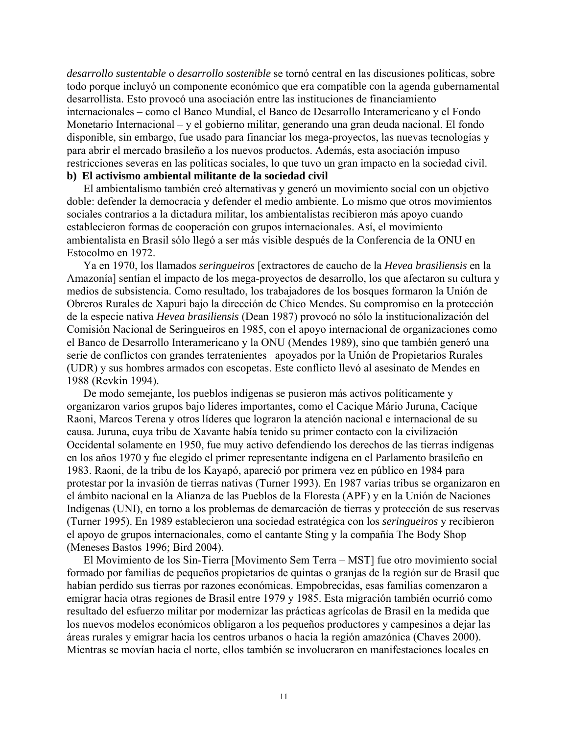*desarrollo sustentable* o *desarrollo sostenible* se tornó central en las discusiones políticas, sobre todo porque incluyó un componente económico que era compatible con la agenda gubernamental desarrollista. Esto provocó una asociación entre las instituciones de financiamiento internacionales – como el Banco Mundial, el Banco de Desarrollo Interamericano y el Fondo Monetario Internacional – y el gobierno militar, generando una gran deuda nacional. El fondo disponible, sin embargo, fue usado para financiar los mega-proyectos, las nuevas tecnologías y para abrir el mercado brasileño a los nuevos productos. Además, esta asociación impuso restricciones severas en las políticas sociales, lo que tuvo un gran impacto en la sociedad civil.

**b) El activismo ambiental militante de la sociedad civil**

El ambientalismo también creó alternativas y generó un movimiento social con un objetivo doble: defender la democracia y defender el medio ambiente. Lo mismo que otros movimientos sociales contrarios a la dictadura militar, los ambientalistas recibieron más apoyo cuando establecieron formas de cooperación con grupos internacionales. Así, el movimiento ambientalista en Brasil sólo llegó a ser más visible después de la Conferencia de la ONU en Estocolmo en 1972.

Ya en 1970, los llamados *seringueiros* [extractores de caucho de la *Hevea brasiliensis* en la Amazonía] sentían el impacto de los mega-proyectos de desarrollo, los que afectaron su cultura y medios de subsistencia. Como resultado, los trabajadores de los bosques formaron la Unión de Obreros Rurales de Xapuri bajo la dirección de Chico Mendes. Su compromiso en la protección de la especie nativa *Hevea brasiliensis* (Dean 1987) provocó no sólo la institucionalización del Comisión Nacional de Seringueiros en 1985, con el apoyo internacional de organizaciones como el Banco de Desarrollo Interamericano y la ONU (Mendes 1989), sino que también generó una serie de conflictos con grandes terratenientes –apoyados por la Unión de Propietarios Rurales (UDR) y sus hombres armados con escopetas. Este conflicto llevó al asesinato de Mendes en 1988 (Revkin 1994).

De modo semejante, los pueblos indígenas se pusieron más activos políticamente y organizaron varios grupos bajo líderes importantes, como el Cacique Mário Juruna, Cacique Raoni, Marcos Terena y otros líderes que lograron la atención nacional e internacional de su causa. Juruna, cuya tribu de Xavante había tenido su primer contacto con la civilización Occidental solamente en 1950, fue muy activo defendiendo los derechos de las tierras indígenas en los años 1970 y fue elegido el primer representante indígena en el Parlamento brasileño en 1983. Raoni, de la tribu de los Kayapó, apareció por primera vez en público en 1984 para protestar por la invasión de tierras nativas (Turner 1993). En 1987 varias tribus se organizaron en el ámbito nacional en la Alianza de las Pueblos de la Floresta (APF) y en la Unión de Naciones Indígenas (UNI), en torno a los problemas de demarcación de tierras y protección de sus reservas (Turner 1995). En 1989 establecieron una sociedad estratégica con los *seringueiros* y recibieron el apoyo de grupos internacionales, como el cantante Sting y la compañía The Body Shop (Meneses Bastos 1996; Bird 2004).

El Movimiento de los Sin-Tierra [Movimento Sem Terra – MST] fue otro movimiento social formado por familias de pequeños propietarios de quintas o granjas de la región sur de Brasil que habían perdido sus tierras por razones económicas. Empobrecidas, esas familias comenzaron a emigrar hacia otras regiones de Brasil entre 1979 y 1985. Esta migración también ocurrió como resultado del esfuerzo militar por modernizar las prácticas agrícolas de Brasil en la medida que los nuevos modelos económicos obligaron a los pequeños productores y campesinos a dejar las áreas rurales y emigrar hacia los centros urbanos o hacia la región amazónica (Chaves 2000). Mientras se movían hacia el norte, ellos también se involucraron en manifestaciones locales en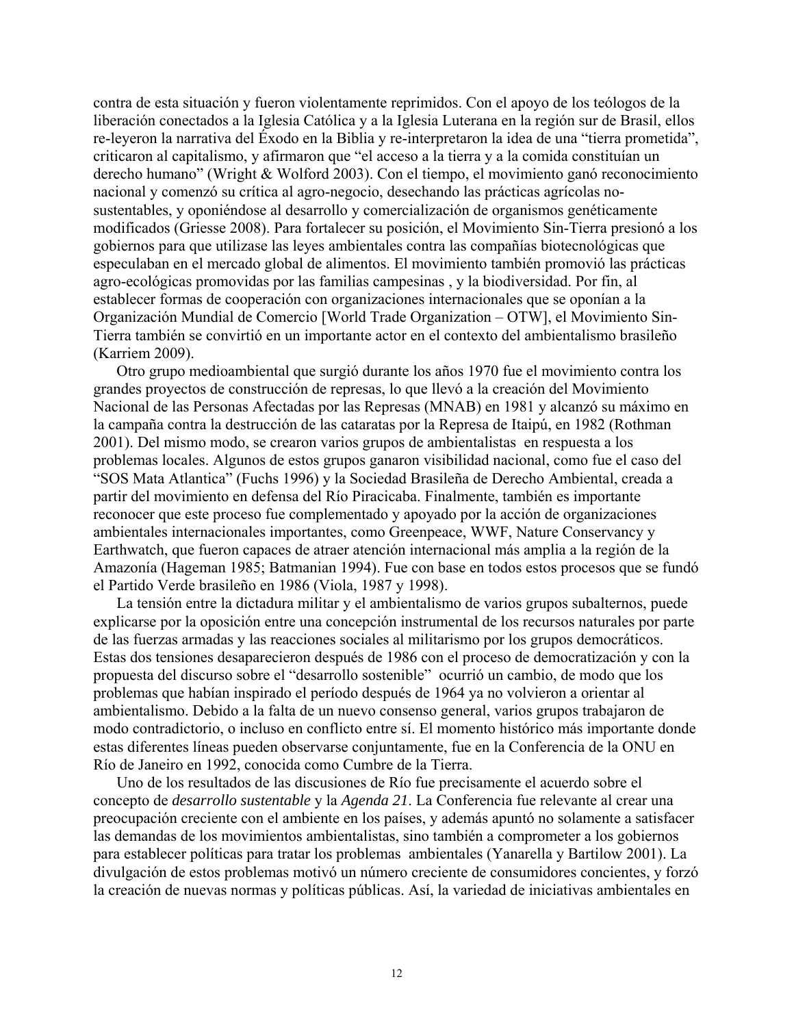contra de esta situación y fueron violentamente reprimidos. Con el apoyo de los teólogos de la liberación conectados a la Iglesia Católica y a la Iglesia Luterana en la región sur de Brasil, ellos re-leyeron la narrativa del Éxodo en la Biblia y re-interpretaron la idea de una "tierra prometida", criticaron al capitalismo, y afirmaron que "el acceso a la tierra y a la comida constituían un derecho humano" (Wright & Wolford 2003). Con el tiempo, el movimiento ganó reconocimiento nacional y comenzó su crítica al agro-negocio, desechando las prácticas agrícolas no-sustentables, y oponiéndose al desarrollo y comercialización de organismos genéticamente modificados (Griesse 2008). Para fortalecer su posición, el Movimiento Sin-Tierra presionó a los gobiernos para que utilizase las leyes ambientales contra las compañías biotecnológicas que especulaban en el mercado global de alimentos. El movimiento también promovió las prácticas agro-ecológicas promovidas por las familias campesinas , y la biodiversidad. Por fin, al establecer formas de cooperación con organizaciones internacionales que se oponían a la Organización Mundial de Comercio [World Trade Organization – OTW], el Movimiento Sin-Tierra también se convirtió en un importante actor en el contexto del ambientalismo brasileño (Karriem 2009).

Otro grupo medioambiental que surgió durante los años 1970 fue el movimiento contra los grandes proyectos de construcción de represas, lo que llevó a la creación del Movimiento Nacional de las Personas Afectadas por las Represas (MNAB) en 1981 y alcanzó su máximo en la campaña contra la destrucción de las cataratas por la Represa de Itaipú, en 1982 (Rothman 2001). Del mismo modo, se crearon varios grupos de ambientalistas en respuesta a los problemas locales. Algunos de estos grupos ganaron visibilidad nacional, como fue el caso del "SOS Mata Atlantica" (Fuchs 1996) y la Sociedad Brasileña de Derecho Ambiental, creada a partir del movimiento en defensa del Río Piracicaba. Finalmente, también es importante reconocer que este proceso fue complementado y apoyado por la acción de organizaciones ambientales internacionales importantes, como Greenpeace, WWF, Nature Conservancy y Earthwatch, que fueron capaces de atraer atención internacional más amplia a la región de la Amazonía (Hageman 1985; Batmanian 1994). Fue con base en todos estos procesos que se fundó el Partido Verde brasileño en 1986 (Viola, 1987 y 1998).

La tensión entre la dictadura militar y el ambientalismo de varios grupos subalternos, puede explicarse por la oposición entre una concepción instrumental de los recursos naturales por parte de las fuerzas armadas y las reacciones sociales al militarismo por los grupos democráticos. Estas dos tensiones desaparecieron después de 1986 con el proceso de democratización y con la propuesta del discurso sobre el "desarrollo sostenible" ocurrió un cambio, de modo que los problemas que habían inspirado el período después de 1964 ya no volvieron a orientar al ambientalismo. Debido a la falta de un nuevo consenso general, varios grupos trabajaron de modo contradictorio, o incluso en conflicto entre sí. El momento histórico más importante donde estas diferentes líneas pueden observarse conjuntamente, fue en la Conferencia de la ONU en Río de Janeiro en 1992, conocida como Cumbre de la Tierra.

Uno de los resultados de las discusiones de Río fue precisamente el acuerdo sobre el concepto de *desarrollo sustentable* y la *Agenda 21*. La Conferencia fue relevante al crear una preocupación creciente con el ambiente en los países, y además apuntó no solamente a satisfacer las demandas de los movimientos ambientalistas, sino también a comprometer a los gobiernos para establecer políticas para tratar los problemas ambientales (Yanarella y Bartilow 2001). La divulgación de estos problemas motivó un número creciente de consumidores concientes, y forzó la creación de nuevas normas y políticas públicas. Así, la variedad de iniciativas ambientales en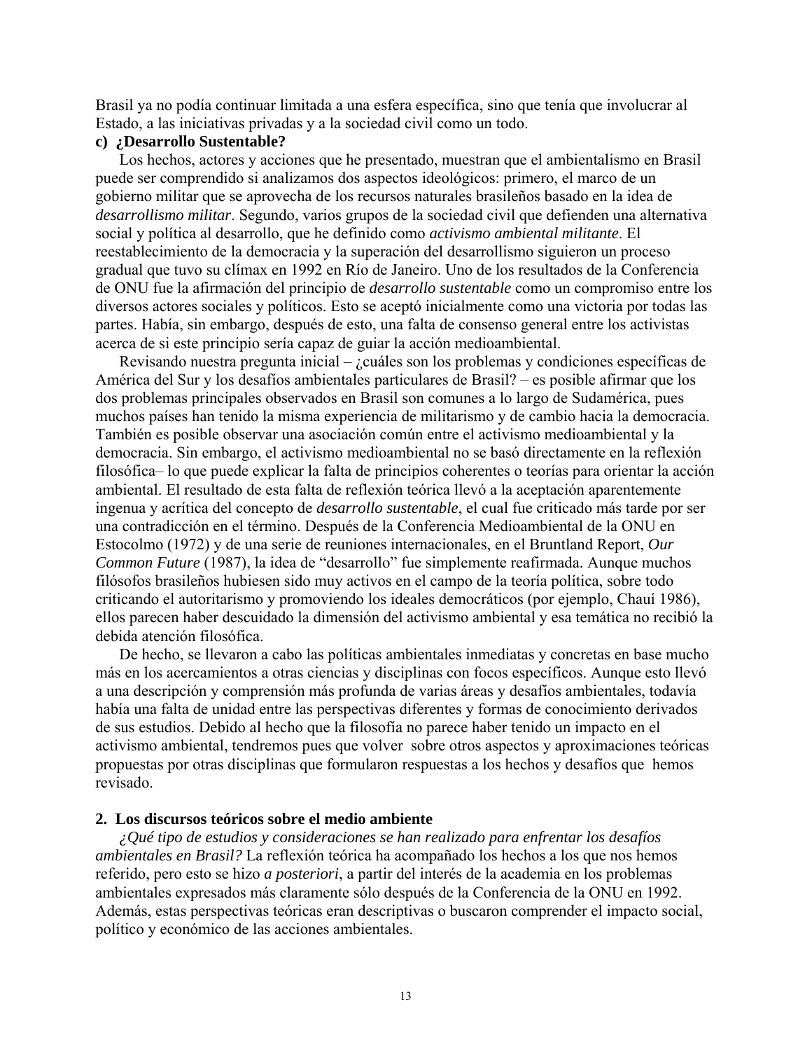Brasil ya no podía continuar limitada a una esfera específica, sino que tenía que involucrar al Estado, a las iniciativas privadas y a la sociedad civil como un todo.

### c) ¿Desarrollo Sustentable?

Los hechos, actores y acciones que he presentado, muestran que el ambientalismo en Brasil puede ser comprendido si analizamos dos aspectos ideológicos: primero, el marco de un gobierno militar que se aprovecha de los recursos naturales brasileños basado en la idea de *desarrollismo militar*. Segundo, varios grupos de la sociedad civil que defienden una alternativa social y política al desarrollo, que he definido como *activismo ambiental militante*. El reestablecimiento de la democracia y la superación del desarrollismo siguieron un proceso gradual que tuvo su clímax en 1992 en Río de Janeiro. Uno de los resultados de la Conferencia de ONU fue la afirmación del principio de *desarrollo sustentable* como un compromiso entre los diversos actores sociales y políticos. Esto se aceptó inicialmente como una victoria por todas las partes. Había, sin embargo, después de esto, una falta de consenso general entre los activistas acerca de si este principio sería capaz de guiar la acción medioambiental.

Revisando nuestra pregunta inicial – ¿cuáles son los problemas y condiciones específicas de América del Sur y los desafíos ambientales particulares de Brasil? – es posible afirmar que los dos problemas principales observados en Brasil son comunes a lo largo de Sudamérica, pues muchos países han tenido la misma experiencia de militarismo y de cambio hacia la democracia. También es posible observar una asociación común entre el activismo medioambiental y la democracia. Sin embargo, el activismo medioambiental no se basó directamente en la reflexión filosófica– lo que puede explicar la falta de principios coherentes o teorías para orientar la acción ambiental. El resultado de esta falta de reflexión teórica llevó a la aceptación aparentemente ingenua y acrítica del concepto de *desarrollo sustentable*, el cual fue criticado más tarde por ser una contradicción en el término. Después de la Conferencia Medioambiental de la ONU en Estocolmo (1972) y de una serie de reuniones internacionales, en el Bruntland Report, *Our Common Future* (1987), la idea de "desarrollo" fue simplemente reafirmada. Aunque muchos filósofos brasileños hubiesen sido muy activos en el campo de la teoría política, sobre todo criticando el autoritarismo y promoviendo los ideales democráticos (por ejemplo, Chauí 1986), ellos parecen haber descuidado la dimensión del activismo ambiental y esa temática no recibió la debida atención filosófica.

De hecho, se llevaron a cabo las políticas ambientales inmediatas y concretas en base mucho más en los acercamientos a otras ciencias y disciplinas con focos específicos. Aunque esto llevó a una descripción y comprensión más profunda de varias áreas y desafíos ambientales, todavía había una falta de unidad entre las perspectivas diferentes y formas de conocimiento derivados de sus estudios. Debido al hecho que la filosofía no parece haber tenido un impacto en el activismo ambiental, tendremos pues que volver sobre otros aspectos y aproximaciones teóricas propuestas por otras disciplinas que formularon respuestas a los hechos y desafíos que hemos revisado.

## 2. Los discursos teóricos sobre el medio ambiente

*¿Qué tipo de estudios y consideraciones se han realizado para enfrentar los desafíos ambientales en Brasil?* La reflexión teórica ha acompañado los hechos a los que nos hemos referido, pero esto se hizo *a posteriori*, a partir del interés de la academia en los problemas ambientales expresados más claramente sólo después de la Conferencia de la ONU en 1992. Además, estas perspectivas teóricas eran descriptivas o buscaron comprender el impacto social, político y económico de las acciones ambientales.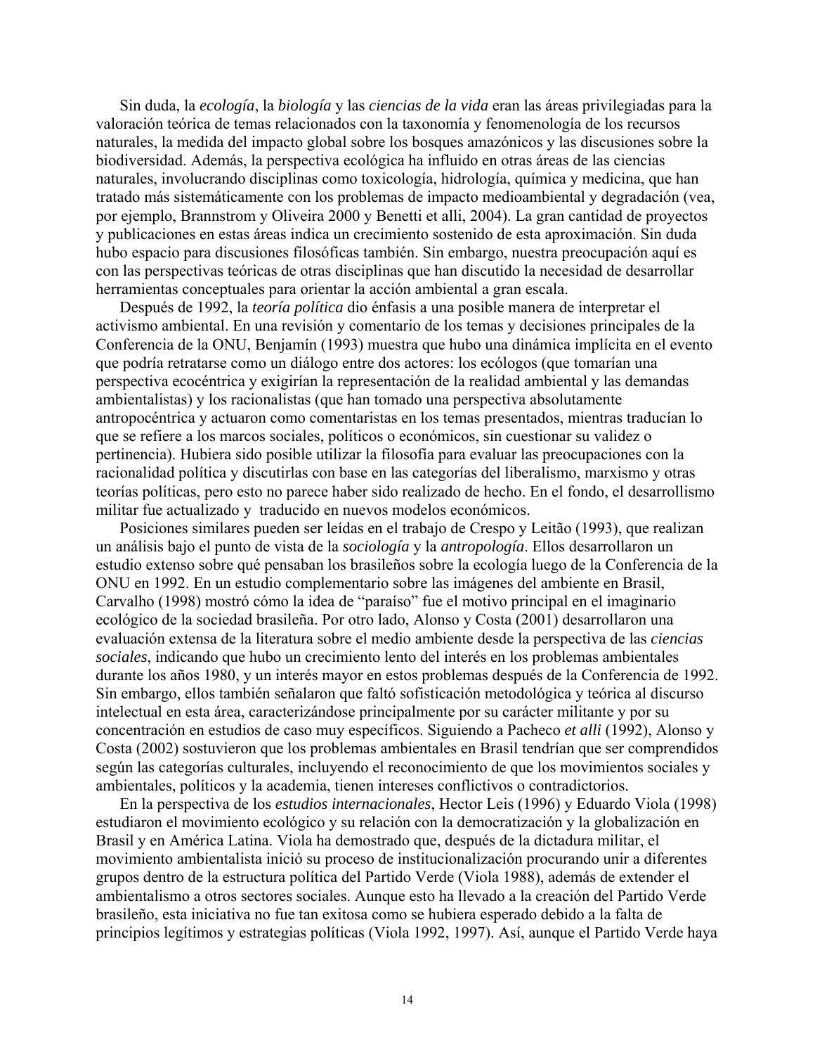Sin duda, la *ecología*, la *biología* y las *ciencias de la vida* eran las áreas privilegiadas para la valoración teórica de temas relacionados con la taxonomía y fenomenología de los recursos naturales, la medida del impacto global sobre los bosques amazónicos y las discusiones sobre la biodiversidad. Además, la perspectiva ecológica ha influido en otras áreas de las ciencias naturales, involucrando disciplinas como toxicología, hidrología, química y medicina, que han tratado más sistemáticamente con los problemas de impacto medioambiental y degradación (vea, por ejemplo, Brannstrom y Oliveira 2000 y Benetti et alli, 2004). La gran cantidad de proyectos y publicaciones en estas áreas indica un crecimiento sostenido de esta aproximación. Sin duda hubo espacio para discusiones filosóficas también. Sin embargo, nuestra preocupación aquí es con las perspectivas teóricas de otras disciplinas que han discutido la necesidad de desarrollar herramientas conceptuales para orientar la acción ambiental a gran escala.

Después de 1992, la *teoría política* dio énfasis a una posible manera de interpretar el activismo ambiental. En una revisión y comentario de los temas y decisiones principales de la Conferencia de la ONU, Benjamín (1993) muestra que hubo una dinámica implícita en el evento que podría retratarse como un diálogo entre dos actores: los ecólogos (que tomarían una perspectiva ecocéntrica y exigirían la representación de la realidad ambiental y las demandas ambientalistas) y los racionalistas (que han tomado una perspectiva absolutamente antropocéntrica y actuaron como comentaristas en los temas presentados, mientras traducían lo que se refiere a los marcos sociales, políticos o económicos, sin cuestionar su validez o pertinencia). Hubiera sido posible utilizar la filosofía para evaluar las preocupaciones con la racionalidad política y discutirlas con base en las categorías del liberalismo, marxismo y otras teorías políticas, pero esto no parece haber sido realizado de hecho. En el fondo, el desarrollismo militar fue actualizado y traducido en nuevos modelos económicos.

Posiciones similares pueden ser leídas en el trabajo de Crespo y Leitão (1993), que realizan un análisis bajo el punto de vista de la *sociología* y la *antropología*. Ellos desarrollaron un estudio extenso sobre qué pensaban los brasileños sobre la ecología luego de la Conferencia de la ONU en 1992. En un estudio complementario sobre las imágenes del ambiente en Brasil, Carvalho (1998) mostró cómo la idea de "paraíso" fue el motivo principal en el imaginario ecológico de la sociedad brasileña. Por otro lado, Alonso y Costa (2001) desarrollaron una evaluación extensa de la literatura sobre el medio ambiente desde la perspectiva de las *ciencias sociales*, indicando que hubo un crecimiento lento del interés en los problemas ambientales durante los años 1980, y un interés mayor en estos problemas después de la Conferencia de 1992. Sin embargo, ellos también señalaron que faltó sofisticación metodológica y teórica al discurso intelectual en esta área, caracterizándose principalmente por su carácter militante y por su concentración en estudios de caso muy específicos. Siguiendo a Pacheco *et alli* (1992), Alonso y Costa (2002) sostuvieron que los problemas ambientales en Brasil tendrían que ser comprendidos según las categorías culturales, incluyendo el reconocimiento de que los movimientos sociales y ambientales, políticos y la academia, tienen intereses conflictivos o contradictorios.

En la perspectiva de los *estudios internacionales*, Hector Leis (1996) y Eduardo Viola (1998) estudiaron el movimiento ecológico y su relación con la democratización y la globalización en Brasil y en América Latina. Viola ha demostrado que, después de la dictadura militar, el movimiento ambientalista inició su proceso de institucionalización procurando unir a diferentes grupos dentro de la estructura política del Partido Verde (Viola 1988), además de extender el ambientalismo a otros sectores sociales. Aunque esto ha llevado a la creación del Partido Verde brasileño, esta iniciativa no fue tan exitosa como se hubiera esperado debido a la falta de principios legítimos y estrategias políticas (Viola 1992, 1997). Así, aunque el Partido Verde haya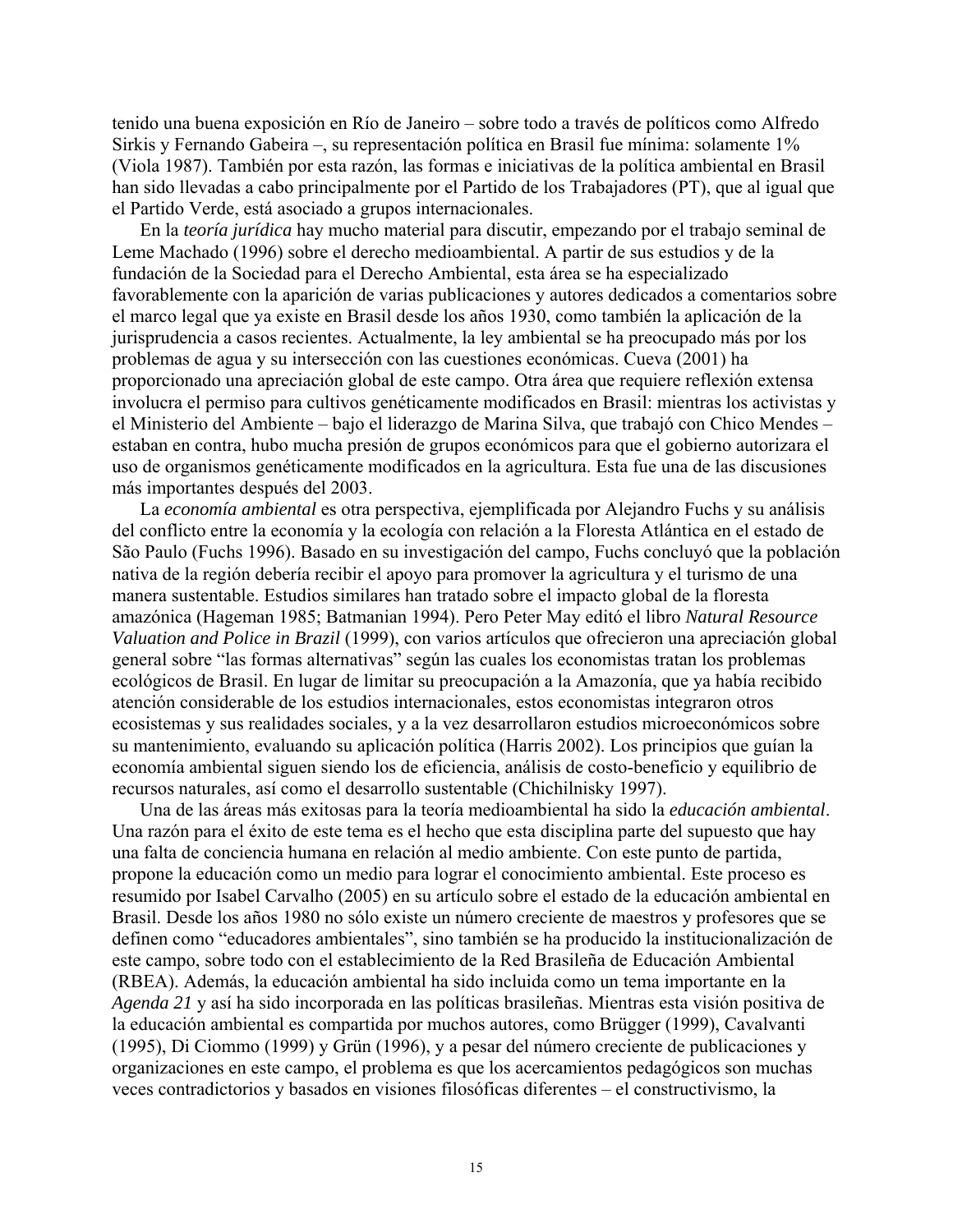tenido una buena exposición en Río de Janeiro – sobre todo a través de políticos como Alfredo Sirkis y Fernando Gabeira –, su representación política en Brasil fue mínima: solamente 1% (Viola 1987). También por esta razón, las formas e iniciativas de la política ambiental en Brasil han sido llevadas a cabo principalmente por el Partido de los Trabajadores (PT), que al igual que el Partido Verde, está asociado a grupos internacionales.

En la *teoría jurídica* hay mucho material para discutir, empezando por el trabajo seminal de Leme Machado (1996) sobre el derecho medioambiental. A partir de sus estudios y de la fundación de la Sociedad para el Derecho Ambiental, esta área se ha especializado favorablemente con la aparición de varias publicaciones y autores dedicados a comentarios sobre el marco legal que ya existe en Brasil desde los años 1930, como también la aplicación de la jurisprudencia a casos recientes. Actualmente, la ley ambiental se ha preocupado más por los problemas de agua y su intersección con las cuestiones económicas. Cueva (2001) ha proporcionado una apreciación global de este campo. Otra área que requiere reflexión extensa involucra el permiso para cultivos genéticamente modificados en Brasil: mientras los activistas y el Ministerio del Ambiente – bajo el liderazgo de Marina Silva, que trabajó con Chico Mendes – estaban en contra, hubo mucha presión de grupos económicos para que el gobierno autorizara el uso de organismos genéticamente modificados en la agricultura. Esta fue una de las discusiones más importantes después del 2003.

La *economía ambiental* es otra perspectiva, ejemplificada por Alejandro Fuchs y su análisis del conflicto entre la economía y la ecología con relación a la Floresta Atlántica en el estado de São Paulo (Fuchs 1996). Basado en su investigación del campo, Fuchs concluyó que la población nativa de la región debería recibir el apoyo para promover la agricultura y el turismo de una manera sustentable. Estudios similares han tratado sobre el impacto global de la floresta amazónica (Hageman 1985; Batmanian 1994). Pero Peter May editó el libro *Natural Resource Valuation and Police in Brazil* (1999), con varios artículos que ofrecieron una apreciación global general sobre "las formas alternativas" según las cuales los economistas tratan los problemas ecológicos de Brasil. En lugar de limitar su preocupación a la Amazonía, que ya había recibido atención considerable de los estudios internacionales, estos economistas integraron otros ecosistemas y sus realidades sociales, y a la vez desarrollaron estudios microeconómicos sobre su mantenimiento, evaluando su aplicación política (Harris 2002). Los principios que guían la economía ambiental siguen siendo los de eficiencia, análisis de costo-beneficio y equilibrio de recursos naturales, así como el desarrollo sustentable (Chichilnisky 1997).

Una de las áreas más exitosas para la teoría medioambiental ha sido la *educación ambiental*. Una razón para el éxito de este tema es el hecho que esta disciplina parte del supuesto que hay una falta de conciencia humana en relación al medio ambiente. Con este punto de partida, propone la educación como un medio para lograr el conocimiento ambiental. Este proceso es resumido por Isabel Carvalho (2005) en su artículo sobre el estado de la educación ambiental en Brasil. Desde los años 1980 no sólo existe un número creciente de maestros y profesores que se definen como "educadores ambientales", sino también se ha producido la institucionalización de este campo, sobre todo con el establecimiento de la Red Brasileña de Educación Ambiental (RBEA). Además, la educación ambiental ha sido incluida como un tema importante en la *Agenda 21* y así ha sido incorporada en las políticas brasileñas. Mientras esta visión positiva de la educación ambiental es compartida por muchos autores, como Brügger (1999), Cavalvanti (1995), Di Ciommo (1999) y Grün (1996), y a pesar del número creciente de publicaciones y organizaciones en este campo, el problema es que los acercamientos pedagógicos son muchas veces contradictorios y basados en visiones filosóficas diferentes – el constructivismo, la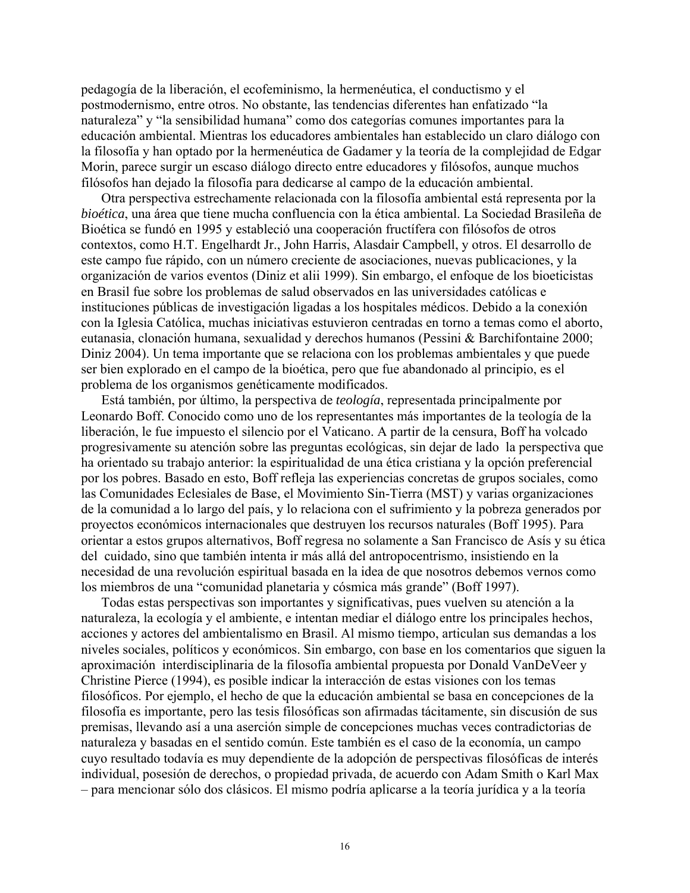pedagogía de la liberación, el ecofeminismo, la hermenéutica, el conductismo y el postmodernismo, entre otros. No obstante, las tendencias diferentes han enfatizado "la naturaleza" y "la sensibilidad humana" como dos categorías comunes importantes para la educación ambiental. Mientras los educadores ambientales han establecido un claro diálogo con la filosofía y han optado por la hermenéutica de Gadamer y la teoría de la complejidad de Edgar Morin, parece surgir un escaso diálogo directo entre educadores y filósofos, aunque muchos filósofos han dejado la filosofía para dedicarse al campo de la educación ambiental.

Otra perspectiva estrechamente relacionada con la filosofía ambiental está representa por la *bioética*, una área que tiene mucha confluencia con la ética ambiental. La Sociedad Brasileña de Bioética se fundó en 1995 y estableció una cooperación fructífera con filósofos de otros contextos, como H.T. Engelhardt Jr., John Harris, Alasdair Campbell, y otros. El desarrollo de este campo fue rápido, con un número creciente de asociaciones, nuevas publicaciones, y la organización de varios eventos (Diniz et alii 1999). Sin embargo, el enfoque de los bioeticistas en Brasil fue sobre los problemas de salud observados en las universidades católicas e instituciones públicas de investigación ligadas a los hospitales médicos. Debido a la conexión con la Iglesia Católica, muchas iniciativas estuvieron centradas en torno a temas como el aborto, eutanasia, clonación humana, sexualidad y derechos humanos (Pessini & Barchifontaine 2000; Diniz 2004). Un tema importante que se relaciona con los problemas ambientales y que puede ser bien explorado en el campo de la bioética, pero que fue abandonado al principio, es el problema de los organismos genéticamente modificados.

Está también, por último, la perspectiva de *teología*, representada principalmente por Leonardo Boff. Conocido como uno de los representantes más importantes de la teología de la liberación, le fue impuesto el silencio por el Vaticano. A partir de la censura, Boff ha volcado progresivamente su atención sobre las preguntas ecológicas, sin dejar de lado la perspectiva que ha orientado su trabajo anterior: la espiritualidad de una ética cristiana y la opción preferencial por los pobres. Basado en esto, Boff refleja las experiencias concretas de grupos sociales, como las Comunidades Eclesiales de Base, el Movimiento Sin-Tierra (MST) y varias organizaciones de la comunidad a lo largo del país, y lo relaciona con el sufrimiento y la pobreza generados por proyectos económicos internacionales que destruyen los recursos naturales (Boff 1995). Para orientar a estos grupos alternativos, Boff regresa no solamente a San Francisco de Asís y su ética del cuidado, sino que también intenta ir más allá del antropocentrismo, insistiendo en la necesidad de una revolución espiritual basada en la idea de que nosotros debemos vernos como los miembros de una "comunidad planetaria y cósmica más grande" (Boff 1997).

Todas estas perspectivas son importantes y significativas, pues vuelven su atención a la naturaleza, la ecología y el ambiente, e intentan mediar el diálogo entre los principales hechos, acciones y actores del ambientalismo en Brasil. Al mismo tiempo, articulan sus demandas a los niveles sociales, políticos y económicos. Sin embargo, con base en los comentarios que siguen la aproximación interdisciplinaria de la filosofía ambiental propuesta por Donald VanDeVeer y Christine Pierce (1994), es posible indicar la interacción de estas visiones con los temas filosóficos. Por ejemplo, el hecho de que la educación ambiental se basa en concepciones de la filosofía es importante, pero las tesis filosóficas son afirmadas tácitamente, sin discusión de sus premisas, llevando así a una aserción simple de concepciones muchas veces contradictorias de naturaleza y basadas en el sentido común. Este también es el caso de la economía, un campo cuyo resultado todavía es muy dependiente de la adopción de perspectivas filosóficas de interés individual, posesión de derechos, o propiedad privada, de acuerdo con Adam Smith o Karl Max – para mencionar sólo dos clásicos. El mismo podría aplicarse a la teoría jurídica y a la teoría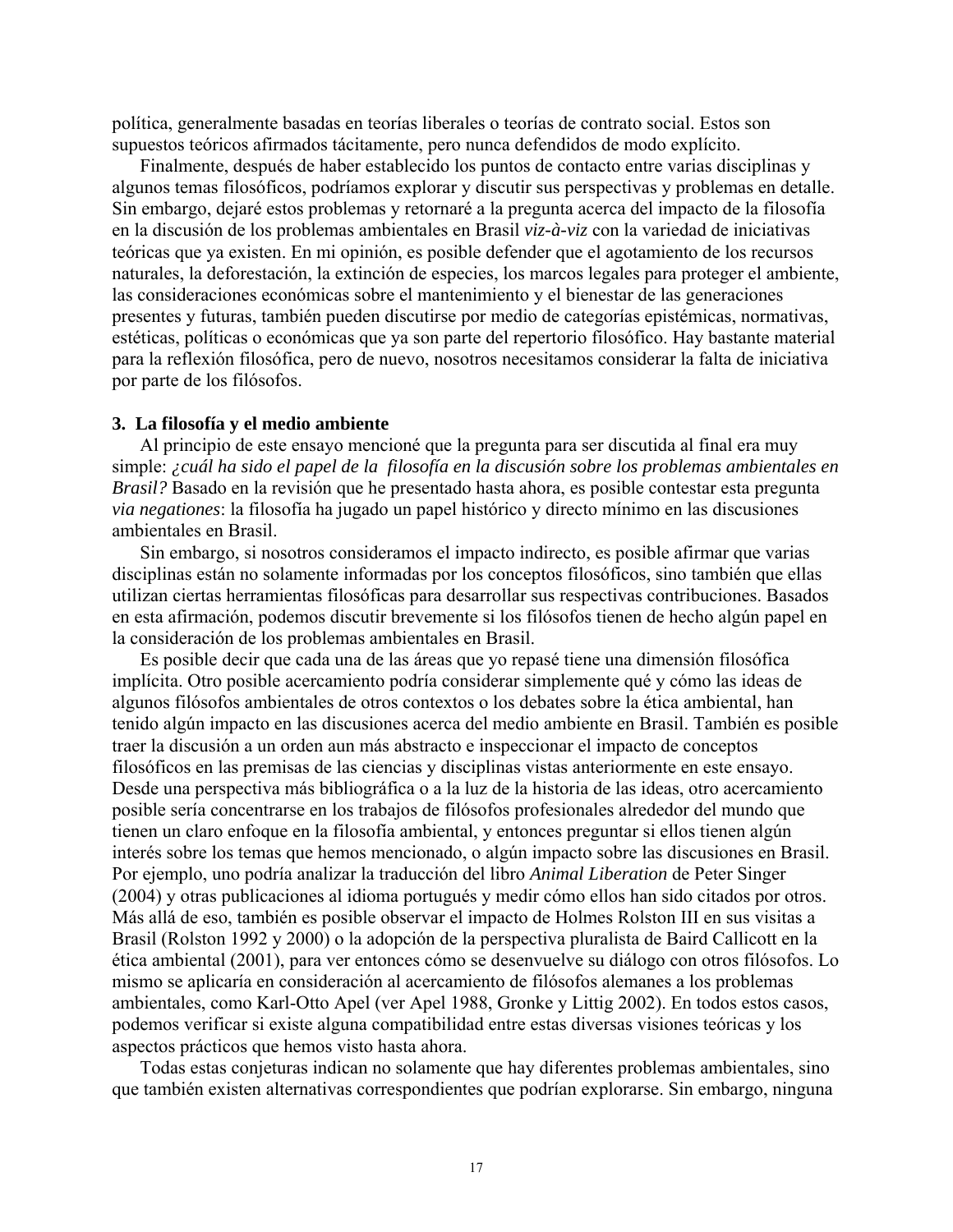política, generalmente basadas en teorías liberales o teorías de contrato social. Estos son supuestos teóricos afirmados tácitamente, pero nunca defendidos de modo explícito.

Finalmente, después de haber establecido los puntos de contacto entre varias disciplinas y algunos temas filosóficos, podríamos explorar y discutir sus perspectivas y problemas en detalle. Sin embargo, dejaré estos problemas y retornaré a la pregunta acerca del impacto de la filosofía en la discusión de los problemas ambientales en Brasil *viz-à-viz* con la variedad de iniciativas teóricas que ya existen. En mi opinión, es posible defender que el agotamiento de los recursos naturales, la deforestación, la extinción de especies, los marcos legales para proteger el ambiente, las consideraciones económicas sobre el mantenimiento y el bienestar de las generaciones presentes y futuras, también pueden discutirse por medio de categorías epistémicas, normativas, estéticas, políticas o económicas que ya son parte del repertorio filosófico. Hay bastante material para la reflexión filosófica, pero de nuevo, nosotros necesitamos considerar la falta de iniciativa por parte de los filósofos.

### 3. La filosofía y el medio ambiente

Al principio de este ensayo mencioné que la pregunta para ser discutida al final era muy simple: *¿cuál ha sido el papel de la filosofía en la discusión sobre los problemas ambientales en Brasil?* Basado en la revisión que he presentado hasta ahora, es posible contestar esta pregunta *via negationes*: la filosofía ha jugado un papel histórico y directo mínimo en las discusiones ambientales en Brasil.

Sin embargo, si nosotros consideramos el impacto indirecto, es posible afirmar que varias disciplinas están no solamente informadas por los conceptos filosóficos, sino también que ellas utilizan ciertas herramientas filosóficas para desarrollar sus respectivas contribuciones. Basados en esta afirmación, podemos discutir brevemente si los filósofos tienen de hecho algún papel en la consideración de los problemas ambientales en Brasil.

Es posible decir que cada una de las áreas que yo repasé tiene una dimensión filosófica implícita. Otro posible acercamiento podría considerar simplemente qué y cómo las ideas de algunos filósofos ambientales de otros contextos o los debates sobre la ética ambiental, han tenido algún impacto en las discusiones acerca del medio ambiente en Brasil. También es posible traer la discusión a un orden aun más abstracto e inspeccionar el impacto de conceptos filosóficos en las premisas de las ciencias y disciplinas vistas anteriormente en este ensayo. Desde una perspectiva más bibliográfica o a la luz de la historia de las ideas, otro acercamiento posible sería concentrarse en los trabajos de filósofos profesionales alrededor del mundo que tienen un claro enfoque en la filosofía ambiental, y entonces preguntar si ellos tienen algún interés sobre los temas que hemos mencionado, o algún impacto sobre las discusiones en Brasil. Por ejemplo, uno podría analizar la traducción del libro *Animal Liberation* de Peter Singer (2004) y otras publicaciones al idioma portugués y medir cómo ellos han sido citados por otros. Más allá de eso, también es posible observar el impacto de Holmes Rolston III en sus visitas a Brasil (Rolston 1992 y 2000) o la adopción de la perspectiva pluralista de Baird Callicott en la ética ambiental (2001), para ver entonces cómo se desenvuelve su diálogo con otros filósofos. Lo mismo se aplicaría en consideración al acercamiento de filósofos alemanes a los problemas ambientales, como Karl-Otto Apel (ver Apel 1988, Gronke y Littig 2002). En todos estos casos, podemos verificar si existe alguna compatibilidad entre estas diversas visiones teóricas y los aspectos prácticos que hemos visto hasta ahora.

Todas estas conjeturas indican no solamente que hay diferentes problemas ambientales, sino que también existen alternativas correspondientes que podrían explorarse. Sin embargo, ninguna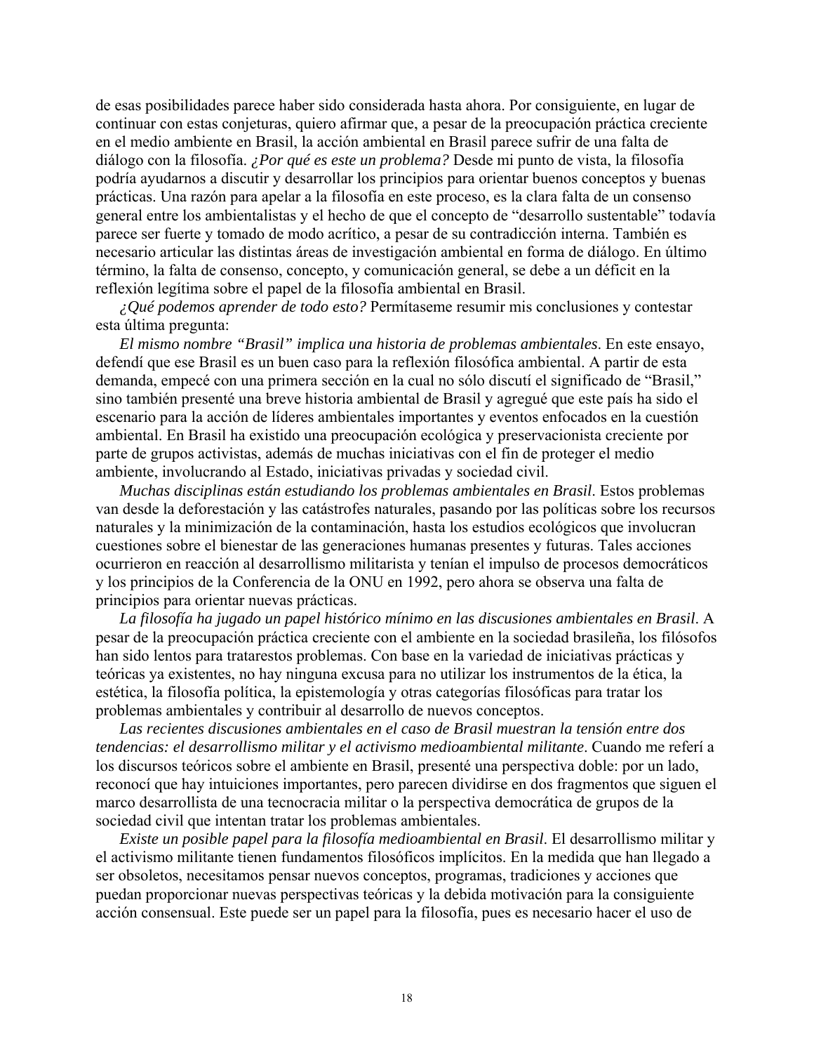de esas posibilidades parece haber sido considerada hasta ahora. Por consiguiente, en lugar de continuar con estas conjeturas, quiero afirmar que, a pesar de la preocupación práctica creciente en el medio ambiente en Brasil, la acción ambiental en Brasil parece sufrir de una falta de diálogo con la filosofía. *¿Por qué es este un problema?* Desde mi punto de vista, la filosofía podría ayudarnos a discutir y desarrollar los principios para orientar buenos conceptos y buenas prácticas. Una razón para apelar a la filosofía en este proceso, es la clara falta de un consenso general entre los ambientalistas y el hecho de que el concepto de "desarrollo sustentable" todavía parece ser fuerte y tomado de modo acrítico, a pesar de su contradicción interna. También es necesario articular las distintas áreas de investigación ambiental en forma de diálogo. En último término, la falta de consenso, concepto, y comunicación general, se debe a un déficit en la reflexión legítima sobre el papel de la filosofía ambiental en Brasil.

*¿Qué podemos aprender de todo esto?* Permítaseme resumir mis conclusiones y contestar esta última pregunta:

*El mismo nombre "Brasil" implica una historia de problemas ambientales*. En este ensayo, defendí que ese Brasil es un buen caso para la reflexión filosófica ambiental. A partir de esta demanda, empecé con una primera sección en la cual no sólo discutí el significado de "Brasil," sino también presenté una breve historia ambiental de Brasil y agregué que este país ha sido el escenario para la acción de líderes ambientales importantes y eventos enfocados en la cuestión ambiental. En Brasil ha existido una preocupación ecológica y preservacionista creciente por parte de grupos activistas, además de muchas iniciativas con el fin de proteger el medio ambiente, involucrando al Estado, iniciativas privadas y sociedad civil.

*Muchas disciplinas están estudiando los problemas ambientales en Brasil*. Estos problemas van desde la deforestación y las catástrofes naturales, pasando por las políticas sobre los recursos naturales y la minimización de la contaminación, hasta los estudios ecológicos que involucran cuestiones sobre el bienestar de las generaciones humanas presentes y futuras. Tales acciones ocurrieron en reacción al desarrollismo militarista y tenían el impulso de procesos democráticos y los principios de la Conferencia de la ONU en 1992, pero ahora se observa una falta de principios para orientar nuevas prácticas.

*La filosofía ha jugado un papel histórico mínimo en las discusiones ambientales en Brasil*. A pesar de la preocupación práctica creciente con el ambiente en la sociedad brasileña, los filósofos han sido lentos para tratarestos problemas. Con base en la variedad de iniciativas prácticas y teóricas ya existentes, no hay ninguna excusa para no utilizar los instrumentos de la ética, la estética, la filosofía política, la epistemología y otras categorías filosóficas para tratar los problemas ambientales y contribuir al desarrollo de nuevos conceptos.

*Las recientes discusiones ambientales en el caso de Brasil muestran la tensión entre dos tendencias: el desarrollismo militar y el activismo medioambiental militante*. Cuando me referí a los discursos teóricos sobre el ambiente en Brasil, presenté una perspectiva doble: por un lado, reconocí que hay intuiciones importantes, pero parecen dividirse en dos fragmentos que siguen el marco desarrollista de una tecnocracia militar o la perspectiva democrática de grupos de la sociedad civil que intentan tratar los problemas ambientales.

*Existe un posible papel para la filosofía medioambiental en Brasil*. El desarrollismo militar y el activismo militante tienen fundamentos filosóficos implícitos. En la medida que han llegado a ser obsoletos, necesitamos pensar nuevos conceptos, programas, tradiciones y acciones que puedan proporcionar nuevas perspectivas teóricas y la debida motivación para la consiguiente acción consensual. Este puede ser un papel para la filosofía, pues es necesario hacer el uso de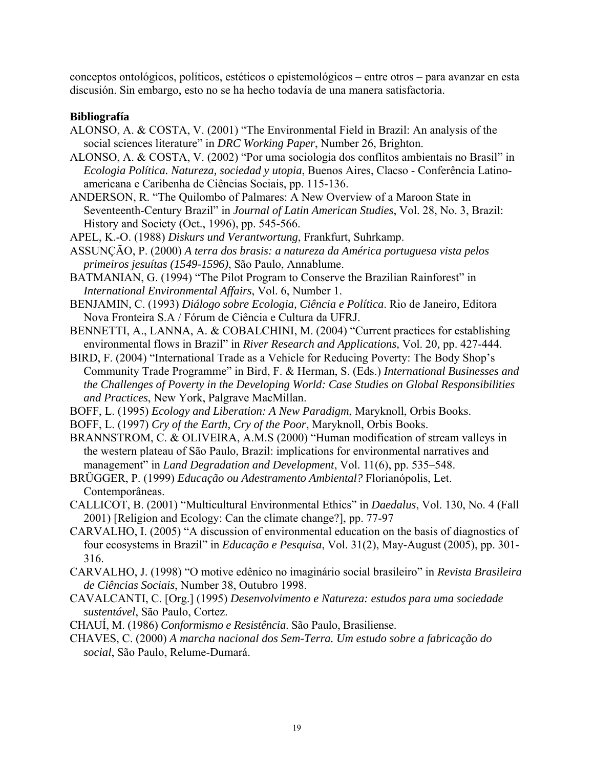conceptos ontológicos, políticos, estéticos o epistemológicos – entre otros – para avanzar en esta discusión. Sin embargo, esto no se ha hecho todavía de una manera satisfactoria.

**Bibliografía**

ALONSO, A. & COSTA, V. (2001) "The Environmental Field in Brazil: An analysis of the social sciences literature" in *DRC Working Paper*, Number 26, Brighton.

ALONSO, A. & COSTA, V. (2002) "Por uma sociologia dos conflitos ambientais no Brasil" in *Ecologia Política. Natureza, sociedad y utopia*, Buenos Aires, Clacso - Conferência Latino-americana e Caribenha de Ciências Sociais, pp. 115-136.

ANDERSON, R. "The Quilombo of Palmares: A New Overview of a Maroon State in Seventeenth-Century Brazil" in *Journal of Latin American Studies*, Vol. 28, No. 3, Brazil: History and Society (Oct., 1996), pp. 545-566.

APEL, K.-O. (1988) *Diskurs und Verantwortung*, Frankfurt, Suhrkamp.

ASSUNÇÃO, P. (2000) *A terra dos brasis: a natureza da América portuguesa vista pelos primeiros jesuítas (1549-1596)*, São Paulo, Annablume.

BATMANIAN, G. (1994) "The Pilot Program to Conserve the Brazilian Rainforest" in *International Environmental Affairs*, Vol. 6, Number 1.

BENJAMIN, C. (1993) *Diálogo sobre Ecologia, Ciência e Política*. Rio de Janeiro, Editora Nova Fronteira S.A / Fórum de Ciência e Cultura da UFRJ.

BENNETTI, A., LANNA, A. & COBALCHINI, M. (2004) "Current practices for establishing environmental flows in Brazil" in *River Research and Applications,* Vol. 20*,* pp. 427-444.

BIRD, F. (2004) "International Trade as a Vehicle for Reducing Poverty: The Body Shop's Community Trade Programme" in Bird, F. & Herman, S. (Eds.) *International Businesses and the Challenges of Poverty in the Developing World: Case Studies on Global Responsibilities and Practices*, New York, Palgrave MacMillan.

BOFF, L. (1995) *Ecology and Liberation: A New Paradigm*, Maryknoll, Orbis Books.

BOFF, L. (1997) *Cry of the Earth, Cry of the Poor*, Maryknoll, Orbis Books.

BRANNSTROM, C. & OLIVEIRA, A.M.S (2000) "Human modification of stream valleys in the western plateau of São Paulo, Brazil: implications for environmental narratives and management" in *Land Degradation and Development*, Vol. 11(6), pp. 535–548.

BRÜGGER, P. (1999) *Educação ou Adestramento Ambiental?* Florianópolis, Let. Contemporâneas.

CALLICOT, B. (2001) "Multicultural Environmental Ethics" in *Daedalus*, Vol. 130, No. 4 (Fall 2001) [Religion and Ecology: Can the climate change?], pp. 77-97

CARVALHO, I. (2005) "A discussion of environmental education on the basis of diagnostics of four ecosystems in Brazil" in *Educação e Pesquisa*, Vol. 31(2), May-August (2005), pp. 301-316.

CARVALHO, J. (1998) "O motive edênico no imaginário social brasileiro" in *Revista Brasileira de Ciências Sociais*, Number 38, Outubro 1998.

CAVALCANTI, C. [Org.] (1995) *Desenvolvimento e Natureza: estudos para uma sociedade sustentável*, São Paulo, Cortez.

CHAUÍ, M. (1986) *Conformismo e Resistência*. São Paulo, Brasiliense.

CHAVES, C. (2000) *A marcha nacional dos Sem-Terra. Um estudo sobre a fabricação do social*, São Paulo, Relume-Dumará.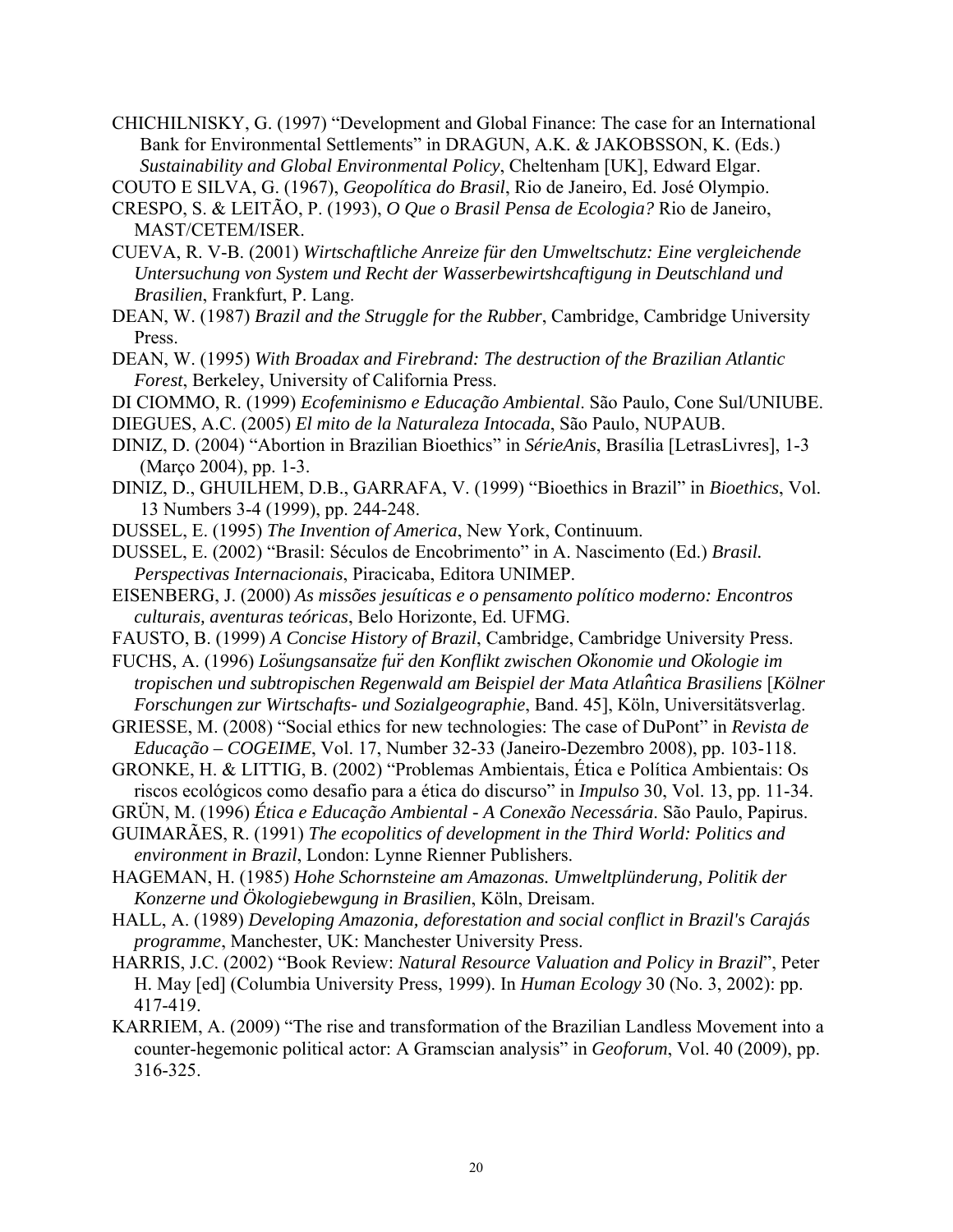CHICHILNISKY, G. (1997) "Development and Global Finance: The case for an International Bank for Environmental Settlements" in DRAGUN, A.K. & JAKOBSSON, K. (Eds.) *Sustainability and Global Environmental Policy*, Cheltenham [UK], Edward Elgar.

COUTO E SILVA, G. (1967), *Geopolítica do Brasil*, Rio de Janeiro, Ed. José Olympio.

CRESPO, S. & LEITÃO, P. (1993), *O Que o Brasil Pensa de Ecologia?* Rio de Janeiro, MAST/CETEM/ISER.

CUEVA, R. V-B. (2001) *Wirtschaftliche Anreize für den Umweltschutz: Eine vergleichende Untersuchung von System und Recht der Wasserbewirtshcaftigung in Deutschland und Brasilien*, Frankfurt, P. Lang.

DEAN, W. (1987) *Brazil and the Struggle for the Rubber*, Cambridge, Cambridge University Press.

DEAN, W. (1995) *With Broadax and Firebrand: The destruction of the Brazilian Atlantic Forest*, Berkeley, University of California Press.

DI CIOMMO, R. (1999) *Ecofeminismo e Educação Ambiental*. São Paulo, Cone Sul/UNIUBE.

DIEGUES, A.C. (2005) *El mito de la Naturaleza Intocada*, São Paulo, NUPAUB.

DINIZ, D. (2004) "Abortion in Brazilian Bioethics" in *SérieAnis*, Brasília [LetrasLivres], 1-3 (Março 2004), pp. 1-3.

DINIZ, D., GHUILHEM, D.B., GARRAFA, V. (1999) "Bioethics in Brazil" in *Bioethics*, Vol. 13 Numbers 3-4 (1999), pp. 244-248.

DUSSEL, E. (1995) *The Invention of America*, New York, Continuum.

DUSSEL, E. (2002) "Brasil: Séculos de Encobrimento" in A. Nascimento (Ed.) *Brasil. Perspectivas Internacionais*, Piracicaba, Editora UNIMEP.

EISENBERG, J. (2000) *As missões jesuíticas e o pensamento político moderno: Encontros culturais, aventuras teóricas*, Belo Horizonte, Ed. UFMG.

FAUSTO, B. (1999) *A Concise History of Brazil*, Cambridge, Cambridge University Press.

FUCHS, A. (1996) *Lösungsansätze für den Konflikt zwischen Ökonomie und Ökologie im tropischen und subtropischen Regenwald am Beispiel der Mata Atlântica Brasiliens* [*Kölner Forschungen zur Wirtschafts- und Sozialgeographie*, Band. 45], Köln, Universitätsverlag.

GRIESSE, M. (2008) "Social ethics for new technologies: The case of DuPont" in *Revista de Educação – COGEIME*, Vol. 17, Number 32-33 (Janeiro-Dezembro 2008), pp. 103-118.

GRONKE, H. & LITTIG, B. (2002) "Problemas Ambientais, Ética e Política Ambientais: Os riscos ecológicos como desafio para a ética do discurso" in *Impulso* 30, Vol. 13, pp. 11-34.

GRÜN, M. (1996) *Ética e Educação Ambiental - A Conexão Necessária*. São Paulo, Papirus.

GUIMARÃES, R. (1991) *The ecopolitics of development in the Third World: Politics and environment in Brazil*, London: Lynne Rienner Publishers.

HAGEMAN, H. (1985) *Hohe Schornsteine am Amazonas. Umweltplünderung, Politik der Konzerne und Ökologiebewgung in Brasilien*, Köln, Dreisam.

HALL, A. (1989) *Developing Amazonia, deforestation and social conflict in Brazil's Carajás programme*, Manchester, UK: Manchester University Press.

HARRIS, J.C. (2002) "Book Review: *Natural Resource Valuation and Policy in Brazil*", Peter H. May [ed] (Columbia University Press, 1999). In *Human Ecology* 30 (No. 3, 2002): pp. 417-419.

KARRIEM, A. (2009) "The rise and transformation of the Brazilian Landless Movement into a counter-hegemonic political actor: A Gramscian analysis" in *Geoforum*, Vol. 40 (2009), pp. 316-325.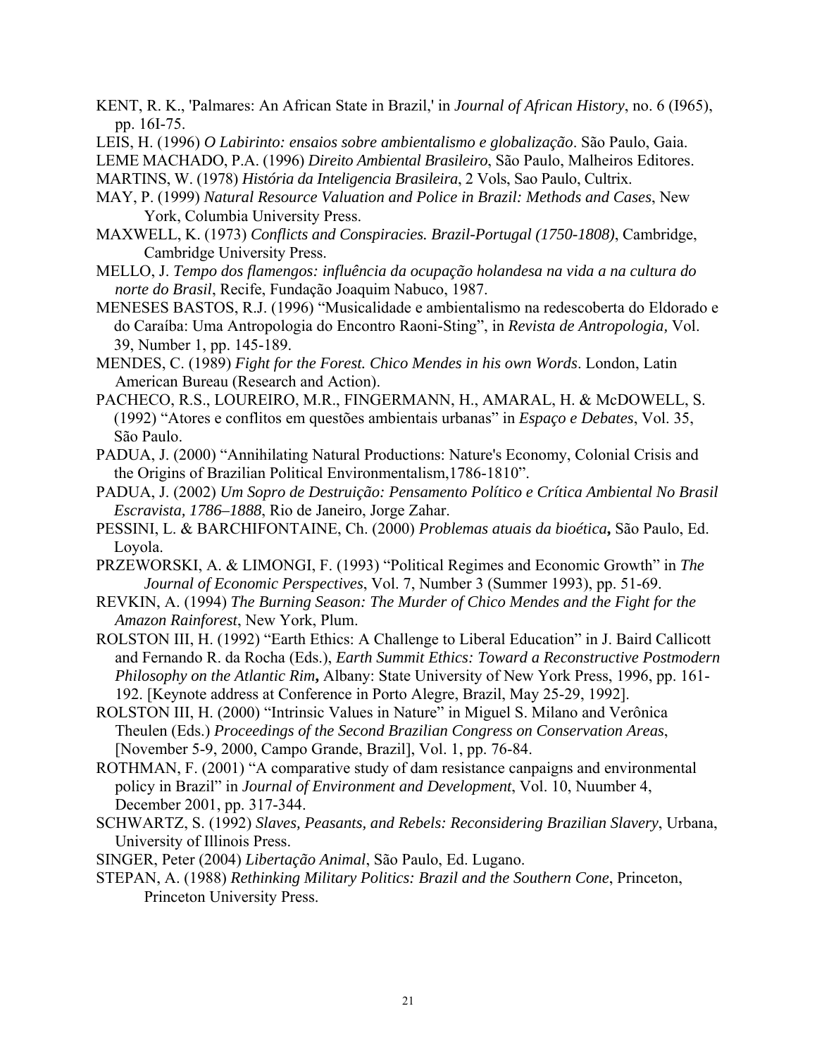KENT, R. K., 'Palmares: An African State in Brazil,' in *Journal of African History*, no. 6 (I965), pp. 16I-75.

LEIS, H. (1996) *O Labirinto: ensaios sobre ambientalismo e globalização*. São Paulo, Gaia.

LEME MACHADO, P.A. (1996) *Direito Ambiental Brasileiro*, São Paulo, Malheiros Editores.

MARTINS, W. (1978) *História da Inteligencia Brasileira*, 2 Vols, Sao Paulo, Cultrix.

MAY, P. (1999) *Natural Resource Valuation and Police in Brazil: Methods and Cases*, New York, Columbia University Press.

MAXWELL, K. (1973) *Conflicts and Conspiracies. Brazil-Portugal (1750-1808)*, Cambridge, Cambridge University Press.

MELLO, J. *Tempo dos flamengos: influência da ocupação holandesa na vida a na cultura do norte do Brasil*, Recife, Fundação Joaquim Nabuco, 1987.

MENESES BASTOS, R.J. (1996) "Musicalidade e ambientalismo na redescoberta do Eldorado e do Caraíba: Uma Antropologia do Encontro Raoni-Sting", in *Revista de Antropologia,* Vol. 39, Number 1, pp. 145-189.

MENDES, C. (1989) *Fight for the Forest. Chico Mendes in his own Words*. London, Latin American Bureau (Research and Action).

PACHECO, R.S., LOUREIRO, M.R., FINGERMANN, H., AMARAL, H. & McDOWELL, S. (1992) "Atores e conflitos em questões ambientais urbanas" in *Espaço e Debates*, Vol. 35, São Paulo.

PADUA, J. (2000) "Annihilating Natural Productions: Nature's Economy, Colonial Crisis and the Origins of Brazilian Political Environmentalism,1786-1810".

PADUA, J. (2002) *Um Sopro de Destruição: Pensamento Político e Crítica Ambiental No Brasil Escravista, 1786–1888*, Rio de Janeiro, Jorge Zahar.

PESSINI, L. & BARCHIFONTAINE, Ch. (2000) *Problemas atuais da bioética***,** São Paulo, Ed. Loyola.

PRZEWORSKI, A. & LIMONGI, F. (1993) "Political Regimes and Economic Growth" in *The Journal of Economic Perspectives*, Vol. 7, Number 3 (Summer 1993), pp. 51-69.

REVKIN, A. (1994) *The Burning Season: The Murder of Chico Mendes and the Fight for the Amazon Rainforest*, New York, Plum.

ROLSTON III, H. (1992) "Earth Ethics: A Challenge to Liberal Education" in J. Baird Callicott and Fernando R. da Rocha (Eds.), *Earth Summit Ethics: Toward a Reconstructive Postmodern Philosophy on the Atlantic Rim***,** Albany: State University of New York Press, 1996, pp. 161-192. [Keynote address at Conference in Porto Alegre, Brazil, May 25-29, 1992].

ROLSTON III, H. (2000) "Intrinsic Values in Nature" in Miguel S. Milano and Verônica Theulen (Eds.) *Proceedings of the Second Brazilian Congress on Conservation Areas*, [November 5-9, 2000, Campo Grande, Brazil], Vol. 1, pp. 76-84.

ROTHMAN, F. (2001) "A comparative study of dam resistance canpaigns and environmental policy in Brazil" in *Journal of Environment and Development*, Vol. 10, Nuumber 4, December 2001, pp. 317-344.

SCHWARTZ, S. (1992) *Slaves, Peasants, and Rebels: Reconsidering Brazilian Slavery*, Urbana, University of Illinois Press.

SINGER, Peter (2004) *Libertação Animal*, São Paulo, Ed. Lugano.

STEPAN, A. (1988) *Rethinking Military Politics: Brazil and the Southern Cone*, Princeton, Princeton University Press.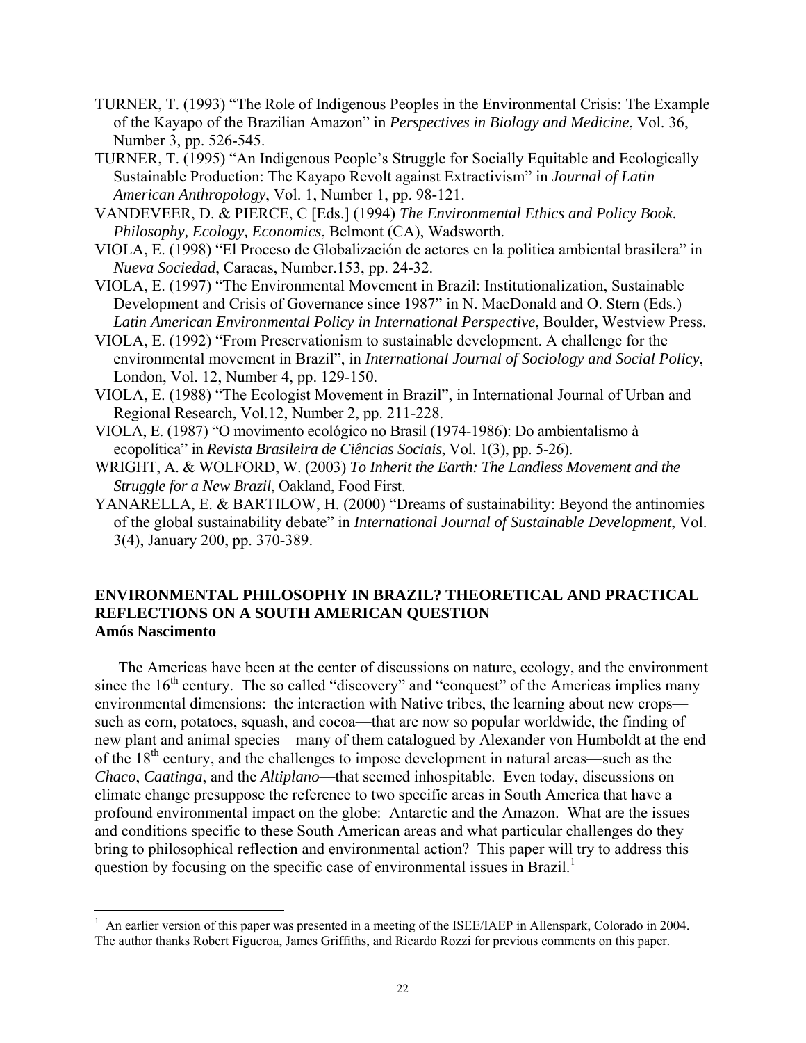TURNER, T. (1993) "The Role of Indigenous Peoples in the Environmental Crisis: The Example of the Kayapo of the Brazilian Amazon" in *Perspectives in Biology and Medicine*, Vol. 36, Number 3, pp. 526-545.

TURNER, T. (1995) "An Indigenous People's Struggle for Socially Equitable and Ecologically Sustainable Production: The Kayapo Revolt against Extractivism" in *Journal of Latin American Anthropology*, Vol. 1, Number 1, pp. 98-121.

VANDEVEER, D. & PIERCE, C [Eds.] (1994) *The Environmental Ethics and Policy Book. Philosophy, Ecology, Economics*, Belmont (CA), Wadsworth.

VIOLA, E. (1998) "El Proceso de Globalización de actores en la politica ambiental brasilera" in *Nueva Sociedad*, Caracas, Number.153, pp. 24-32.

VIOLA, E. (1997) "The Environmental Movement in Brazil: Institutionalization, Sustainable Development and Crisis of Governance since 1987" in N. MacDonald and O. Stern (Eds.) *Latin American Environmental Policy in International Perspective*, Boulder, Westview Press.

VIOLA, E. (1992) "From Preservationism to sustainable development. A challenge for the environmental movement in Brazil", in *International Journal of Sociology and Social Policy*, London, Vol. 12, Number 4, pp. 129-150.

VIOLA, E. (1988) "The Ecologist Movement in Brazil", in International Journal of Urban and Regional Research, Vol.12, Number 2, pp. 211-228.

VIOLA, E. (1987) "O movimento ecológico no Brasil (1974-1986): Do ambientalismo à ecopolítica" in *Revista Brasileira de Ciências Sociais*, Vol. 1(3), pp. 5-26).

WRIGHT, A. & WOLFORD, W. (2003) *To Inherit the Earth: The Landless Movement and the Struggle for a New Brazil*, Oakland, Food First.

YANARELLA, E. & BARTILOW, H. (2000) "Dreams of sustainability: Beyond the antinomies of the global sustainability debate" in *International Journal of Sustainable Development*, Vol. 3(4), January 200, pp. 370-389.

## ENVIRONMENTAL PHILOSOPHY IN BRAZIL? THEORETICAL AND PRACTICAL REFLECTIONS ON A SOUTH AMERICAN QUESTION

**Amós Nascimento**

The Americas have been at the center of discussions on nature, ecology, and the environment since the 16th century. The so called "discovery" and "conquest" of the Americas implies many environmental dimensions: the interaction with Native tribes, the learning about new crops—such as corn, potatoes, squash, and cocoa—that are now so popular worldwide, the finding of new plant and animal species—many of them catalogued by Alexander von Humboldt at the end of the 18th century, and the challenges to impose development in natural areas—such as the *Chaco*, *Caatinga*, and the *Altiplano*—that seemed inhospitable. Even today, discussions on climate change presuppose the reference to two specific areas in South America that have a profound environmental impact on the globe: Antarctic and the Amazon. What are the issues and conditions specific to these South American areas and what particular challenges do they bring to philosophical reflection and environmental action? This paper will try to address this question by focusing on the specific case of environmental issues in Brazil.[1]

[1] An earlier version of this paper was presented in a meeting of the ISEE/IAEP in Allenspark, Colorado in 2004. The author thanks Robert Figueroa, James Griffiths, and Ricardo Rozzi for previous comments on this paper.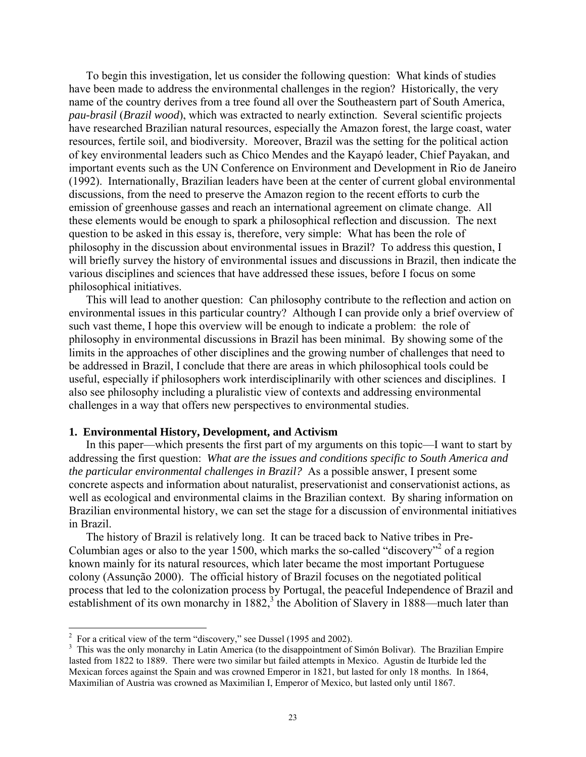To begin this investigation, let us consider the following question: What kinds of studies have been made to address the environmental challenges in the region? Historically, the very name of the country derives from a tree found all over the Southeastern part of South America, *pau-brasil* (*Brazil wood*), which was extracted to nearly extinction. Several scientific projects have researched Brazilian natural resources, especially the Amazon forest, the large coast, water resources, fertile soil, and biodiversity. Moreover, Brazil was the setting for the political action of key environmental leaders such as Chico Mendes and the Kayapó leader, Chief Payakan, and important events such as the UN Conference on Environment and Development in Rio de Janeiro (1992). Internationally, Brazilian leaders have been at the center of current global environmental discussions, from the need to preserve the Amazon region to the recent efforts to curb the emission of greenhouse gasses and reach an international agreement on climate change. All these elements would be enough to spark a philosophical reflection and discussion. The next question to be asked in this essay is, therefore, very simple: What has been the role of philosophy in the discussion about environmental issues in Brazil? To address this question, I will briefly survey the history of environmental issues and discussions in Brazil, then indicate the various disciplines and sciences that have addressed these issues, before I focus on some philosophical initiatives.

This will lead to another question: Can philosophy contribute to the reflection and action on environmental issues in this particular country? Although I can provide only a brief overview of such vast theme, I hope this overview will be enough to indicate a problem: the role of philosophy in environmental discussions in Brazil has been minimal. By showing some of the limits in the approaches of other disciplines and the growing number of challenges that need to be addressed in Brazil, I conclude that there are areas in which philosophical tools could be useful, especially if philosophers work interdisciplinarily with other sciences and disciplines. I also see philosophy including a pluralistic view of contexts and addressing environmental challenges in a way that offers new perspectives to environmental studies.

## 1. Environmental History, Development, and Activism

In this paper—which presents the first part of my arguments on this topic—I want to start by addressing the first question: *What are the issues and conditions specific to South America and the particular environmental challenges in Brazil?* As a possible answer, I present some concrete aspects and information about naturalist, preservationist and conservationist actions, as well as ecological and environmental claims in the Brazilian context. By sharing information on Brazilian environmental history, we can set the stage for a discussion of environmental initiatives in Brazil.

The history of Brazil is relatively long. It can be traced back to Native tribes in Pre-Columbian ages or also to the year 1500, which marks the so-called "discovery"[2] of a region known mainly for its natural resources, which later became the most important Portuguese colony (Assunção 2000). The official history of Brazil focuses on the negotiated political process that led to the colonization process by Portugal, the peaceful Independence of Brazil and establishment of its own monarchy in 1882,[3] the Abolition of Slavery in 1888—much later than

---

[2] For a critical view of the term "discovery," see Dussel (1995 and 2002).

[3] This was the only monarchy in Latin America (to the disappointment of Simón Bolivar). The Brazilian Empire lasted from 1822 to 1889. There were two similar but failed attempts in Mexico. Agustin de Iturbide led the Mexican forces against the Spain and was crowned Emperor in 1821, but lasted for only 18 months. In 1864, Maximilian of Austria was crowned as Maximilian I, Emperor of Mexico, but lasted only until 1867.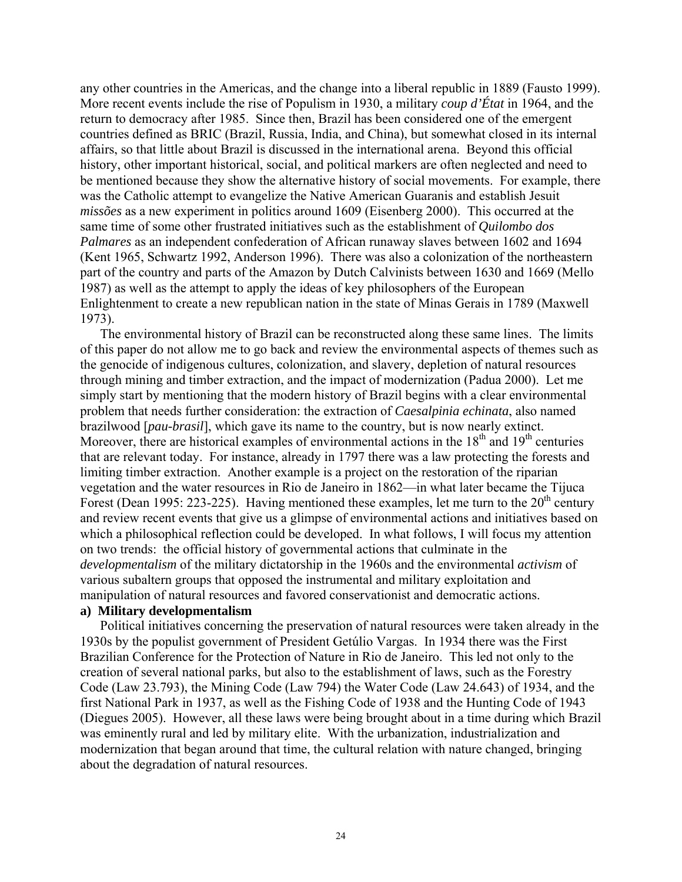any other countries in the Americas, and the change into a liberal republic in 1889 (Fausto 1999). More recent events include the rise of Populism in 1930, a military *coup d'État* in 1964, and the return to democracy after 1985. Since then, Brazil has been considered one of the emergent countries defined as BRIC (Brazil, Russia, India, and China), but somewhat closed in its internal affairs, so that little about Brazil is discussed in the international arena. Beyond this official history, other important historical, social, and political markers are often neglected and need to be mentioned because they show the alternative history of social movements. For example, there was the Catholic attempt to evangelize the Native American Guaranis and establish Jesuit *missões* as a new experiment in politics around 1609 (Eisenberg 2000). This occurred at the same time of some other frustrated initiatives such as the establishment of *Quilombo dos Palmares* as an independent confederation of African runaway slaves between 1602 and 1694 (Kent 1965, Schwartz 1992, Anderson 1996). There was also a colonization of the northeastern part of the country and parts of the Amazon by Dutch Calvinists between 1630 and 1669 (Mello 1987) as well as the attempt to apply the ideas of key philosophers of the European Enlightenment to create a new republican nation in the state of Minas Gerais in 1789 (Maxwell 1973).

The environmental history of Brazil can be reconstructed along these same lines. The limits of this paper do not allow me to go back and review the environmental aspects of themes such as the genocide of indigenous cultures, colonization, and slavery, depletion of natural resources through mining and timber extraction, and the impact of modernization (Padua 2000). Let me simply start by mentioning that the modern history of Brazil begins with a clear environmental problem that needs further consideration: the extraction of *Caesalpinia echinata*, also named brazilwood [*pau-brasil*], which gave its name to the country, but is now nearly extinct. Moreover, there are historical examples of environmental actions in the 18th and 19th centuries that are relevant today. For instance, already in 1797 there was a law protecting the forests and limiting timber extraction. Another example is a project on the restoration of the riparian vegetation and the water resources in Rio de Janeiro in 1862—in what later became the Tijuca Forest (Dean 1995: 223-225). Having mentioned these examples, let me turn to the 20th century and review recent events that give us a glimpse of environmental actions and initiatives based on which a philosophical reflection could be developed. In what follows, I will focus my attention on two trends: the official history of governmental actions that culminate in the *developmentalism* of the military dictatorship in the 1960s and the environmental *activism* of various subaltern groups that opposed the instrumental and military exploitation and manipulation of natural resources and favored conservationist and democratic actions.

**a) Military developmentalism**

Political initiatives concerning the preservation of natural resources were taken already in the 1930s by the populist government of President Getúlio Vargas. In 1934 there was the First Brazilian Conference for the Protection of Nature in Rio de Janeiro. This led not only to the creation of several national parks, but also to the establishment of laws, such as the Forestry Code (Law 23.793), the Mining Code (Law 794) the Water Code (Law 24.643) of 1934, and the first National Park in 1937, as well as the Fishing Code of 1938 and the Hunting Code of 1943 (Diegues 2005). However, all these laws were being brought about in a time during which Brazil was eminently rural and led by military elite. With the urbanization, industrialization and modernization that began around that time, the cultural relation with nature changed, bringing about the degradation of natural resources.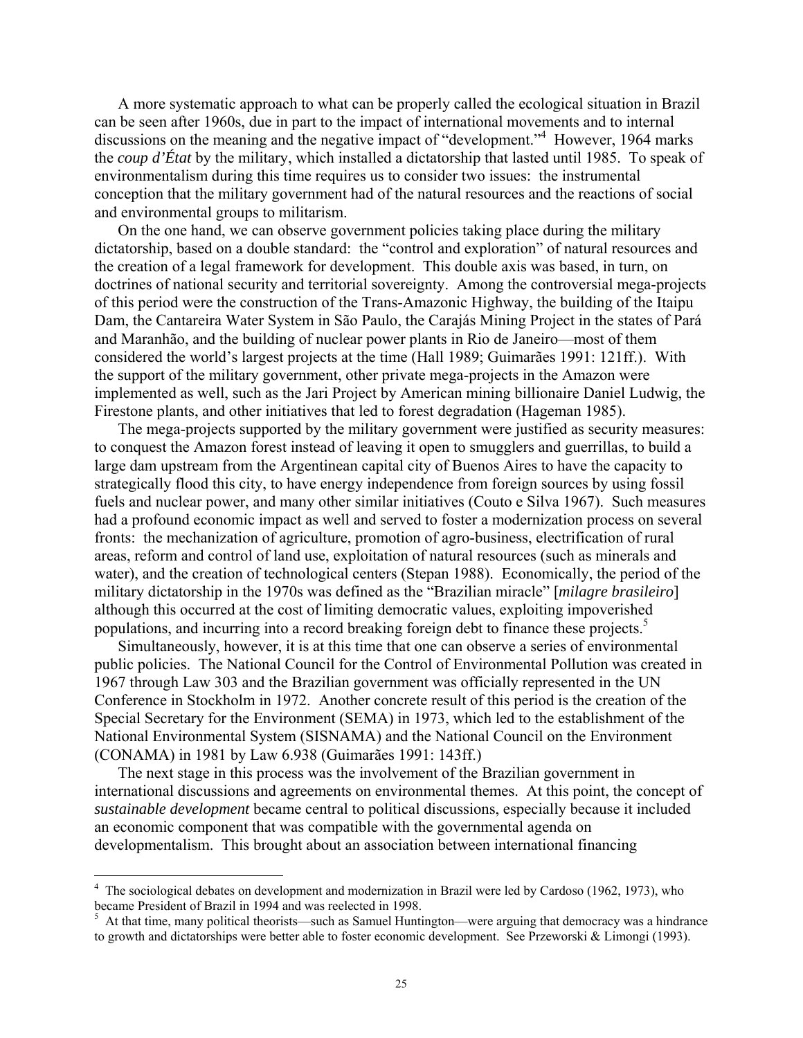A more systematic approach to what can be properly called the ecological situation in Brazil can be seen after 1960s, due in part to the impact of international movements and to internal discussions on the meaning and the negative impact of "development."[4] However, 1964 marks the *coup d'État* by the military, which installed a dictatorship that lasted until 1985. To speak of environmentalism during this time requires us to consider two issues: the instrumental conception that the military government had of the natural resources and the reactions of social and environmental groups to militarism.

On the one hand, we can observe government policies taking place during the military dictatorship, based on a double standard: the "control and exploration" of natural resources and the creation of a legal framework for development. This double axis was based, in turn, on doctrines of national security and territorial sovereignty. Among the controversial mega-projects of this period were the construction of the Trans-Amazonic Highway, the building of the Itaipu Dam, the Cantareira Water System in São Paulo, the Carajás Mining Project in the states of Pará and Maranhão, and the building of nuclear power plants in Rio de Janeiro—most of them considered the world's largest projects at the time (Hall 1989; Guimarães 1991: 121ff.). With the support of the military government, other private mega-projects in the Amazon were implemented as well, such as the Jari Project by American mining billionaire Daniel Ludwig, the Firestone plants, and other initiatives that led to forest degradation (Hageman 1985).

The mega-projects supported by the military government were justified as security measures: to conquest the Amazon forest instead of leaving it open to smugglers and guerrillas, to build a large dam upstream from the Argentinean capital city of Buenos Aires to have the capacity to strategically flood this city, to have energy independence from foreign sources by using fossil fuels and nuclear power, and many other similar initiatives (Couto e Silva 1967). Such measures had a profound economic impact as well and served to foster a modernization process on several fronts: the mechanization of agriculture, promotion of agro-business, electrification of rural areas, reform and control of land use, exploitation of natural resources (such as minerals and water), and the creation of technological centers (Stepan 1988). Economically, the period of the military dictatorship in the 1970s was defined as the "Brazilian miracle" [*milagre brasileiro*] although this occurred at the cost of limiting democratic values, exploiting impoverished populations, and incurring into a record breaking foreign debt to finance these projects.[5]

Simultaneously, however, it is at this time that one can observe a series of environmental public policies. The National Council for the Control of Environmental Pollution was created in 1967 through Law 303 and the Brazilian government was officially represented in the UN Conference in Stockholm in 1972. Another concrete result of this period is the creation of the Special Secretary for the Environment (SEMA) in 1973, which led to the establishment of the National Environmental System (SISNAMA) and the National Council on the Environment (CONAMA) in 1981 by Law 6.938 (Guimarães 1991: 143ff.)

The next stage in this process was the involvement of the Brazilian government in international discussions and agreements on environmental themes. At this point, the concept of *sustainable development* became central to political discussions, especially because it included an economic component that was compatible with the governmental agenda on developmentalism. This brought about an association between international financing

---

[4] The sociological debates on development and modernization in Brazil were led by Cardoso (1962, 1973), who became President of Brazil in 1994 and was reelected in 1998.

[5] At that time, many political theorists—such as Samuel Huntington—were arguing that democracy was a hindrance to growth and dictatorships were better able to foster economic development. See Przeworski & Limongi (1993).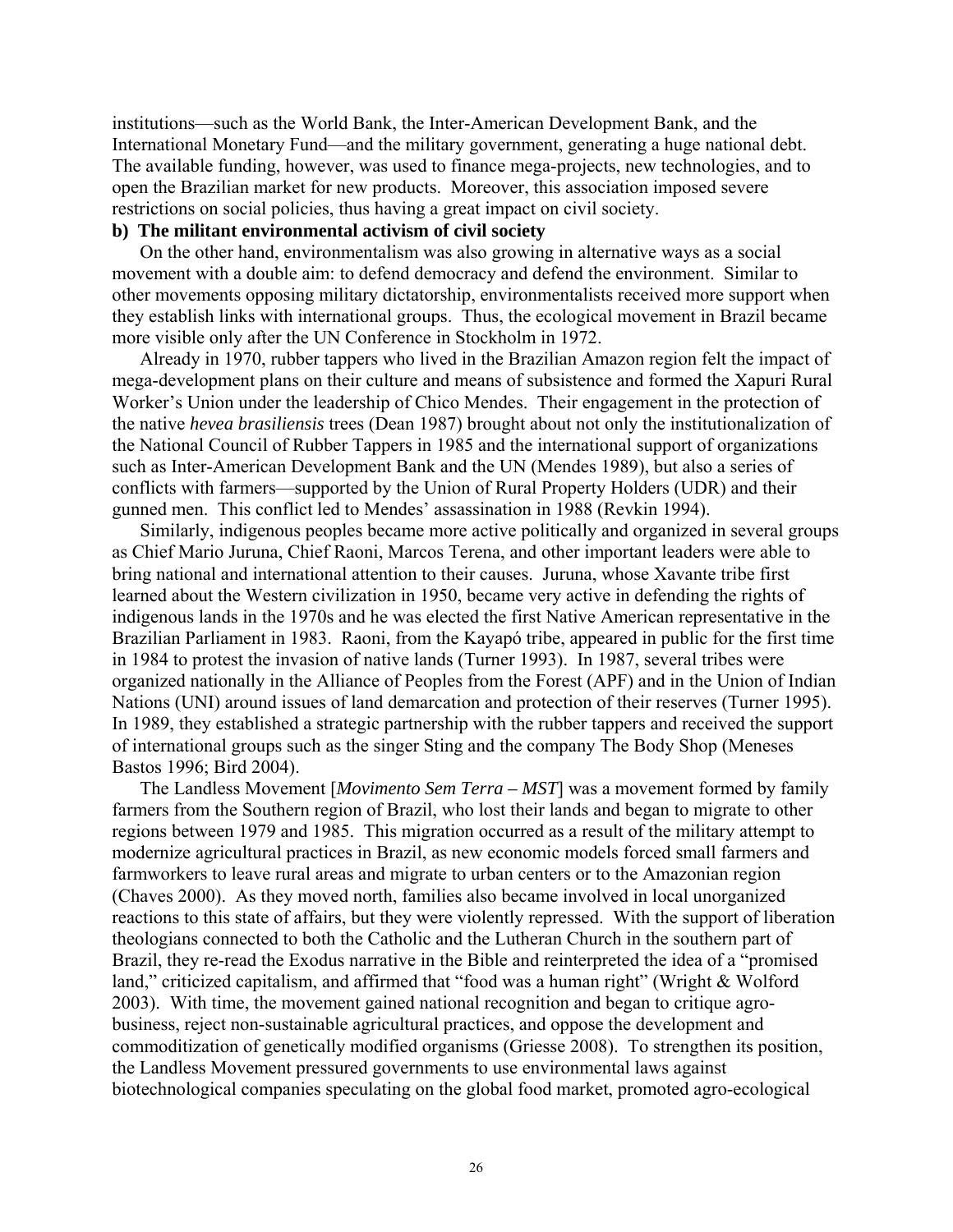institutions—such as the World Bank, the Inter-American Development Bank, and the International Monetary Fund—and the military government, generating a huge national debt. The available funding, however, was used to finance mega-projects, new technologies, and to open the Brazilian market for new products. Moreover, this association imposed severe restrictions on social policies, thus having a great impact on civil society.

**b) The militant environmental activism of civil society**

On the other hand, environmentalism was also growing in alternative ways as a social movement with a double aim: to defend democracy and defend the environment. Similar to other movements opposing military dictatorship, environmentalists received more support when they establish links with international groups. Thus, the ecological movement in Brazil became more visible only after the UN Conference in Stockholm in 1972.

Already in 1970, rubber tappers who lived in the Brazilian Amazon region felt the impact of mega-development plans on their culture and means of subsistence and formed the Xapuri Rural Worker's Union under the leadership of Chico Mendes. Their engagement in the protection of the native *hevea brasiliensis* trees (Dean 1987) brought about not only the institutionalization of the National Council of Rubber Tappers in 1985 and the international support of organizations such as Inter-American Development Bank and the UN (Mendes 1989), but also a series of conflicts with farmers—supported by the Union of Rural Property Holders (UDR) and their gunned men. This conflict led to Mendes' assassination in 1988 (Revkin 1994).

Similarly, indigenous peoples became more active politically and organized in several groups as Chief Mario Juruna, Chief Raoni, Marcos Terena, and other important leaders were able to bring national and international attention to their causes. Juruna, whose Xavante tribe first learned about the Western civilization in 1950, became very active in defending the rights of indigenous lands in the 1970s and he was elected the first Native American representative in the Brazilian Parliament in 1983. Raoni, from the Kayapó tribe, appeared in public for the first time in 1984 to protest the invasion of native lands (Turner 1993). In 1987, several tribes were organized nationally in the Alliance of Peoples from the Forest (APF) and in the Union of Indian Nations (UNI) around issues of land demarcation and protection of their reserves (Turner 1995). In 1989, they established a strategic partnership with the rubber tappers and received the support of international groups such as the singer Sting and the company The Body Shop (Meneses Bastos 1996; Bird 2004).

The Landless Movement [*Movimento Sem Terra – MST*] was a movement formed by family farmers from the Southern region of Brazil, who lost their lands and began to migrate to other regions between 1979 and 1985. This migration occurred as a result of the military attempt to modernize agricultural practices in Brazil, as new economic models forced small farmers and farmworkers to leave rural areas and migrate to urban centers or to the Amazonian region (Chaves 2000). As they moved north, families also became involved in local unorganized reactions to this state of affairs, but they were violently repressed. With the support of liberation theologians connected to both the Catholic and the Lutheran Church in the southern part of Brazil, they re-read the Exodus narrative in the Bible and reinterpreted the idea of a "promised land," criticized capitalism, and affirmed that "food was a human right" (Wright & Wolford 2003). With time, the movement gained national recognition and began to critique agro-business, reject non-sustainable agricultural practices, and oppose the development and commoditization of genetically modified organisms (Griesse 2008). To strengthen its position, the Landless Movement pressured governments to use environmental laws against biotechnological companies speculating on the global food market, promoted agro-ecological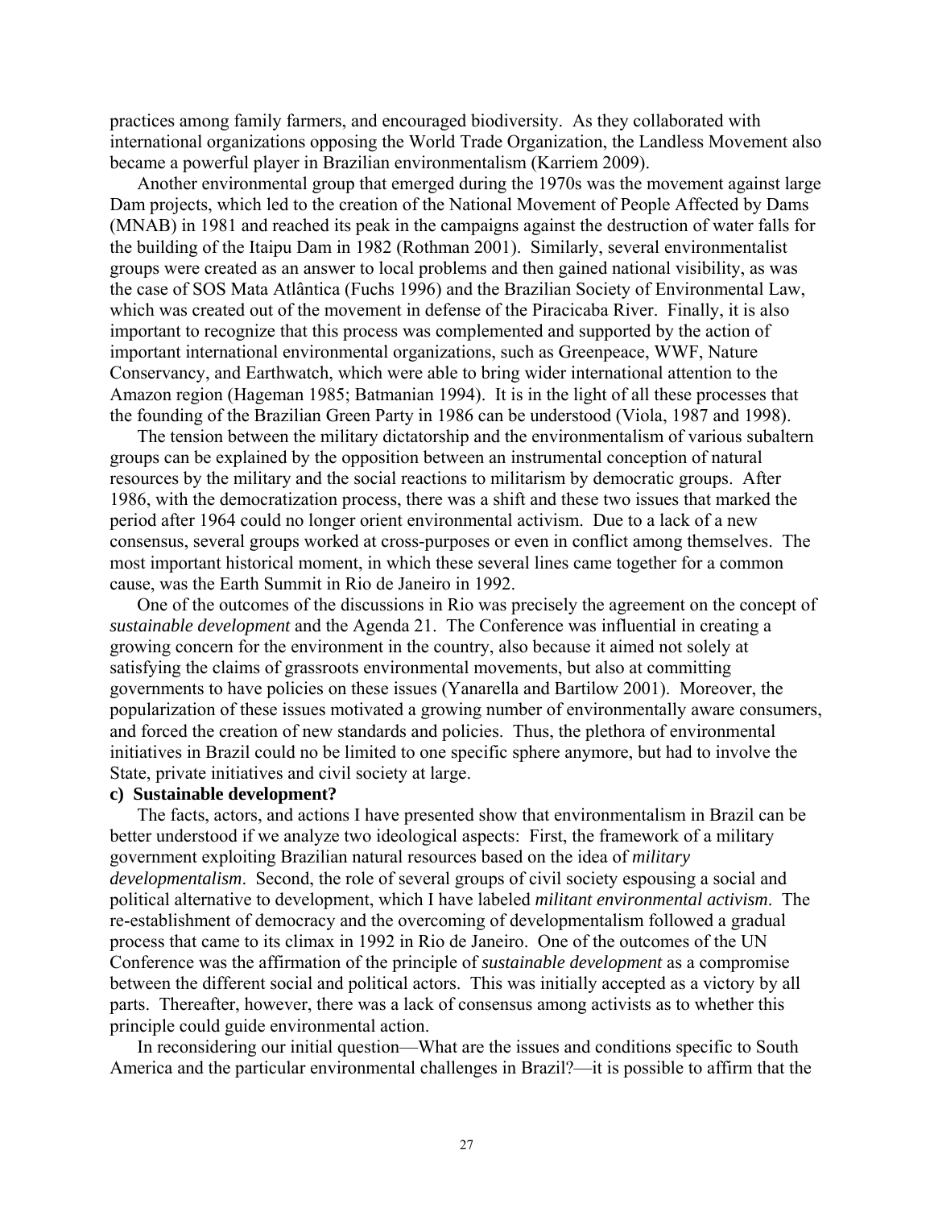practices among family farmers, and encouraged biodiversity. As they collaborated with international organizations opposing the World Trade Organization, the Landless Movement also became a powerful player in Brazilian environmentalism (Karriem 2009).

Another environmental group that emerged during the 1970s was the movement against large Dam projects, which led to the creation of the National Movement of People Affected by Dams (MNAB) in 1981 and reached its peak in the campaigns against the destruction of water falls for the building of the Itaipu Dam in 1982 (Rothman 2001). Similarly, several environmentalist groups were created as an answer to local problems and then gained national visibility, as was the case of SOS Mata Atlântica (Fuchs 1996) and the Brazilian Society of Environmental Law, which was created out of the movement in defense of the Piracicaba River. Finally, it is also important to recognize that this process was complemented and supported by the action of important international environmental organizations, such as Greenpeace, WWF, Nature Conservancy, and Earthwatch, which were able to bring wider international attention to the Amazon region (Hageman 1985; Batmanian 1994). It is in the light of all these processes that the founding of the Brazilian Green Party in 1986 can be understood (Viola, 1987 and 1998).

The tension between the military dictatorship and the environmentalism of various subaltern groups can be explained by the opposition between an instrumental conception of natural resources by the military and the social reactions to militarism by democratic groups. After 1986, with the democratization process, there was a shift and these two issues that marked the period after 1964 could no longer orient environmental activism. Due to a lack of a new consensus, several groups worked at cross-purposes or even in conflict among themselves. The most important historical moment, in which these several lines came together for a common cause, was the Earth Summit in Rio de Janeiro in 1992.

One of the outcomes of the discussions in Rio was precisely the agreement on the concept of *sustainable development* and the Agenda 21. The Conference was influential in creating a growing concern for the environment in the country, also because it aimed not solely at satisfying the claims of grassroots environmental movements, but also at committing governments to have policies on these issues (Yanarella and Bartilow 2001). Moreover, the popularization of these issues motivated a growing number of environmentally aware consumers, and forced the creation of new standards and policies. Thus, the plethora of environmental initiatives in Brazil could no be limited to one specific sphere anymore, but had to involve the State, private initiatives and civil society at large.

**c) Sustainable development?**

The facts, actors, and actions I have presented show that environmentalism in Brazil can be better understood if we analyze two ideological aspects: First, the framework of a military government exploiting Brazilian natural resources based on the idea of *military developmentalism*. Second, the role of several groups of civil society espousing a social and political alternative to development, which I have labeled *militant environmental activism*. The re-establishment of democracy and the overcoming of developmentalism followed a gradual process that came to its climax in 1992 in Rio de Janeiro. One of the outcomes of the UN Conference was the affirmation of the principle of *sustainable development* as a compromise between the different social and political actors. This was initially accepted as a victory by all parts. Thereafter, however, there was a lack of consensus among activists as to whether this principle could guide environmental action.

In reconsidering our initial question—What are the issues and conditions specific to South America and the particular environmental challenges in Brazil?—it is possible to affirm that the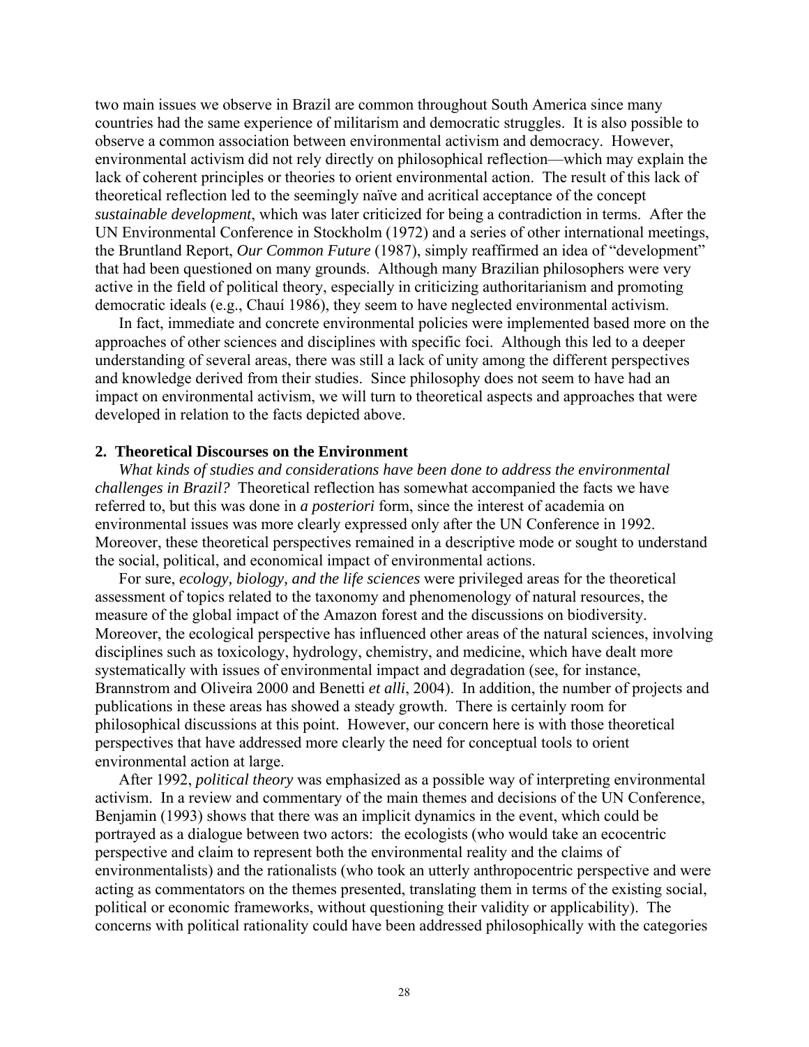two main issues we observe in Brazil are common throughout South America since many countries had the same experience of militarism and democratic struggles. It is also possible to observe a common association between environmental activism and democracy. However, environmental activism did not rely directly on philosophical reflection—which may explain the lack of coherent principles or theories to orient environmental action. The result of this lack of theoretical reflection led to the seemingly naïve and acritical acceptance of the concept *sustainable development*, which was later criticized for being a contradiction in terms. After the UN Environmental Conference in Stockholm (1972) and a series of other international meetings, the Bruntland Report, *Our Common Future* (1987), simply reaffirmed an idea of "development" that had been questioned on many grounds. Although many Brazilian philosophers were very active in the field of political theory, especially in criticizing authoritarianism and promoting democratic ideals (e.g., Chauí 1986), they seem to have neglected environmental activism.

In fact, immediate and concrete environmental policies were implemented based more on the approaches of other sciences and disciplines with specific foci. Although this led to a deeper understanding of several areas, there was still a lack of unity among the different perspectives and knowledge derived from their studies. Since philosophy does not seem to have had an impact on environmental activism, we will turn to theoretical aspects and approaches that were developed in relation to the facts depicted above.

## 2. Theoretical Discourses on the Environment

*What kinds of studies and considerations have been done to address the environmental challenges in Brazil?* Theoretical reflection has somewhat accompanied the facts we have referred to, but this was done in *a posteriori* form, since the interest of academia on environmental issues was more clearly expressed only after the UN Conference in 1992. Moreover, these theoretical perspectives remained in a descriptive mode or sought to understand the social, political, and economical impact of environmental actions.

For sure, *ecology, biology, and the life sciences* were privileged areas for the theoretical assessment of topics related to the taxonomy and phenomenology of natural resources, the measure of the global impact of the Amazon forest and the discussions on biodiversity. Moreover, the ecological perspective has influenced other areas of the natural sciences, involving disciplines such as toxicology, hydrology, chemistry, and medicine, which have dealt more systematically with issues of environmental impact and degradation (see, for instance, Brannstrom and Oliveira 2000 and Benetti *et alli*, 2004). In addition, the number of projects and publications in these areas has showed a steady growth. There is certainly room for philosophical discussions at this point. However, our concern here is with those theoretical perspectives that have addressed more clearly the need for conceptual tools to orient environmental action at large.

After 1992, *political theory* was emphasized as a possible way of interpreting environmental activism. In a review and commentary of the main themes and decisions of the UN Conference, Benjamin (1993) shows that there was an implicit dynamics in the event, which could be portrayed as a dialogue between two actors: the ecologists (who would take an ecocentric perspective and claim to represent both the environmental reality and the claims of environmentalists) and the rationalists (who took an utterly anthropocentric perspective and were acting as commentators on the themes presented, translating them in terms of the existing social, political or economic frameworks, without questioning their validity or applicability). The concerns with political rationality could have been addressed philosophically with the categories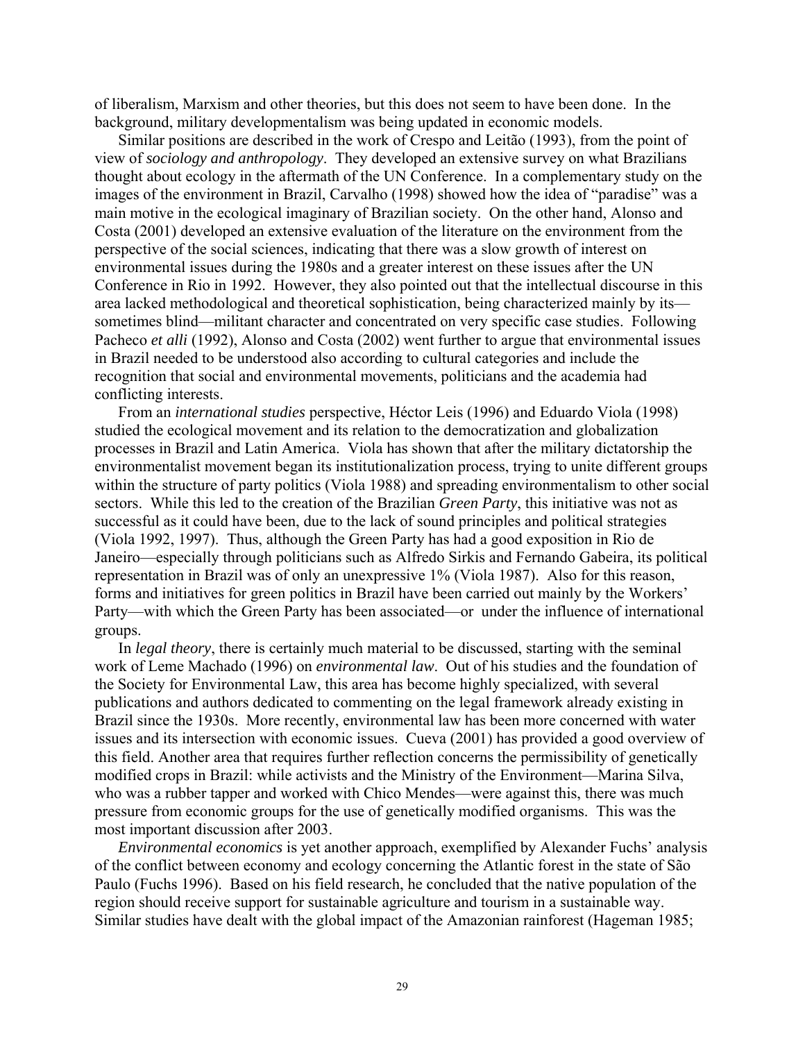of liberalism, Marxism and other theories, but this does not seem to have been done. In the background, military developmentalism was being updated in economic models.

Similar positions are described in the work of Crespo and Leitão (1993), from the point of view of *sociology and anthropology*. They developed an extensive survey on what Brazilians thought about ecology in the aftermath of the UN Conference. In a complementary study on the images of the environment in Brazil, Carvalho (1998) showed how the idea of "paradise" was a main motive in the ecological imaginary of Brazilian society. On the other hand, Alonso and Costa (2001) developed an extensive evaluation of the literature on the environment from the perspective of the social sciences, indicating that there was a slow growth of interest on environmental issues during the 1980s and a greater interest on these issues after the UN Conference in Rio in 1992. However, they also pointed out that the intellectual discourse in this area lacked methodological and theoretical sophistication, being characterized mainly by its—sometimes blind—militant character and concentrated on very specific case studies. Following Pacheco *et alli* (1992), Alonso and Costa (2002) went further to argue that environmental issues in Brazil needed to be understood also according to cultural categories and include the recognition that social and environmental movements, politicians and the academia had conflicting interests.

From an *international studies* perspective, Héctor Leis (1996) and Eduardo Viola (1998) studied the ecological movement and its relation to the democratization and globalization processes in Brazil and Latin America. Viola has shown that after the military dictatorship the environmentalist movement began its institutionalization process, trying to unite different groups within the structure of party politics (Viola 1988) and spreading environmentalism to other social sectors. While this led to the creation of the Brazilian *Green Party*, this initiative was not as successful as it could have been, due to the lack of sound principles and political strategies (Viola 1992, 1997). Thus, although the Green Party has had a good exposition in Rio de Janeiro—especially through politicians such as Alfredo Sirkis and Fernando Gabeira, its political representation in Brazil was of only an unexpressive 1% (Viola 1987). Also for this reason, forms and initiatives for green politics in Brazil have been carried out mainly by the Workers' Party—with which the Green Party has been associated—or under the influence of international groups.

In *legal theory*, there is certainly much material to be discussed, starting with the seminal work of Leme Machado (1996) on *environmental law*. Out of his studies and the foundation of the Society for Environmental Law, this area has become highly specialized, with several publications and authors dedicated to commenting on the legal framework already existing in Brazil since the 1930s. More recently, environmental law has been more concerned with water issues and its intersection with economic issues. Cueva (2001) has provided a good overview of this field. Another area that requires further reflection concerns the permissibility of genetically modified crops in Brazil: while activists and the Ministry of the Environment—Marina Silva, who was a rubber tapper and worked with Chico Mendes—were against this, there was much pressure from economic groups for the use of genetically modified organisms. This was the most important discussion after 2003.

*Environmental economics* is yet another approach, exemplified by Alexander Fuchs' analysis of the conflict between economy and ecology concerning the Atlantic forest in the state of São Paulo (Fuchs 1996). Based on his field research, he concluded that the native population of the region should receive support for sustainable agriculture and tourism in a sustainable way. Similar studies have dealt with the global impact of the Amazonian rainforest (Hageman 1985;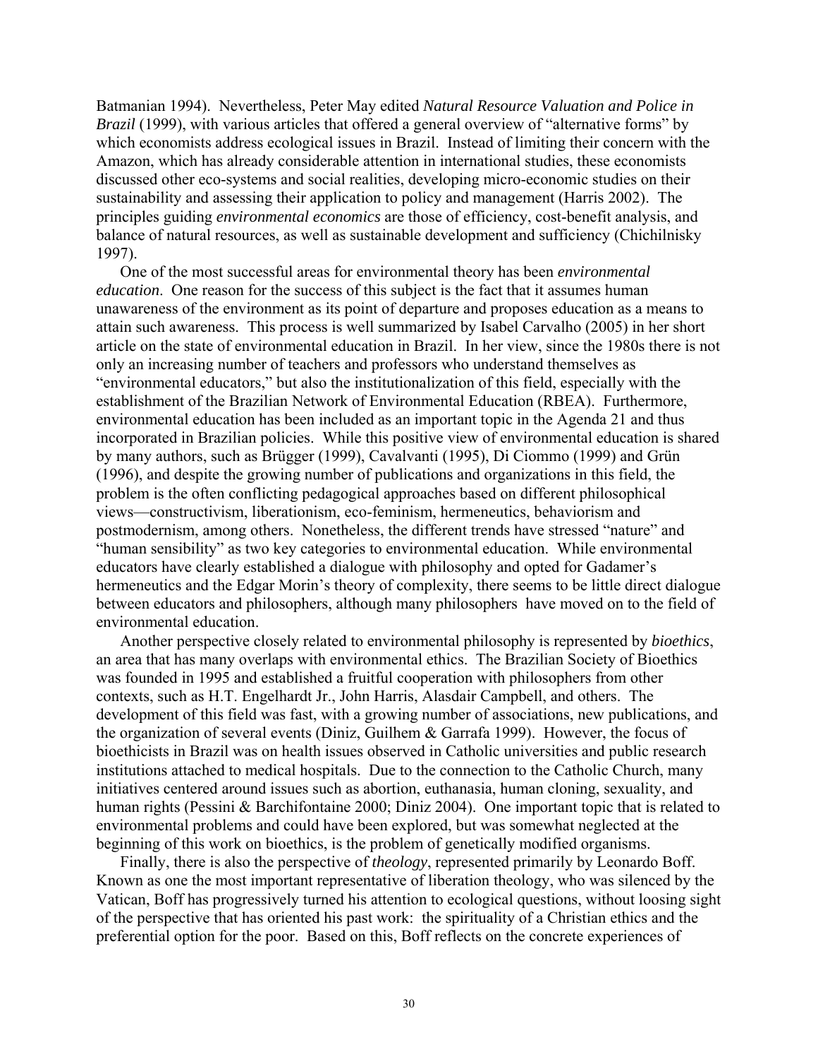Batmanian 1994). Nevertheless, Peter May edited *Natural Resource Valuation and Police in Brazil* (1999), with various articles that offered a general overview of "alternative forms" by which economists address ecological issues in Brazil. Instead of limiting their concern with the Amazon, which has already considerable attention in international studies, these economists discussed other eco-systems and social realities, developing micro-economic studies on their sustainability and assessing their application to policy and management (Harris 2002). The principles guiding *environmental economics* are those of efficiency, cost-benefit analysis, and balance of natural resources, as well as sustainable development and sufficiency (Chichilnisky 1997).

One of the most successful areas for environmental theory has been *environmental education*. One reason for the success of this subject is the fact that it assumes human unawareness of the environment as its point of departure and proposes education as a means to attain such awareness. This process is well summarized by Isabel Carvalho (2005) in her short article on the state of environmental education in Brazil. In her view, since the 1980s there is not only an increasing number of teachers and professors who understand themselves as "environmental educators," but also the institutionalization of this field, especially with the establishment of the Brazilian Network of Environmental Education (RBEA). Furthermore, environmental education has been included as an important topic in the Agenda 21 and thus incorporated in Brazilian policies. While this positive view of environmental education is shared by many authors, such as Brügger (1999), Cavalvanti (1995), Di Ciommo (1999) and Grün (1996), and despite the growing number of publications and organizations in this field, the problem is the often conflicting pedagogical approaches based on different philosophical views—constructivism, liberationism, eco-feminism, hermeneutics, behaviorism and postmodernism, among others. Nonetheless, the different trends have stressed "nature" and "human sensibility" as two key categories to environmental education. While environmental educators have clearly established a dialogue with philosophy and opted for Gadamer's hermeneutics and the Edgar Morin's theory of complexity, there seems to be little direct dialogue between educators and philosophers, although many philosophers have moved on to the field of environmental education.

Another perspective closely related to environmental philosophy is represented by *bioethics*, an area that has many overlaps with environmental ethics. The Brazilian Society of Bioethics was founded in 1995 and established a fruitful cooperation with philosophers from other contexts, such as H.T. Engelhardt Jr., John Harris, Alasdair Campbell, and others. The development of this field was fast, with a growing number of associations, new publications, and the organization of several events (Diniz, Guilhem & Garrafa 1999). However, the focus of bioethicists in Brazil was on health issues observed in Catholic universities and public research institutions attached to medical hospitals. Due to the connection to the Catholic Church, many initiatives centered around issues such as abortion, euthanasia, human cloning, sexuality, and human rights (Pessini & Barchifontaine 2000; Diniz 2004). One important topic that is related to environmental problems and could have been explored, but was somewhat neglected at the beginning of this work on bioethics, is the problem of genetically modified organisms.

Finally, there is also the perspective of *theology*, represented primarily by Leonardo Boff. Known as one the most important representative of liberation theology, who was silenced by the Vatican, Boff has progressively turned his attention to ecological questions, without loosing sight of the perspective that has oriented his past work: the spirituality of a Christian ethics and the preferential option for the poor. Based on this, Boff reflects on the concrete experiences of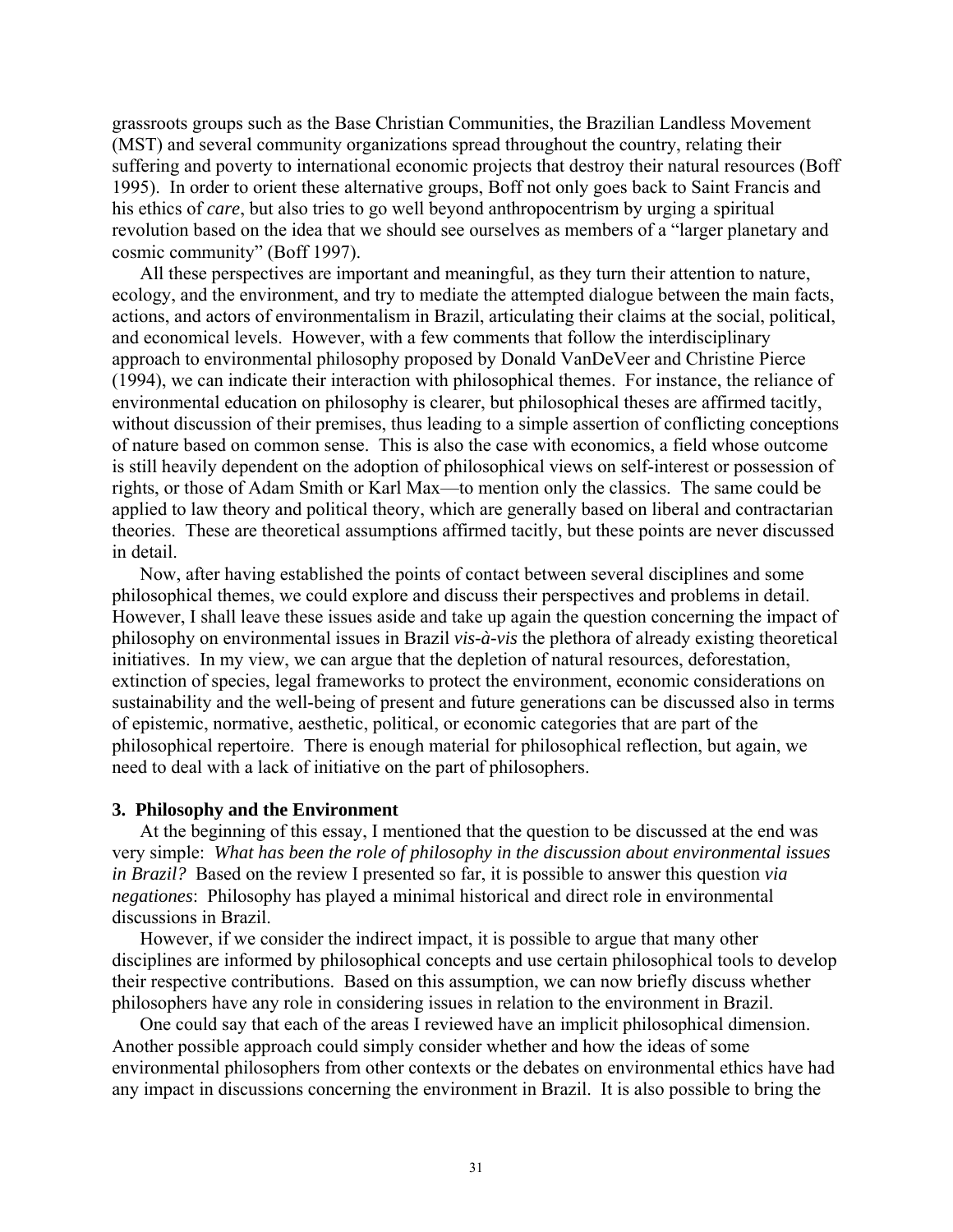grassroots groups such as the Base Christian Communities, the Brazilian Landless Movement (MST) and several community organizations spread throughout the country, relating their suffering and poverty to international economic projects that destroy their natural resources (Boff 1995). In order to orient these alternative groups, Boff not only goes back to Saint Francis and his ethics of *care*, but also tries to go well beyond anthropocentrism by urging a spiritual revolution based on the idea that we should see ourselves as members of a "larger planetary and cosmic community" (Boff 1997).

All these perspectives are important and meaningful, as they turn their attention to nature, ecology, and the environment, and try to mediate the attempted dialogue between the main facts, actions, and actors of environmentalism in Brazil, articulating their claims at the social, political, and economical levels. However, with a few comments that follow the interdisciplinary approach to environmental philosophy proposed by Donald VanDeVeer and Christine Pierce (1994), we can indicate their interaction with philosophical themes. For instance, the reliance of environmental education on philosophy is clearer, but philosophical theses are affirmed tacitly, without discussion of their premises, thus leading to a simple assertion of conflicting conceptions of nature based on common sense. This is also the case with economics, a field whose outcome is still heavily dependent on the adoption of philosophical views on self-interest or possession of rights, or those of Adam Smith or Karl Max—to mention only the classics. The same could be applied to law theory and political theory, which are generally based on liberal and contractarian theories. These are theoretical assumptions affirmed tacitly, but these points are never discussed in detail.

Now, after having established the points of contact between several disciplines and some philosophical themes, we could explore and discuss their perspectives and problems in detail. However, I shall leave these issues aside and take up again the question concerning the impact of philosophy on environmental issues in Brazil *vis-à-vis* the plethora of already existing theoretical initiatives. In my view, we can argue that the depletion of natural resources, deforestation, extinction of species, legal frameworks to protect the environment, economic considerations on sustainability and the well-being of present and future generations can be discussed also in terms of epistemic, normative, aesthetic, political, or economic categories that are part of the philosophical repertoire. There is enough material for philosophical reflection, but again, we need to deal with a lack of initiative on the part of philosophers.

### 3. Philosophy and the Environment

At the beginning of this essay, I mentioned that the question to be discussed at the end was very simple: *What has been the role of philosophy in the discussion about environmental issues in Brazil?* Based on the review I presented so far, it is possible to answer this question *via negationes*: Philosophy has played a minimal historical and direct role in environmental discussions in Brazil.

However, if we consider the indirect impact, it is possible to argue that many other disciplines are informed by philosophical concepts and use certain philosophical tools to develop their respective contributions. Based on this assumption, we can now briefly discuss whether philosophers have any role in considering issues in relation to the environment in Brazil.

One could say that each of the areas I reviewed have an implicit philosophical dimension. Another possible approach could simply consider whether and how the ideas of some environmental philosophers from other contexts or the debates on environmental ethics have had any impact in discussions concerning the environment in Brazil. It is also possible to bring the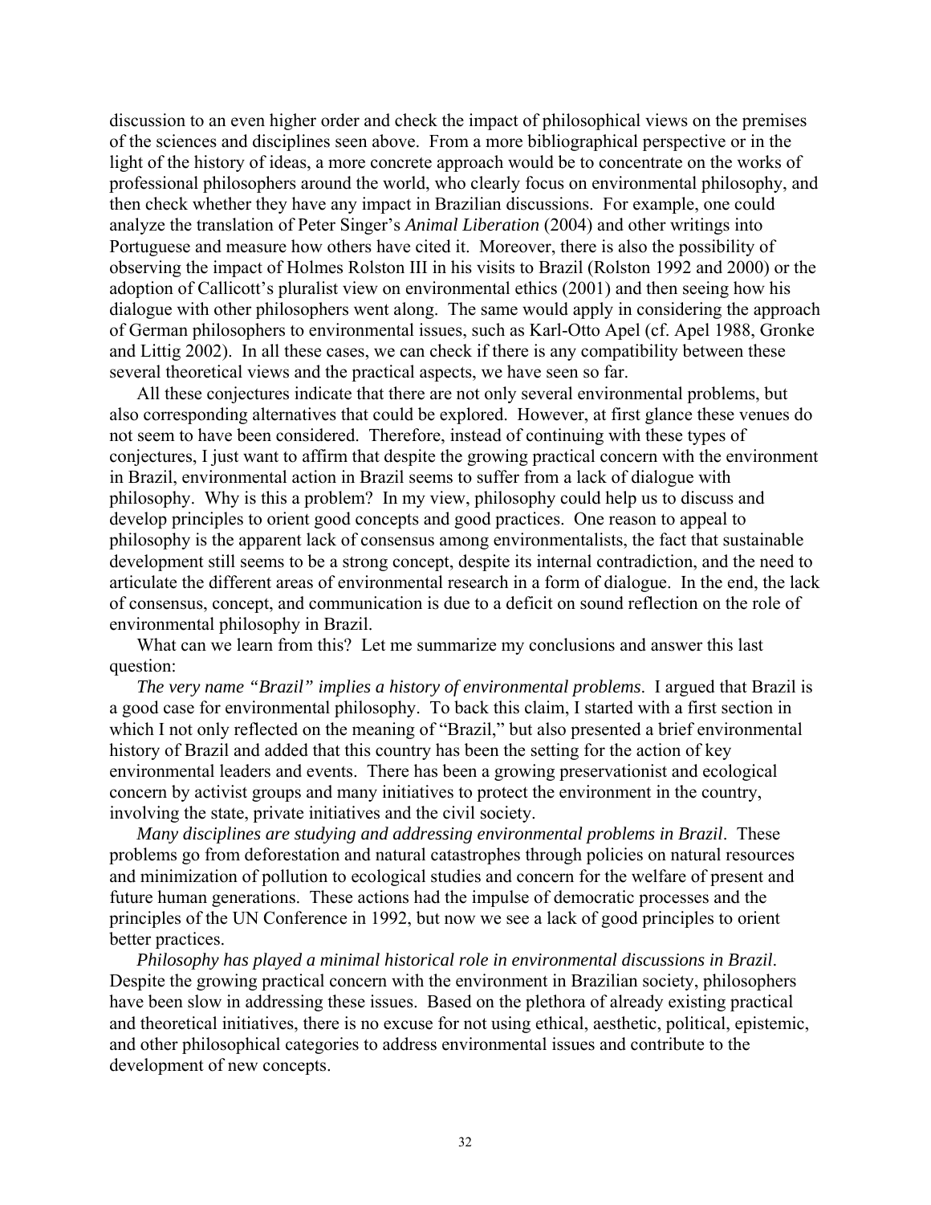discussion to an even higher order and check the impact of philosophical views on the premises of the sciences and disciplines seen above. From a more bibliographical perspective or in the light of the history of ideas, a more concrete approach would be to concentrate on the works of professional philosophers around the world, who clearly focus on environmental philosophy, and then check whether they have any impact in Brazilian discussions. For example, one could analyze the translation of Peter Singer's *Animal Liberation* (2004) and other writings into Portuguese and measure how others have cited it. Moreover, there is also the possibility of observing the impact of Holmes Rolston III in his visits to Brazil (Rolston 1992 and 2000) or the adoption of Callicott's pluralist view on environmental ethics (2001) and then seeing how his dialogue with other philosophers went along. The same would apply in considering the approach of German philosophers to environmental issues, such as Karl-Otto Apel (cf. Apel 1988, Gronke and Littig 2002). In all these cases, we can check if there is any compatibility between these several theoretical views and the practical aspects, we have seen so far.

All these conjectures indicate that there are not only several environmental problems, but also corresponding alternatives that could be explored. However, at first glance these venues do not seem to have been considered. Therefore, instead of continuing with these types of conjectures, I just want to affirm that despite the growing practical concern with the environment in Brazil, environmental action in Brazil seems to suffer from a lack of dialogue with philosophy. Why is this a problem? In my view, philosophy could help us to discuss and develop principles to orient good concepts and good practices. One reason to appeal to philosophy is the apparent lack of consensus among environmentalists, the fact that sustainable development still seems to be a strong concept, despite its internal contradiction, and the need to articulate the different areas of environmental research in a form of dialogue. In the end, the lack of consensus, concept, and communication is due to a deficit on sound reflection on the role of environmental philosophy in Brazil.

What can we learn from this? Let me summarize my conclusions and answer this last question:

*The very name "Brazil" implies a history of environmental problems*. I argued that Brazil is a good case for environmental philosophy. To back this claim, I started with a first section in which I not only reflected on the meaning of "Brazil," but also presented a brief environmental history of Brazil and added that this country has been the setting for the action of key environmental leaders and events. There has been a growing preservationist and ecological concern by activist groups and many initiatives to protect the environment in the country, involving the state, private initiatives and the civil society.

*Many disciplines are studying and addressing environmental problems in Brazil*. These problems go from deforestation and natural catastrophes through policies on natural resources and minimization of pollution to ecological studies and concern for the welfare of present and future human generations. These actions had the impulse of democratic processes and the principles of the UN Conference in 1992, but now we see a lack of good principles to orient better practices.

*Philosophy has played a minimal historical role in environmental discussions in Brazil*. Despite the growing practical concern with the environment in Brazilian society, philosophers have been slow in addressing these issues. Based on the plethora of already existing practical and theoretical initiatives, there is no excuse for not using ethical, aesthetic, political, epistemic, and other philosophical categories to address environmental issues and contribute to the development of new concepts.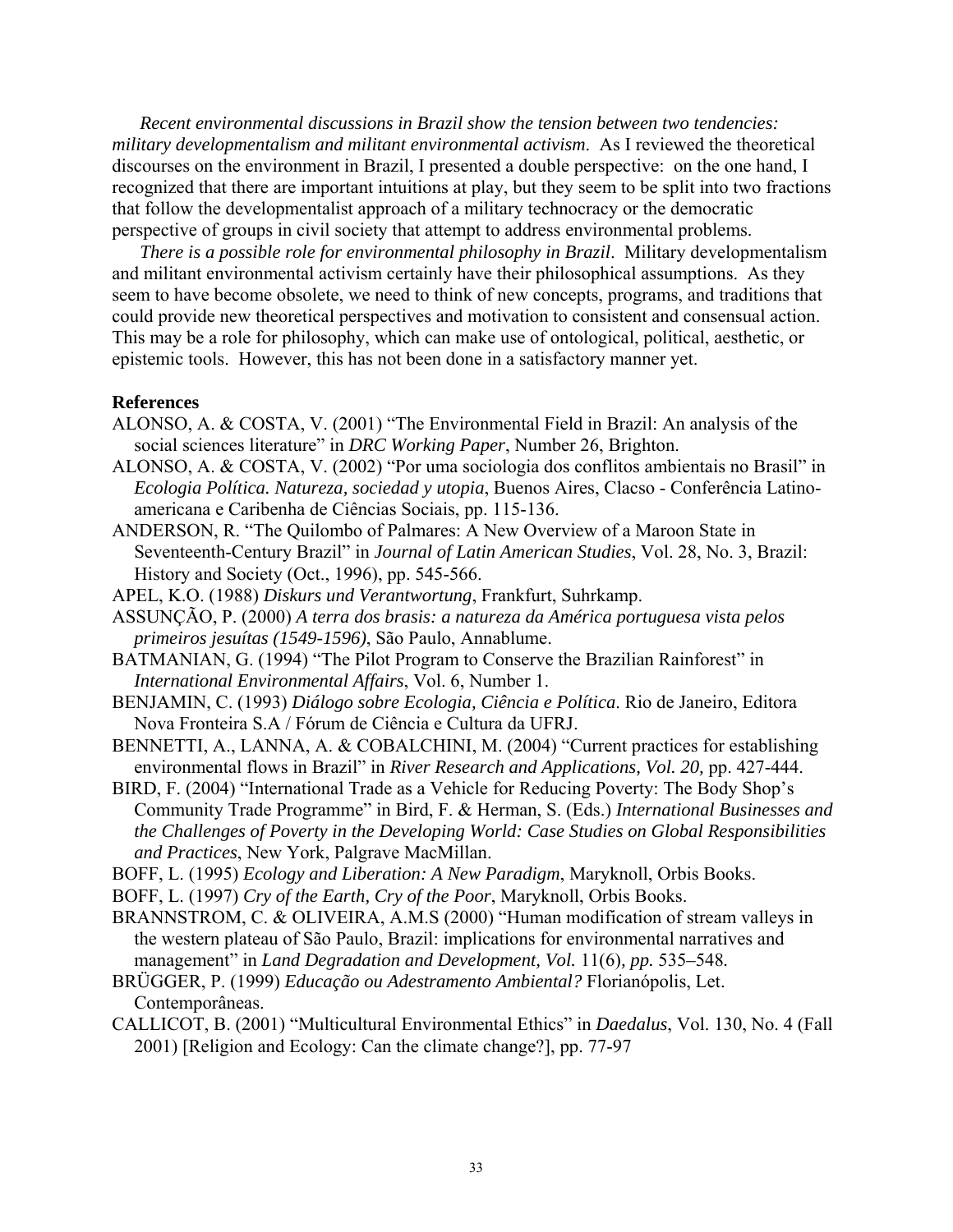*Recent environmental discussions in Brazil show the tension between two tendencies: military developmentalism and militant environmental activism*. As I reviewed the theoretical discourses on the environment in Brazil, I presented a double perspective: on the one hand, I recognized that there are important intuitions at play, but they seem to be split into two fractions that follow the developmentalist approach of a military technocracy or the democratic perspective of groups in civil society that attempt to address environmental problems.

*There is a possible role for environmental philosophy in Brazil*. Military developmentalism and militant environmental activism certainly have their philosophical assumptions. As they seem to have become obsolete, we need to think of new concepts, programs, and traditions that could provide new theoretical perspectives and motivation to consistent and consensual action. This may be a role for philosophy, which can make use of ontological, political, aesthetic, or epistemic tools. However, this has not been done in a satisfactory manner yet.

**References**

ALONSO, A. & COSTA, V. (2001) "The Environmental Field in Brazil: An analysis of the social sciences literature" in *DRC Working Paper*, Number 26, Brighton.

ALONSO, A. & COSTA, V. (2002) "Por uma sociologia dos conflitos ambientais no Brasil" in *Ecologia Política. Natureza, sociedad y utopia*, Buenos Aires, Clacso - Conferência Latino-americana e Caribenha de Ciências Sociais, pp. 115-136.

ANDERSON, R. "The Quilombo of Palmares: A New Overview of a Maroon State in Seventeenth-Century Brazil" in *Journal of Latin American Studies*, Vol. 28, No. 3, Brazil: History and Society (Oct., 1996), pp. 545-566.

APEL, K.O. (1988) *Diskurs und Verantwortung*, Frankfurt, Suhrkamp.

ASSUNÇÃO, P. (2000) *A terra dos brasis: a natureza da América portuguesa vista pelos primeiros jesuítas (1549-1596)*, São Paulo, Annablume.

BATMANIAN, G. (1994) "The Pilot Program to Conserve the Brazilian Rainforest" in *International Environmental Affairs*, Vol. 6, Number 1.

BENJAMIN, C. (1993) *Diálogo sobre Ecologia, Ciência e Política*. Rio de Janeiro, Editora Nova Fronteira S.A / Fórum de Ciência e Cultura da UFRJ.

BENNETTI, A., LANNA, A. & COBALCHINI, M. (2004) "Current practices for establishing environmental flows in Brazil" in *River Research and Applications, Vol. 20,* pp. 427-444.

BIRD, F. (2004) "International Trade as a Vehicle for Reducing Poverty: The Body Shop's Community Trade Programme" in Bird, F. & Herman, S. (Eds.) *International Businesses and the Challenges of Poverty in the Developing World: Case Studies on Global Responsibilities and Practices*, New York, Palgrave MacMillan.

BOFF, L. (1995) *Ecology and Liberation: A New Paradigm*, Maryknoll, Orbis Books.

BOFF, L. (1997) *Cry of the Earth, Cry of the Poor*, Maryknoll, Orbis Books.

BRANNSTROM, C. & OLIVEIRA, A.M.S (2000) "Human modification of stream valleys in the western plateau of São Paulo, Brazil: implications for environmental narratives and management" in *Land Degradation and Development, Vol.* 11(6)*, pp.* 535–548*.*

BRÜGGER, P. (1999) *Educação ou Adestramento Ambiental?* Florianópolis, Let. Contemporâneas.

CALLICOT, B. (2001) "Multicultural Environmental Ethics" in *Daedalus*, Vol. 130, No. 4 (Fall 2001) [Religion and Ecology: Can the climate change?], pp. 77-97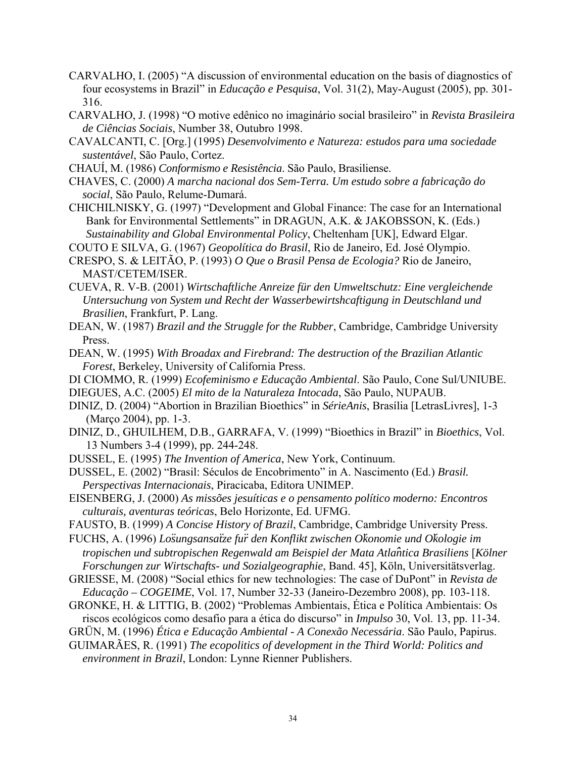CARVALHO, I. (2005) "A discussion of environmental education on the basis of diagnostics of four ecosystems in Brazil" in *Educação e Pesquisa*, Vol. 31(2), May-August (2005), pp. 301-316.

CARVALHO, J. (1998) "O motive edênico no imaginário social brasileiro" in *Revista Brasileira de Ciências Sociais*, Number 38, Outubro 1998.

CAVALCANTI, C. [Org.] (1995) *Desenvolvimento e Natureza: estudos para uma sociedade sustentável*, São Paulo, Cortez.

CHAUÍ, M. (1986) *Conformismo e Resistência*. São Paulo, Brasiliense.

CHAVES, C. (2000) *A marcha nacional dos Sem-Terra. Um estudo sobre a fabricação do social*, São Paulo, Relume-Dumará.

CHICHILNISKY, G. (1997) "Development and Global Finance: The case for an International Bank for Environmental Settlements" in DRAGUN, A.K. & JAKOBSSON, K. (Eds.) *Sustainability and Global Environmental Policy*, Cheltenham [UK], Edward Elgar.

COUTO E SILVA, G. (1967) *Geopolítica do Brasil*, Rio de Janeiro, Ed. José Olympio.

CRESPO, S. & LEITÃO, P. (1993) *O Que o Brasil Pensa de Ecologia?* Rio de Janeiro, MAST/CETEM/ISER.

CUEVA, R. V-B. (2001) *Wirtschaftliche Anreize für den Umweltschutz: Eine vergleichende Untersuchung von System und Recht der Wasserbewirtshcaftigung in Deutschland und Brasilien*, Frankfurt, P. Lang.

DEAN, W. (1987) *Brazil and the Struggle for the Rubber*, Cambridge, Cambridge University Press.

DEAN, W. (1995) *With Broadax and Firebrand: The destruction of the Brazilian Atlantic Forest*, Berkeley, University of California Press.

DI CIOMMO, R. (1999) *Ecofeminismo e Educação Ambiental*. São Paulo, Cone Sul/UNIUBE.

DIEGUES, A.C. (2005) *El mito de la Naturaleza Intocada*, São Paulo, NUPAUB.

DINIZ, D. (2004) "Abortion in Brazilian Bioethics" in *SérieAnis*, Brasília [LetrasLivres], 1-3 (Março 2004), pp. 1-3.

DINIZ, D., GHUILHEM, D.B., GARRAFA, V. (1999) "Bioethics in Brazil" in *Bioethics*, Vol. 13 Numbers 3-4 (1999), pp. 244-248.

DUSSEL, E. (1995) *The Invention of America*, New York, Continuum.

DUSSEL, E. (2002) "Brasil: Séculos de Encobrimento" in A. Nascimento (Ed.) *Brasil. Perspectivas Internacionais*, Piracicaba, Editora UNIMEP.

EISENBERG, J. (2000) *As missões jesuíticas e o pensamento político moderno: Encontros culturais, aventuras teóricas*, Belo Horizonte, Ed. UFMG.

FAUSTO, B. (1999) *A Concise History of Brazil*, Cambridge, Cambridge University Press.

FUCHS, A. (1996) *Lösungsansätze für den Konflikt zwischen Ökonomie und Ökologie im tropischen und subtropischen Regenwald am Beispiel der Mata Atlântica Brasiliens* [*Kölner Forschungen zur Wirtschafts- und Sozialgeographie*, Band. 45], Köln, Universitätsverlag.

GRIESSE, M. (2008) "Social ethics for new technologies: The case of DuPont" in *Revista de Educação – COGEIME*, Vol. 17, Number 32-33 (Janeiro-Dezembro 2008), pp. 103-118.

GRONKE, H. & LITTIG, B. (2002) "Problemas Ambientais, Ética e Política Ambientais: Os riscos ecológicos como desafio para a ética do discurso" in *Impulso* 30, Vol. 13, pp. 11-34.

GRÜN, M. (1996) *Ética e Educação Ambiental - A Conexão Necessária*. São Paulo, Papirus.

GUIMARÃES, R. (1991) *The ecopolitics of development in the Third World: Politics and environment in Brazil*, London: Lynne Rienner Publishers.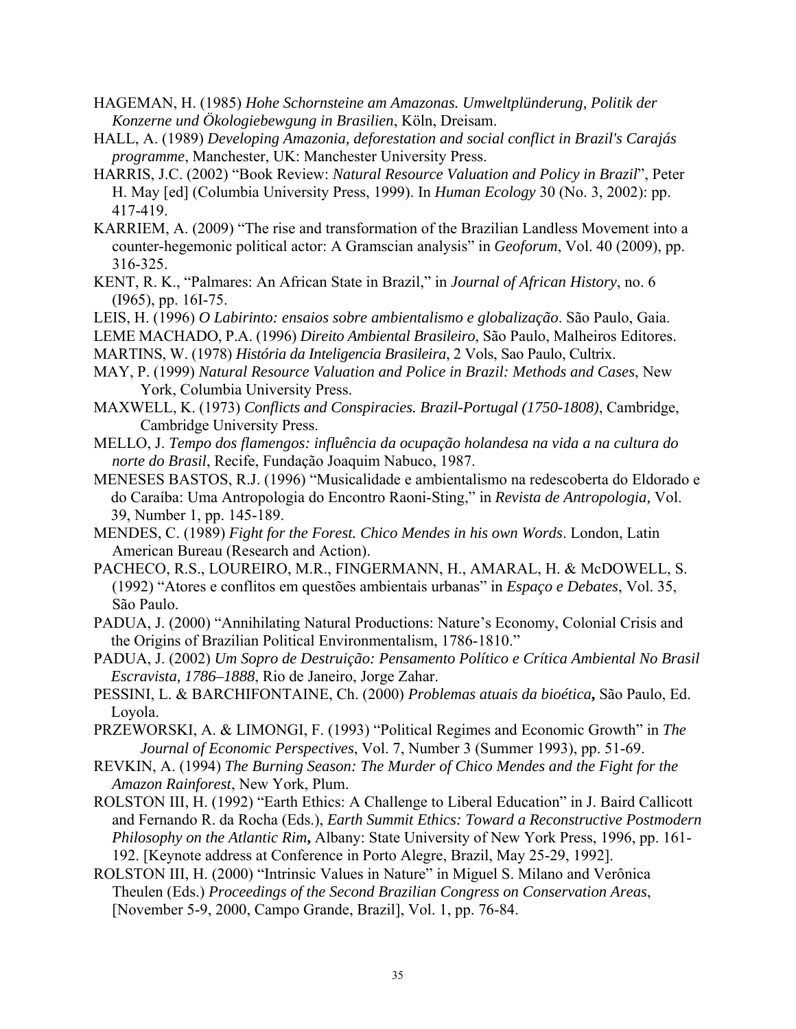HAGEMAN, H. (1985) *Hohe Schornsteine am Amazonas. Umweltplünderung, Politik der Konzerne und Ökologiebewgung in Brasilien*, Köln, Dreisam.

HALL, A. (1989) *Developing Amazonia, deforestation and social conflict in Brazil's Carajás programme*, Manchester, UK: Manchester University Press.

HARRIS, J.C. (2002) "Book Review: *Natural Resource Valuation and Policy in Brazil*", Peter H. May [ed] (Columbia University Press, 1999). In *Human Ecology* 30 (No. 3, 2002): pp. 417-419.

KARRIEM, A. (2009) "The rise and transformation of the Brazilian Landless Movement into a counter-hegemonic political actor: A Gramscian analysis" in *Geoforum*, Vol. 40 (2009), pp. 316-325.

KENT, R. K., "Palmares: An African State in Brazil," in *Journal of African History*, no. 6 (I965), pp. 16I-75.

LEIS, H. (1996) *O Labirinto: ensaios sobre ambientalismo e globalização*. São Paulo, Gaia.

LEME MACHADO, P.A. (1996) *Direito Ambiental Brasileiro*, São Paulo, Malheiros Editores.

MARTINS, W. (1978) *História da Inteligencia Brasileira*, 2 Vols, Sao Paulo, Cultrix.

MAY, P. (1999) *Natural Resource Valuation and Police in Brazil: Methods and Cases*, New York, Columbia University Press.

MAXWELL, K. (1973) *Conflicts and Conspiracies. Brazil-Portugal (1750-1808)*, Cambridge, Cambridge University Press.

MELLO, J. *Tempo dos flamengos: influência da ocupação holandesa na vida a na cultura do norte do Brasil*, Recife, Fundação Joaquim Nabuco, 1987.

MENESES BASTOS, R.J. (1996) "Musicalidade e ambientalismo na redescoberta do Eldorado e do Caraíba: Uma Antropologia do Encontro Raoni-Sting," in *Revista de Antropologia,* Vol. 39, Number 1, pp. 145-189.

MENDES, C. (1989) *Fight for the Forest. Chico Mendes in his own Words*. London, Latin American Bureau (Research and Action).

PACHECO, R.S., LOUREIRO, M.R., FINGERMANN, H., AMARAL, H. & McDOWELL, S. (1992) "Atores e conflitos em questões ambientais urbanas" in *Espaço e Debates*, Vol. 35, São Paulo.

PADUA, J. (2000) "Annihilating Natural Productions: Nature's Economy, Colonial Crisis and the Origins of Brazilian Political Environmentalism, 1786-1810."

PADUA, J. (2002) *Um Sopro de Destruição: Pensamento Político e Crítica Ambiental No Brasil Escravista, 1786–1888*, Rio de Janeiro, Jorge Zahar.

PESSINI, L. & BARCHIFONTAINE, Ch. (2000) *Problemas atuais da bioética***,** São Paulo, Ed. Loyola.

PRZEWORSKI, A. & LIMONGI, F. (1993) "Political Regimes and Economic Growth" in *The Journal of Economic Perspectives*, Vol. 7, Number 3 (Summer 1993), pp. 51-69.

REVKIN, A. (1994) *The Burning Season: The Murder of Chico Mendes and the Fight for the Amazon Rainforest*, New York, Plum.

ROLSTON III, H. (1992) "Earth Ethics: A Challenge to Liberal Education" in J. Baird Callicott and Fernando R. da Rocha (Eds.), *Earth Summit Ethics: Toward a Reconstructive Postmodern Philosophy on the Atlantic Rim***,** Albany: State University of New York Press, 1996, pp. 161-192. [Keynote address at Conference in Porto Alegre, Brazil, May 25-29, 1992].

ROLSTON III, H. (2000) "Intrinsic Values in Nature" in Miguel S. Milano and Verônica Theulen (Eds.) *Proceedings of the Second Brazilian Congress on Conservation Areas*, [November 5-9, 2000, Campo Grande, Brazil], Vol. 1, pp. 76-84.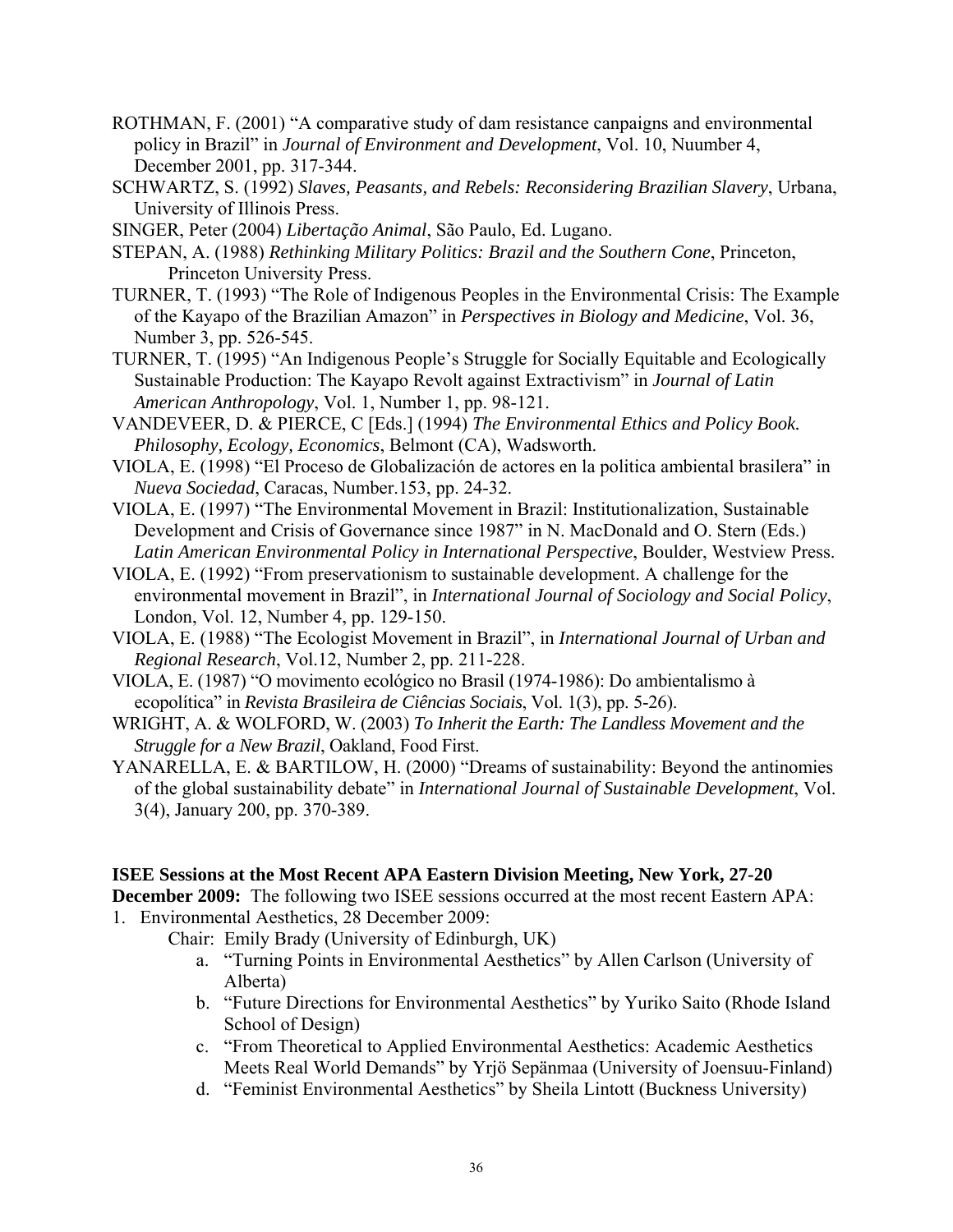ROTHMAN, F. (2001) "A comparative study of dam resistance canpaigns and environmental policy in Brazil" in *Journal of Environment and Development*, Vol. 10, Nuumber 4, December 2001, pp. 317-344.

SCHWARTZ, S. (1992) *Slaves, Peasants, and Rebels: Reconsidering Brazilian Slavery*, Urbana, University of Illinois Press.

SINGER, Peter (2004) *Libertação Animal*, São Paulo, Ed. Lugano.

STEPAN, A. (1988) *Rethinking Military Politics: Brazil and the Southern Cone*, Princeton, Princeton University Press.

TURNER, T. (1993) "The Role of Indigenous Peoples in the Environmental Crisis: The Example of the Kayapo of the Brazilian Amazon" in *Perspectives in Biology and Medicine*, Vol. 36, Number 3, pp. 526-545.

TURNER, T. (1995) "An Indigenous People's Struggle for Socially Equitable and Ecologically Sustainable Production: The Kayapo Revolt against Extractivism" in *Journal of Latin American Anthropology*, Vol. 1, Number 1, pp. 98-121.

VANDEVEER, D. & PIERCE, C [Eds.] (1994) *The Environmental Ethics and Policy Book. Philosophy, Ecology, Economics*, Belmont (CA), Wadsworth.

VIOLA, E. (1998) "El Proceso de Globalización de actores en la politica ambiental brasilera" in *Nueva Sociedad*, Caracas, Number.153, pp. 24-32.

VIOLA, E. (1997) "The Environmental Movement in Brazil: Institutionalization, Sustainable Development and Crisis of Governance since 1987" in N. MacDonald and O. Stern (Eds.) *Latin American Environmental Policy in International Perspective*, Boulder, Westview Press.

VIOLA, E. (1992) "From preservationism to sustainable development. A challenge for the environmental movement in Brazil", in *International Journal of Sociology and Social Policy*, London, Vol. 12, Number 4, pp. 129-150.

VIOLA, E. (1988) "The Ecologist Movement in Brazil", in *International Journal of Urban and Regional Research*, Vol.12, Number 2, pp. 211-228.

VIOLA, E. (1987) "O movimento ecológico no Brasil (1974-1986): Do ambientalismo à ecopolítica" in *Revista Brasileira de Ciências Sociais*, Vol. 1(3), pp. 5-26).

WRIGHT, A. & WOLFORD, W. (2003) *To Inherit the Earth: The Landless Movement and the Struggle for a New Brazil*, Oakland, Food First.

YANARELLA, E. & BARTILOW, H. (2000) "Dreams of sustainability: Beyond the antinomies of the global sustainability debate" in *International Journal of Sustainable Development*, Vol. 3(4), January 200, pp. 370-389.

**ISEE Sessions at the Most Recent APA Eastern Division Meeting, New York, 27-20 December 2009:** The following two ISEE sessions occurred at the most recent Eastern APA:

1. Environmental Aesthetics, 28 December 2009:

   Chair: Emily Brady (University of Edinburgh, UK)

   a. "Turning Points in Environmental Aesthetics" by Allen Carlson (University of Alberta)
   b. "Future Directions for Environmental Aesthetics" by Yuriko Saito (Rhode Island School of Design)
   c. "From Theoretical to Applied Environmental Aesthetics: Academic Aesthetics Meets Real World Demands" by Yrjö Sepänmaa (University of Joensuu-Finland)
   d. "Feminist Environmental Aesthetics" by Sheila Lintott (Buckness University)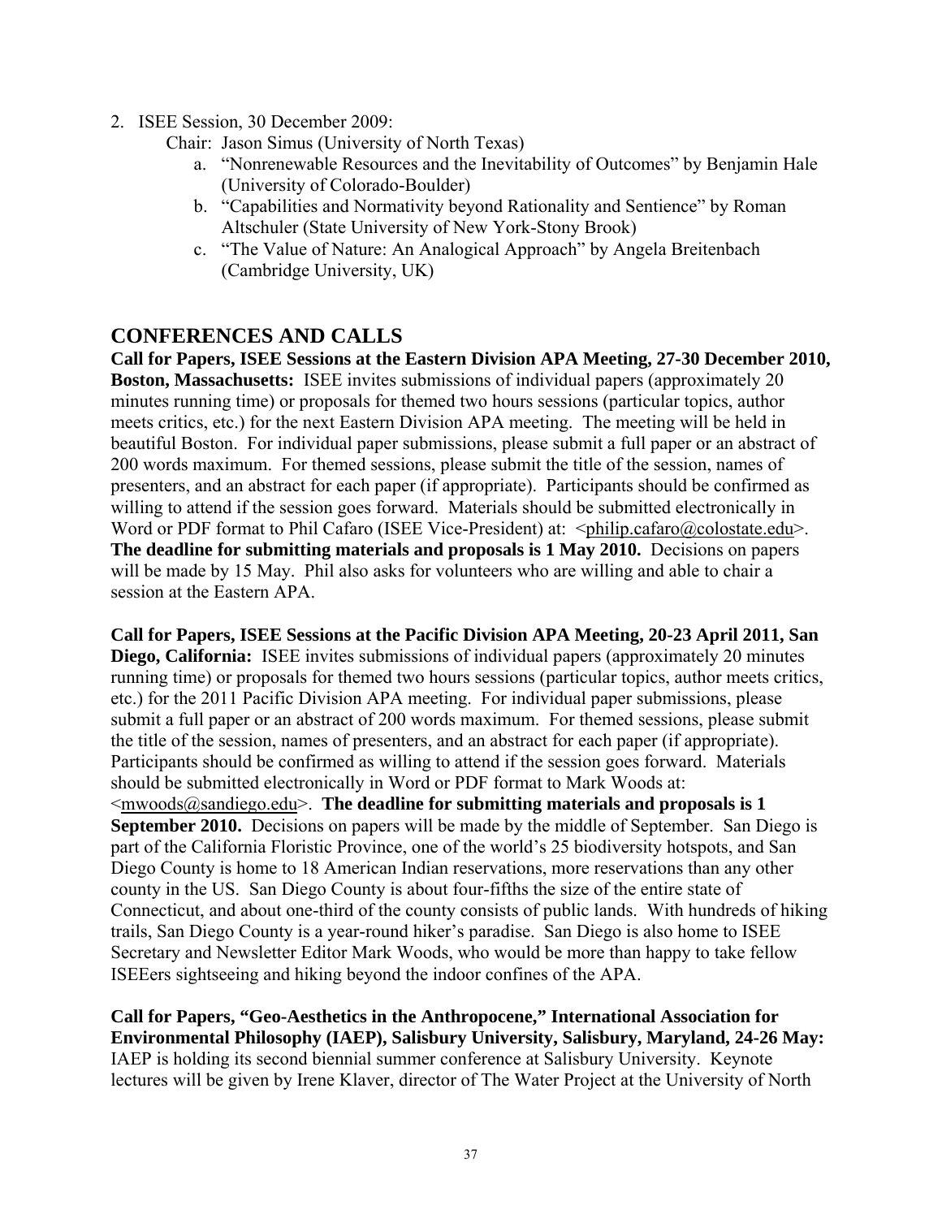2. ISEE Session, 30 December 2009:

   Chair: Jason Simus (University of North Texas)

   a. "Nonrenewable Resources and the Inevitability of Outcomes" by Benjamin Hale (University of Colorado-Boulder)
   b. "Capabilities and Normativity beyond Rationality and Sentience" by Roman Altschuler (State University of New York-Stony Brook)
   c. "The Value of Nature: An Analogical Approach" by Angela Breitenbach (Cambridge University, UK)

## CONFERENCES AND CALLS

**Call for Papers, ISEE Sessions at the Eastern Division APA Meeting, 27-30 December 2010, Boston, Massachusetts:** ISEE invites submissions of individual papers (approximately 20 minutes running time) or proposals for themed two hours sessions (particular topics, author meets critics, etc.) for the next Eastern Division APA meeting. The meeting will be held in beautiful Boston. For individual paper submissions, please submit a full paper or an abstract of 200 words maximum. For themed sessions, please submit the title of the session, names of presenters, and an abstract for each paper (if appropriate). Participants should be confirmed as willing to attend if the session goes forward. Materials should be submitted electronically in Word or PDF format to Phil Cafaro (ISEE Vice-President) at: <philip.cafaro@colostate.edu>. **The deadline for submitting materials and proposals is 1 May 2010.** Decisions on papers will be made by 15 May. Phil also asks for volunteers who are willing and able to chair a session at the Eastern APA.

**Call for Papers, ISEE Sessions at the Pacific Division APA Meeting, 20-23 April 2011, San Diego, California:** ISEE invites submissions of individual papers (approximately 20 minutes running time) or proposals for themed two hours sessions (particular topics, author meets critics, etc.) for the 2011 Pacific Division APA meeting. For individual paper submissions, please submit a full paper or an abstract of 200 words maximum. For themed sessions, please submit the title of the session, names of presenters, and an abstract for each paper (if appropriate). Participants should be confirmed as willing to attend if the session goes forward. Materials should be submitted electronically in Word or PDF format to Mark Woods at: <mwoods@sandiego.edu>. **The deadline for submitting materials and proposals is 1 September 2010.** Decisions on papers will be made by the middle of September. San Diego is part of the California Floristic Province, one of the world's 25 biodiversity hotspots, and San Diego County is home to 18 American Indian reservations, more reservations than any other county in the US. San Diego County is about four-fifths the size of the entire state of Connecticut, and about one-third of the county consists of public lands. With hundreds of hiking trails, San Diego County is a year-round hiker's paradise. San Diego is also home to ISEE Secretary and Newsletter Editor Mark Woods, who would be more than happy to take fellow ISEEers sightseeing and hiking beyond the indoor confines of the APA.

**Call for Papers, "Geo-Aesthetics in the Anthropocene," International Association for Environmental Philosophy (IAEP), Salisbury University, Salisbury, Maryland, 24-26 May:** IAEP is holding its second biennial summer conference at Salisbury University. Keynote lectures will be given by Irene Klaver, director of The Water Project at the University of North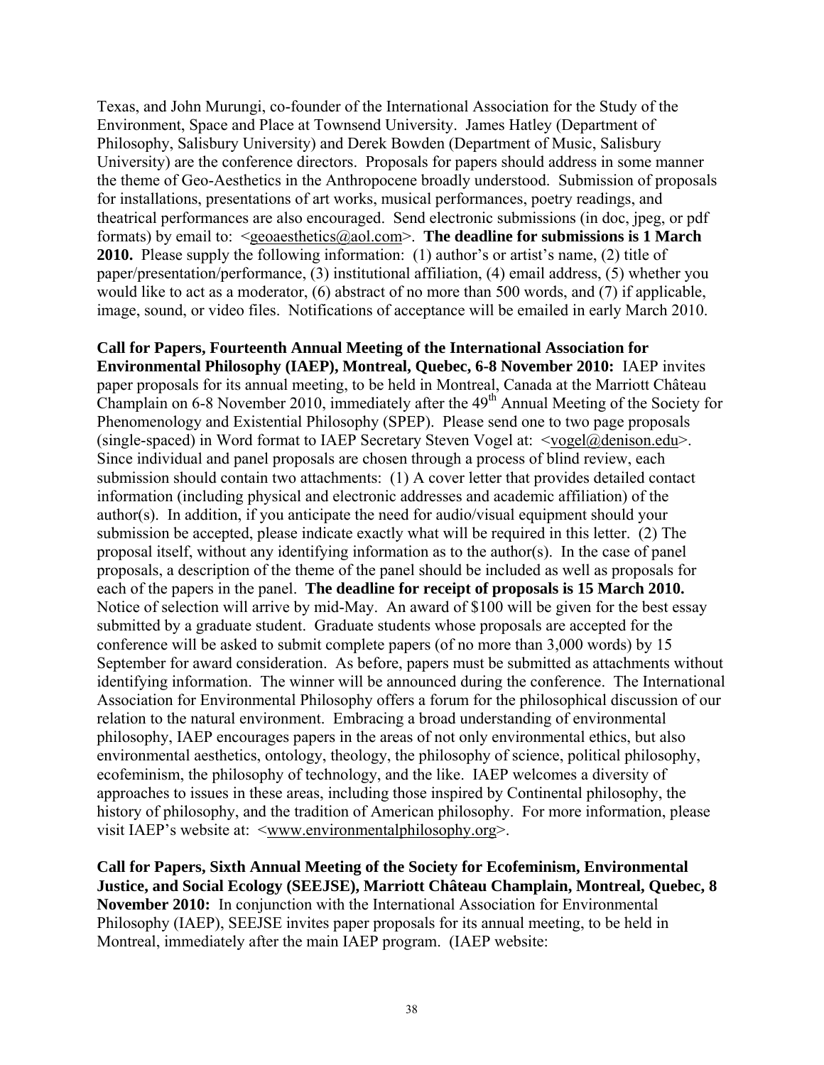Texas, and John Murungi, co-founder of the International Association for the Study of the Environment, Space and Place at Townsend University. James Hatley (Department of Philosophy, Salisbury University) and Derek Bowden (Department of Music, Salisbury University) are the conference directors. Proposals for papers should address in some manner the theme of Geo-Aesthetics in the Anthropocene broadly understood. Submission of proposals for installations, presentations of art works, musical performances, poetry readings, and theatrical performances are also encouraged. Send electronic submissions (in doc, jpeg, or pdf formats) by email to: <geoaesthetics@aol.com>. **The deadline for submissions is 1 March 2010.** Please supply the following information: (1) author's or artist's name, (2) title of paper/presentation/performance, (3) institutional affiliation, (4) email address, (5) whether you would like to act as a moderator, (6) abstract of no more than 500 words, and (7) if applicable, image, sound, or video files. Notifications of acceptance will be emailed in early March 2010.

**Call for Papers, Fourteenth Annual Meeting of the International Association for Environmental Philosophy (IAEP), Montreal, Quebec, 6-8 November 2010:** IAEP invites paper proposals for its annual meeting, to be held in Montreal, Canada at the Marriott Château Champlain on 6-8 November 2010, immediately after the 49th Annual Meeting of the Society for Phenomenology and Existential Philosophy (SPEP). Please send one to two page proposals (single-spaced) in Word format to IAEP Secretary Steven Vogel at: <vogel@denison.edu>. Since individual and panel proposals are chosen through a process of blind review, each submission should contain two attachments: (1) A cover letter that provides detailed contact information (including physical and electronic addresses and academic affiliation) of the author(s). In addition, if you anticipate the need for audio/visual equipment should your submission be accepted, please indicate exactly what will be required in this letter. (2) The proposal itself, without any identifying information as to the author(s). In the case of panel proposals, a description of the theme of the panel should be included as well as proposals for each of the papers in the panel. **The deadline for receipt of proposals is 15 March 2010.** Notice of selection will arrive by mid-May. An award of $100 will be given for the best essay submitted by a graduate student. Graduate students whose proposals are accepted for the conference will be asked to submit complete papers (of no more than 3,000 words) by 15 September for award consideration. As before, papers must be submitted as attachments without identifying information. The winner will be announced during the conference. The International Association for Environmental Philosophy offers a forum for the philosophical discussion of our relation to the natural environment. Embracing a broad understanding of environmental philosophy, IAEP encourages papers in the areas of not only environmental ethics, but also environmental aesthetics, ontology, theology, the philosophy of science, political philosophy, ecofeminism, the philosophy of technology, and the like. IAEP welcomes a diversity of approaches to issues in these areas, including those inspired by Continental philosophy, the history of philosophy, and the tradition of American philosophy. For more information, please visit IAEP's website at: <www.environmentalphilosophy.org>.

**Call for Papers, Sixth Annual Meeting of the Society for Ecofeminism, Environmental Justice, and Social Ecology (SEEJSE), Marriott Château Champlain, Montreal, Quebec, 8 November 2010:** In conjunction with the International Association for Environmental Philosophy (IAEP), SEEJSE invites paper proposals for its annual meeting, to be held in Montreal, immediately after the main IAEP program. (IAEP website: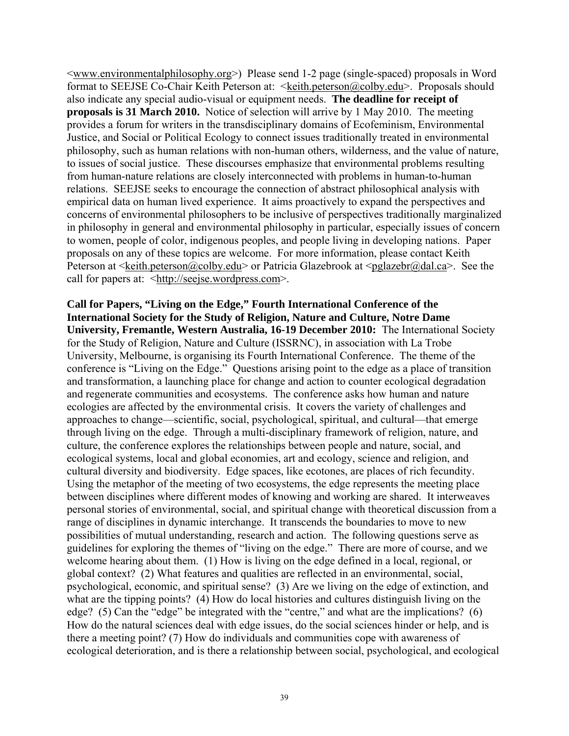<www.environmentalphilosophy.org>) Please send 1-2 page (single-spaced) proposals in Word format to SEEJSE Co-Chair Keith Peterson at: <keith.peterson@colby.edu>. Proposals should also indicate any special audio-visual or equipment needs. **The deadline for receipt of proposals is 31 March 2010.** Notice of selection will arrive by 1 May 2010. The meeting provides a forum for writers in the transdisciplinary domains of Ecofeminism, Environmental Justice, and Social or Political Ecology to connect issues traditionally treated in environmental philosophy, such as human relations with non-human others, wilderness, and the value of nature, to issues of social justice. These discourses emphasize that environmental problems resulting from human-nature relations are closely interconnected with problems in human-to-human relations. SEEJSE seeks to encourage the connection of abstract philosophical analysis with empirical data on human lived experience. It aims proactively to expand the perspectives and concerns of environmental philosophers to be inclusive of perspectives traditionally marginalized in philosophy in general and environmental philosophy in particular, especially issues of concern to women, people of color, indigenous peoples, and people living in developing nations. Paper proposals on any of these topics are welcome. For more information, please contact Keith Peterson at <keith.peterson@colby.edu> or Patricia Glazebrook at <pglazebr@dal.ca>. See the call for papers at: <http://seejse.wordpress.com>.

**Call for Papers, "Living on the Edge," Fourth International Conference of the International Society for the Study of Religion, Nature and Culture, Notre Dame University, Fremantle, Western Australia, 16-19 December 2010:** The International Society for the Study of Religion, Nature and Culture (ISSRNC), in association with La Trobe University, Melbourne, is organising its Fourth International Conference. The theme of the conference is "Living on the Edge." Questions arising point to the edge as a place of transition and transformation, a launching place for change and action to counter ecological degradation and regenerate communities and ecosystems. The conference asks how human and nature ecologies are affected by the environmental crisis. It covers the variety of challenges and approaches to change—scientific, social, psychological, spiritual, and cultural—that emerge through living on the edge. Through a multi-disciplinary framework of religion, nature, and culture, the conference explores the relationships between people and nature, social, and ecological systems, local and global economies, art and ecology, science and religion, and cultural diversity and biodiversity. Edge spaces, like ecotones, are places of rich fecundity. Using the metaphor of the meeting of two ecosystems, the edge represents the meeting place between disciplines where different modes of knowing and working are shared. It interweaves personal stories of environmental, social, and spiritual change with theoretical discussion from a range of disciplines in dynamic interchange. It transcends the boundaries to move to new possibilities of mutual understanding, research and action. The following questions serve as guidelines for exploring the themes of "living on the edge." There are more of course, and we welcome hearing about them. (1) How is living on the edge defined in a local, regional, or global context? (2) What features and qualities are reflected in an environmental, social, psychological, economic, and spiritual sense? (3) Are we living on the edge of extinction, and what are the tipping points? (4) How do local histories and cultures distinguish living on the edge? (5) Can the "edge" be integrated with the "centre," and what are the implications? (6) How do the natural sciences deal with edge issues, do the social sciences hinder or help, and is there a meeting point? (7) How do individuals and communities cope with awareness of ecological deterioration, and is there a relationship between social, psychological, and ecological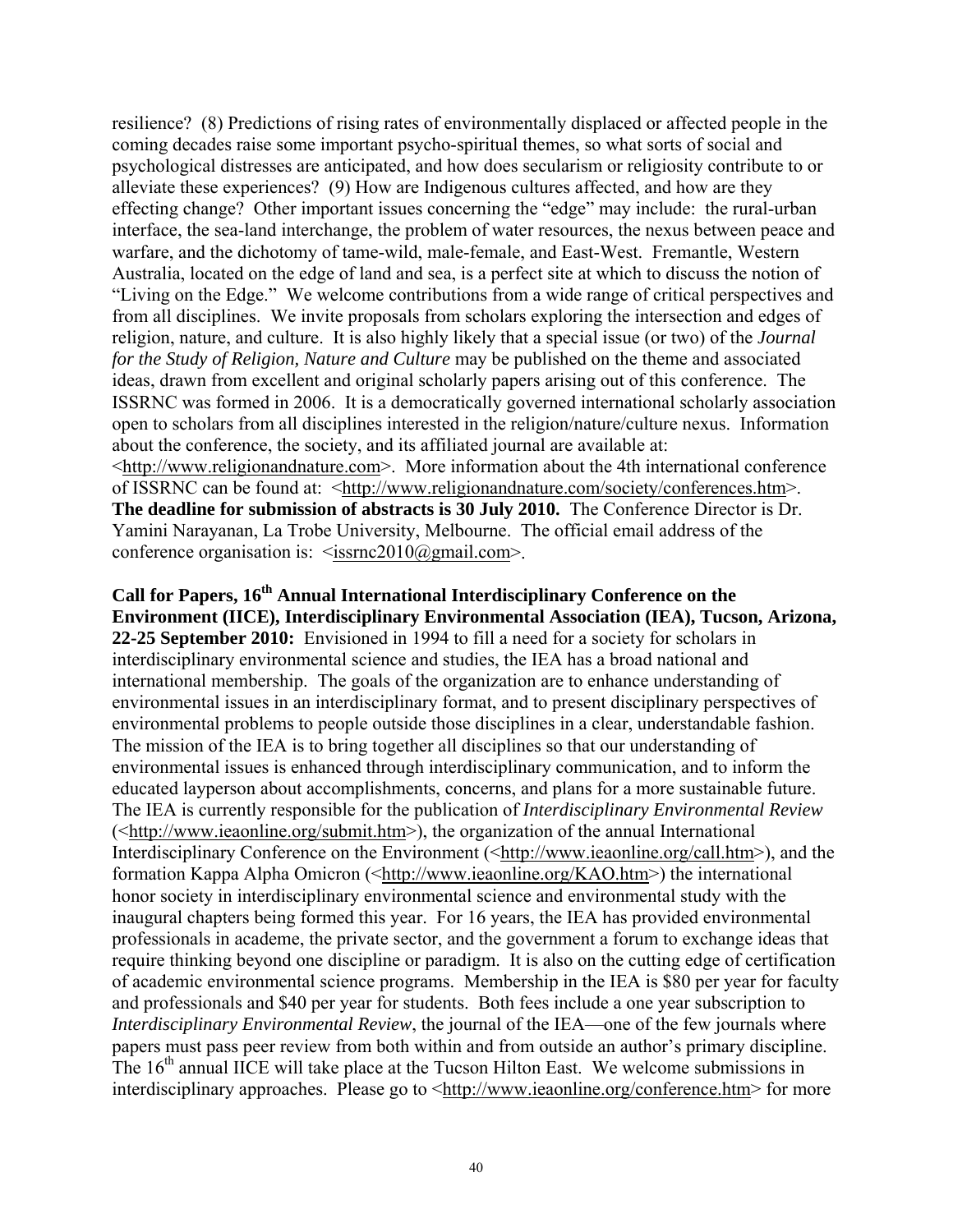resilience? (8) Predictions of rising rates of environmentally displaced or affected people in the coming decades raise some important psycho-spiritual themes, so what sorts of social and psychological distresses are anticipated, and how does secularism or religiosity contribute to or alleviate these experiences? (9) How are Indigenous cultures affected, and how are they effecting change? Other important issues concerning the "edge" may include: the rural-urban interface, the sea-land interchange, the problem of water resources, the nexus between peace and warfare, and the dichotomy of tame-wild, male-female, and East-West. Fremantle, Western Australia, located on the edge of land and sea, is a perfect site at which to discuss the notion of "Living on the Edge." We welcome contributions from a wide range of critical perspectives and from all disciplines. We invite proposals from scholars exploring the intersection and edges of religion, nature, and culture. It is also highly likely that a special issue (or two) of the *Journal for the Study of Religion, Nature and Culture* may be published on the theme and associated ideas, drawn from excellent and original scholarly papers arising out of this conference. The ISSRNC was formed in 2006. It is a democratically governed international scholarly association open to scholars from all disciplines interested in the religion/nature/culture nexus. Information about the conference, the society, and its affiliated journal are available at: <http://www.religionandnature.com>. More information about the 4th international conference of ISSRNC can be found at: <http://www.religionandnature.com/society/conferences.htm>. **The deadline for submission of abstracts is 30 July 2010.** The Conference Director is Dr. Yamini Narayanan, La Trobe University, Melbourne. The official email address of the conference organisation is: <issrnc2010@gmail.com>.

**Call for Papers, 16th Annual International Interdisciplinary Conference on the Environment (IICE), Interdisciplinary Environmental Association (IEA), Tucson, Arizona, 22-25 September 2010:** Envisioned in 1994 to fill a need for a society for scholars in interdisciplinary environmental science and studies, the IEA has a broad national and international membership. The goals of the organization are to enhance understanding of environmental issues in an interdisciplinary format, and to present disciplinary perspectives of environmental problems to people outside those disciplines in a clear, understandable fashion. The mission of the IEA is to bring together all disciplines so that our understanding of environmental issues is enhanced through interdisciplinary communication, and to inform the educated layperson about accomplishments, concerns, and plans for a more sustainable future. The IEA is currently responsible for the publication of *Interdisciplinary Environmental Review* (<http://www.ieaonline.org/submit.htm>), the organization of the annual International Interdisciplinary Conference on the Environment (<http://www.ieaonline.org/call.htm>), and the formation Kappa Alpha Omicron (<http://www.ieaonline.org/KAO.htm>) the international honor society in interdisciplinary environmental science and environmental study with the inaugural chapters being formed this year. For 16 years, the IEA has provided environmental professionals in academe, the private sector, and the government a forum to exchange ideas that require thinking beyond one discipline or paradigm. It is also on the cutting edge of certification of academic environmental science programs. Membership in the IEA is $80 per year for faculty and professionals and $40 per year for students. Both fees include a one year subscription to *Interdisciplinary Environmental Review*, the journal of the IEA—one of the few journals where papers must pass peer review from both within and from outside an author's primary discipline. The 16th annual IICE will take place at the Tucson Hilton East. We welcome submissions in interdisciplinary approaches. Please go to <http://www.ieaonline.org/conference.htm> for more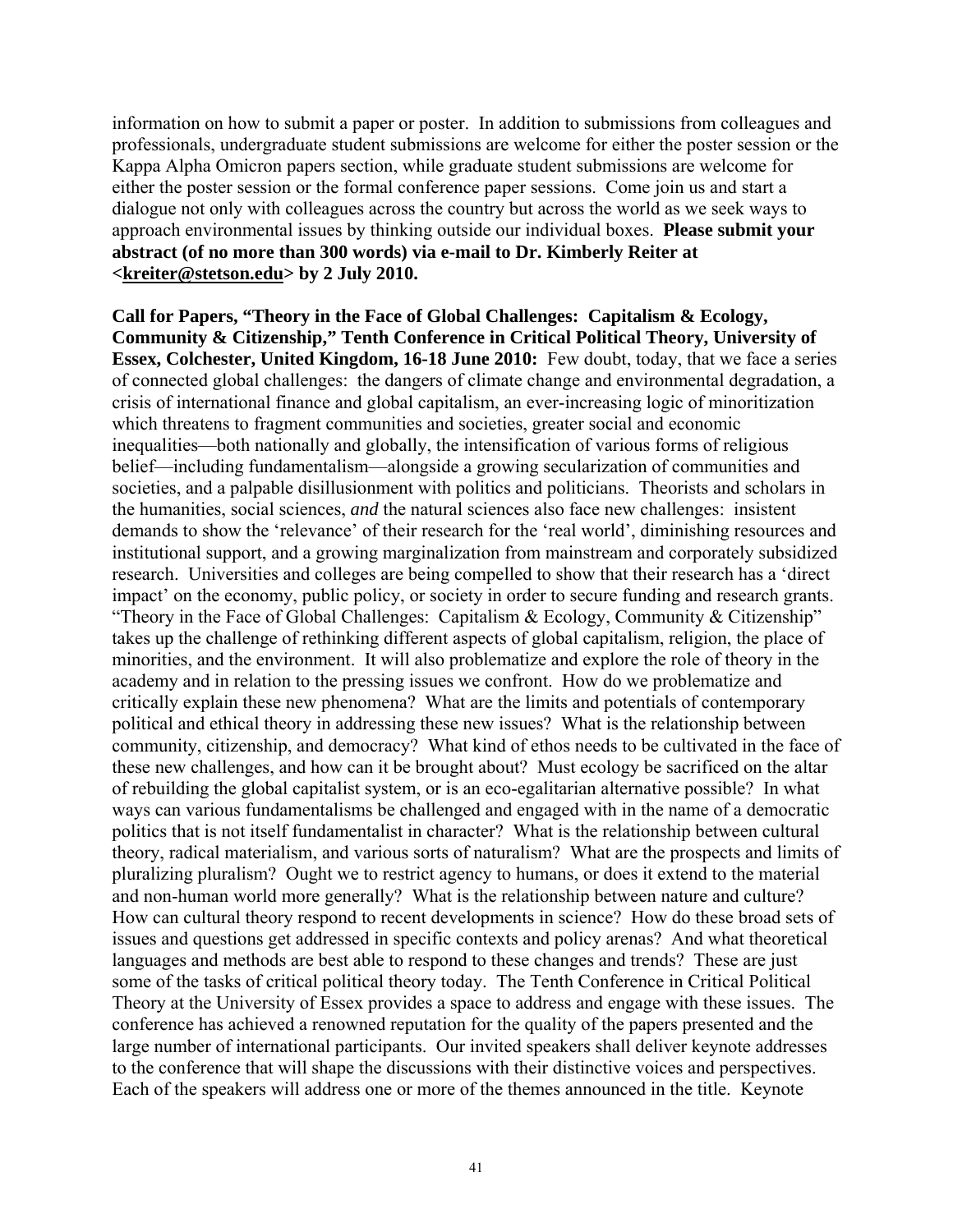information on how to submit a paper or poster. In addition to submissions from colleagues and professionals, undergraduate student submissions are welcome for either the poster session or the Kappa Alpha Omicron papers section, while graduate student submissions are welcome for either the poster session or the formal conference paper sessions. Come join us and start a dialogue not only with colleagues across the country but across the world as we seek ways to approach environmental issues by thinking outside our individual boxes. **Please submit your abstract (of no more than 300 words) via e-mail to Dr. Kimberly Reiter at <kreiter@stetson.edu> by 2 July 2010.**

**Call for Papers, "Theory in the Face of Global Challenges: Capitalism & Ecology, Community & Citizenship," Tenth Conference in Critical Political Theory, University of Essex, Colchester, United Kingdom, 16-18 June 2010:** Few doubt, today, that we face a series of connected global challenges: the dangers of climate change and environmental degradation, a crisis of international finance and global capitalism, an ever-increasing logic of minoritization which threatens to fragment communities and societies, greater social and economic inequalities—both nationally and globally, the intensification of various forms of religious belief—including fundamentalism—alongside a growing secularization of communities and societies, and a palpable disillusionment with politics and politicians. Theorists and scholars in the humanities, social sciences, *and* the natural sciences also face new challenges: insistent demands to show the 'relevance' of their research for the 'real world', diminishing resources and institutional support, and a growing marginalization from mainstream and corporately subsidized research. Universities and colleges are being compelled to show that their research has a 'direct impact' on the economy, public policy, or society in order to secure funding and research grants. "Theory in the Face of Global Challenges: Capitalism & Ecology, Community & Citizenship" takes up the challenge of rethinking different aspects of global capitalism, religion, the place of minorities, and the environment. It will also problematize and explore the role of theory in the academy and in relation to the pressing issues we confront. How do we problematize and critically explain these new phenomena? What are the limits and potentials of contemporary political and ethical theory in addressing these new issues? What is the relationship between community, citizenship, and democracy? What kind of ethos needs to be cultivated in the face of these new challenges, and how can it be brought about? Must ecology be sacrificed on the altar of rebuilding the global capitalist system, or is an eco-egalitarian alternative possible? In what ways can various fundamentalisms be challenged and engaged with in the name of a democratic politics that is not itself fundamentalist in character? What is the relationship between cultural theory, radical materialism, and various sorts of naturalism? What are the prospects and limits of pluralizing pluralism? Ought we to restrict agency to humans, or does it extend to the material and non-human world more generally? What is the relationship between nature and culture? How can cultural theory respond to recent developments in science? How do these broad sets of issues and questions get addressed in specific contexts and policy arenas? And what theoretical languages and methods are best able to respond to these changes and trends? These are just some of the tasks of critical political theory today. The Tenth Conference in Critical Political Theory at the University of Essex provides a space to address and engage with these issues. The conference has achieved a renowned reputation for the quality of the papers presented and the large number of international participants. Our invited speakers shall deliver keynote addresses to the conference that will shape the discussions with their distinctive voices and perspectives. Each of the speakers will address one or more of the themes announced in the title. Keynote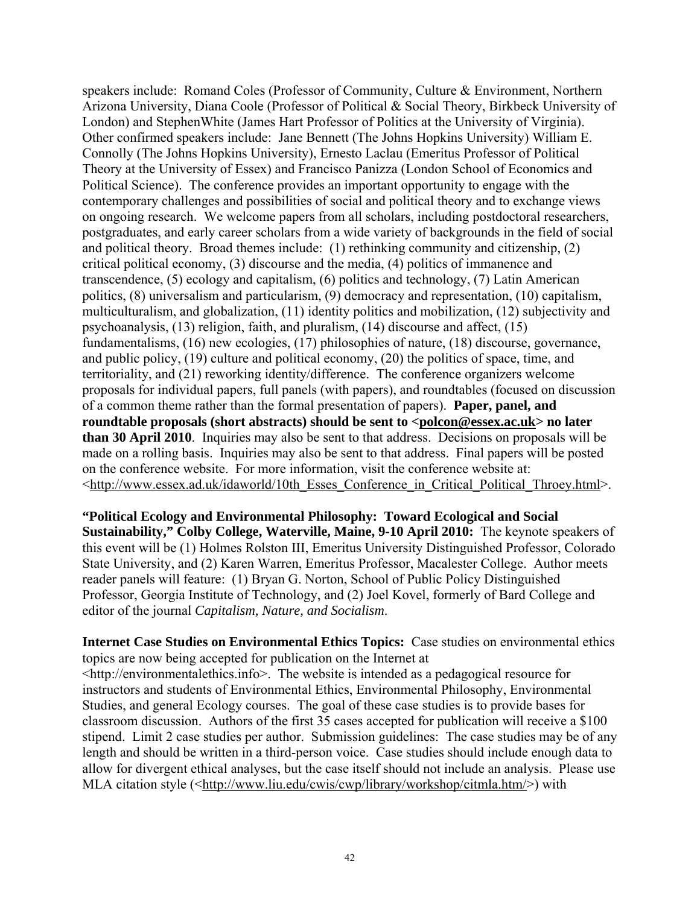speakers include: Romand Coles (Professor of Community, Culture & Environment, Northern Arizona University, Diana Coole (Professor of Political & Social Theory, Birkbeck University of London) and StephenWhite (James Hart Professor of Politics at the University of Virginia). Other confirmed speakers include: Jane Bennett (The Johns Hopkins University) William E. Connolly (The Johns Hopkins University), Ernesto Laclau (Emeritus Professor of Political Theory at the University of Essex) and Francisco Panizza (London School of Economics and Political Science). The conference provides an important opportunity to engage with the contemporary challenges and possibilities of social and political theory and to exchange views on ongoing research. We welcome papers from all scholars, including postdoctoral researchers, postgraduates, and early career scholars from a wide variety of backgrounds in the field of social and political theory. Broad themes include: (1) rethinking community and citizenship, (2) critical political economy, (3) discourse and the media, (4) politics of immanence and transcendence, (5) ecology and capitalism, (6) politics and technology, (7) Latin American politics, (8) universalism and particularism, (9) democracy and representation, (10) capitalism, multiculturalism, and globalization, (11) identity politics and mobilization, (12) subjectivity and psychoanalysis, (13) religion, faith, and pluralism, (14) discourse and affect, (15) fundamentalisms, (16) new ecologies, (17) philosophies of nature, (18) discourse, governance, and public policy, (19) culture and political economy, (20) the politics of space, time, and territoriality, and (21) reworking identity/difference. The conference organizers welcome proposals for individual papers, full panels (with papers), and roundtables (focused on discussion of a common theme rather than the formal presentation of papers). **Paper, panel, and roundtable proposals (short abstracts) should be sent to <polcon@essex.ac.uk> no later than 30 April 2010**. Inquiries may also be sent to that address. Decisions on proposals will be made on a rolling basis. Inquiries may also be sent to that address. Final papers will be posted on the conference website. For more information, visit the conference website at: <http://www.essex.ad.uk/idaworld/10th_Esses_Conference_in_Critical_Political_Throey.html>.

**"Political Ecology and Environmental Philosophy: Toward Ecological and Social Sustainability," Colby College, Waterville, Maine, 9-10 April 2010:** The keynote speakers of this event will be (1) Holmes Rolston III, Emeritus University Distinguished Professor, Colorado State University, and (2) Karen Warren, Emeritus Professor, Macalester College. Author meets reader panels will feature: (1) Bryan G. Norton, School of Public Policy Distinguished Professor, Georgia Institute of Technology, and (2) Joel Kovel, formerly of Bard College and editor of the journal *Capitalism, Nature, and Socialism*.

**Internet Case Studies on Environmental Ethics Topics:** Case studies on environmental ethics topics are now being accepted for publication on the Internet at <http://environmentalethics.info>. The website is intended as a pedagogical resource for instructors and students of Environmental Ethics, Environmental Philosophy, Environmental Studies, and general Ecology courses. The goal of these case studies is to provide bases for classroom discussion. Authors of the first 35 cases accepted for publication will receive a $100 stipend. Limit 2 case studies per author. Submission guidelines: The case studies may be of any length and should be written in a third-person voice. Case studies should include enough data to allow for divergent ethical analyses, but the case itself should not include an analysis. Please use MLA citation style (<http://www.liu.edu/cwis/cwp/library/workshop/citmla.htm/>) with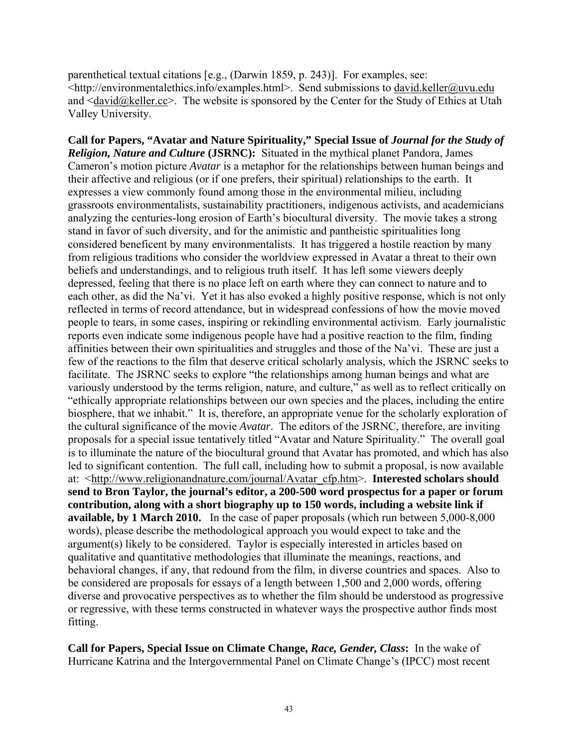parenthetical textual citations [e.g., (Darwin 1859, p. 243)]. For examples, see: <http://environmentalethics.info/examples.html>. Send submissions to david.keller@uvu.edu and <david@keller.cc>. The website is sponsored by the Center for the Study of Ethics at Utah Valley University.

**Call for Papers, "Avatar and Nature Spirituality," Special Issue of *Journal for the Study of Religion, Nature and Culture* (JSRNC):** Situated in the mythical planet Pandora, James Cameron's motion picture *Avatar* is a metaphor for the relationships between human beings and their affective and religious (or if one prefers, their spiritual) relationships to the earth. It expresses a view commonly found among those in the environmental milieu, including grassroots environmentalists, sustainability practitioners, indigenous activists, and academicians analyzing the centuries-long erosion of Earth's biocultural diversity. The movie takes a strong stand in favor of such diversity, and for the animistic and pantheistic spiritualities long considered beneficent by many environmentalists. It has triggered a hostile reaction by many from religious traditions who consider the worldview expressed in Avatar a threat to their own beliefs and understandings, and to religious truth itself. It has left some viewers deeply depressed, feeling that there is no place left on earth where they can connect to nature and to each other, as did the Na'vi. Yet it has also evoked a highly positive response, which is not only reflected in terms of record attendance, but in widespread confessions of how the movie moved people to tears, in some cases, inspiring or rekindling environmental activism. Early journalistic reports even indicate some indigenous people have had a positive reaction to the film, finding affinities between their own spiritualities and struggles and those of the Na'vi. These are just a few of the reactions to the film that deserve critical scholarly analysis, which the JSRNC seeks to facilitate. The JSRNC seeks to explore "the relationships among human beings and what are variously understood by the terms religion, nature, and culture," as well as to reflect critically on "ethically appropriate relationships between our own species and the places, including the entire biosphere, that we inhabit." It is, therefore, an appropriate venue for the scholarly exploration of the cultural significance of the movie *Avatar*. The editors of the JSRNC, therefore, are inviting proposals for a special issue tentatively titled "Avatar and Nature Spirituality." The overall goal is to illuminate the nature of the biocultural ground that Avatar has promoted, and which has also led to significant contention. The full call, including how to submit a proposal, is now available at: <http://www.religionandnature.com/journal/Avatar_cfp.htm>. **Interested scholars should send to Bron Taylor, the journal's editor, a 200-500 word prospectus for a paper or forum contribution, along with a short biography up to 150 words, including a website link if available, by 1 March 2010.** In the case of paper proposals (which run between 5,000-8,000 words), please describe the methodological approach you would expect to take and the argument(s) likely to be considered. Taylor is especially interested in articles based on qualitative and quantitative methodologies that illuminate the meanings, reactions, and behavioral changes, if any, that redound from the film, in diverse countries and spaces. Also to be considered are proposals for essays of a length between 1,500 and 2,000 words, offering diverse and provocative perspectives as to whether the film should be understood as progressive or regressive, with these terms constructed in whatever ways the prospective author finds most fitting.

**Call for Papers, Special Issue on Climate Change, *Race, Gender, Class*:** In the wake of Hurricane Katrina and the Intergovernmental Panel on Climate Change's (IPCC) most recent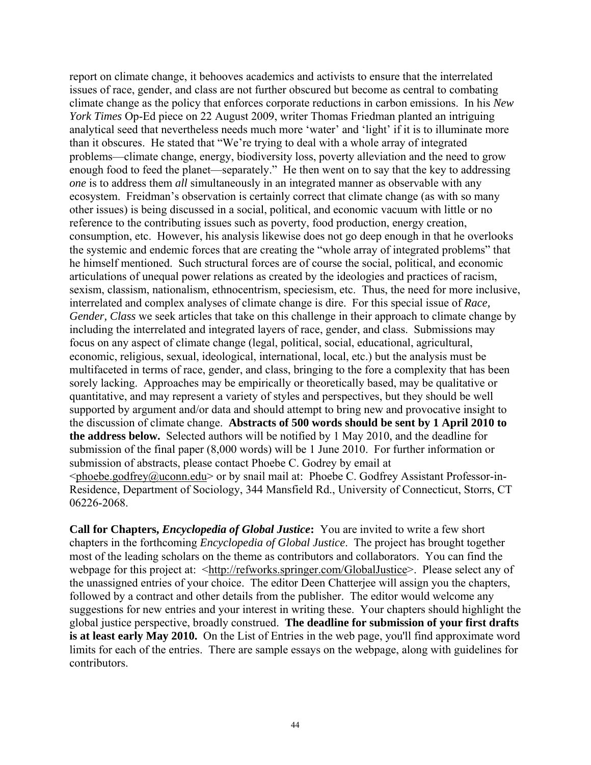report on climate change, it behooves academics and activists to ensure that the interrelated issues of race, gender, and class are not further obscured but become as central to combating climate change as the policy that enforces corporate reductions in carbon emissions. In his *New York Times* Op-Ed piece on 22 August 2009, writer Thomas Friedman planted an intriguing analytical seed that nevertheless needs much more 'water' and 'light' if it is to illuminate more than it obscures. He stated that "We're trying to deal with a whole array of integrated problems—climate change, energy, biodiversity loss, poverty alleviation and the need to grow enough food to feed the planet—separately." He then went on to say that the key to addressing *one* is to address them *all* simultaneously in an integrated manner as observable with any ecosystem. Freidman's observation is certainly correct that climate change (as with so many other issues) is being discussed in a social, political, and economic vacuum with little or no reference to the contributing issues such as poverty, food production, energy creation, consumption, etc. However, his analysis likewise does not go deep enough in that he overlooks the systemic and endemic forces that are creating the "whole array of integrated problems" that he himself mentioned. Such structural forces are of course the social, political, and economic articulations of unequal power relations as created by the ideologies and practices of racism, sexism, classism, nationalism, ethnocentrism, speciesism, etc. Thus, the need for more inclusive, interrelated and complex analyses of climate change is dire. For this special issue of *Race, Gender, Class* we seek articles that take on this challenge in their approach to climate change by including the interrelated and integrated layers of race, gender, and class. Submissions may focus on any aspect of climate change (legal, political, social, educational, agricultural, economic, religious, sexual, ideological, international, local, etc.) but the analysis must be multifaceted in terms of race, gender, and class, bringing to the fore a complexity that has been sorely lacking. Approaches may be empirically or theoretically based, may be qualitative or quantitative, and may represent a variety of styles and perspectives, but they should be well supported by argument and/or data and should attempt to bring new and provocative insight to the discussion of climate change. **Abstracts of 500 words should be sent by 1 April 2010 to the address below.** Selected authors will be notified by 1 May 2010, and the deadline for submission of the final paper (8,000 words) will be 1 June 2010. For further information or submission of abstracts, please contact Phoebe C. Godrey by email at <phoebe.godfrey@uconn.edu> or by snail mail at: Phoebe C. Godfrey Assistant Professor-in-Residence, Department of Sociology, 344 Mansfield Rd., University of Connecticut, Storrs, CT 06226-2068.

**Call for Chapters, *Encyclopedia of Global Justice*:** You are invited to write a few short chapters in the forthcoming *Encyclopedia of Global Justice*. The project has brought together most of the leading scholars on the theme as contributors and collaborators. You can find the webpage for this project at: <http://refworks.springer.com/GlobalJustice>. Please select any of the unassigned entries of your choice. The editor Deen Chatterjee will assign you the chapters, followed by a contract and other details from the publisher. The editor would welcome any suggestions for new entries and your interest in writing these. Your chapters should highlight the global justice perspective, broadly construed. **The deadline for submission of your first drafts is at least early May 2010.** On the List of Entries in the web page, you'll find approximate word limits for each of the entries. There are sample essays on the webpage, along with guidelines for contributors.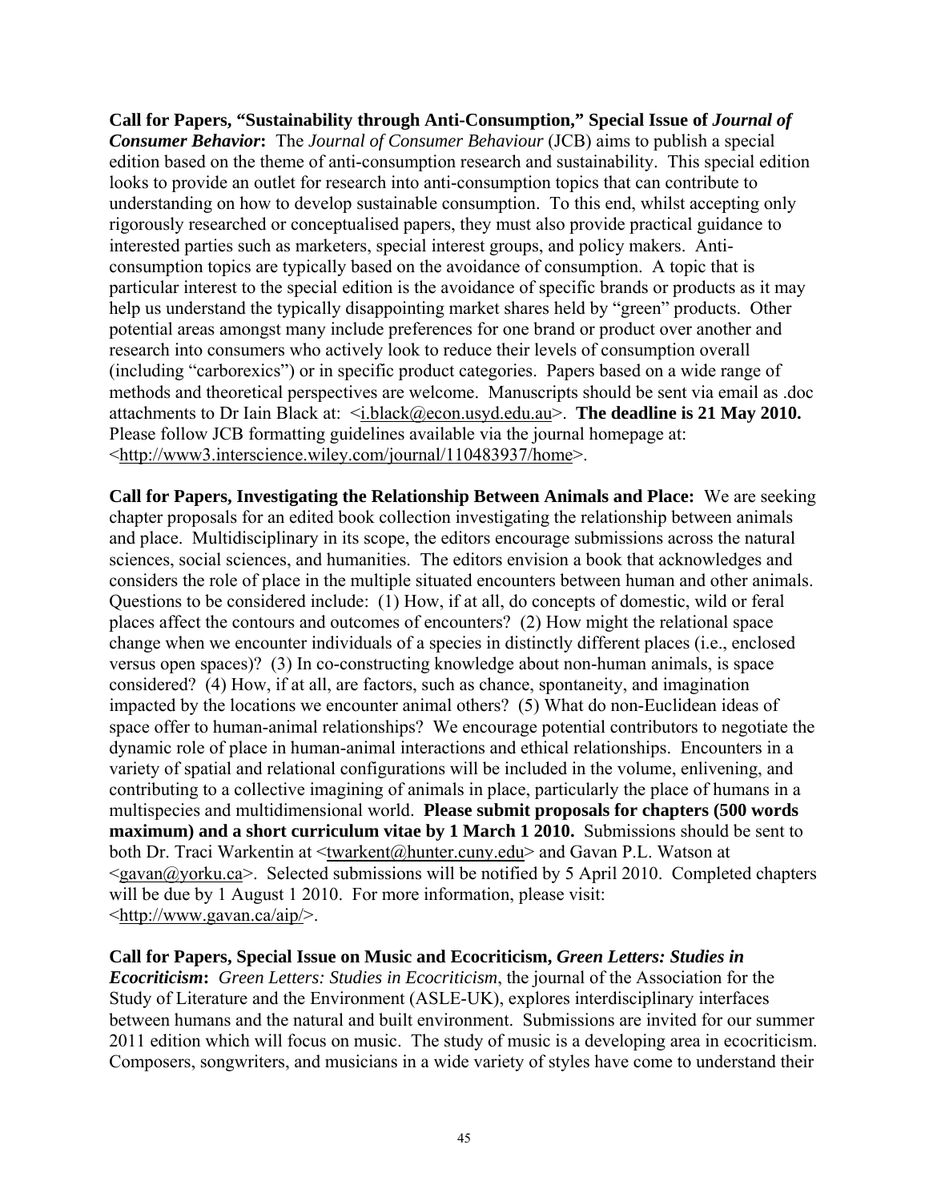**Call for Papers, "Sustainability through Anti-Consumption," Special Issue of *Journal of Consumer Behavior*:** The *Journal of Consumer Behaviour* (JCB) aims to publish a special edition based on the theme of anti-consumption research and sustainability. This special edition looks to provide an outlet for research into anti-consumption topics that can contribute to understanding on how to develop sustainable consumption. To this end, whilst accepting only rigorously researched or conceptualised papers, they must also provide practical guidance to interested parties such as marketers, special interest groups, and policy makers. Anti-consumption topics are typically based on the avoidance of consumption. A topic that is particular interest to the special edition is the avoidance of specific brands or products as it may help us understand the typically disappointing market shares held by "green" products. Other potential areas amongst many include preferences for one brand or product over another and research into consumers who actively look to reduce their levels of consumption overall (including "carborexics") or in specific product categories. Papers based on a wide range of methods and theoretical perspectives are welcome. Manuscripts should be sent via email as .doc attachments to Dr Iain Black at: <i.black@econ.usyd.edu.au>. **The deadline is 21 May 2010.** Please follow JCB formatting guidelines available via the journal homepage at: <http://www3.interscience.wiley.com/journal/110483937/home>.

**Call for Papers, Investigating the Relationship Between Animals and Place:** We are seeking chapter proposals for an edited book collection investigating the relationship between animals and place. Multidisciplinary in its scope, the editors encourage submissions across the natural sciences, social sciences, and humanities. The editors envision a book that acknowledges and considers the role of place in the multiple situated encounters between human and other animals. Questions to be considered include: (1) How, if at all, do concepts of domestic, wild or feral places affect the contours and outcomes of encounters? (2) How might the relational space change when we encounter individuals of a species in distinctly different places (i.e., enclosed versus open spaces)? (3) In co-constructing knowledge about non-human animals, is space considered? (4) How, if at all, are factors, such as chance, spontaneity, and imagination impacted by the locations we encounter animal others? (5) What do non-Euclidean ideas of space offer to human-animal relationships? We encourage potential contributors to negotiate the dynamic role of place in human-animal interactions and ethical relationships. Encounters in a variety of spatial and relational configurations will be included in the volume, enlivening, and contributing to a collective imagining of animals in place, particularly the place of humans in a multispecies and multidimensional world. **Please submit proposals for chapters (500 words maximum) and a short curriculum vitae by 1 March 1 2010.** Submissions should be sent to both Dr. Traci Warkentin at <twarkent@hunter.cuny.edu> and Gavan P.L. Watson at <gavan@yorku.ca>. Selected submissions will be notified by 5 April 2010. Completed chapters will be due by 1 August 1 2010. For more information, please visit: <http://www.gavan.ca/aip/>.

**Call for Papers, Special Issue on Music and Ecocriticism, *Green Letters: Studies in Ecocriticism*:** *Green Letters: Studies in Ecocriticism*, the journal of the Association for the Study of Literature and the Environment (ASLE-UK), explores interdisciplinary interfaces between humans and the natural and built environment. Submissions are invited for our summer 2011 edition which will focus on music. The study of music is a developing area in ecocriticism. Composers, songwriters, and musicians in a wide variety of styles have come to understand their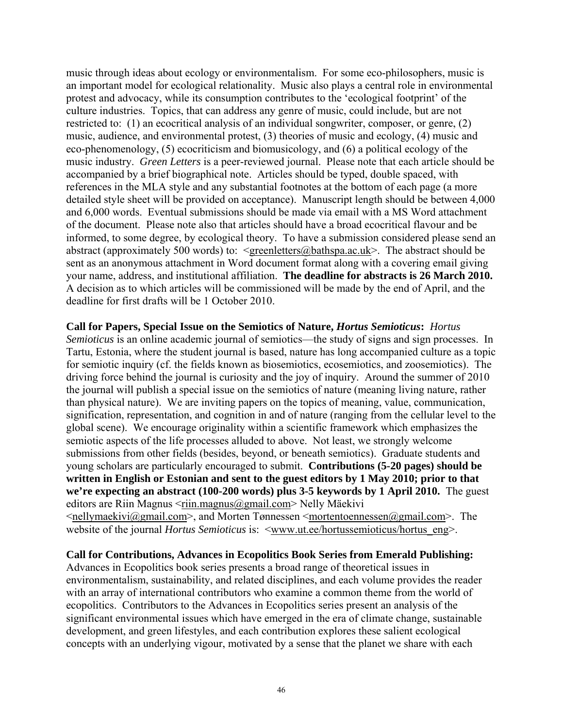music through ideas about ecology or environmentalism. For some eco-philosophers, music is an important model for ecological relationality. Music also plays a central role in environmental protest and advocacy, while its consumption contributes to the 'ecological footprint' of the culture industries. Topics, that can address any genre of music, could include, but are not restricted to: (1) an ecocritical analysis of an individual songwriter, composer, or genre, (2) music, audience, and environmental protest, (3) theories of music and ecology, (4) music and eco-phenomenology, (5) ecocriticism and biomusicology, and (6) a political ecology of the music industry. *Green Letters* is a peer-reviewed journal. Please note that each article should be accompanied by a brief biographical note. Articles should be typed, double spaced, with references in the MLA style and any substantial footnotes at the bottom of each page (a more detailed style sheet will be provided on acceptance). Manuscript length should be between 4,000 and 6,000 words. Eventual submissions should be made via email with a MS Word attachment of the document. Please note also that articles should have a broad ecocritical flavour and be informed, to some degree, by ecological theory. To have a submission considered please send an abstract (approximately 500 words) to: <greenletters@bathspa.ac.uk>. The abstract should be sent as an anonymous attachment in Word document format along with a covering email giving your name, address, and institutional affiliation. **The deadline for abstracts is 26 March 2010.** A decision as to which articles will be commissioned will be made by the end of April, and the deadline for first drafts will be 1 October 2010.

**Call for Papers, Special Issue on the Semiotics of Nature, *Hortus Semioticus*:** *Hortus Semioticus* is an online academic journal of semiotics—the study of signs and sign processes. In Tartu, Estonia, where the student journal is based, nature has long accompanied culture as a topic for semiotic inquiry (cf. the fields known as biosemiotics, ecosemiotics, and zoosemiotics). The driving force behind the journal is curiosity and the joy of inquiry. Around the summer of 2010 the journal will publish a special issue on the semiotics of nature (meaning living nature, rather than physical nature). We are inviting papers on the topics of meaning, value, communication, signification, representation, and cognition in and of nature (ranging from the cellular level to the global scene). We encourage originality within a scientific framework which emphasizes the semiotic aspects of the life processes alluded to above. Not least, we strongly welcome submissions from other fields (besides, beyond, or beneath semiotics). Graduate students and young scholars are particularly encouraged to submit. **Contributions (5-20 pages) should be written in English or Estonian and sent to the guest editors by 1 May 2010; prior to that we're expecting an abstract (100-200 words) plus 3-5 keywords by 1 April 2010.** The guest editors are Riin Magnus <riin.magnus@gmail.com> Nelly Mäekivi <nellymaekivi@gmail.com>, and Morten Tønnessen <mortentoennessen@gmail.com>. The website of the journal *Hortus Semioticus* is: <www.ut.ee/hortussemioticus/hortus_eng>.

**Call for Contributions, Advances in Ecopolitics Book Series from Emerald Publishing:** Advances in Ecopolitics book series presents a broad range of theoretical issues in environmentalism, sustainability, and related disciplines, and each volume provides the reader with an array of international contributors who examine a common theme from the world of ecopolitics. Contributors to the Advances in Ecopolitics series present an analysis of the significant environmental issues which have emerged in the era of climate change, sustainable development, and green lifestyles, and each contribution explores these salient ecological concepts with an underlying vigour, motivated by a sense that the planet we share with each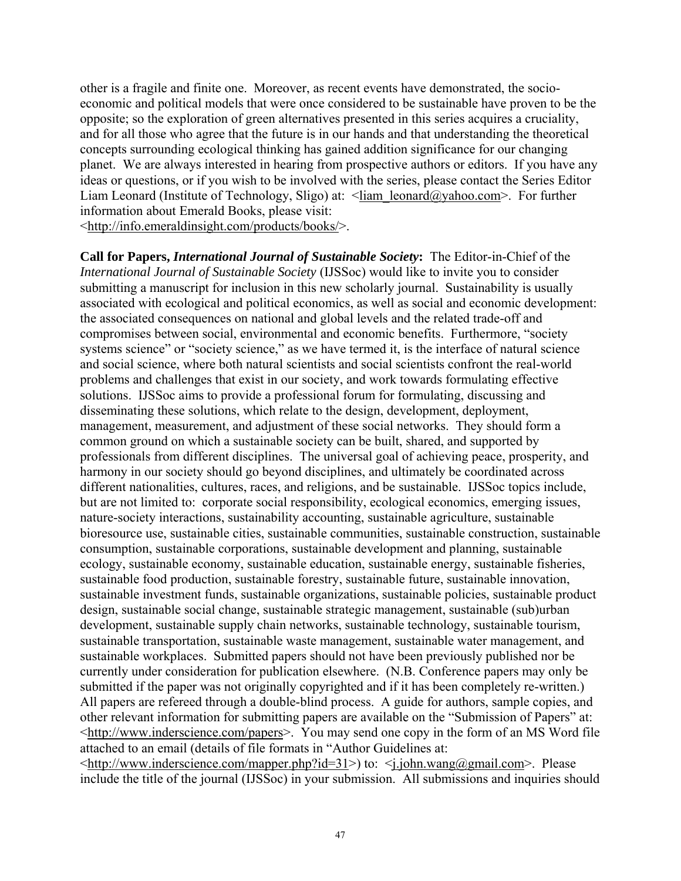other is a fragile and finite one. Moreover, as recent events have demonstrated, the socio-economic and political models that were once considered to be sustainable have proven to be the opposite; so the exploration of green alternatives presented in this series acquires a cruciality, and for all those who agree that the future is in our hands and that understanding the theoretical concepts surrounding ecological thinking has gained addition significance for our changing planet. We are always interested in hearing from prospective authors or editors. If you have any ideas or questions, or if you wish to be involved with the series, please contact the Series Editor Liam Leonard (Institute of Technology, Sligo) at: <liam_leonard@yahoo.com>. For further information about Emerald Books, please visit: <http://info.emeraldinsight.com/products/books/>.

**Call for Papers, *International Journal of Sustainable Society*:** The Editor-in-Chief of the *International Journal of Sustainable Society* (IJSSoc) would like to invite you to consider submitting a manuscript for inclusion in this new scholarly journal. Sustainability is usually associated with ecological and political economics, as well as social and economic development: the associated consequences on national and global levels and the related trade-off and compromises between social, environmental and economic benefits. Furthermore, "society systems science" or "society science," as we have termed it, is the interface of natural science and social science, where both natural scientists and social scientists confront the real-world problems and challenges that exist in our society, and work towards formulating effective solutions. IJSSoc aims to provide a professional forum for formulating, discussing and disseminating these solutions, which relate to the design, development, deployment, management, measurement, and adjustment of these social networks. They should form a common ground on which a sustainable society can be built, shared, and supported by professionals from different disciplines. The universal goal of achieving peace, prosperity, and harmony in our society should go beyond disciplines, and ultimately be coordinated across different nationalities, cultures, races, and religions, and be sustainable. IJSSoc topics include, but are not limited to: corporate social responsibility, ecological economics, emerging issues, nature-society interactions, sustainability accounting, sustainable agriculture, sustainable bioresource use, sustainable cities, sustainable communities, sustainable construction, sustainable consumption, sustainable corporations, sustainable development and planning, sustainable ecology, sustainable economy, sustainable education, sustainable energy, sustainable fisheries, sustainable food production, sustainable forestry, sustainable future, sustainable innovation, sustainable investment funds, sustainable organizations, sustainable policies, sustainable product design, sustainable social change, sustainable strategic management, sustainable (sub)urban development, sustainable supply chain networks, sustainable technology, sustainable tourism, sustainable transportation, sustainable waste management, sustainable water management, and sustainable workplaces. Submitted papers should not have been previously published nor be currently under consideration for publication elsewhere. (N.B. Conference papers may only be submitted if the paper was not originally copyrighted and if it has been completely re-written.) All papers are refereed through a double-blind process. A guide for authors, sample copies, and other relevant information for submitting papers are available on the "Submission of Papers" at: <http://www.inderscience.com/papers>. You may send one copy in the form of an MS Word file attached to an email (details of file formats in "Author Guidelines at: <http://www.inderscience.com/mapper.php?id=31>) to: <j.john.wang@gmail.com>. Please include the title of the journal (IJSSoc) in your submission. All submissions and inquiries should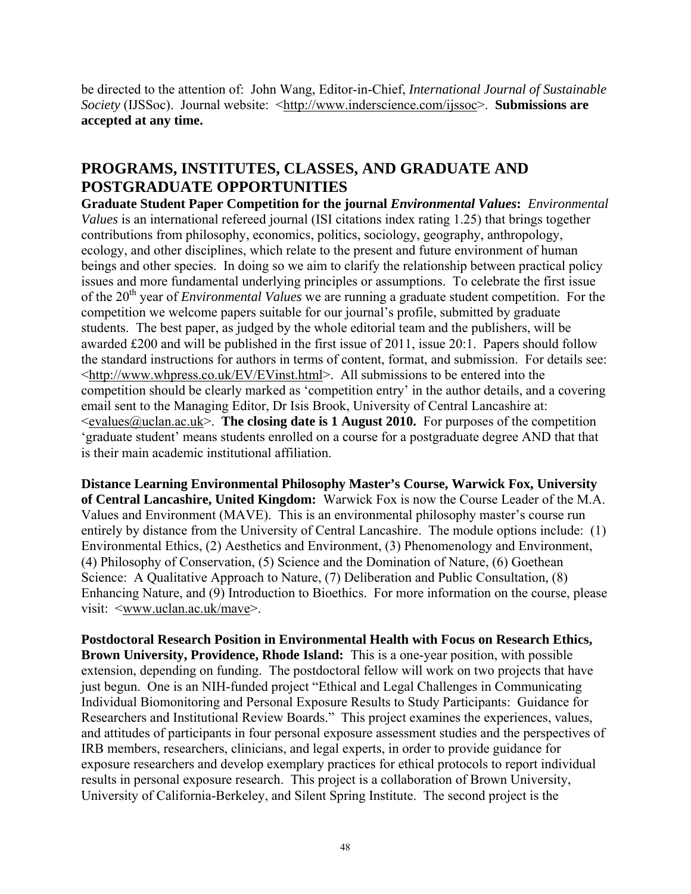be directed to the attention of: John Wang, Editor-in-Chief, *International Journal of Sustainable Society* (IJSSoc). Journal website: <http://www.inderscience.com/ijssoc>. **Submissions are accepted at any time.**

## PROGRAMS, INSTITUTES, CLASSES, AND GRADUATE AND POSTGRADUATE OPPORTUNITIES

**Graduate Student Paper Competition for the journal *Environmental Values*:** *Environmental Values* is an international refereed journal (ISI citations index rating 1.25) that brings together contributions from philosophy, economics, politics, sociology, geography, anthropology, ecology, and other disciplines, which relate to the present and future environment of human beings and other species. In doing so we aim to clarify the relationship between practical policy issues and more fundamental underlying principles or assumptions. To celebrate the first issue of the 20th year of *Environmental Values* we are running a graduate student competition. For the competition we welcome papers suitable for our journal's profile, submitted by graduate students. The best paper, as judged by the whole editorial team and the publishers, will be awarded £200 and will be published in the first issue of 2011, issue 20:1. Papers should follow the standard instructions for authors in terms of content, format, and submission. For details see: <http://www.whpress.co.uk/EV/EVinst.html>. All submissions to be entered into the competition should be clearly marked as 'competition entry' in the author details, and a covering email sent to the Managing Editor, Dr Isis Brook, University of Central Lancashire at: <evalues@uclan.ac.uk>. **The closing date is 1 August 2010.** For purposes of the competition 'graduate student' means students enrolled on a course for a postgraduate degree AND that that is their main academic institutional affiliation.

**Distance Learning Environmental Philosophy Master's Course, Warwick Fox, University of Central Lancashire, United Kingdom:** Warwick Fox is now the Course Leader of the M.A. Values and Environment (MAVE). This is an environmental philosophy master's course run entirely by distance from the University of Central Lancashire. The module options include: (1) Environmental Ethics, (2) Aesthetics and Environment, (3) Phenomenology and Environment, (4) Philosophy of Conservation, (5) Science and the Domination of Nature, (6) Goethean Science: A Qualitative Approach to Nature, (7) Deliberation and Public Consultation, (8) Enhancing Nature, and (9) Introduction to Bioethics. For more information on the course, please visit: <www.uclan.ac.uk/mave>.

**Postdoctoral Research Position in Environmental Health with Focus on Research Ethics, Brown University, Providence, Rhode Island:** This is a one-year position, with possible extension, depending on funding. The postdoctoral fellow will work on two projects that have just begun. One is an NIH-funded project "Ethical and Legal Challenges in Communicating Individual Biomonitoring and Personal Exposure Results to Study Participants: Guidance for Researchers and Institutional Review Boards." This project examines the experiences, values, and attitudes of participants in four personal exposure assessment studies and the perspectives of IRB members, researchers, clinicians, and legal experts, in order to provide guidance for exposure researchers and develop exemplary practices for ethical protocols to report individual results in personal exposure research. This project is a collaboration of Brown University, University of California-Berkeley, and Silent Spring Institute. The second project is the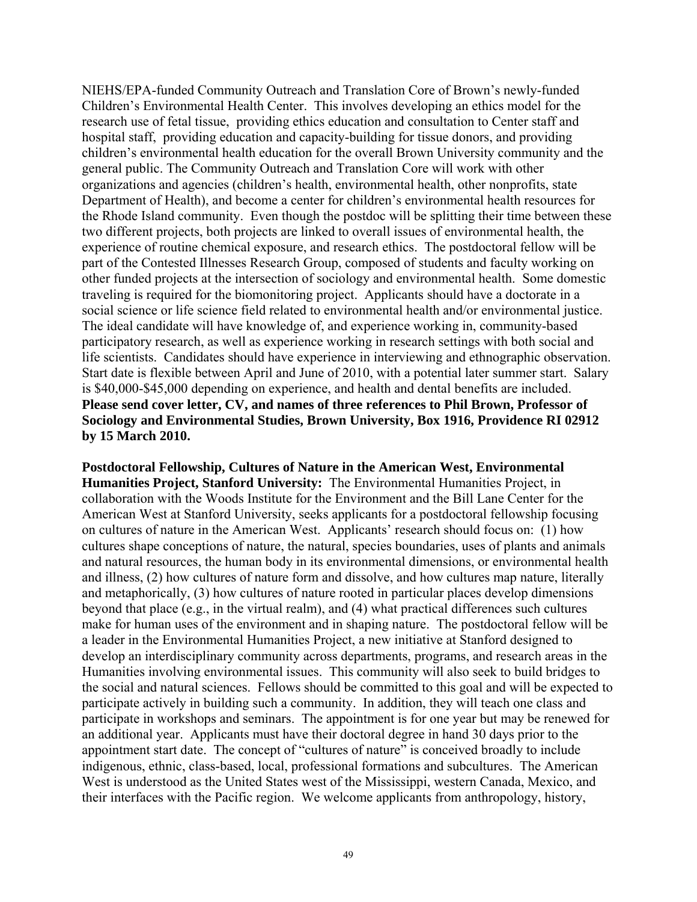NIEHS/EPA-funded Community Outreach and Translation Core of Brown's newly-funded Children's Environmental Health Center. This involves developing an ethics model for the research use of fetal tissue, providing ethics education and consultation to Center staff and hospital staff, providing education and capacity-building for tissue donors, and providing children's environmental health education for the overall Brown University community and the general public. The Community Outreach and Translation Core will work with other organizations and agencies (children's health, environmental health, other nonprofits, state Department of Health), and become a center for children's environmental health resources for the Rhode Island community. Even though the postdoc will be splitting their time between these two different projects, both projects are linked to overall issues of environmental health, the experience of routine chemical exposure, and research ethics. The postdoctoral fellow will be part of the Contested Illnesses Research Group, composed of students and faculty working on other funded projects at the intersection of sociology and environmental health. Some domestic traveling is required for the biomonitoring project. Applicants should have a doctorate in a social science or life science field related to environmental health and/or environmental justice. The ideal candidate will have knowledge of, and experience working in, community-based participatory research, as well as experience working in research settings with both social and life scientists. Candidates should have experience in interviewing and ethnographic observation. Start date is flexible between April and June of 2010, with a potential later summer start. Salary is $40,000-$45,000 depending on experience, and health and dental benefits are included. **Please send cover letter, CV, and names of three references to Phil Brown, Professor of Sociology and Environmental Studies, Brown University, Box 1916, Providence RI 02912 by 15 March 2010.**

**Postdoctoral Fellowship, Cultures of Nature in the American West, Environmental Humanities Project, Stanford University:** The Environmental Humanities Project, in collaboration with the Woods Institute for the Environment and the Bill Lane Center for the American West at Stanford University, seeks applicants for a postdoctoral fellowship focusing on cultures of nature in the American West. Applicants' research should focus on: (1) how cultures shape conceptions of nature, the natural, species boundaries, uses of plants and animals and natural resources, the human body in its environmental dimensions, or environmental health and illness, (2) how cultures of nature form and dissolve, and how cultures map nature, literally and metaphorically, (3) how cultures of nature rooted in particular places develop dimensions beyond that place (e.g., in the virtual realm), and (4) what practical differences such cultures make for human uses of the environment and in shaping nature. The postdoctoral fellow will be a leader in the Environmental Humanities Project, a new initiative at Stanford designed to develop an interdisciplinary community across departments, programs, and research areas in the Humanities involving environmental issues. This community will also seek to build bridges to the social and natural sciences. Fellows should be committed to this goal and will be expected to participate actively in building such a community. In addition, they will teach one class and participate in workshops and seminars. The appointment is for one year but may be renewed for an additional year. Applicants must have their doctoral degree in hand 30 days prior to the appointment start date. The concept of "cultures of nature" is conceived broadly to include indigenous, ethnic, class-based, local, professional formations and subcultures. The American West is understood as the United States west of the Mississippi, western Canada, Mexico, and their interfaces with the Pacific region. We welcome applicants from anthropology, history,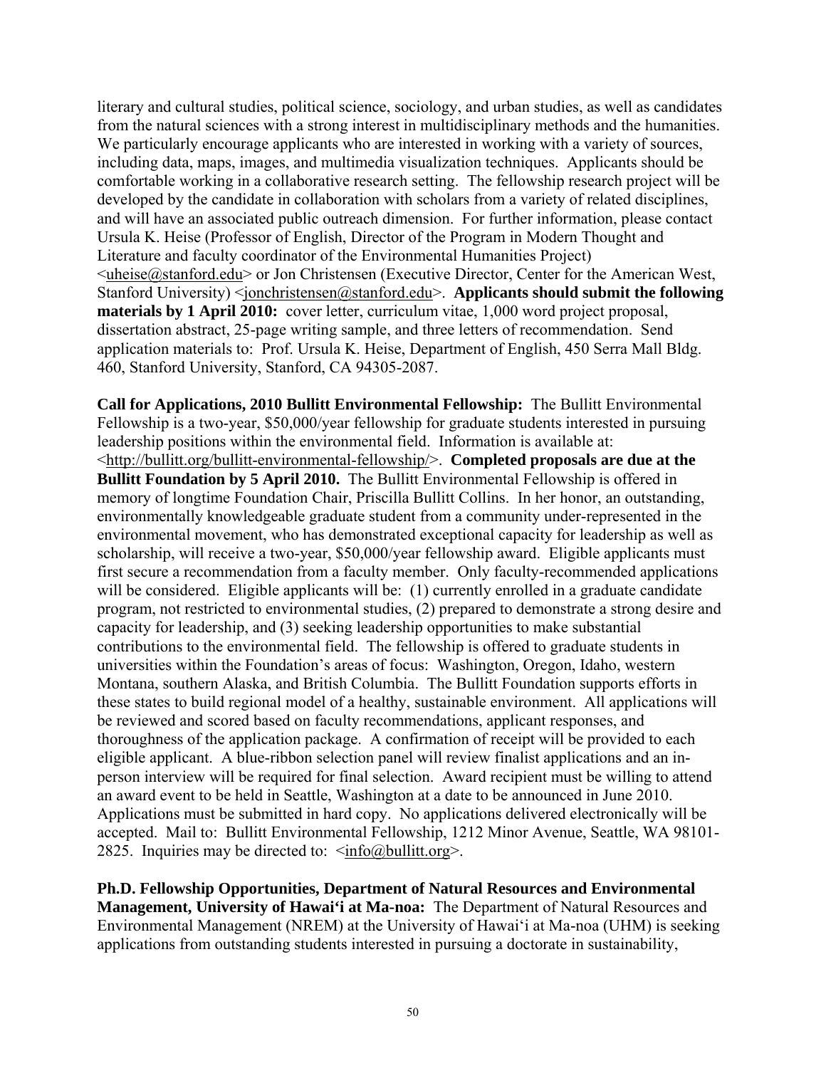literary and cultural studies, political science, sociology, and urban studies, as well as candidates from the natural sciences with a strong interest in multidisciplinary methods and the humanities. We particularly encourage applicants who are interested in working with a variety of sources, including data, maps, images, and multimedia visualization techniques. Applicants should be comfortable working in a collaborative research setting. The fellowship research project will be developed by the candidate in collaboration with scholars from a variety of related disciplines, and will have an associated public outreach dimension. For further information, please contact Ursula K. Heise (Professor of English, Director of the Program in Modern Thought and Literature and faculty coordinator of the Environmental Humanities Project) <uheise@stanford.edu> or Jon Christensen (Executive Director, Center for the American West, Stanford University) <jonchristensen@stanford.edu>. **Applicants should submit the following materials by 1 April 2010:** cover letter, curriculum vitae, 1,000 word project proposal, dissertation abstract, 25-page writing sample, and three letters of recommendation. Send application materials to: Prof. Ursula K. Heise, Department of English, 450 Serra Mall Bldg. 460, Stanford University, Stanford, CA 94305-2087.

**Call for Applications, 2010 Bullitt Environmental Fellowship:** The Bullitt Environmental Fellowship is a two-year, $50,000/year fellowship for graduate students interested in pursuing leadership positions within the environmental field. Information is available at: <http://bullitt.org/bullitt-environmental-fellowship/>. **Completed proposals are due at the Bullitt Foundation by 5 April 2010.** The Bullitt Environmental Fellowship is offered in memory of longtime Foundation Chair, Priscilla Bullitt Collins. In her honor, an outstanding, environmentally knowledgeable graduate student from a community under-represented in the environmental movement, who has demonstrated exceptional capacity for leadership as well as scholarship, will receive a two-year, $50,000/year fellowship award. Eligible applicants must first secure a recommendation from a faculty member. Only faculty-recommended applications will be considered. Eligible applicants will be: (1) currently enrolled in a graduate candidate program, not restricted to environmental studies, (2) prepared to demonstrate a strong desire and capacity for leadership, and (3) seeking leadership opportunities to make substantial contributions to the environmental field. The fellowship is offered to graduate students in universities within the Foundation's areas of focus: Washington, Oregon, Idaho, western Montana, southern Alaska, and British Columbia. The Bullitt Foundation supports efforts in these states to build regional model of a healthy, sustainable environment. All applications will be reviewed and scored based on faculty recommendations, applicant responses, and thoroughness of the application package. A confirmation of receipt will be provided to each eligible applicant. A blue-ribbon selection panel will review finalist applications and an in-person interview will be required for final selection. Award recipient must be willing to attend an award event to be held in Seattle, Washington at a date to be announced in June 2010. Applications must be submitted in hard copy. No applications delivered electronically will be accepted. Mail to: Bullitt Environmental Fellowship, 1212 Minor Avenue, Seattle, WA 98101-2825. Inquiries may be directed to: <info@bullitt.org>.

**Ph.D. Fellowship Opportunities, Department of Natural Resources and Environmental Management, University of Hawai'i at Ma-noa:** The Department of Natural Resources and Environmental Management (NREM) at the University of Hawai'i at Ma-noa (UHM) is seeking applications from outstanding students interested in pursuing a doctorate in sustainability,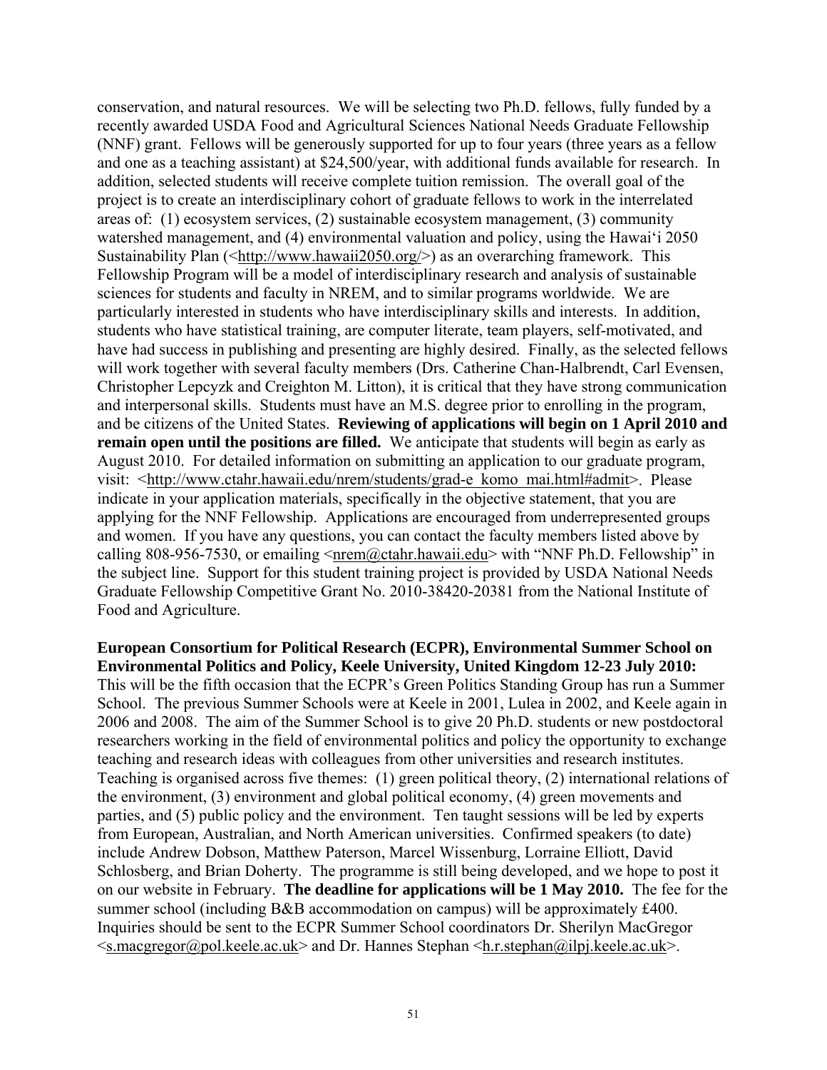conservation, and natural resources. We will be selecting two Ph.D. fellows, fully funded by a recently awarded USDA Food and Agricultural Sciences National Needs Graduate Fellowship (NNF) grant. Fellows will be generously supported for up to four years (three years as a fellow and one as a teaching assistant) at $24,500/year, with additional funds available for research. In addition, selected students will receive complete tuition remission. The overall goal of the project is to create an interdisciplinary cohort of graduate fellows to work in the interrelated areas of: (1) ecosystem services, (2) sustainable ecosystem management, (3) community watershed management, and (4) environmental valuation and policy, using the Hawai'i 2050 Sustainability Plan (<http://www.hawaii2050.org/>) as an overarching framework. This Fellowship Program will be a model of interdisciplinary research and analysis of sustainable sciences for students and faculty in NREM, and to similar programs worldwide. We are particularly interested in students who have interdisciplinary skills and interests. In addition, students who have statistical training, are computer literate, team players, self-motivated, and have had success in publishing and presenting are highly desired. Finally, as the selected fellows will work together with several faculty members (Drs. Catherine Chan-Halbrendt, Carl Evensen, Christopher Lepcyzk and Creighton M. Litton), it is critical that they have strong communication and interpersonal skills. Students must have an M.S. degree prior to enrolling in the program, and be citizens of the United States. **Reviewing of applications will begin on 1 April 2010 and remain open until the positions are filled.** We anticipate that students will begin as early as August 2010. For detailed information on submitting an application to our graduate program, visit: <http://www.ctahr.hawaii.edu/nrem/students/grad-e_komo_mai.html#admit>. Please indicate in your application materials, specifically in the objective statement, that you are applying for the NNF Fellowship. Applications are encouraged from underrepresented groups and women. If you have any questions, you can contact the faculty members listed above by calling 808-956-7530, or emailing <nrem@ctahr.hawaii.edu> with "NNF Ph.D. Fellowship" in the subject line. Support for this student training project is provided by USDA National Needs Graduate Fellowship Competitive Grant No. 2010-38420-20381 from the National Institute of Food and Agriculture.

**European Consortium for Political Research (ECPR), Environmental Summer School on Environmental Politics and Policy, Keele University, United Kingdom 12-23 July 2010:** This will be the fifth occasion that the ECPR's Green Politics Standing Group has run a Summer School. The previous Summer Schools were at Keele in 2001, Lulea in 2002, and Keele again in 2006 and 2008. The aim of the Summer School is to give 20 Ph.D. students or new postdoctoral researchers working in the field of environmental politics and policy the opportunity to exchange teaching and research ideas with colleagues from other universities and research institutes. Teaching is organised across five themes: (1) green political theory, (2) international relations of the environment, (3) environment and global political economy, (4) green movements and parties, and (5) public policy and the environment. Ten taught sessions will be led by experts from European, Australian, and North American universities. Confirmed speakers (to date) include Andrew Dobson, Matthew Paterson, Marcel Wissenburg, Lorraine Elliott, David Schlosberg, and Brian Doherty. The programme is still being developed, and we hope to post it on our website in February. **The deadline for applications will be 1 May 2010.** The fee for the summer school (including B&B accommodation on campus) will be approximately £400. Inquiries should be sent to the ECPR Summer School coordinators Dr. Sherilyn MacGregor <s.macgregor@pol.keele.ac.uk> and Dr. Hannes Stephan <h.r.stephan@ilpj.keele.ac.uk>.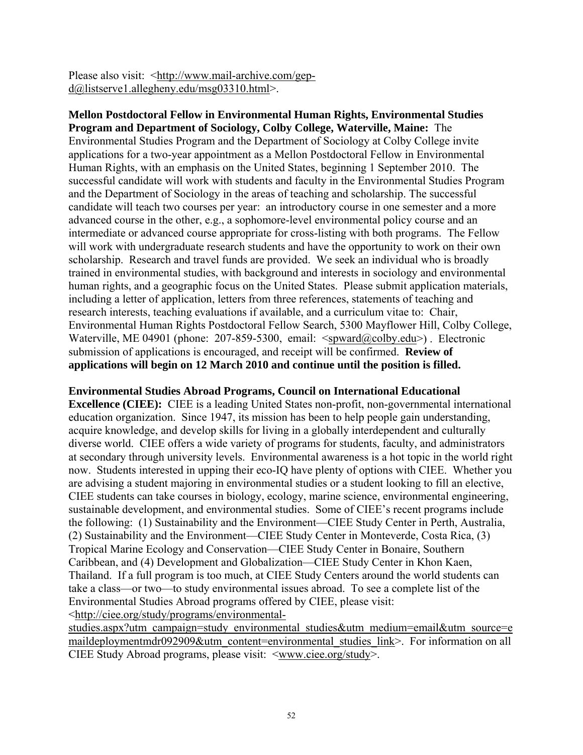Please also visit: <http://www.mail-archive.com/gep-d@listserve1.allegheny.edu/msg03310.html>.

**Mellon Postdoctoral Fellow in Environmental Human Rights, Environmental Studies Program and Department of Sociology, Colby College, Waterville, Maine:** The Environmental Studies Program and the Department of Sociology at Colby College invite applications for a two-year appointment as a Mellon Postdoctoral Fellow in Environmental Human Rights, with an emphasis on the United States, beginning 1 September 2010. The successful candidate will work with students and faculty in the Environmental Studies Program and the Department of Sociology in the areas of teaching and scholarship. The successful candidate will teach two courses per year: an introductory course in one semester and a more advanced course in the other, e.g., a sophomore-level environmental policy course and an intermediate or advanced course appropriate for cross-listing with both programs. The Fellow will work with undergraduate research students and have the opportunity to work on their own scholarship. Research and travel funds are provided. We seek an individual who is broadly trained in environmental studies, with background and interests in sociology and environmental human rights, and a geographic focus on the United States. Please submit application materials, including a letter of application, letters from three references, statements of teaching and research interests, teaching evaluations if available, and a curriculum vitae to: Chair, Environmental Human Rights Postdoctoral Fellow Search, 5300 Mayflower Hill, Colby College, Waterville, ME 04901 (phone: 207-859-5300, email: <spward@colby.edu>) . Electronic submission of applications is encouraged, and receipt will be confirmed. **Review of applications will begin on 12 March 2010 and continue until the position is filled.**

**Environmental Studies Abroad Programs, Council on International Educational Excellence (CIEE):** CIEE is a leading United States non-profit, non-governmental international education organization. Since 1947, its mission has been to help people gain understanding, acquire knowledge, and develop skills for living in a globally interdependent and culturally diverse world. CIEE offers a wide variety of programs for students, faculty, and administrators at secondary through university levels. Environmental awareness is a hot topic in the world right now. Students interested in upping their eco-IQ have plenty of options with CIEE. Whether you are advising a student majoring in environmental studies or a student looking to fill an elective, CIEE students can take courses in biology, ecology, marine science, environmental engineering, sustainable development, and environmental studies. Some of CIEE's recent programs include the following: (1) Sustainability and the Environment—CIEE Study Center in Perth, Australia, (2) Sustainability and the Environment—CIEE Study Center in Monteverde, Costa Rica, (3) Tropical Marine Ecology and Conservation—CIEE Study Center in Bonaire, Southern Caribbean, and (4) Development and Globalization—CIEE Study Center in Khon Kaen, Thailand. If a full program is too much, at CIEE Study Centers around the world students can take a class—or two—to study environmental issues abroad. To see a complete list of the Environmental Studies Abroad programs offered by CIEE, please visit: <http://ciee.org/study/programs/environmental-studies.aspx?utm_campaign=study_environmental_studies&utm_medium=email&utm_source=emaildeploymentmdr092909&utm_content=environmental_studies_link>. For information on all CIEE Study Abroad programs, please visit: <www.ciee.org/study>.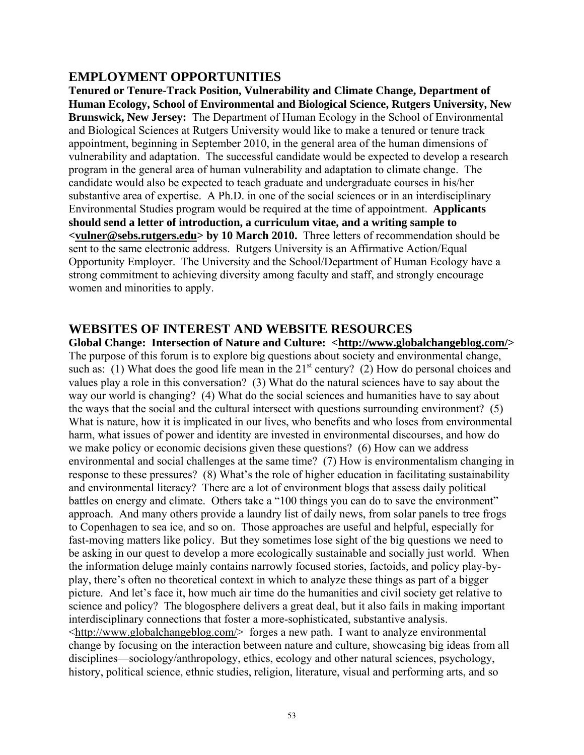## EMPLOYMENT OPPORTUNITIES

**Tenured or Tenure-Track Position, Vulnerability and Climate Change, Department of Human Ecology, School of Environmental and Biological Science, Rutgers University, New Brunswick, New Jersey:** The Department of Human Ecology in the School of Environmental and Biological Sciences at Rutgers University would like to make a tenured or tenure track appointment, beginning in September 2010, in the general area of the human dimensions of vulnerability and adaptation. The successful candidate would be expected to develop a research program in the general area of human vulnerability and adaptation to climate change. The candidate would also be expected to teach graduate and undergraduate courses in his/her substantive area of expertise. A Ph.D. in one of the social sciences or in an interdisciplinary Environmental Studies program would be required at the time of appointment. **Applicants should send a letter of introduction, a curriculum vitae, and a writing sample to <vulner@sebs.rutgers.edu> by 10 March 2010.** Three letters of recommendation should be sent to the same electronic address. Rutgers University is an Affirmative Action/Equal Opportunity Employer. The University and the School/Department of Human Ecology have a strong commitment to achieving diversity among faculty and staff, and strongly encourage women and minorities to apply.

## WEBSITES OF INTEREST AND WEBSITE RESOURCES

**Global Change: Intersection of Nature and Culture: <http://www.globalchangeblog.com/>** The purpose of this forum is to explore big questions about society and environmental change, such as: (1) What does the good life mean in the 21st century? (2) How do personal choices and values play a role in this conversation? (3) What do the natural sciences have to say about the way our world is changing? (4) What do the social sciences and humanities have to say about the ways that the social and the cultural intersect with questions surrounding environment? (5) What is nature, how it is implicated in our lives, who benefits and who loses from environmental harm, what issues of power and identity are invested in environmental discourses, and how do we make policy or economic decisions given these questions? (6) How can we address environmental and social challenges at the same time? (7) How is environmentalism changing in response to these pressures? (8) What's the role of higher education in facilitating sustainability and environmental literacy? There are a lot of environment blogs that assess daily political battles on energy and climate. Others take a "100 things you can do to save the environment" approach. And many others provide a laundry list of daily news, from solar panels to tree frogs to Copenhagen to sea ice, and so on. Those approaches are useful and helpful, especially for fast-moving matters like policy. But they sometimes lose sight of the big questions we need to be asking in our quest to develop a more ecologically sustainable and socially just world. When the information deluge mainly contains narrowly focused stories, factoids, and policy play-by-play, there's often no theoretical context in which to analyze these things as part of a bigger picture. And let's face it, how much air time do the humanities and civil society get relative to science and policy? The blogosphere delivers a great deal, but it also fails in making important interdisciplinary connections that foster a more-sophisticated, substantive analysis. <http://www.globalchangeblog.com/> forges a new path. I want to analyze environmental change by focusing on the interaction between nature and culture, showcasing big ideas from all disciplines—sociology/anthropology, ethics, ecology and other natural sciences, psychology, history, political science, ethnic studies, religion, literature, visual and performing arts, and so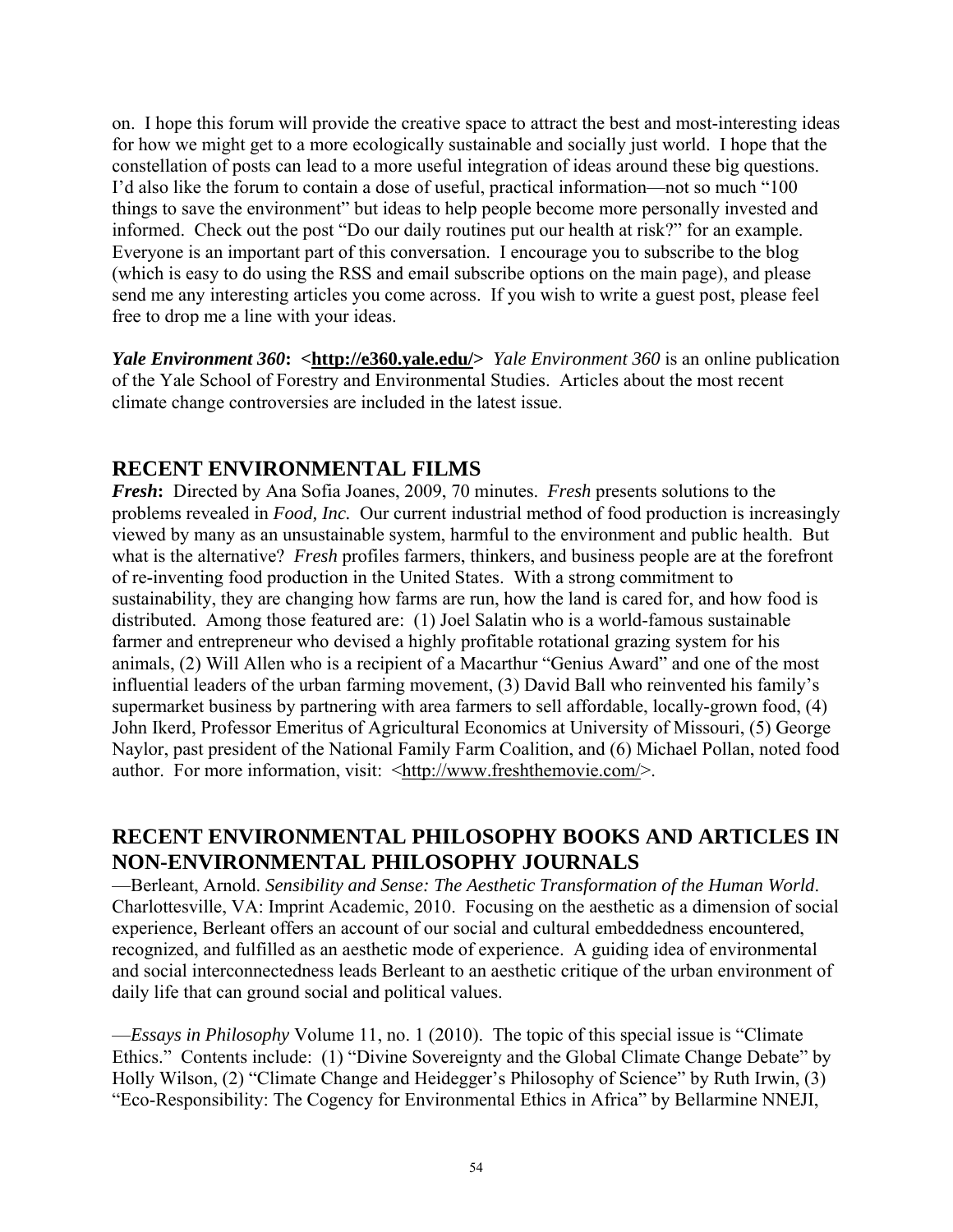on. I hope this forum will provide the creative space to attract the best and most-interesting ideas for how we might get to a more ecologically sustainable and socially just world. I hope that the constellation of posts can lead to a more useful integration of ideas around these big questions. I'd also like the forum to contain a dose of useful, practical information—not so much "100 things to save the environment" but ideas to help people become more personally invested and informed. Check out the post "Do our daily routines put our health at risk?" for an example. Everyone is an important part of this conversation. I encourage you to subscribe to the blog (which is easy to do using the RSS and email subscribe options on the main page), and please send me any interesting articles you come across. If you wish to write a guest post, please feel free to drop me a line with your ideas.

***Yale Environment 360*: <http://e360.yale.edu/>** *Yale Environment 360* is an online publication of the Yale School of Forestry and Environmental Studies. Articles about the most recent climate change controversies are included in the latest issue.

## RECENT ENVIRONMENTAL FILMS

***Fresh*:** Directed by Ana Sofia Joanes, 2009, 70 minutes. *Fresh* presents solutions to the problems revealed in *Food, Inc.* Our current industrial method of food production is increasingly viewed by many as an unsustainable system, harmful to the environment and public health. But what is the alternative? *Fresh* profiles farmers, thinkers, and business people are at the forefront of re-inventing food production in the United States. With a strong commitment to sustainability, they are changing how farms are run, how the land is cared for, and how food is distributed. Among those featured are: (1) Joel Salatin who is a world-famous sustainable farmer and entrepreneur who devised a highly profitable rotational grazing system for his animals, (2) Will Allen who is a recipient of a Macarthur "Genius Award" and one of the most influential leaders of the urban farming movement, (3) David Ball who reinvented his family's supermarket business by partnering with area farmers to sell affordable, locally-grown food, (4) John Ikerd, Professor Emeritus of Agricultural Economics at University of Missouri, (5) George Naylor, past president of the National Family Farm Coalition, and (6) Michael Pollan, noted food author. For more information, visit: <http://www.freshthemovie.com/>.

## RECENT ENVIRONMENTAL PHILOSOPHY BOOKS AND ARTICLES IN NON-ENVIRONMENTAL PHILOSOPHY JOURNALS

—Berleant, Arnold. *Sensibility and Sense: The Aesthetic Transformation of the Human World*. Charlottesville, VA: Imprint Academic, 2010. Focusing on the aesthetic as a dimension of social experience, Berleant offers an account of our social and cultural embeddedness encountered, recognized, and fulfilled as an aesthetic mode of experience. A guiding idea of environmental and social interconnectedness leads Berleant to an aesthetic critique of the urban environment of daily life that can ground social and political values.

—*Essays in Philosophy* Volume 11, no. 1 (2010). The topic of this special issue is "Climate Ethics." Contents include: (1) "Divine Sovereignty and the Global Climate Change Debate" by Holly Wilson, (2) "Climate Change and Heidegger's Philosophy of Science" by Ruth Irwin, (3) "Eco-Responsibility: The Cogency for Environmental Ethics in Africa" by Bellarmine NNEJI,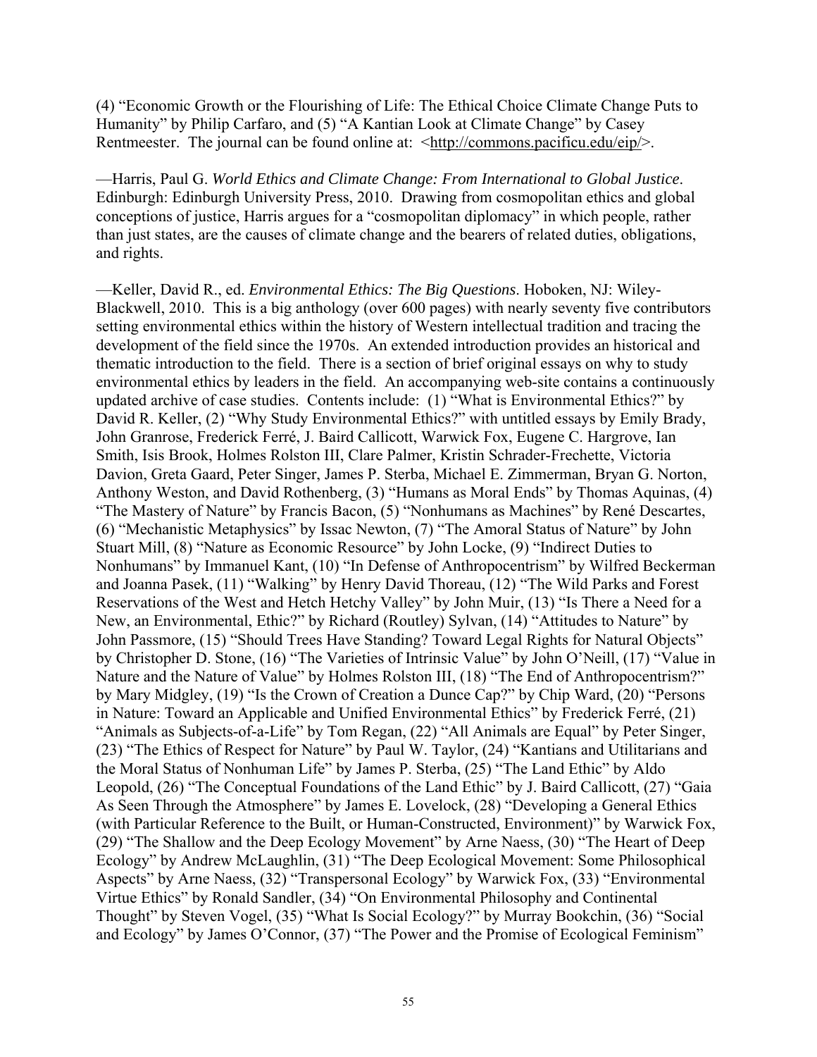(4) "Economic Growth or the Flourishing of Life: The Ethical Choice Climate Change Puts to Humanity" by Philip Carfaro, and (5) "A Kantian Look at Climate Change" by Casey Rentmeester. The journal can be found online at: <http://commons.pacificu.edu/eip/>.

—Harris, Paul G. *World Ethics and Climate Change: From International to Global Justice*. Edinburgh: Edinburgh University Press, 2010. Drawing from cosmopolitan ethics and global conceptions of justice, Harris argues for a "cosmopolitan diplomacy" in which people, rather than just states, are the causes of climate change and the bearers of related duties, obligations, and rights.

—Keller, David R., ed. *Environmental Ethics: The Big Questions*. Hoboken, NJ: Wiley-Blackwell, 2010. This is a big anthology (over 600 pages) with nearly seventy five contributors setting environmental ethics within the history of Western intellectual tradition and tracing the development of the field since the 1970s. An extended introduction provides an historical and thematic introduction to the field. There is a section of brief original essays on why to study environmental ethics by leaders in the field. An accompanying web-site contains a continuously updated archive of case studies. Contents include: (1) "What is Environmental Ethics?" by David R. Keller, (2) "Why Study Environmental Ethics?" with untitled essays by Emily Brady, John Granrose, Frederick Ferré, J. Baird Callicott, Warwick Fox, Eugene C. Hargrove, Ian Smith, Isis Brook, Holmes Rolston III, Clare Palmer, Kristin Schrader-Frechette, Victoria Davion, Greta Gaard, Peter Singer, James P. Sterba, Michael E. Zimmerman, Bryan G. Norton, Anthony Weston, and David Rothenberg, (3) "Humans as Moral Ends" by Thomas Aquinas, (4) "The Mastery of Nature" by Francis Bacon, (5) "Nonhumans as Machines" by René Descartes, (6) "Mechanistic Metaphysics" by Issac Newton, (7) "The Amoral Status of Nature" by John Stuart Mill, (8) "Nature as Economic Resource" by John Locke, (9) "Indirect Duties to Nonhumans" by Immanuel Kant, (10) "In Defense of Anthropocentrism" by Wilfred Beckerman and Joanna Pasek, (11) "Walking" by Henry David Thoreau, (12) "The Wild Parks and Forest Reservations of the West and Hetch Hetchy Valley" by John Muir, (13) "Is There a Need for a New, an Environmental, Ethic?" by Richard (Routley) Sylvan, (14) "Attitudes to Nature" by John Passmore, (15) "Should Trees Have Standing? Toward Legal Rights for Natural Objects" by Christopher D. Stone, (16) "The Varieties of Intrinsic Value" by John O'Neill, (17) "Value in Nature and the Nature of Value" by Holmes Rolston III, (18) "The End of Anthropocentrism?" by Mary Midgley, (19) "Is the Crown of Creation a Dunce Cap?" by Chip Ward, (20) "Persons in Nature: Toward an Applicable and Unified Environmental Ethics" by Frederick Ferré, (21) "Animals as Subjects-of-a-Life" by Tom Regan, (22) "All Animals are Equal" by Peter Singer, (23) "The Ethics of Respect for Nature" by Paul W. Taylor, (24) "Kantians and Utilitarians and the Moral Status of Nonhuman Life" by James P. Sterba, (25) "The Land Ethic" by Aldo Leopold, (26) "The Conceptual Foundations of the Land Ethic" by J. Baird Callicott, (27) "Gaia As Seen Through the Atmosphere" by James E. Lovelock, (28) "Developing a General Ethics (with Particular Reference to the Built, or Human-Constructed, Environment)" by Warwick Fox, (29) "The Shallow and the Deep Ecology Movement" by Arne Naess, (30) "The Heart of Deep Ecology" by Andrew McLaughlin, (31) "The Deep Ecological Movement: Some Philosophical Aspects" by Arne Naess, (32) "Transpersonal Ecology" by Warwick Fox, (33) "Environmental Virtue Ethics" by Ronald Sandler, (34) "On Environmental Philosophy and Continental Thought" by Steven Vogel, (35) "What Is Social Ecology?" by Murray Bookchin, (36) "Social and Ecology" by James O'Connor, (37) "The Power and the Promise of Ecological Feminism"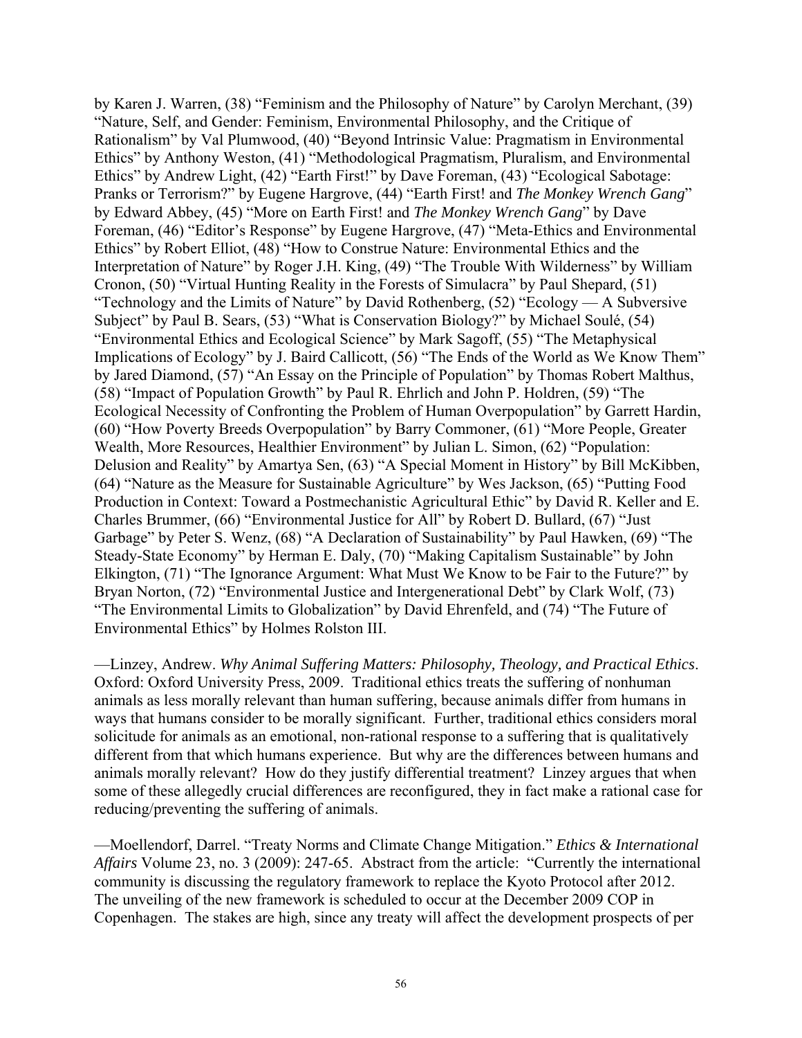by Karen J. Warren, (38) "Feminism and the Philosophy of Nature" by Carolyn Merchant, (39) "Nature, Self, and Gender: Feminism, Environmental Philosophy, and the Critique of Rationalism" by Val Plumwood, (40) "Beyond Intrinsic Value: Pragmatism in Environmental Ethics" by Anthony Weston, (41) "Methodological Pragmatism, Pluralism, and Environmental Ethics" by Andrew Light, (42) "Earth First!" by Dave Foreman, (43) "Ecological Sabotage: Pranks or Terrorism?" by Eugene Hargrove, (44) "Earth First! and *The Monkey Wrench Gang*" by Edward Abbey, (45) "More on Earth First! and *The Monkey Wrench Gang*" by Dave Foreman, (46) "Editor's Response" by Eugene Hargrove, (47) "Meta-Ethics and Environmental Ethics" by Robert Elliot, (48) "How to Construe Nature: Environmental Ethics and the Interpretation of Nature" by Roger J.H. King, (49) "The Trouble With Wilderness" by William Cronon, (50) "Virtual Hunting Reality in the Forests of Simulacra" by Paul Shepard, (51) "Technology and the Limits of Nature" by David Rothenberg, (52) "Ecology — A Subversive Subject" by Paul B. Sears, (53) "What is Conservation Biology?" by Michael Soulé, (54) "Environmental Ethics and Ecological Science" by Mark Sagoff, (55) "The Metaphysical Implications of Ecology" by J. Baird Callicott, (56) "The Ends of the World as We Know Them" by Jared Diamond, (57) "An Essay on the Principle of Population" by Thomas Robert Malthus, (58) "Impact of Population Growth" by Paul R. Ehrlich and John P. Holdren, (59) "The Ecological Necessity of Confronting the Problem of Human Overpopulation" by Garrett Hardin, (60) "How Poverty Breeds Overpopulation" by Barry Commoner, (61) "More People, Greater Wealth, More Resources, Healthier Environment" by Julian L. Simon, (62) "Population: Delusion and Reality" by Amartya Sen, (63) "A Special Moment in History" by Bill McKibben, (64) "Nature as the Measure for Sustainable Agriculture" by Wes Jackson, (65) "Putting Food Production in Context: Toward a Postmechanistic Agricultural Ethic" by David R. Keller and E. Charles Brummer, (66) "Environmental Justice for All" by Robert D. Bullard, (67) "Just Garbage" by Peter S. Wenz, (68) "A Declaration of Sustainability" by Paul Hawken, (69) "The Steady-State Economy" by Herman E. Daly, (70) "Making Capitalism Sustainable" by John Elkington, (71) "The Ignorance Argument: What Must We Know to be Fair to the Future?" by Bryan Norton, (72) "Environmental Justice and Intergenerational Debt" by Clark Wolf, (73) "The Environmental Limits to Globalization" by David Ehrenfeld, and (74) "The Future of Environmental Ethics" by Holmes Rolston III.

—Linzey, Andrew. *Why Animal Suffering Matters: Philosophy, Theology, and Practical Ethics*. Oxford: Oxford University Press, 2009. Traditional ethics treats the suffering of nonhuman animals as less morally relevant than human suffering, because animals differ from humans in ways that humans consider to be morally significant. Further, traditional ethics considers moral solicitude for animals as an emotional, non-rational response to a suffering that is qualitatively different from that which humans experience. But why are the differences between humans and animals morally relevant? How do they justify differential treatment? Linzey argues that when some of these allegedly crucial differences are reconfigured, they in fact make a rational case for reducing/preventing the suffering of animals.

—Moellendorf, Darrel. "Treaty Norms and Climate Change Mitigation." *Ethics & International Affairs* Volume 23, no. 3 (2009): 247-65. Abstract from the article: "Currently the international community is discussing the regulatory framework to replace the Kyoto Protocol after 2012. The unveiling of the new framework is scheduled to occur at the December 2009 COP in Copenhagen. The stakes are high, since any treaty will affect the development prospects of per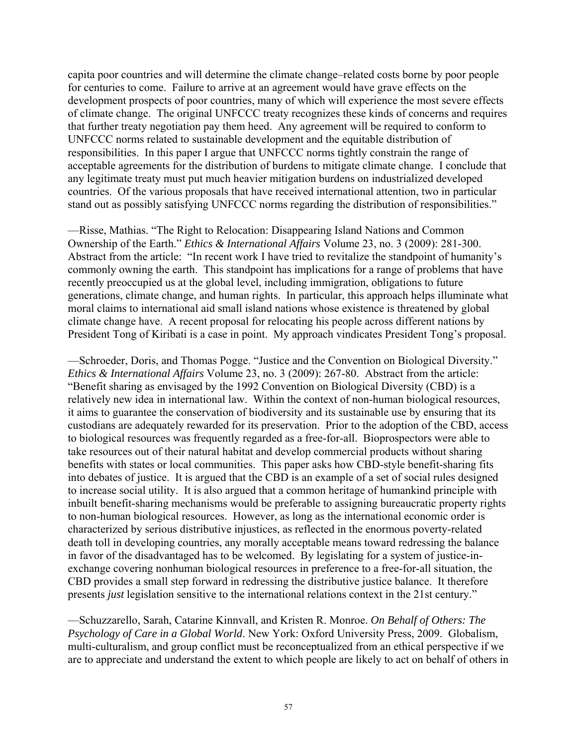capita poor countries and will determine the climate change–related costs borne by poor people for centuries to come. Failure to arrive at an agreement would have grave effects on the development prospects of poor countries, many of which will experience the most severe effects of climate change. The original UNFCCC treaty recognizes these kinds of concerns and requires that further treaty negotiation pay them heed. Any agreement will be required to conform to UNFCCC norms related to sustainable development and the equitable distribution of responsibilities. In this paper I argue that UNFCCC norms tightly constrain the range of acceptable agreements for the distribution of burdens to mitigate climate change. I conclude that any legitimate treaty must put much heavier mitigation burdens on industrialized developed countries. Of the various proposals that have received international attention, two in particular stand out as possibly satisfying UNFCCC norms regarding the distribution of responsibilities."

—Risse, Mathias. "The Right to Relocation: Disappearing Island Nations and Common Ownership of the Earth." *Ethics & International Affairs* Volume 23, no. 3 (2009): 281-300. Abstract from the article: "In recent work I have tried to revitalize the standpoint of humanity's commonly owning the earth. This standpoint has implications for a range of problems that have recently preoccupied us at the global level, including immigration, obligations to future generations, climate change, and human rights. In particular, this approach helps illuminate what moral claims to international aid small island nations whose existence is threatened by global climate change have. A recent proposal for relocating his people across different nations by President Tong of Kiribati is a case in point. My approach vindicates President Tong's proposal.

—Schroeder, Doris, and Thomas Pogge. "Justice and the Convention on Biological Diversity." *Ethics & International Affairs* Volume 23, no. 3 (2009): 267-80. Abstract from the article: "Benefit sharing as envisaged by the 1992 Convention on Biological Diversity (CBD) is a relatively new idea in international law. Within the context of non-human biological resources, it aims to guarantee the conservation of biodiversity and its sustainable use by ensuring that its custodians are adequately rewarded for its preservation. Prior to the adoption of the CBD, access to biological resources was frequently regarded as a free-for-all. Bioprospectors were able to take resources out of their natural habitat and develop commercial products without sharing benefits with states or local communities. This paper asks how CBD-style benefit-sharing fits into debates of justice. It is argued that the CBD is an example of a set of social rules designed to increase social utility. It is also argued that a common heritage of humankind principle with inbuilt benefit-sharing mechanisms would be preferable to assigning bureaucratic property rights to non-human biological resources. However, as long as the international economic order is characterized by serious distributive injustices, as reflected in the enormous poverty-related death toll in developing countries, any morally acceptable means toward redressing the balance in favor of the disadvantaged has to be welcomed. By legislating for a system of justice-in-exchange covering nonhuman biological resources in preference to a free-for-all situation, the CBD provides a small step forward in redressing the distributive justice balance. It therefore presents *just* legislation sensitive to the international relations context in the 21st century."

—Schuzzarello, Sarah, Catarine Kinnvall, and Kristen R. Monroe. *On Behalf of Others: The Psychology of Care in a Global World*. New York: Oxford University Press, 2009. Globalism, multi-culturalism, and group conflict must be reconceptualized from an ethical perspective if we are to appreciate and understand the extent to which people are likely to act on behalf of others in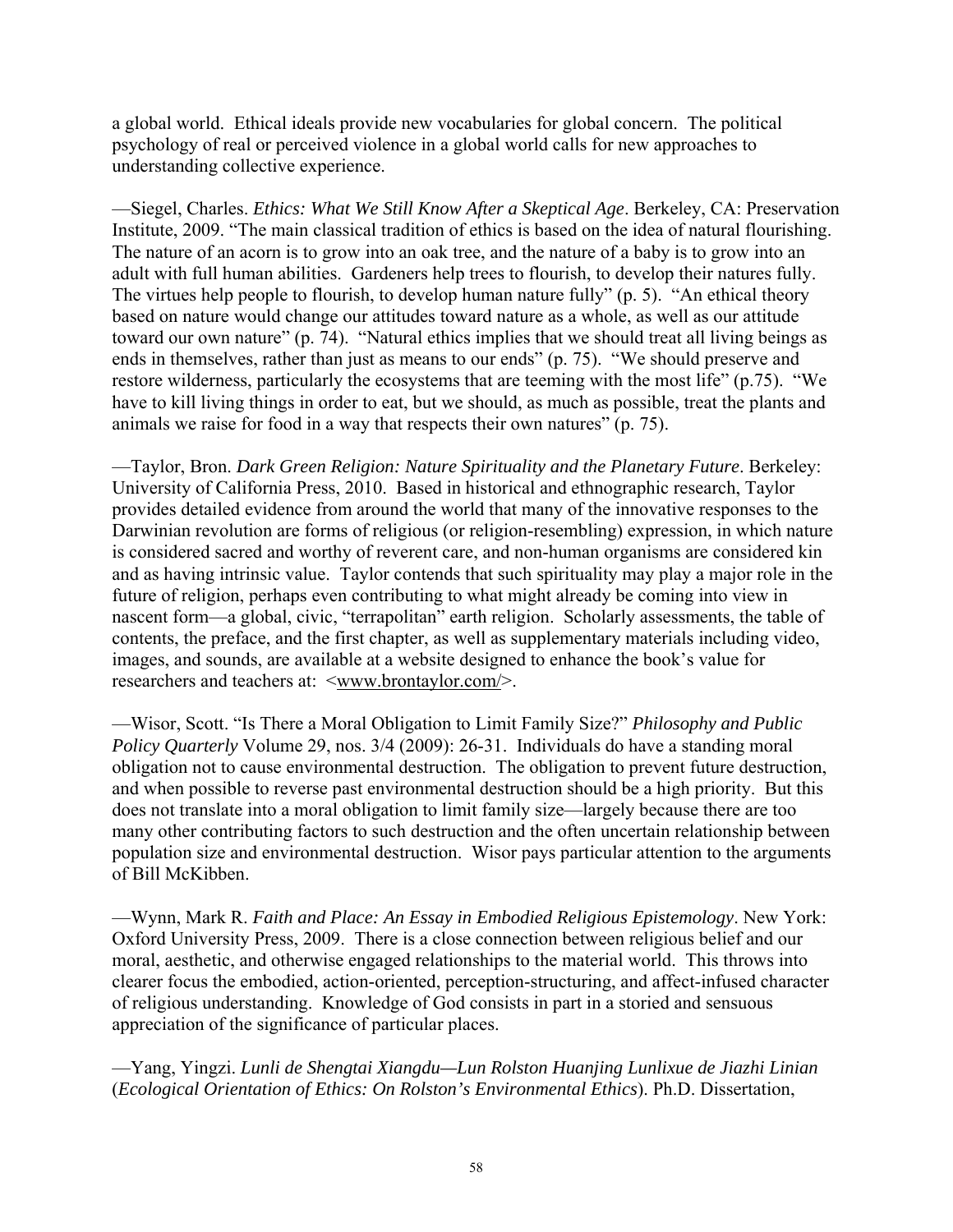a global world. Ethical ideals provide new vocabularies for global concern. The political psychology of real or perceived violence in a global world calls for new approaches to understanding collective experience.

—Siegel, Charles. *Ethics: What We Still Know After a Skeptical Age*. Berkeley, CA: Preservation Institute, 2009. "The main classical tradition of ethics is based on the idea of natural flourishing. The nature of an acorn is to grow into an oak tree, and the nature of a baby is to grow into an adult with full human abilities. Gardeners help trees to flourish, to develop their natures fully. The virtues help people to flourish, to develop human nature fully" (p. 5). "An ethical theory based on nature would change our attitudes toward nature as a whole, as well as our attitude toward our own nature" (p. 74). "Natural ethics implies that we should treat all living beings as ends in themselves, rather than just as means to our ends" (p. 75). "We should preserve and restore wilderness, particularly the ecosystems that are teeming with the most life" (p.75). "We have to kill living things in order to eat, but we should, as much as possible, treat the plants and animals we raise for food in a way that respects their own natures" (p. 75).

—Taylor, Bron. *Dark Green Religion: Nature Spirituality and the Planetary Future*. Berkeley: University of California Press, 2010. Based in historical and ethnographic research, Taylor provides detailed evidence from around the world that many of the innovative responses to the Darwinian revolution are forms of religious (or religion-resembling) expression, in which nature is considered sacred and worthy of reverent care, and non-human organisms are considered kin and as having intrinsic value. Taylor contends that such spirituality may play a major role in the future of religion, perhaps even contributing to what might already be coming into view in nascent form—a global, civic, "terrapolitan" earth religion. Scholarly assessments, the table of contents, the preface, and the first chapter, as well as supplementary materials including video, images, and sounds, are available at a website designed to enhance the book's value for researchers and teachers at: <www.brontaylor.com/>.

—Wisor, Scott. "Is There a Moral Obligation to Limit Family Size?" *Philosophy and Public Policy Quarterly* Volume 29, nos. 3/4 (2009): 26-31. Individuals do have a standing moral obligation not to cause environmental destruction. The obligation to prevent future destruction, and when possible to reverse past environmental destruction should be a high priority. But this does not translate into a moral obligation to limit family size—largely because there are too many other contributing factors to such destruction and the often uncertain relationship between population size and environmental destruction. Wisor pays particular attention to the arguments of Bill McKibben.

—Wynn, Mark R. *Faith and Place: An Essay in Embodied Religious Epistemology*. New York: Oxford University Press, 2009. There is a close connection between religious belief and our moral, aesthetic, and otherwise engaged relationships to the material world. This throws into clearer focus the embodied, action-oriented, perception-structuring, and affect-infused character of religious understanding. Knowledge of God consists in part in a storied and sensuous appreciation of the significance of particular places.

—Yang, Yingzi. *Lunli de Shengtai Xiangdu—Lun Rolston Huanjing Lunlixue de Jiazhi Linian* (*Ecological Orientation of Ethics: On Rolston's Environmental Ethics*). Ph.D. Dissertation,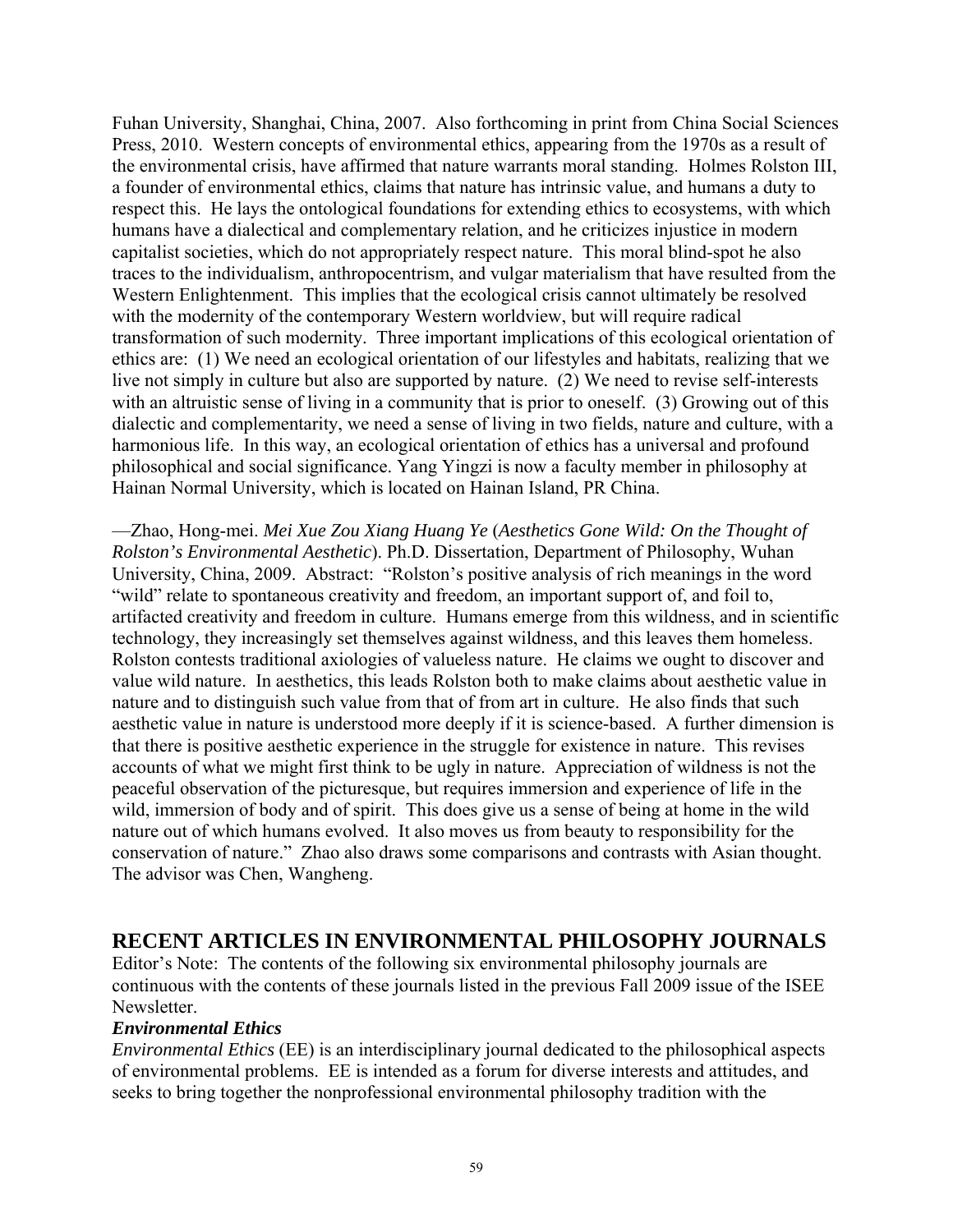Fuhan University, Shanghai, China, 2007. Also forthcoming in print from China Social Sciences Press, 2010. Western concepts of environmental ethics, appearing from the 1970s as a result of the environmental crisis, have affirmed that nature warrants moral standing. Holmes Rolston III, a founder of environmental ethics, claims that nature has intrinsic value, and humans a duty to respect this. He lays the ontological foundations for extending ethics to ecosystems, with which humans have a dialectical and complementary relation, and he criticizes injustice in modern capitalist societies, which do not appropriately respect nature. This moral blind-spot he also traces to the individualism, anthropocentrism, and vulgar materialism that have resulted from the Western Enlightenment. This implies that the ecological crisis cannot ultimately be resolved with the modernity of the contemporary Western worldview, but will require radical transformation of such modernity. Three important implications of this ecological orientation of ethics are: (1) We need an ecological orientation of our lifestyles and habitats, realizing that we live not simply in culture but also are supported by nature. (2) We need to revise self-interests with an altruistic sense of living in a community that is prior to oneself. (3) Growing out of this dialectic and complementarity, we need a sense of living in two fields, nature and culture, with a harmonious life. In this way, an ecological orientation of ethics has a universal and profound philosophical and social significance. Yang Yingzi is now a faculty member in philosophy at Hainan Normal University, which is located on Hainan Island, PR China.

—Zhao, Hong-mei. *Mei Xue Zou Xiang Huang Ye* (*Aesthetics Gone Wild: On the Thought of Rolston's Environmental Aesthetic*). Ph.D. Dissertation, Department of Philosophy, Wuhan University, China, 2009. Abstract: "Rolston's positive analysis of rich meanings in the word "wild" relate to spontaneous creativity and freedom, an important support of, and foil to, artifacted creativity and freedom in culture. Humans emerge from this wildness, and in scientific technology, they increasingly set themselves against wildness, and this leaves them homeless. Rolston contests traditional axiologies of valueless nature. He claims we ought to discover and value wild nature. In aesthetics, this leads Rolston both to make claims about aesthetic value in nature and to distinguish such value from that of from art in culture. He also finds that such aesthetic value in nature is understood more deeply if it is science-based. A further dimension is that there is positive aesthetic experience in the struggle for existence in nature. This revises accounts of what we might first think to be ugly in nature. Appreciation of wildness is not the peaceful observation of the picturesque, but requires immersion and experience of life in the wild, immersion of body and of spirit. This does give us a sense of being at home in the wild nature out of which humans evolved. It also moves us from beauty to responsibility for the conservation of nature." Zhao also draws some comparisons and contrasts with Asian thought. The advisor was Chen, Wangheng.

## RECENT ARTICLES IN ENVIRONMENTAL PHILOSOPHY JOURNALS

Editor's Note: The contents of the following six environmental philosophy journals are continuous with the contents of these journals listed in the previous Fall 2009 issue of the ISEE Newsletter.

### *Environmental Ethics*

*Environmental Ethics* (EE) is an interdisciplinary journal dedicated to the philosophical aspects of environmental problems. EE is intended as a forum for diverse interests and attitudes, and seeks to bring together the nonprofessional environmental philosophy tradition with the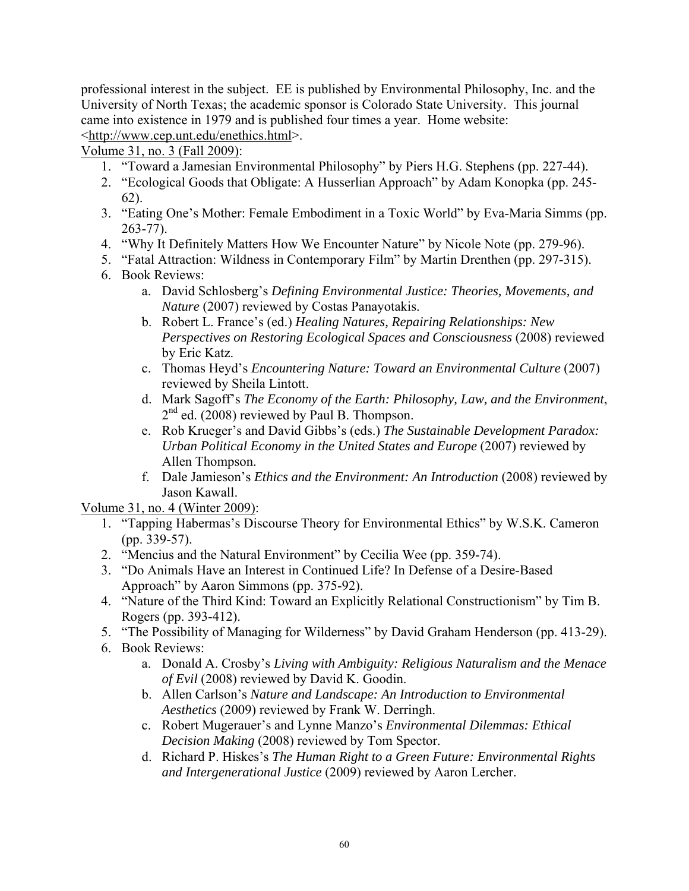professional interest in the subject. EE is published by Environmental Philosophy, Inc. and the University of North Texas; the academic sponsor is Colorado State University. This journal came into existence in 1979 and is published four times a year. Home website: <http://www.cep.unt.edu/enethics.html>.

Volume 31, no. 3 (Fall 2009):

1. "Toward a Jamesian Environmental Philosophy" by Piers H.G. Stephens (pp. 227-44).
2. "Ecological Goods that Obligate: A Husserlian Approach" by Adam Konopka (pp. 245-62).
3. "Eating One's Mother: Female Embodiment in a Toxic World" by Eva-Maria Simms (pp. 263-77).
4. "Why It Definitely Matters How We Encounter Nature" by Nicole Note (pp. 279-96).
5. "Fatal Attraction: Wildness in Contemporary Film" by Martin Drenthen (pp. 297-315).
6. Book Reviews:
    a. David Schlosberg's *Defining Environmental Justice: Theories, Movements, and Nature* (2007) reviewed by Costas Panayotakis.
    b. Robert L. France's (ed.) *Healing Natures, Repairing Relationships: New Perspectives on Restoring Ecological Spaces and Consciousness* (2008) reviewed by Eric Katz.
    c. Thomas Heyd's *Encountering Nature: Toward an Environmental Culture* (2007) reviewed by Sheila Lintott.
    d. Mark Sagoff's *The Economy of the Earth: Philosophy, Law, and the Environment*, 2nd ed. (2008) reviewed by Paul B. Thompson.
    e. Rob Krueger's and David Gibbs's (eds.) *The Sustainable Development Paradox: Urban Political Economy in the United States and Europe* (2007) reviewed by Allen Thompson.
    f. Dale Jamieson's *Ethics and the Environment: An Introduction* (2008) reviewed by Jason Kawall.

Volume 31, no. 4 (Winter 2009):

1. "Tapping Habermas's Discourse Theory for Environmental Ethics" by W.S.K. Cameron (pp. 339-57).
2. "Mencius and the Natural Environment" by Cecilia Wee (pp. 359-74).
3. "Do Animals Have an Interest in Continued Life? In Defense of a Desire-Based Approach" by Aaron Simmons (pp. 375-92).
4. "Nature of the Third Kind: Toward an Explicitly Relational Constructionism" by Tim B. Rogers (pp. 393-412).
5. "The Possibility of Managing for Wilderness" by David Graham Henderson (pp. 413-29).
6. Book Reviews:
    a. Donald A. Crosby's *Living with Ambiguity: Religious Naturalism and the Menace of Evil* (2008) reviewed by David K. Goodin.
    b. Allen Carlson's *Nature and Landscape: An Introduction to Environmental Aesthetics* (2009) reviewed by Frank W. Derringh.
    c. Robert Mugerauer's and Lynne Manzo's *Environmental Dilemmas: Ethical Decision Making* (2008) reviewed by Tom Spector.
    d. Richard P. Hiskes's *The Human Right to a Green Future: Environmental Rights and Intergenerational Justice* (2009) reviewed by Aaron Lercher.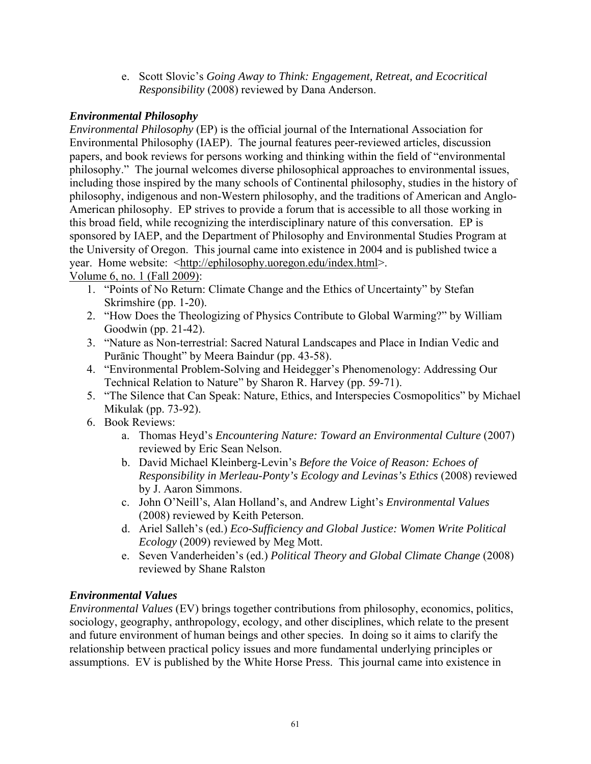e. Scott Slovic's *Going Away to Think: Engagement, Retreat, and Ecocritical Responsibility* (2008) reviewed by Dana Anderson.

### *Environmental Philosophy*

*Environmental Philosophy* (EP) is the official journal of the International Association for Environmental Philosophy (IAEP). The journal features peer-reviewed articles, discussion papers, and book reviews for persons working and thinking within the field of "environmental philosophy." The journal welcomes diverse philosophical approaches to environmental issues, including those inspired by the many schools of Continental philosophy, studies in the history of philosophy, indigenous and non-Western philosophy, and the traditions of American and Anglo-American philosophy. EP strives to provide a forum that is accessible to all those working in this broad field, while recognizing the interdisciplinary nature of this conversation. EP is sponsored by IAEP, and the Department of Philosophy and Environmental Studies Program at the University of Oregon. This journal came into existence in 2004 and is published twice a year. Home website: <http://ephilosophy.uoregon.edu/index.html>.

Volume 6, no. 1 (Fall 2009):

1. "Points of No Return: Climate Change and the Ethics of Uncertainty" by Stefan Skrimshire (pp. 1-20).
2. "How Does the Theologizing of Physics Contribute to Global Warming?" by William Goodwin (pp. 21-42).
3. "Nature as Non-terrestrial: Sacred Natural Landscapes and Place in Indian Vedic and Purānic Thought" by Meera Baindur (pp. 43-58).
4. "Environmental Problem-Solving and Heidegger's Phenomenology: Addressing Our Technical Relation to Nature" by Sharon R. Harvey (pp. 59-71).
5. "The Silence that Can Speak: Nature, Ethics, and Interspecies Cosmopolitics" by Michael Mikulak (pp. 73-92).
6. Book Reviews:
    a. Thomas Heyd's *Encountering Nature: Toward an Environmental Culture* (2007) reviewed by Eric Sean Nelson.
    b. David Michael Kleinberg-Levin's *Before the Voice of Reason: Echoes of Responsibility in Merleau-Ponty's Ecology and Levinas's Ethics* (2008) reviewed by J. Aaron Simmons.
    c. John O'Neill's, Alan Holland's, and Andrew Light's *Environmental Values* (2008) reviewed by Keith Peterson.
    d. Ariel Salleh's (ed.) *Eco-Sufficiency and Global Justice: Women Write Political Ecology* (2009) reviewed by Meg Mott.
    e. Seven Vanderheiden's (ed.) *Political Theory and Global Climate Change* (2008) reviewed by Shane Ralston

### *Environmental Values*

*Environmental Values* (EV) brings together contributions from philosophy, economics, politics, sociology, geography, anthropology, ecology, and other disciplines, which relate to the present and future environment of human beings and other species. In doing so it aims to clarify the relationship between practical policy issues and more fundamental underlying principles or assumptions. EV is published by the White Horse Press. This journal came into existence in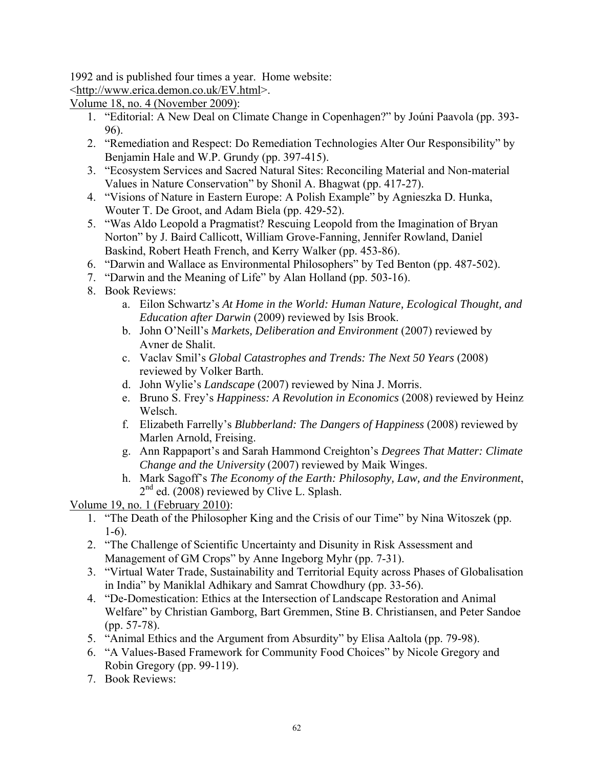1992 and is published four times a year. Home website: <http://www.erica.demon.co.uk/EV.html>.

Volume 18, no. 4 (November 2009):

1. "Editorial: A New Deal on Climate Change in Copenhagen?" by Joúni Paavola (pp. 393-96).
2. "Remediation and Respect: Do Remediation Technologies Alter Our Responsibility" by Benjamin Hale and W.P. Grundy (pp. 397-415).
3. "Ecosystem Services and Sacred Natural Sites: Reconciling Material and Non-material Values in Nature Conservation" by Shonil A. Bhagwat (pp. 417-27).
4. "Visions of Nature in Eastern Europe: A Polish Example" by Agnieszka D. Hunka, Wouter T. De Groot, and Adam Biela (pp. 429-52).
5. "Was Aldo Leopold a Pragmatist? Rescuing Leopold from the Imagination of Bryan Norton" by J. Baird Callicott, William Grove-Fanning, Jennifer Rowland, Daniel Baskind, Robert Heath French, and Kerry Walker (pp. 453-86).
6. "Darwin and Wallace as Environmental Philosophers" by Ted Benton (pp. 487-502).
7. "Darwin and the Meaning of Life" by Alan Holland (pp. 503-16).
8. Book Reviews:
   a. Eilon Schwartz's *At Home in the World: Human Nature, Ecological Thought, and Education after Darwin* (2009) reviewed by Isis Brook.
   b. John O'Neill's *Markets, Deliberation and Environment* (2007) reviewed by Avner de Shalit.
   c. Vaclav Smil's *Global Catastrophes and Trends: The Next 50 Years* (2008) reviewed by Volker Barth.
   d. John Wylie's *Landscape* (2007) reviewed by Nina J. Morris.
   e. Bruno S. Frey's *Happiness: A Revolution in Economics* (2008) reviewed by Heinz Welsch.
   f. Elizabeth Farrelly's *Blubberland: The Dangers of Happiness* (2008) reviewed by Marlen Arnold, Freising.
   g. Ann Rappaport's and Sarah Hammond Creighton's *Degrees That Matter: Climate Change and the University* (2007) reviewed by Maik Winges.
   h. Mark Sagoff's *The Economy of the Earth: Philosophy, Law, and the Environment*, 2nd ed. (2008) reviewed by Clive L. Splash.

Volume 19, no. 1 (February 2010):

1. "The Death of the Philosopher King and the Crisis of our Time" by Nina Witoszek (pp. 1-6).
2. "The Challenge of Scientific Uncertainty and Disunity in Risk Assessment and Management of GM Crops" by Anne Ingeborg Myhr (pp. 7-31).
3. "Virtual Water Trade, Sustainability and Territorial Equity across Phases of Globalisation in India" by Maniklal Adhikary and Samrat Chowdhury (pp. 33-56).
4. "De-Domestication: Ethics at the Intersection of Landscape Restoration and Animal Welfare" by Christian Gamborg, Bart Gremmen, Stine B. Christiansen, and Peter Sandoe (pp. 57-78).
5. "Animal Ethics and the Argument from Absurdity" by Elisa Aaltola (pp. 79-98).
6. "A Values-Based Framework for Community Food Choices" by Nicole Gregory and Robin Gregory (pp. 99-119).
7. Book Reviews: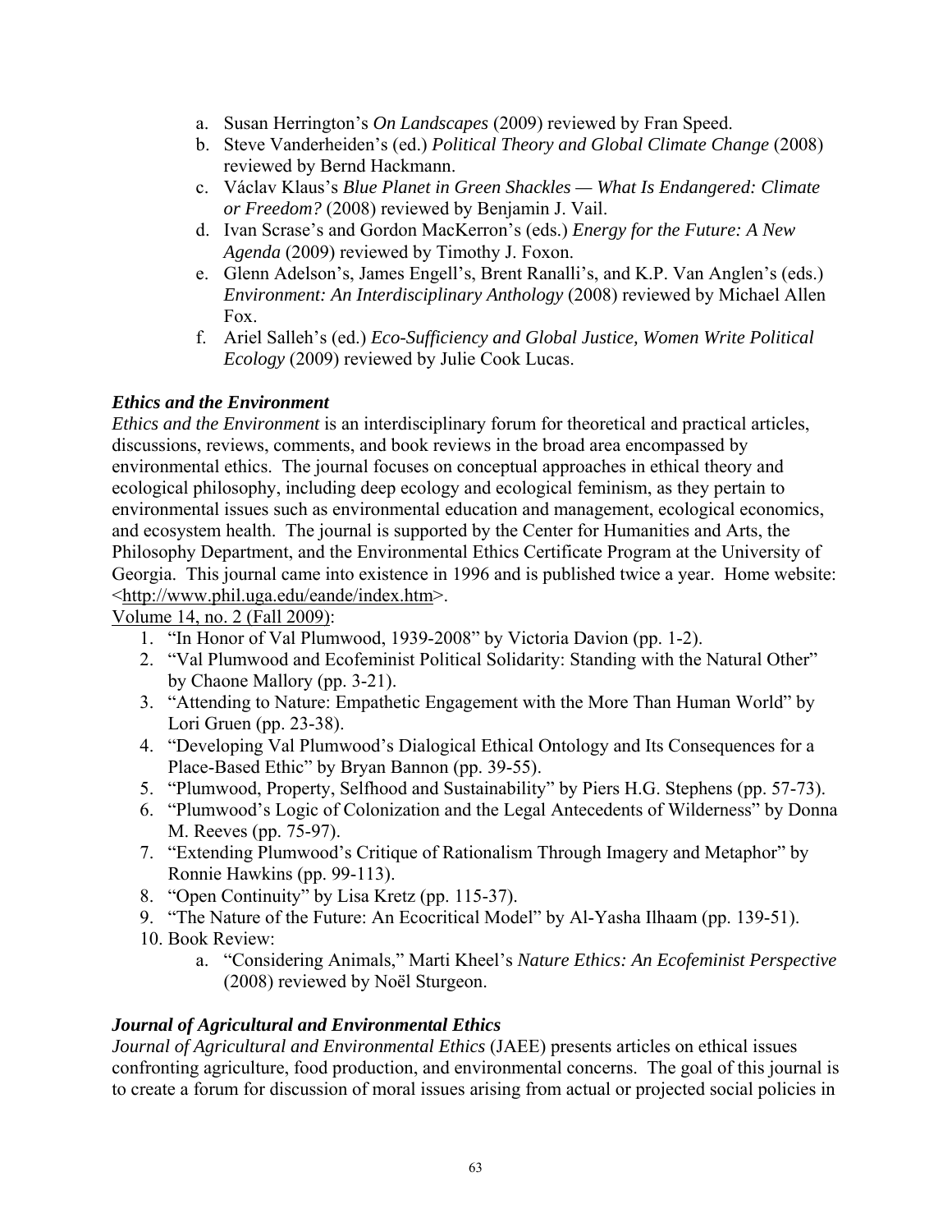a. Susan Herrington's *On Landscapes* (2009) reviewed by Fran Speed.
b. Steve Vanderheiden's (ed.) *Political Theory and Global Climate Change* (2008) reviewed by Bernd Hackmann.
c. Václav Klaus's *Blue Planet in Green Shackles — What Is Endangered: Climate or Freedom?* (2008) reviewed by Benjamin J. Vail.
d. Ivan Scrase's and Gordon MacKerron's (eds.) *Energy for the Future: A New Agenda* (2009) reviewed by Timothy J. Foxon.
e. Glenn Adelson's, James Engell's, Brent Ranalli's, and K.P. Van Anglen's (eds.) *Environment: An Interdisciplinary Anthology* (2008) reviewed by Michael Allen Fox.
f. Ariel Salleh's (ed.) *Eco-Sufficiency and Global Justice, Women Write Political Ecology* (2009) reviewed by Julie Cook Lucas.

### *Ethics and the Environment*

*Ethics and the Environment* is an interdisciplinary forum for theoretical and practical articles, discussions, reviews, comments, and book reviews in the broad area encompassed by environmental ethics. The journal focuses on conceptual approaches in ethical theory and ecological philosophy, including deep ecology and ecological feminism, as they pertain to environmental issues such as environmental education and management, ecological economics, and ecosystem health. The journal is supported by the Center for Humanities and Arts, the Philosophy Department, and the Environmental Ethics Certificate Program at the University of Georgia. This journal came into existence in 1996 and is published twice a year. Home website: <http://www.phil.uga.edu/eande/index.htm>.

Volume 14, no. 2 (Fall 2009):

1. "In Honor of Val Plumwood, 1939-2008" by Victoria Davion (pp. 1-2).
2. "Val Plumwood and Ecofeminist Political Solidarity: Standing with the Natural Other" by Chaone Mallory (pp. 3-21).
3. "Attending to Nature: Empathetic Engagement with the More Than Human World" by Lori Gruen (pp. 23-38).
4. "Developing Val Plumwood's Dialogical Ethical Ontology and Its Consequences for a Place-Based Ethic" by Bryan Bannon (pp. 39-55).
5. "Plumwood, Property, Selfhood and Sustainability" by Piers H.G. Stephens (pp. 57-73).
6. "Plumwood's Logic of Colonization and the Legal Antecedents of Wilderness" by Donna M. Reeves (pp. 75-97).
7. "Extending Plumwood's Critique of Rationalism Through Imagery and Metaphor" by Ronnie Hawkins (pp. 99-113).
8. "Open Continuity" by Lisa Kretz (pp. 115-37).
9. "The Nature of the Future: An Ecocritical Model" by Al-Yasha Ilhaam (pp. 139-51).
10. Book Review:
    a. "Considering Animals," Marti Kheel's *Nature Ethics: An Ecofeminist Perspective* (2008) reviewed by Noël Sturgeon.

### *Journal of Agricultural and Environmental Ethics*

*Journal of Agricultural and Environmental Ethics* (JAEE) presents articles on ethical issues confronting agriculture, food production, and environmental concerns. The goal of this journal is to create a forum for discussion of moral issues arising from actual or projected social policies in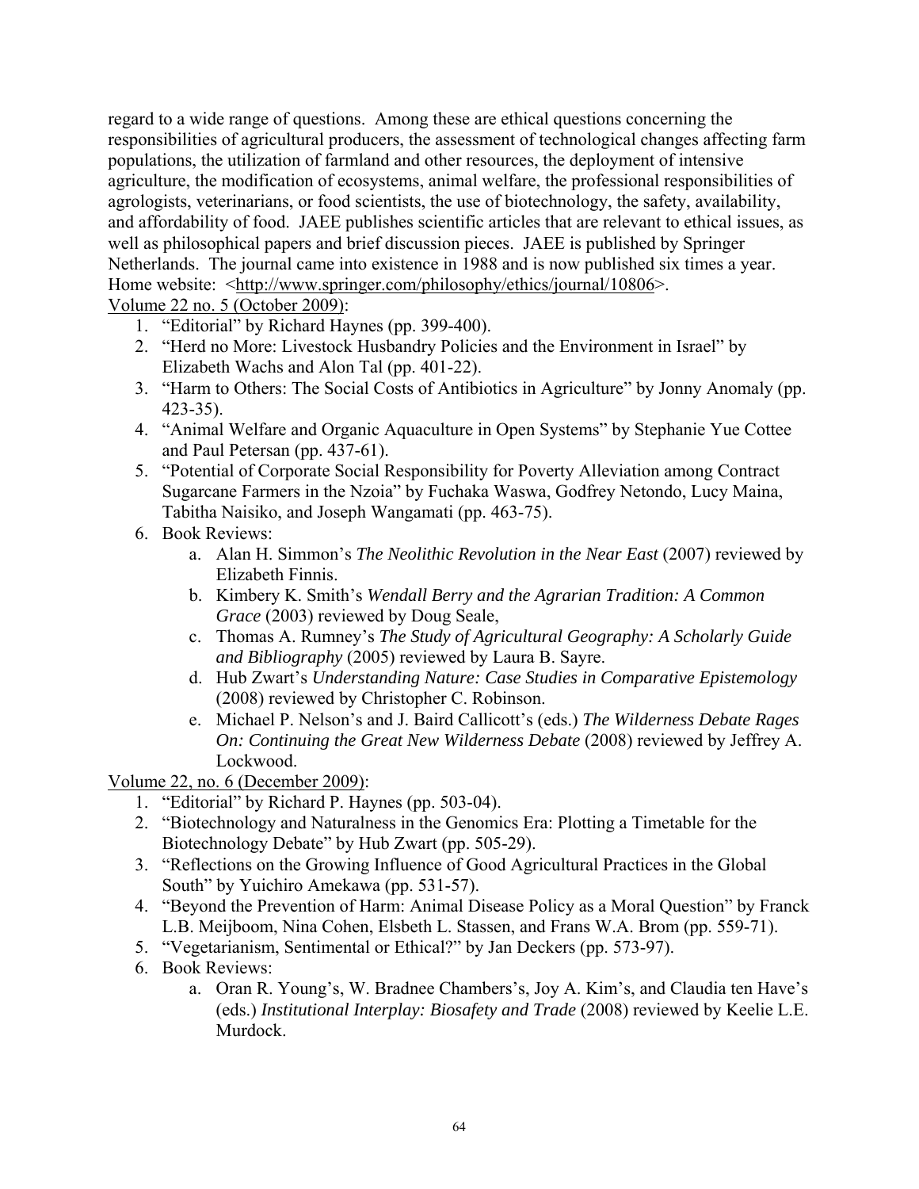regard to a wide range of questions. Among these are ethical questions concerning the responsibilities of agricultural producers, the assessment of technological changes affecting farm populations, the utilization of farmland and other resources, the deployment of intensive agriculture, the modification of ecosystems, animal welfare, the professional responsibilities of agrologists, veterinarians, or food scientists, the use of biotechnology, the safety, availability, and affordability of food. JAEE publishes scientific articles that are relevant to ethical issues, as well as philosophical papers and brief discussion pieces. JAEE is published by Springer Netherlands. The journal came into existence in 1988 and is now published six times a year. Home website: <http://www.springer.com/philosophy/ethics/journal/10806>.

Volume 22 no. 5 (October 2009):

1. "Editorial" by Richard Haynes (pp. 399-400).
2. "Herd no More: Livestock Husbandry Policies and the Environment in Israel" by Elizabeth Wachs and Alon Tal (pp. 401-22).
3. "Harm to Others: The Social Costs of Antibiotics in Agriculture" by Jonny Anomaly (pp. 423-35).
4. "Animal Welfare and Organic Aquaculture in Open Systems" by Stephanie Yue Cottee and Paul Petersan (pp. 437-61).
5. "Potential of Corporate Social Responsibility for Poverty Alleviation among Contract Sugarcane Farmers in the Nzoia" by Fuchaka Waswa, Godfrey Netondo, Lucy Maina, Tabitha Naisiko, and Joseph Wangamati (pp. 463-75).
6. Book Reviews:
   a. Alan H. Simmon's *The Neolithic Revolution in the Near East* (2007) reviewed by Elizabeth Finnis.
   b. Kimbery K. Smith's *Wendall Berry and the Agrarian Tradition: A Common Grace* (2003) reviewed by Doug Seale,
   c. Thomas A. Rumney's *The Study of Agricultural Geography: A Scholarly Guide and Bibliography* (2005) reviewed by Laura B. Sayre.
   d. Hub Zwart's *Understanding Nature: Case Studies in Comparative Epistemology* (2008) reviewed by Christopher C. Robinson.
   e. Michael P. Nelson's and J. Baird Callicott's (eds.) *The Wilderness Debate Rages On: Continuing the Great New Wilderness Debate* (2008) reviewed by Jeffrey A. Lockwood.

Volume 22, no. 6 (December 2009):

1. "Editorial" by Richard P. Haynes (pp. 503-04).
2. "Biotechnology and Naturalness in the Genomics Era: Plotting a Timetable for the Biotechnology Debate" by Hub Zwart (pp. 505-29).
3. "Reflections on the Growing Influence of Good Agricultural Practices in the Global South" by Yuichiro Amekawa (pp. 531-57).
4. "Beyond the Prevention of Harm: Animal Disease Policy as a Moral Question" by Franck L.B. Meijboom, Nina Cohen, Elsbeth L. Stassen, and Frans W.A. Brom (pp. 559-71).
5. "Vegetarianism, Sentimental or Ethical?" by Jan Deckers (pp. 573-97).
6. Book Reviews:
   a. Oran R. Young's, W. Bradnee Chambers's, Joy A. Kim's, and Claudia ten Have's (eds.) *Institutional Interplay: Biosafety and Trade* (2008) reviewed by Keelie L.E. Murdock.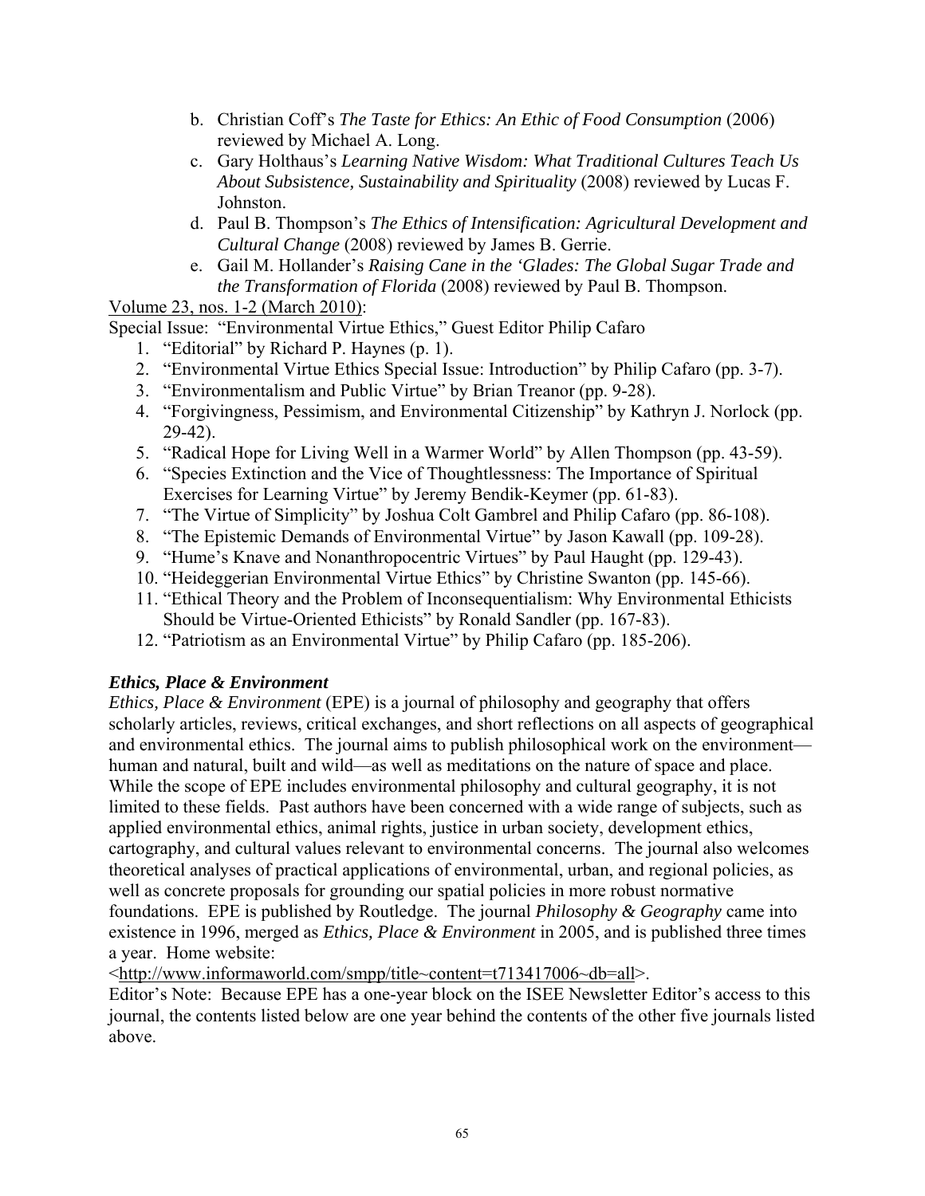b. Christian Coff's *The Taste for Ethics: An Ethic of Food Consumption* (2006) reviewed by Michael A. Long.
c. Gary Holthaus's *Learning Native Wisdom: What Traditional Cultures Teach Us About Subsistence, Sustainability and Spirituality* (2008) reviewed by Lucas F. Johnston.
d. Paul B. Thompson's *The Ethics of Intensification: Agricultural Development and Cultural Change* (2008) reviewed by James B. Gerrie.
e. Gail M. Hollander's *Raising Cane in the 'Glades: The Global Sugar Trade and the Transformation of Florida* (2008) reviewed by Paul B. Thompson.

Volume 23, nos. 1-2 (March 2010):

Special Issue: "Environmental Virtue Ethics," Guest Editor Philip Cafaro

1. "Editorial" by Richard P. Haynes (p. 1).
2. "Environmental Virtue Ethics Special Issue: Introduction" by Philip Cafaro (pp. 3-7).
3. "Environmentalism and Public Virtue" by Brian Treanor (pp. 9-28).
4. "Forgivingness, Pessimism, and Environmental Citizenship" by Kathryn J. Norlock (pp. 29-42).
5. "Radical Hope for Living Well in a Warmer World" by Allen Thompson (pp. 43-59).
6. "Species Extinction and the Vice of Thoughtlessness: The Importance of Spiritual Exercises for Learning Virtue" by Jeremy Bendik-Keymer (pp. 61-83).
7. "The Virtue of Simplicity" by Joshua Colt Gambrel and Philip Cafaro (pp. 86-108).
8. "The Epistemic Demands of Environmental Virtue" by Jason Kawall (pp. 109-28).
9. "Hume's Knave and Nonanthropocentric Virtues" by Paul Haught (pp. 129-43).
10. "Heideggerian Environmental Virtue Ethics" by Christine Swanton (pp. 145-66).
11. "Ethical Theory and the Problem of Inconsequentialism: Why Environmental Ethicists Should be Virtue-Oriented Ethicists" by Ronald Sandler (pp. 167-83).
12. "Patriotism as an Environmental Virtue" by Philip Cafaro (pp. 185-206).

### *Ethics, Place & Environment*

*Ethics, Place & Environment* (EPE) is a journal of philosophy and geography that offers scholarly articles, reviews, critical exchanges, and short reflections on all aspects of geographical and environmental ethics. The journal aims to publish philosophical work on the environment—human and natural, built and wild—as well as meditations on the nature of space and place. While the scope of EPE includes environmental philosophy and cultural geography, it is not limited to these fields. Past authors have been concerned with a wide range of subjects, such as applied environmental ethics, animal rights, justice in urban society, development ethics, cartography, and cultural values relevant to environmental concerns. The journal also welcomes theoretical analyses of practical applications of environmental, urban, and regional policies, as well as concrete proposals for grounding our spatial policies in more robust normative foundations. EPE is published by Routledge. The journal *Philosophy & Geography* came into existence in 1996, merged as *Ethics, Place & Environment* in 2005, and is published three times a year. Home website: <http://www.informaworld.com/smpp/title~content=t713417006~db=all>.

Editor's Note: Because EPE has a one-year block on the ISEE Newsletter Editor's access to this journal, the contents listed below are one year behind the contents of the other five journals listed above.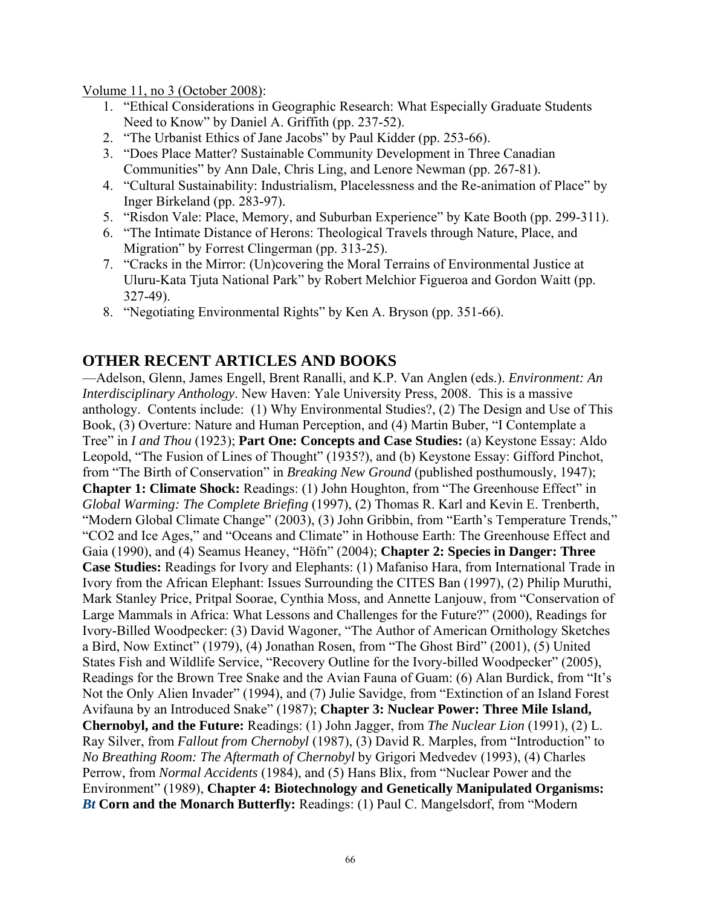Volume 11, no 3 (October 2008):

1. "Ethical Considerations in Geographic Research: What Especially Graduate Students Need to Know" by Daniel A. Griffith (pp. 237-52).
2. "The Urbanist Ethics of Jane Jacobs" by Paul Kidder (pp. 253-66).
3. "Does Place Matter? Sustainable Community Development in Three Canadian Communities" by Ann Dale, Chris Ling, and Lenore Newman (pp. 267-81).
4. "Cultural Sustainability: Industrialism, Placelessness and the Re-animation of Place" by Inger Birkeland (pp. 283-97).
5. "Risdon Vale: Place, Memory, and Suburban Experience" by Kate Booth (pp. 299-311).
6. "The Intimate Distance of Herons: Theological Travels through Nature, Place, and Migration" by Forrest Clingerman (pp. 313-25).
7. "Cracks in the Mirror: (Un)covering the Moral Terrains of Environmental Justice at Uluru-Kata Tjuta National Park" by Robert Melchior Figueroa and Gordon Waitt (pp. 327-49).
8. "Negotiating Environmental Rights" by Ken A. Bryson (pp. 351-66).

## OTHER RECENT ARTICLES AND BOOKS

—Adelson, Glenn, James Engell, Brent Ranalli, and K.P. Van Anglen (eds.). *Environment: An Interdisciplinary Anthology*. New Haven: Yale University Press, 2008. This is a massive anthology. Contents include: (1) Why Environmental Studies?, (2) The Design and Use of This Book, (3) Overture: Nature and Human Perception, and (4) Martin Buber, "I Contemplate a Tree" in *I and Thou* (1923); **Part One: Concepts and Case Studies:** (a) Keystone Essay: Aldo Leopold, "The Fusion of Lines of Thought" (1935?), and (b) Keystone Essay: Gifford Pinchot, from "The Birth of Conservation" in *Breaking New Ground* (published posthumously, 1947); **Chapter 1: Climate Shock:** Readings: (1) John Houghton, from "The Greenhouse Effect" in *Global Warming: The Complete Briefing* (1997), (2) Thomas R. Karl and Kevin E. Trenberth, "Modern Global Climate Change" (2003), (3) John Gribbin, from "Earth's Temperature Trends," "CO2 and Ice Ages," and "Oceans and Climate" in Hothouse Earth: The Greenhouse Effect and Gaia (1990), and (4) Seamus Heaney, "Höfn" (2004); **Chapter 2: Species in Danger: Three Case Studies:** Readings for Ivory and Elephants: (1) Mafaniso Hara, from International Trade in Ivory from the African Elephant: Issues Surrounding the CITES Ban (1997), (2) Philip Muruthi, Mark Stanley Price, Pritpal Soorae, Cynthia Moss, and Annette Lanjouw, from "Conservation of Large Mammals in Africa: What Lessons and Challenges for the Future?" (2000), Readings for Ivory-Billed Woodpecker: (3) David Wagoner, "The Author of American Ornithology Sketches a Bird, Now Extinct" (1979), (4) Jonathan Rosen, from "The Ghost Bird" (2001), (5) United States Fish and Wildlife Service, "Recovery Outline for the Ivory-billed Woodpecker" (2005), Readings for the Brown Tree Snake and the Avian Fauna of Guam: (6) Alan Burdick, from "It's Not the Only Alien Invader" (1994), and (7) Julie Savidge, from "Extinction of an Island Forest Avifauna by an Introduced Snake" (1987); **Chapter 3: Nuclear Power: Three Mile Island, Chernobyl, and the Future:** Readings: (1) John Jagger, from *The Nuclear Lion* (1991), (2) L. Ray Silver, from *Fallout from Chernobyl* (1987), (3) David R. Marples, from "Introduction" to *No Breathing Room: The Aftermath of Chernobyl* by Grigori Medvedev (1993), (4) Charles Perrow, from *Normal Accidents* (1984), and (5) Hans Blix, from "Nuclear Power and the Environment" (1989), **Chapter 4: Biotechnology and Genetically Manipulated Organisms:** ***Bt*** **Corn and the Monarch Butterfly:** Readings: (1) Paul C. Mangelsdorf, from "Modern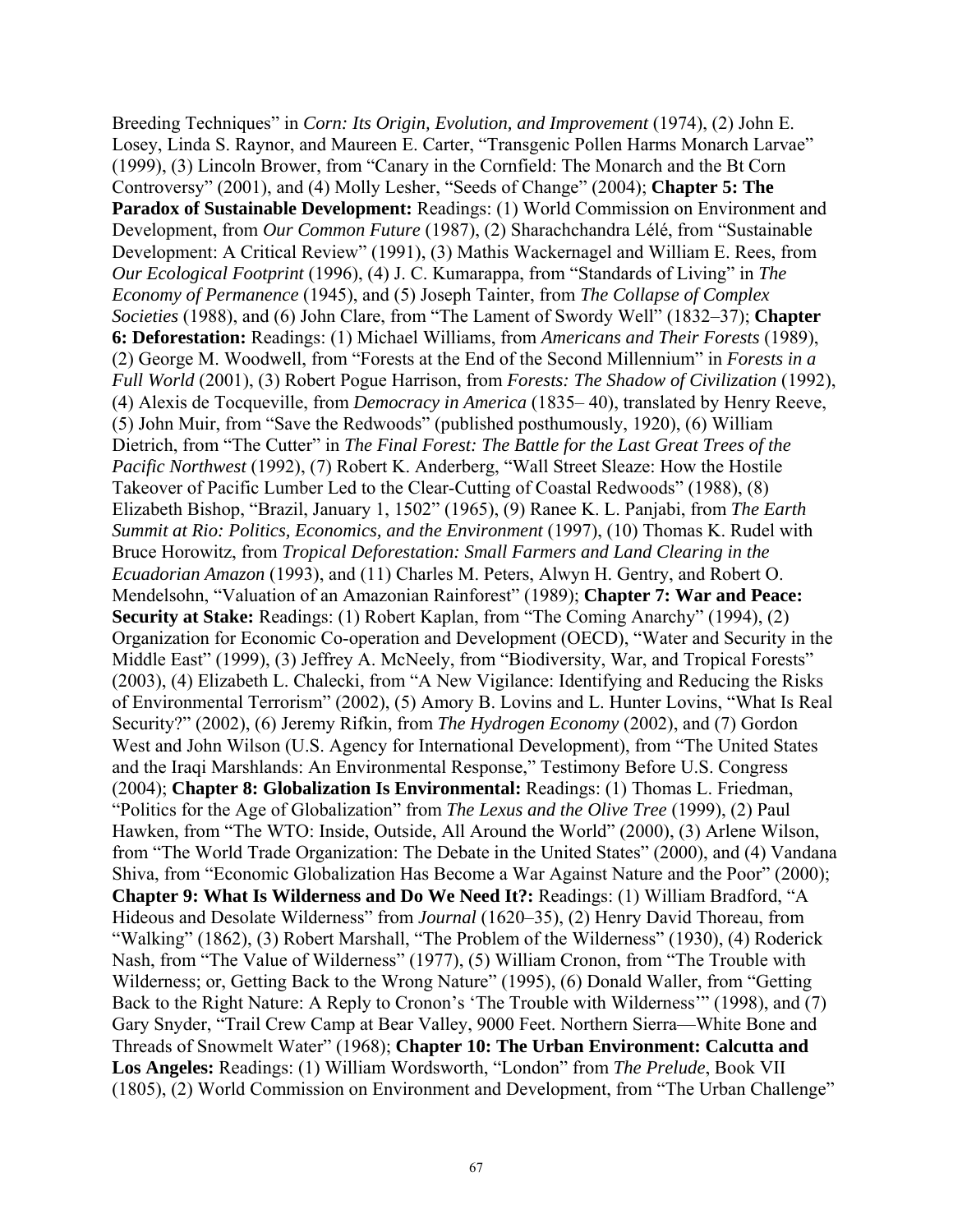Breeding Techniques" in *Corn: Its Origin, Evolution, and Improvement* (1974), (2) John E. Losey, Linda S. Raynor, and Maureen E. Carter, "Transgenic Pollen Harms Monarch Larvae" (1999), (3) Lincoln Brower, from "Canary in the Cornfield: The Monarch and the Bt Corn Controversy" (2001), and (4) Molly Lesher, "Seeds of Change" (2004); **Chapter 5: The Paradox of Sustainable Development:** Readings: (1) World Commission on Environment and Development, from *Our Common Future* (1987), (2) Sharachchandra Lélé, from "Sustainable Development: A Critical Review" (1991), (3) Mathis Wackernagel and William E. Rees, from *Our Ecological Footprint* (1996), (4) J. C. Kumarappa, from "Standards of Living" in *The Economy of Permanence* (1945), and (5) Joseph Tainter, from *The Collapse of Complex Societies* (1988), and (6) John Clare, from "The Lament of Swordy Well" (1832–37); **Chapter 6: Deforestation:** Readings: (1) Michael Williams, from *Americans and Their Forests* (1989), (2) George M. Woodwell, from "Forests at the End of the Second Millennium" in *Forests in a Full World* (2001), (3) Robert Pogue Harrison, from *Forests: The Shadow of Civilization* (1992), (4) Alexis de Tocqueville, from *Democracy in America* (1835– 40), translated by Henry Reeve, (5) John Muir, from "Save the Redwoods" (published posthumously, 1920), (6) William Dietrich, from "The Cutter" in *The Final Forest: The Battle for the Last Great Trees of the Pacific Northwest* (1992), (7) Robert K. Anderberg, "Wall Street Sleaze: How the Hostile Takeover of Pacific Lumber Led to the Clear-Cutting of Coastal Redwoods" (1988), (8) Elizabeth Bishop, "Brazil, January 1, 1502" (1965), (9) Ranee K. L. Panjabi, from *The Earth Summit at Rio: Politics, Economics, and the Environment* (1997), (10) Thomas K. Rudel with Bruce Horowitz, from *Tropical Deforestation: Small Farmers and Land Clearing in the Ecuadorian Amazon* (1993), and (11) Charles M. Peters, Alwyn H. Gentry, and Robert O. Mendelsohn, "Valuation of an Amazonian Rainforest" (1989); **Chapter 7: War and Peace: Security at Stake:** Readings: (1) Robert Kaplan, from "The Coming Anarchy" (1994), (2) Organization for Economic Co-operation and Development (OECD), "Water and Security in the Middle East" (1999), (3) Jeffrey A. McNeely, from "Biodiversity, War, and Tropical Forests" (2003), (4) Elizabeth L. Chalecki, from "A New Vigilance: Identifying and Reducing the Risks of Environmental Terrorism" (2002), (5) Amory B. Lovins and L. Hunter Lovins, "What Is Real Security?" (2002), (6) Jeremy Rifkin, from *The Hydrogen Economy* (2002), and (7) Gordon West and John Wilson (U.S. Agency for International Development), from "The United States and the Iraqi Marshlands: An Environmental Response," Testimony Before U.S. Congress (2004); **Chapter 8: Globalization Is Environmental:** Readings: (1) Thomas L. Friedman, "Politics for the Age of Globalization" from *The Lexus and the Olive Tree* (1999), (2) Paul Hawken, from "The WTO: Inside, Outside, All Around the World" (2000), (3) Arlene Wilson, from "The World Trade Organization: The Debate in the United States" (2000), and (4) Vandana Shiva, from "Economic Globalization Has Become a War Against Nature and the Poor" (2000); **Chapter 9: What Is Wilderness and Do We Need It?:** Readings: (1) William Bradford, "A Hideous and Desolate Wilderness" from *Journal* (1620–35), (2) Henry David Thoreau, from "Walking" (1862), (3) Robert Marshall, "The Problem of the Wilderness" (1930), (4) Roderick Nash, from "The Value of Wilderness" (1977), (5) William Cronon, from "The Trouble with Wilderness; or, Getting Back to the Wrong Nature" (1995), (6) Donald Waller, from "Getting Back to the Right Nature: A Reply to Cronon's 'The Trouble with Wilderness'" (1998), and (7) Gary Snyder, "Trail Crew Camp at Bear Valley, 9000 Feet. Northern Sierra—White Bone and Threads of Snowmelt Water" (1968); **Chapter 10: The Urban Environment: Calcutta and Los Angeles:** Readings: (1) William Wordsworth, "London" from *The Prelude*, Book VII (1805), (2) World Commission on Environment and Development, from "The Urban Challenge"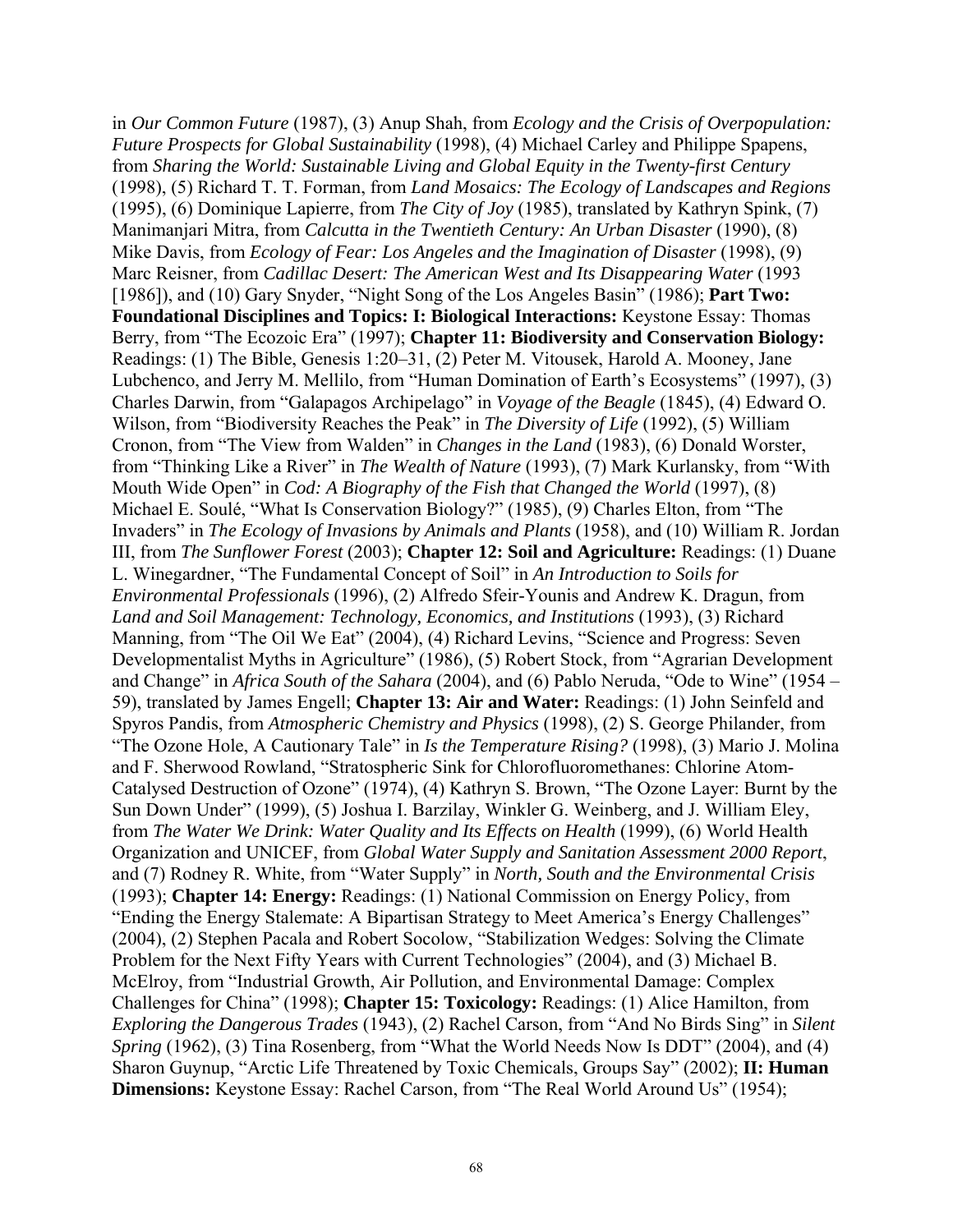in *Our Common Future* (1987), (3) Anup Shah, from *Ecology and the Crisis of Overpopulation: Future Prospects for Global Sustainability* (1998), (4) Michael Carley and Philippe Spapens, from *Sharing the World: Sustainable Living and Global Equity in the Twenty-first Century* (1998), (5) Richard T. T. Forman, from *Land Mosaics: The Ecology of Landscapes and Regions* (1995), (6) Dominique Lapierre, from *The City of Joy* (1985), translated by Kathryn Spink, (7) Manimanjari Mitra, from *Calcutta in the Twentieth Century: An Urban Disaster* (1990), (8) Mike Davis, from *Ecology of Fear: Los Angeles and the Imagination of Disaster* (1998), (9) Marc Reisner, from *Cadillac Desert: The American West and Its Disappearing Water* (1993 [1986]), and (10) Gary Snyder, "Night Song of the Los Angeles Basin" (1986); **Part Two: Foundational Disciplines and Topics: I: Biological Interactions:** Keystone Essay: Thomas Berry, from "The Ecozoic Era" (1997); **Chapter 11: Biodiversity and Conservation Biology:** Readings: (1) The Bible, Genesis 1:20–31, (2) Peter M. Vitousek, Harold A. Mooney, Jane Lubchenco, and Jerry M. Mellilo, from "Human Domination of Earth's Ecosystems" (1997), (3) Charles Darwin, from "Galapagos Archipelago" in *Voyage of the Beagle* (1845), (4) Edward O. Wilson, from "Biodiversity Reaches the Peak" in *The Diversity of Life* (1992), (5) William Cronon, from "The View from Walden" in *Changes in the Land* (1983), (6) Donald Worster, from "Thinking Like a River" in *The Wealth of Nature* (1993), (7) Mark Kurlansky, from "With Mouth Wide Open" in *Cod: A Biography of the Fish that Changed the World* (1997), (8) Michael E. Soulé, "What Is Conservation Biology?" (1985), (9) Charles Elton, from "The Invaders" in *The Ecology of Invasions by Animals and Plants* (1958), and (10) William R. Jordan III, from *The Sunflower Forest* (2003); **Chapter 12: Soil and Agriculture:** Readings: (1) Duane L. Winegardner, "The Fundamental Concept of Soil" in *An Introduction to Soils for Environmental Professionals* (1996), (2) Alfredo Sfeir-Younis and Andrew K. Dragun, from *Land and Soil Management: Technology, Economics, and Institutions* (1993), (3) Richard Manning, from "The Oil We Eat" (2004), (4) Richard Levins, "Science and Progress: Seven Developmentalist Myths in Agriculture" (1986), (5) Robert Stock, from "Agrarian Development and Change" in *Africa South of the Sahara* (2004), and (6) Pablo Neruda, "Ode to Wine" (1954 – 59), translated by James Engell; **Chapter 13: Air and Water:** Readings: (1) John Seinfeld and Spyros Pandis, from *Atmospheric Chemistry and Physics* (1998), (2) S. George Philander, from "The Ozone Hole, A Cautionary Tale" in *Is the Temperature Rising?* (1998), (3) Mario J. Molina and F. Sherwood Rowland, "Stratospheric Sink for Chlorofluoromethanes: Chlorine Atom-Catalysed Destruction of Ozone" (1974), (4) Kathryn S. Brown, "The Ozone Layer: Burnt by the Sun Down Under" (1999), (5) Joshua I. Barzilay, Winkler G. Weinberg, and J. William Eley, from *The Water We Drink: Water Quality and Its Effects on Health* (1999), (6) World Health Organization and UNICEF, from *Global Water Supply and Sanitation Assessment 2000 Report*, and (7) Rodney R. White, from "Water Supply" in *North, South and the Environmental Crisis* (1993); **Chapter 14: Energy:** Readings: (1) National Commission on Energy Policy, from "Ending the Energy Stalemate: A Bipartisan Strategy to Meet America's Energy Challenges" (2004), (2) Stephen Pacala and Robert Socolow, "Stabilization Wedges: Solving the Climate Problem for the Next Fifty Years with Current Technologies" (2004), and (3) Michael B. McElroy, from "Industrial Growth, Air Pollution, and Environmental Damage: Complex Challenges for China" (1998); **Chapter 15: Toxicology:** Readings: (1) Alice Hamilton, from *Exploring the Dangerous Trades* (1943), (2) Rachel Carson, from "And No Birds Sing" in *Silent Spring* (1962), (3) Tina Rosenberg, from "What the World Needs Now Is DDT" (2004), and (4) Sharon Guynup, "Arctic Life Threatened by Toxic Chemicals, Groups Say" (2002); **II: Human Dimensions:** Keystone Essay: Rachel Carson, from "The Real World Around Us" (1954);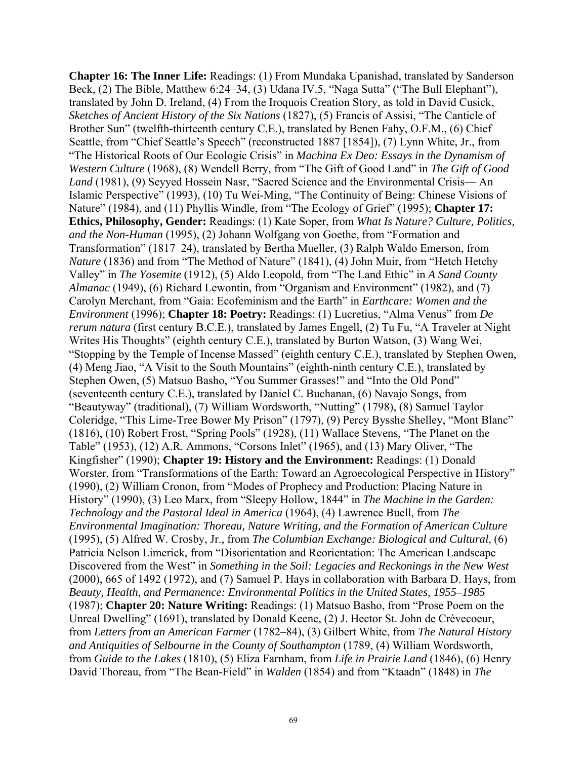**Chapter 16: The Inner Life:** Readings: (1) From Mundaka Upanishad, translated by Sanderson Beck, (2) The Bible, Matthew 6:24–34, (3) Udana IV.5, "Naga Sutta" ("The Bull Elephant"), translated by John D. Ireland, (4) From the Iroquois Creation Story, as told in David Cusick, *Sketches of Ancient History of the Six Nations* (1827), (5) Francis of Assisi, "The Canticle of Brother Sun" (twelfth-thirteenth century C.E.), translated by Benen Fahy, O.F.M., (6) Chief Seattle, from "Chief Seattle's Speech" (reconstructed 1887 [1854]), (7) Lynn White, Jr., from "The Historical Roots of Our Ecologic Crisis" in *Machina Ex Deo: Essays in the Dynamism of Western Culture* (1968), (8) Wendell Berry, from "The Gift of Good Land" in *The Gift of Good Land* (1981), (9) Seyyed Hossein Nasr, "Sacred Science and the Environmental Crisis— An Islamic Perspective" (1993), (10) Tu Wei-Ming, "The Continuity of Being: Chinese Visions of Nature" (1984), and (11) Phyllis Windle, from "The Ecology of Grief" (1995); **Chapter 17: Ethics, Philosophy, Gender:** Readings: (1) Kate Soper, from *What Is Nature? Culture, Politics, and the Non-Human* (1995), (2) Johann Wolfgang von Goethe, from "Formation and Transformation" (1817–24), translated by Bertha Mueller, (3) Ralph Waldo Emerson, from *Nature* (1836) and from "The Method of Nature" (1841), (4) John Muir, from "Hetch Hetchy Valley" in *The Yosemite* (1912), (5) Aldo Leopold, from "The Land Ethic" in *A Sand County Almanac* (1949), (6) Richard Lewontin, from "Organism and Environment" (1982), and (7) Carolyn Merchant, from "Gaia: Ecofeminism and the Earth" in *Earthcare: Women and the Environment* (1996); **Chapter 18: Poetry:** Readings: (1) Lucretius, "Alma Venus" from *De rerum natura* (first century B.C.E.), translated by James Engell, (2) Tu Fu, "A Traveler at Night Writes His Thoughts" (eighth century C.E.), translated by Burton Watson, (3) Wang Wei, "Stopping by the Temple of Incense Massed" (eighth century C.E.), translated by Stephen Owen, (4) Meng Jiao, "A Visit to the South Mountains" (eighth-ninth century C.E.), translated by Stephen Owen, (5) Matsuo Basho, "You Summer Grasses!" and "Into the Old Pond" (seventeenth century C.E.), translated by Daniel C. Buchanan, (6) Navajo Songs, from "Beautyway" (traditional), (7) William Wordsworth, "Nutting" (1798), (8) Samuel Taylor Coleridge, "This Lime-Tree Bower My Prison" (1797), (9) Percy Bysshe Shelley, "Mont Blanc" (1816), (10) Robert Frost, "Spring Pools" (1928), (11) Wallace Stevens, "The Planet on the Table" (1953), (12) A.R. Ammons, "Corsons Inlet" (1965), and (13) Mary Oliver, "The Kingfisher" (1990); **Chapter 19: History and the Environment:** Readings: (1) Donald Worster, from "Transformations of the Earth: Toward an Agroecological Perspective in History" (1990), (2) William Cronon, from "Modes of Prophecy and Production: Placing Nature in History" (1990), (3) Leo Marx, from "Sleepy Hollow, 1844" in *The Machine in the Garden: Technology and the Pastoral Ideal in America* (1964), (4) Lawrence Buell, from *The Environmental Imagination: Thoreau, Nature Writing, and the Formation of American Culture* (1995), (5) Alfred W. Crosby, Jr., from *The Columbian Exchange: Biological and Cultural*, (6) Patricia Nelson Limerick, from "Disorientation and Reorientation: The American Landscape Discovered from the West" in *Something in the Soil: Legacies and Reckonings in the New West* (2000), 665 of 1492 (1972), and (7) Samuel P. Hays in collaboration with Barbara D. Hays, from *Beauty, Health, and Permanence: Environmental Politics in the United States, 1955–1985* (1987); **Chapter 20: Nature Writing:** Readings: (1) Matsuo Basho, from "Prose Poem on the Unreal Dwelling" (1691), translated by Donald Keene, (2) J. Hector St. John de Crèvecoeur, from *Letters from an American Farmer* (1782–84), (3) Gilbert White, from *The Natural History and Antiquities of Selbourne in the County of Southampton* (1789, (4) William Wordsworth, from *Guide to the Lakes* (1810), (5) Eliza Farnham, from *Life in Prairie Land* (1846), (6) Henry David Thoreau, from "The Bean-Field" in *Walden* (1854) and from "Ktaadn" (1848) in *The*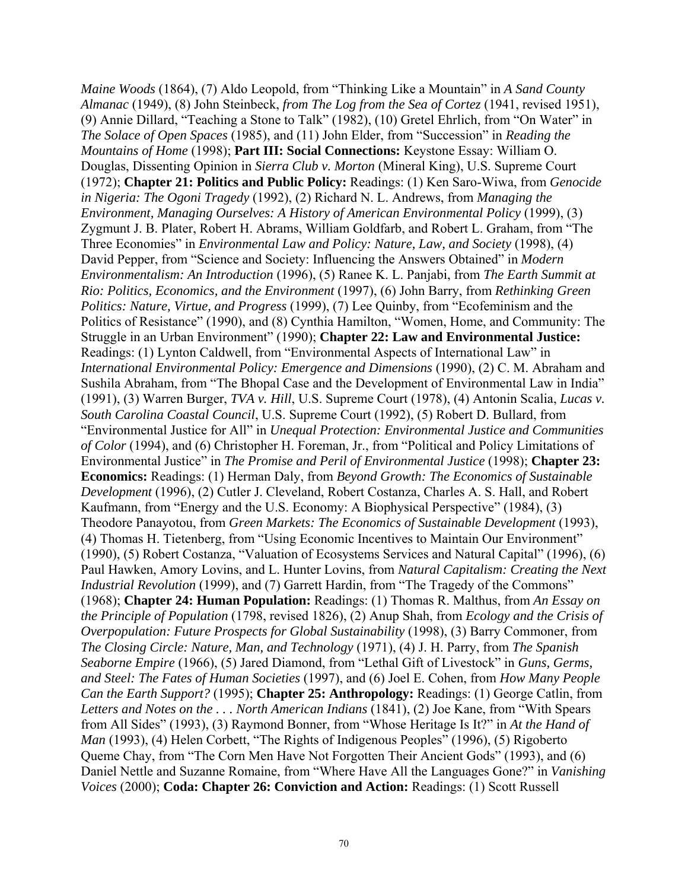*Maine Woods* (1864), (7) Aldo Leopold, from "Thinking Like a Mountain" in *A Sand County Almanac* (1949), (8) John Steinbeck, *from The Log from the Sea of Cortez* (1941, revised 1951), (9) Annie Dillard, "Teaching a Stone to Talk" (1982), (10) Gretel Ehrlich, from "On Water" in *The Solace of Open Spaces* (1985), and (11) John Elder, from "Succession" in *Reading the Mountains of Home* (1998); **Part III: Social Connections:** Keystone Essay: William O. Douglas, Dissenting Opinion in *Sierra Club v. Morton* (Mineral King), U.S. Supreme Court (1972); **Chapter 21: Politics and Public Policy:** Readings: (1) Ken Saro-Wiwa, from *Genocide in Nigeria: The Ogoni Tragedy* (1992), (2) Richard N. L. Andrews, from *Managing the Environment, Managing Ourselves: A History of American Environmental Policy* (1999), (3) Zygmunt J. B. Plater, Robert H. Abrams, William Goldfarb, and Robert L. Graham, from "The Three Economies" in *Environmental Law and Policy: Nature, Law, and Society* (1998), (4) David Pepper, from "Science and Society: Influencing the Answers Obtained" in *Modern Environmentalism: An Introduction* (1996), (5) Ranee K. L. Panjabi, from *The Earth Summit at Rio: Politics, Economics, and the Environment* (1997), (6) John Barry, from *Rethinking Green Politics: Nature, Virtue, and Progress* (1999), (7) Lee Quinby, from "Ecofeminism and the Politics of Resistance" (1990), and (8) Cynthia Hamilton, "Women, Home, and Community: The Struggle in an Urban Environment" (1990); **Chapter 22: Law and Environmental Justice:** Readings: (1) Lynton Caldwell, from "Environmental Aspects of International Law" in *International Environmental Policy: Emergence and Dimensions* (1990), (2) C. M. Abraham and Sushila Abraham, from "The Bhopal Case and the Development of Environmental Law in India" (1991), (3) Warren Burger, *TVA v. Hill*, U.S. Supreme Court (1978), (4) Antonin Scalia, *Lucas v. South Carolina Coastal Council*, U.S. Supreme Court (1992), (5) Robert D. Bullard, from "Environmental Justice for All" in *Unequal Protection: Environmental Justice and Communities of Color* (1994), and (6) Christopher H. Foreman, Jr., from "Political and Policy Limitations of Environmental Justice" in *The Promise and Peril of Environmental Justice* (1998); **Chapter 23: Economics:** Readings: (1) Herman Daly, from *Beyond Growth: The Economics of Sustainable Development* (1996), (2) Cutler J. Cleveland, Robert Costanza, Charles A. S. Hall, and Robert Kaufmann, from "Energy and the U.S. Economy: A Biophysical Perspective" (1984), (3) Theodore Panayotou, from *Green Markets: The Economics of Sustainable Development* (1993), (4) Thomas H. Tietenberg, from "Using Economic Incentives to Maintain Our Environment" (1990), (5) Robert Costanza, "Valuation of Ecosystems Services and Natural Capital" (1996), (6) Paul Hawken, Amory Lovins, and L. Hunter Lovins, from *Natural Capitalism: Creating the Next Industrial Revolution* (1999), and (7) Garrett Hardin, from "The Tragedy of the Commons" (1968); **Chapter 24: Human Population:** Readings: (1) Thomas R. Malthus, from *An Essay on the Principle of Population* (1798, revised 1826), (2) Anup Shah, from *Ecology and the Crisis of Overpopulation: Future Prospects for Global Sustainability* (1998), (3) Barry Commoner, from *The Closing Circle: Nature, Man, and Technology* (1971), (4) J. H. Parry, from *The Spanish Seaborne Empire* (1966), (5) Jared Diamond, from "Lethal Gift of Livestock" in *Guns, Germs, and Steel: The Fates of Human Societies* (1997), and (6) Joel E. Cohen, from *How Many People Can the Earth Support?* (1995); **Chapter 25: Anthropology:** Readings: (1) George Catlin, from *Letters and Notes on the . . . North American Indians* (1841), (2) Joe Kane, from "With Spears from All Sides" (1993), (3) Raymond Bonner, from "Whose Heritage Is It?" in *At the Hand of Man* (1993), (4) Helen Corbett, "The Rights of Indigenous Peoples" (1996), (5) Rigoberto Queme Chay, from "The Corn Men Have Not Forgotten Their Ancient Gods" (1993), and (6) Daniel Nettle and Suzanne Romaine, from "Where Have All the Languages Gone?" in *Vanishing Voices* (2000); **Coda: Chapter 26: Conviction and Action:** Readings: (1) Scott Russell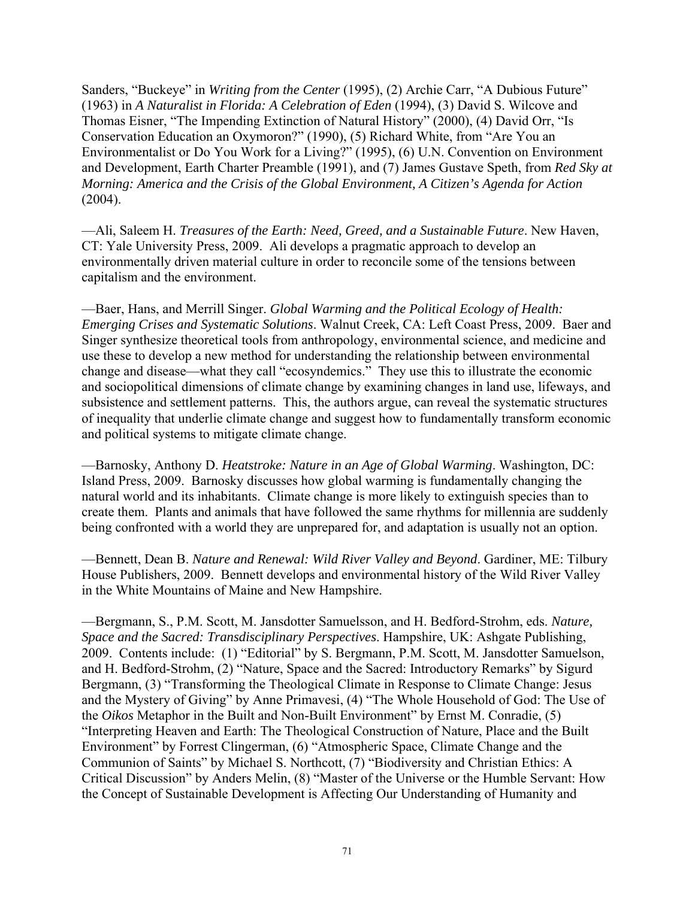Sanders, "Buckeye" in *Writing from the Center* (1995), (2) Archie Carr, "A Dubious Future" (1963) in *A Naturalist in Florida: A Celebration of Eden* (1994), (3) David S. Wilcove and Thomas Eisner, "The Impending Extinction of Natural History" (2000), (4) David Orr, "Is Conservation Education an Oxymoron?" (1990), (5) Richard White, from "Are You an Environmentalist or Do You Work for a Living?" (1995), (6) U.N. Convention on Environment and Development, Earth Charter Preamble (1991), and (7) James Gustave Speth, from *Red Sky at Morning: America and the Crisis of the Global Environment, A Citizen's Agenda for Action* (2004).

—Ali, Saleem H. *Treasures of the Earth: Need, Greed, and a Sustainable Future*. New Haven, CT: Yale University Press, 2009. Ali develops a pragmatic approach to develop an environmentally driven material culture in order to reconcile some of the tensions between capitalism and the environment.

—Baer, Hans, and Merrill Singer. *Global Warming and the Political Ecology of Health: Emerging Crises and Systematic Solutions*. Walnut Creek, CA: Left Coast Press, 2009. Baer and Singer synthesize theoretical tools from anthropology, environmental science, and medicine and use these to develop a new method for understanding the relationship between environmental change and disease—what they call "ecosyndemics." They use this to illustrate the economic and sociopolitical dimensions of climate change by examining changes in land use, lifeways, and subsistence and settlement patterns. This, the authors argue, can reveal the systematic structures of inequality that underlie climate change and suggest how to fundamentally transform economic and political systems to mitigate climate change.

—Barnosky, Anthony D. *Heatstroke: Nature in an Age of Global Warming*. Washington, DC: Island Press, 2009. Barnosky discusses how global warming is fundamentally changing the natural world and its inhabitants. Climate change is more likely to extinguish species than to create them. Plants and animals that have followed the same rhythms for millennia are suddenly being confronted with a world they are unprepared for, and adaptation is usually not an option.

—Bennett, Dean B. *Nature and Renewal: Wild River Valley and Beyond*. Gardiner, ME: Tilbury House Publishers, 2009. Bennett develops and environmental history of the Wild River Valley in the White Mountains of Maine and New Hampshire.

—Bergmann, S., P.M. Scott, M. Jansdotter Samuelsson, and H. Bedford-Strohm, eds. *Nature, Space and the Sacred: Transdisciplinary Perspectives*. Hampshire, UK: Ashgate Publishing, 2009. Contents include: (1) "Editorial" by S. Bergmann, P.M. Scott, M. Jansdotter Samuelson, and H. Bedford-Strohm, (2) "Nature, Space and the Sacred: Introductory Remarks" by Sigurd Bergmann, (3) "Transforming the Theological Climate in Response to Climate Change: Jesus and the Mystery of Giving" by Anne Primavesi, (4) "The Whole Household of God: The Use of the *Oikos* Metaphor in the Built and Non-Built Environment" by Ernst M. Conradie, (5) "Interpreting Heaven and Earth: The Theological Construction of Nature, Place and the Built Environment" by Forrest Clingerman, (6) "Atmospheric Space, Climate Change and the Communion of Saints" by Michael S. Northcott, (7) "Biodiversity and Christian Ethics: A Critical Discussion" by Anders Melin, (8) "Master of the Universe or the Humble Servant: How the Concept of Sustainable Development is Affecting Our Understanding of Humanity and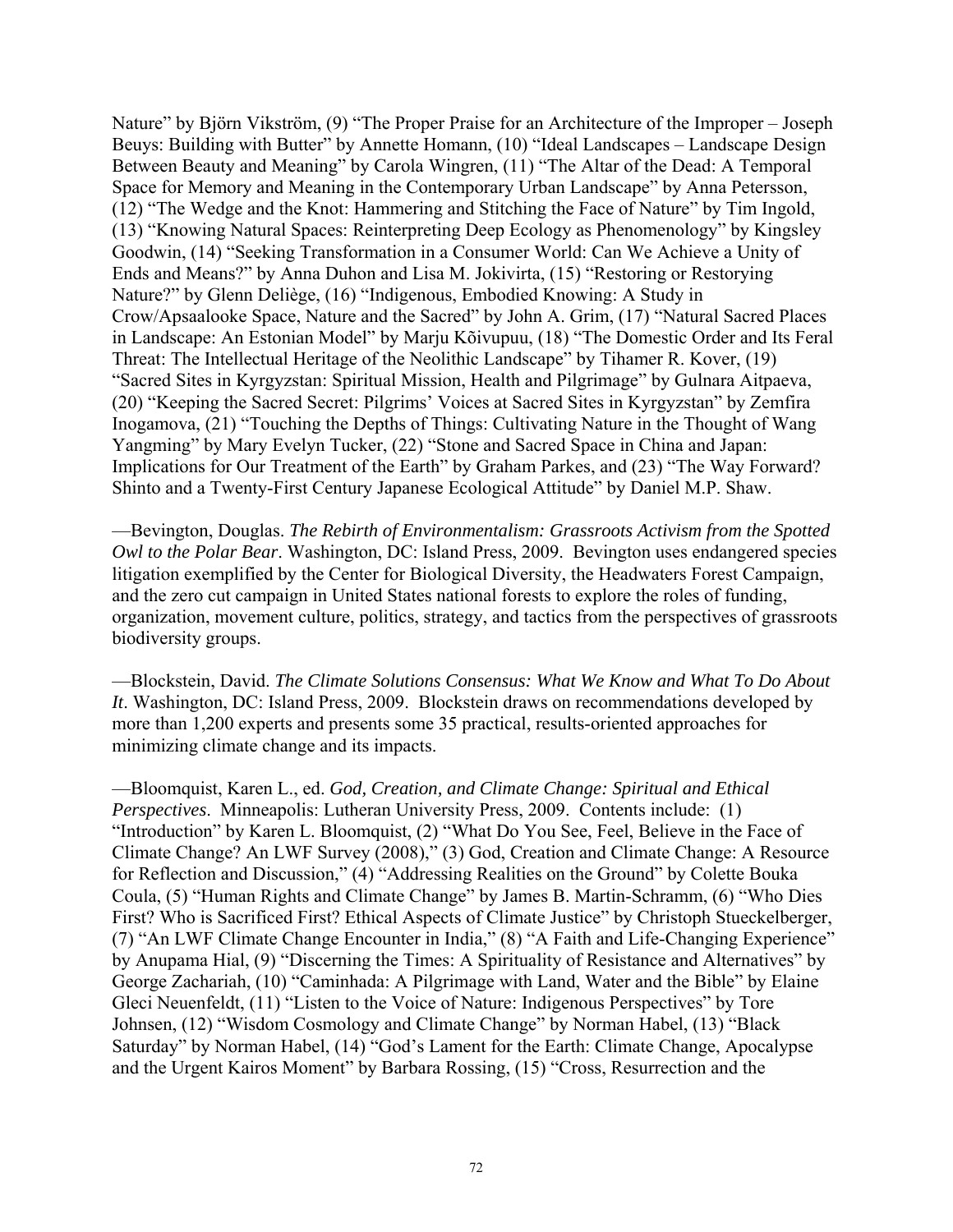Nature" by Björn Vikström, (9) "The Proper Praise for an Architecture of the Improper – Joseph Beuys: Building with Butter" by Annette Homann, (10) "Ideal Landscapes – Landscape Design Between Beauty and Meaning" by Carola Wingren, (11) "The Altar of the Dead: A Temporal Space for Memory and Meaning in the Contemporary Urban Landscape" by Anna Petersson, (12) "The Wedge and the Knot: Hammering and Stitching the Face of Nature" by Tim Ingold, (13) "Knowing Natural Spaces: Reinterpreting Deep Ecology as Phenomenology" by Kingsley Goodwin, (14) "Seeking Transformation in a Consumer World: Can We Achieve a Unity of Ends and Means?" by Anna Duhon and Lisa M. Jokivirta, (15) "Restoring or Restorying Nature?" by Glenn Deliège, (16) "Indigenous, Embodied Knowing: A Study in Crow/Apsaalooke Space, Nature and the Sacred" by John A. Grim, (17) "Natural Sacred Places in Landscape: An Estonian Model" by Marju Kõivupuu, (18) "The Domestic Order and Its Feral Threat: The Intellectual Heritage of the Neolithic Landscape" by Tihamer R. Kover, (19) "Sacred Sites in Kyrgyzstan: Spiritual Mission, Health and Pilgrimage" by Gulnara Aitpaeva, (20) "Keeping the Sacred Secret: Pilgrims' Voices at Sacred Sites in Kyrgyzstan" by Zemfira Inogamova, (21) "Touching the Depths of Things: Cultivating Nature in the Thought of Wang Yangming" by Mary Evelyn Tucker, (22) "Stone and Sacred Space in China and Japan: Implications for Our Treatment of the Earth" by Graham Parkes, and (23) "The Way Forward? Shinto and a Twenty-First Century Japanese Ecological Attitude" by Daniel M.P. Shaw.

—Bevington, Douglas. *The Rebirth of Environmentalism: Grassroots Activism from the Spotted Owl to the Polar Bear*. Washington, DC: Island Press, 2009. Bevington uses endangered species litigation exemplified by the Center for Biological Diversity, the Headwaters Forest Campaign, and the zero cut campaign in United States national forests to explore the roles of funding, organization, movement culture, politics, strategy, and tactics from the perspectives of grassroots biodiversity groups.

—Blockstein, David. *The Climate Solutions Consensus: What We Know and What To Do About It*. Washington, DC: Island Press, 2009. Blockstein draws on recommendations developed by more than 1,200 experts and presents some 35 practical, results-oriented approaches for minimizing climate change and its impacts.

—Bloomquist, Karen L., ed. *God, Creation, and Climate Change: Spiritual and Ethical Perspectives*. Minneapolis: Lutheran University Press, 2009. Contents include: (1) "Introduction" by Karen L. Bloomquist, (2) "What Do You See, Feel, Believe in the Face of Climate Change? An LWF Survey (2008)," (3) God, Creation and Climate Change: A Resource for Reflection and Discussion," (4) "Addressing Realities on the Ground" by Colette Bouka Coula, (5) "Human Rights and Climate Change" by James B. Martin-Schramm, (6) "Who Dies First? Who is Sacrificed First? Ethical Aspects of Climate Justice" by Christoph Stueckelberger, (7) "An LWF Climate Change Encounter in India," (8) "A Faith and Life-Changing Experience" by Anupama Hial, (9) "Discerning the Times: A Spirituality of Resistance and Alternatives" by George Zachariah, (10) "Caminhada: A Pilgrimage with Land, Water and the Bible" by Elaine Gleci Neuenfeldt, (11) "Listen to the Voice of Nature: Indigenous Perspectives" by Tore Johnsen, (12) "Wisdom Cosmology and Climate Change" by Norman Habel, (13) "Black Saturday" by Norman Habel, (14) "God's Lament for the Earth: Climate Change, Apocalypse and the Urgent Kairos Moment" by Barbara Rossing, (15) "Cross, Resurrection and the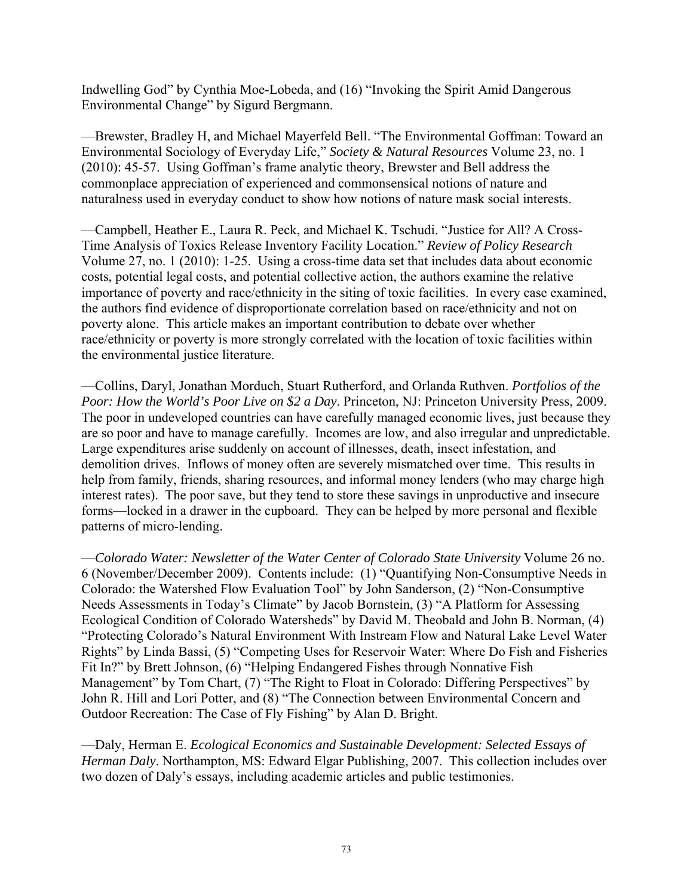Indwelling God" by Cynthia Moe-Lobeda, and (16) "Invoking the Spirit Amid Dangerous Environmental Change" by Sigurd Bergmann.

—Brewster, Bradley H, and Michael Mayerfeld Bell. "The Environmental Goffman: Toward an Environmental Sociology of Everyday Life," *Society & Natural Resources* Volume 23, no. 1 (2010): 45-57. Using Goffman's frame analytic theory, Brewster and Bell address the commonplace appreciation of experienced and commonsensical notions of nature and naturalness used in everyday conduct to show how notions of nature mask social interests.

—Campbell, Heather E., Laura R. Peck, and Michael K. Tschudi. "Justice for All? A Cross-Time Analysis of Toxics Release Inventory Facility Location." *Review of Policy Research* Volume 27, no. 1 (2010): 1-25. Using a cross-time data set that includes data about economic costs, potential legal costs, and potential collective action, the authors examine the relative importance of poverty and race/ethnicity in the siting of toxic facilities. In every case examined, the authors find evidence of disproportionate correlation based on race/ethnicity and not on poverty alone. This article makes an important contribution to debate over whether race/ethnicity or poverty is more strongly correlated with the location of toxic facilities within the environmental justice literature.

—Collins, Daryl, Jonathan Morduch, Stuart Rutherford, and Orlanda Ruthven. *Portfolios of the Poor: How the World's Poor Live on $2 a Day*. Princeton, NJ: Princeton University Press, 2009. The poor in undeveloped countries can have carefully managed economic lives, just because they are so poor and have to manage carefully. Incomes are low, and also irregular and unpredictable. Large expenditures arise suddenly on account of illnesses, death, insect infestation, and demolition drives. Inflows of money often are severely mismatched over time. This results in help from family, friends, sharing resources, and informal money lenders (who may charge high interest rates). The poor save, but they tend to store these savings in unproductive and insecure forms—locked in a drawer in the cupboard. They can be helped by more personal and flexible patterns of micro-lending.

—*Colorado Water: Newsletter of the Water Center of Colorado State University* Volume 26 no. 6 (November/December 2009). Contents include: (1) "Quantifying Non-Consumptive Needs in Colorado: the Watershed Flow Evaluation Tool" by John Sanderson, (2) "Non-Consumptive Needs Assessments in Today's Climate" by Jacob Bornstein, (3) "A Platform for Assessing Ecological Condition of Colorado Watersheds" by David M. Theobald and John B. Norman, (4) "Protecting Colorado's Natural Environment With Instream Flow and Natural Lake Level Water Rights" by Linda Bassi, (5) "Competing Uses for Reservoir Water: Where Do Fish and Fisheries Fit In?" by Brett Johnson, (6) "Helping Endangered Fishes through Nonnative Fish Management" by Tom Chart, (7) "The Right to Float in Colorado: Differing Perspectives" by John R. Hill and Lori Potter, and (8) "The Connection between Environmental Concern and Outdoor Recreation: The Case of Fly Fishing" by Alan D. Bright.

—Daly, Herman E. *Ecological Economics and Sustainable Development: Selected Essays of Herman Daly*. Northampton, MS: Edward Elgar Publishing, 2007. This collection includes over two dozen of Daly's essays, including academic articles and public testimonies.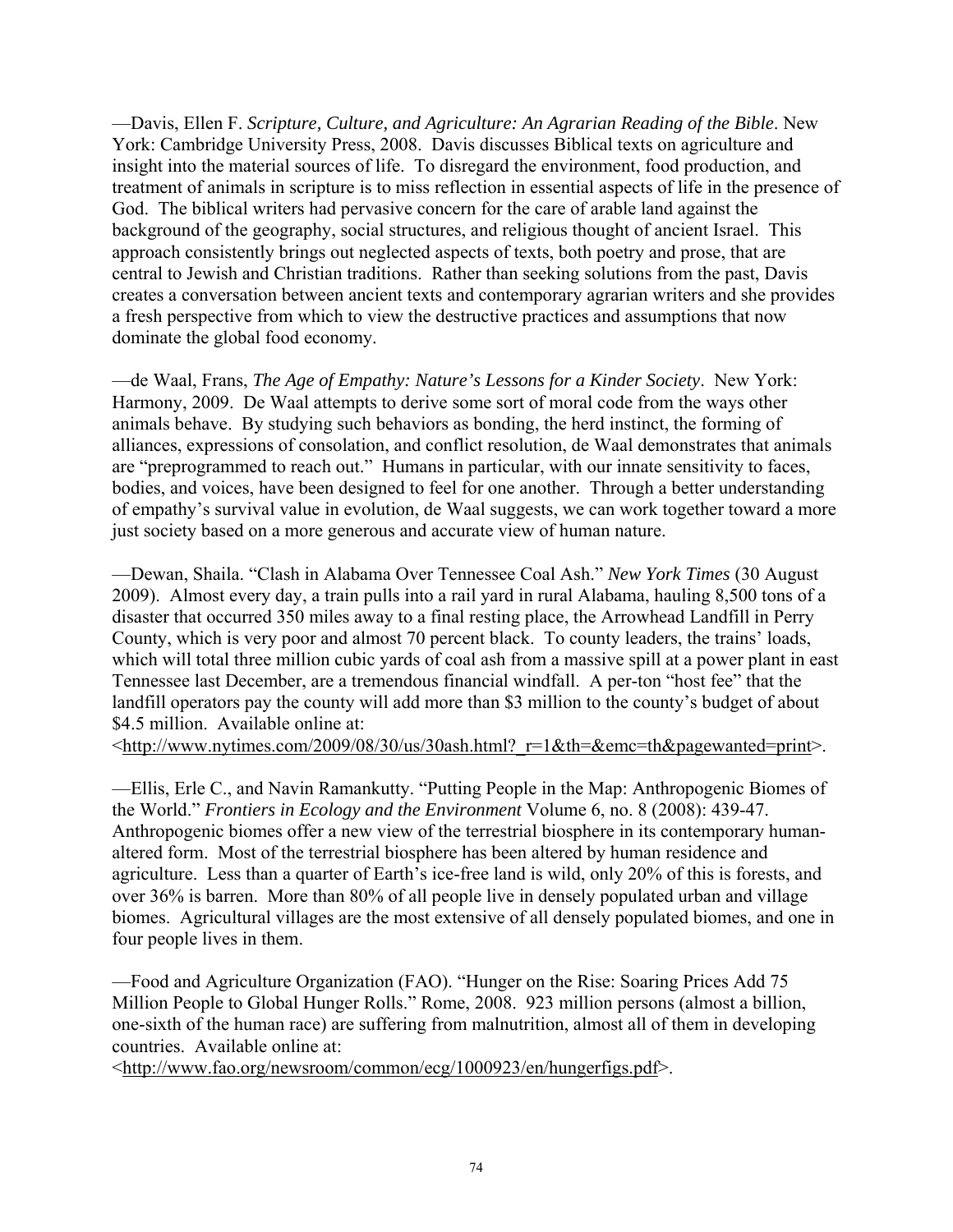—Davis, Ellen F. *Scripture, Culture, and Agriculture: An Agrarian Reading of the Bible*. New York: Cambridge University Press, 2008. Davis discusses Biblical texts on agriculture and insight into the material sources of life. To disregard the environment, food production, and treatment of animals in scripture is to miss reflection in essential aspects of life in the presence of God. The biblical writers had pervasive concern for the care of arable land against the background of the geography, social structures, and religious thought of ancient Israel. This approach consistently brings out neglected aspects of texts, both poetry and prose, that are central to Jewish and Christian traditions. Rather than seeking solutions from the past, Davis creates a conversation between ancient texts and contemporary agrarian writers and she provides a fresh perspective from which to view the destructive practices and assumptions that now dominate the global food economy.

—de Waal, Frans, *The Age of Empathy: Nature's Lessons for a Kinder Society*. New York: Harmony, 2009. De Waal attempts to derive some sort of moral code from the ways other animals behave. By studying such behaviors as bonding, the herd instinct, the forming of alliances, expressions of consolation, and conflict resolution, de Waal demonstrates that animals are "preprogrammed to reach out." Humans in particular, with our innate sensitivity to faces, bodies, and voices, have been designed to feel for one another. Through a better understanding of empathy's survival value in evolution, de Waal suggests, we can work together toward a more just society based on a more generous and accurate view of human nature.

—Dewan, Shaila. "Clash in Alabama Over Tennessee Coal Ash." *New York Times* (30 August 2009). Almost every day, a train pulls into a rail yard in rural Alabama, hauling 8,500 tons of a disaster that occurred 350 miles away to a final resting place, the Arrowhead Landfill in Perry County, which is very poor and almost 70 percent black. To county leaders, the trains' loads, which will total three million cubic yards of coal ash from a massive spill at a power plant in east Tennessee last December, are a tremendous financial windfall. A per-ton "host fee" that the landfill operators pay the county will add more than $3 million to the county's budget of about $4.5 million. Available online at:
<http://www.nytimes.com/2009/08/30/us/30ash.html?_r=1&th=&emc=th&pagewanted=print>.

—Ellis, Erle C., and Navin Ramankutty. "Putting People in the Map: Anthropogenic Biomes of the World." *Frontiers in Ecology and the Environment* Volume 6, no. 8 (2008): 439-47. Anthropogenic biomes offer a new view of the terrestrial biosphere in its contemporary human-altered form. Most of the terrestrial biosphere has been altered by human residence and agriculture. Less than a quarter of Earth's ice-free land is wild, only 20% of this is forests, and over 36% is barren. More than 80% of all people live in densely populated urban and village biomes. Agricultural villages are the most extensive of all densely populated biomes, and one in four people lives in them.

—Food and Agriculture Organization (FAO). "Hunger on the Rise: Soaring Prices Add 75 Million People to Global Hunger Rolls." Rome, 2008. 923 million persons (almost a billion, one-sixth of the human race) are suffering from malnutrition, almost all of them in developing countries. Available online at:
<http://www.fao.org/newsroom/common/ecg/1000923/en/hungerfigs.pdf>.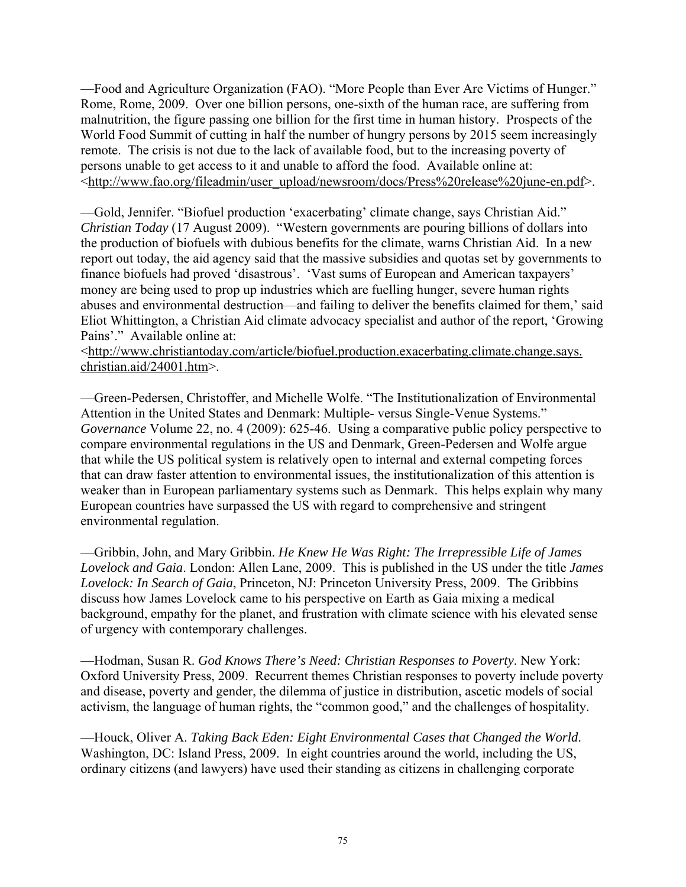—Food and Agriculture Organization (FAO). "More People than Ever Are Victims of Hunger." Rome, Rome, 2009. Over one billion persons, one-sixth of the human race, are suffering from malnutrition, the figure passing one billion for the first time in human history. Prospects of the World Food Summit of cutting in half the number of hungry persons by 2015 seem increasingly remote. The crisis is not due to the lack of available food, but to the increasing poverty of persons unable to get access to it and unable to afford the food. Available online at: <http://www.fao.org/fileadmin/user_upload/newsroom/docs/Press%20release%20june-en.pdf>.

—Gold, Jennifer. "Biofuel production 'exacerbating' climate change, says Christian Aid." *Christian Today* (17 August 2009). "Western governments are pouring billions of dollars into the production of biofuels with dubious benefits for the climate, warns Christian Aid. In a new report out today, the aid agency said that the massive subsidies and quotas set by governments to finance biofuels had proved 'disastrous'. 'Vast sums of European and American taxpayers' money are being used to prop up industries which are fuelling hunger, severe human rights abuses and environmental destruction—and failing to deliver the benefits claimed for them,' said Eliot Whittington, a Christian Aid climate advocacy specialist and author of the report, 'Growing Pains'." Available online at: <http://www.christiantoday.com/article/biofuel.production.exacerbating.climate.change.says.christian.aid/24001.htm>.

—Green-Pedersen, Christoffer, and Michelle Wolfe. "The Institutionalization of Environmental Attention in the United States and Denmark: Multiple- versus Single-Venue Systems." *Governance* Volume 22, no. 4 (2009): 625-46. Using a comparative public policy perspective to compare environmental regulations in the US and Denmark, Green-Pedersen and Wolfe argue that while the US political system is relatively open to internal and external competing forces that can draw faster attention to environmental issues, the institutionalization of this attention is weaker than in European parliamentary systems such as Denmark. This helps explain why many European countries have surpassed the US with regard to comprehensive and stringent environmental regulation.

—Gribbin, John, and Mary Gribbin. *He Knew He Was Right: The Irrepressible Life of James Lovelock and Gaia*. London: Allen Lane, 2009. This is published in the US under the title *James Lovelock: In Search of Gaia*, Princeton, NJ: Princeton University Press, 2009. The Gribbins discuss how James Lovelock came to his perspective on Earth as Gaia mixing a medical background, empathy for the planet, and frustration with climate science with his elevated sense of urgency with contemporary challenges.

—Hodman, Susan R. *God Knows There's Need: Christian Responses to Poverty*. New York: Oxford University Press, 2009. Recurrent themes Christian responses to poverty include poverty and disease, poverty and gender, the dilemma of justice in distribution, ascetic models of social activism, the language of human rights, the "common good," and the challenges of hospitality.

—Houck, Oliver A. *Taking Back Eden: Eight Environmental Cases that Changed the World*. Washington, DC: Island Press, 2009. In eight countries around the world, including the US, ordinary citizens (and lawyers) have used their standing as citizens in challenging corporate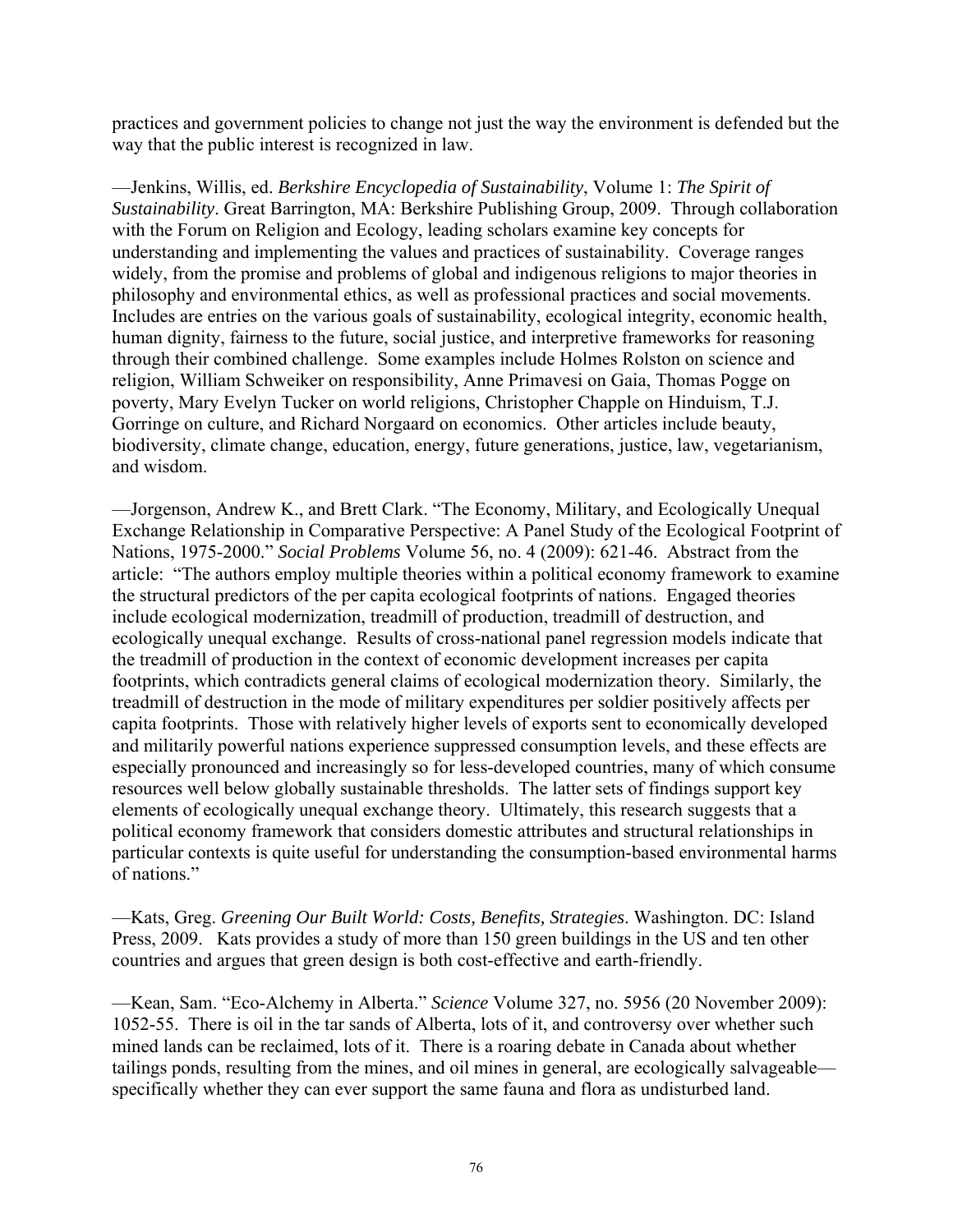practices and government policies to change not just the way the environment is defended but the way that the public interest is recognized in law.

—Jenkins, Willis, ed. *Berkshire Encyclopedia of Sustainability*, Volume 1: *The Spirit of Sustainability*. Great Barrington, MA: Berkshire Publishing Group, 2009. Through collaboration with the Forum on Religion and Ecology, leading scholars examine key concepts for understanding and implementing the values and practices of sustainability. Coverage ranges widely, from the promise and problems of global and indigenous religions to major theories in philosophy and environmental ethics, as well as professional practices and social movements. Includes are entries on the various goals of sustainability, ecological integrity, economic health, human dignity, fairness to the future, social justice, and interpretive frameworks for reasoning through their combined challenge. Some examples include Holmes Rolston on science and religion, William Schweiker on responsibility, Anne Primavesi on Gaia, Thomas Pogge on poverty, Mary Evelyn Tucker on world religions, Christopher Chapple on Hinduism, T.J. Gorringe on culture, and Richard Norgaard on economics. Other articles include beauty, biodiversity, climate change, education, energy, future generations, justice, law, vegetarianism, and wisdom.

—Jorgenson, Andrew K., and Brett Clark. "The Economy, Military, and Ecologically Unequal Exchange Relationship in Comparative Perspective: A Panel Study of the Ecological Footprint of Nations, 1975-2000." *Social Problems* Volume 56, no. 4 (2009): 621-46. Abstract from the article: "The authors employ multiple theories within a political economy framework to examine the structural predictors of the per capita ecological footprints of nations. Engaged theories include ecological modernization, treadmill of production, treadmill of destruction, and ecologically unequal exchange. Results of cross-national panel regression models indicate that the treadmill of production in the context of economic development increases per capita footprints, which contradicts general claims of ecological modernization theory. Similarly, the treadmill of destruction in the mode of military expenditures per soldier positively affects per capita footprints. Those with relatively higher levels of exports sent to economically developed and militarily powerful nations experience suppressed consumption levels, and these effects are especially pronounced and increasingly so for less-developed countries, many of which consume resources well below globally sustainable thresholds. The latter sets of findings support key elements of ecologically unequal exchange theory. Ultimately, this research suggests that a political economy framework that considers domestic attributes and structural relationships in particular contexts is quite useful for understanding the consumption-based environmental harms of nations."

—Kats, Greg. *Greening Our Built World: Costs, Benefits, Strategies*. Washington. DC: Island Press, 2009. Kats provides a study of more than 150 green buildings in the US and ten other countries and argues that green design is both cost-effective and earth-friendly.

—Kean, Sam. "Eco-Alchemy in Alberta." *Science* Volume 327, no. 5956 (20 November 2009): 1052-55. There is oil in the tar sands of Alberta, lots of it, and controversy over whether such mined lands can be reclaimed, lots of it. There is a roaring debate in Canada about whether tailings ponds, resulting from the mines, and oil mines in general, are ecologically salvageable—specifically whether they can ever support the same fauna and flora as undisturbed land.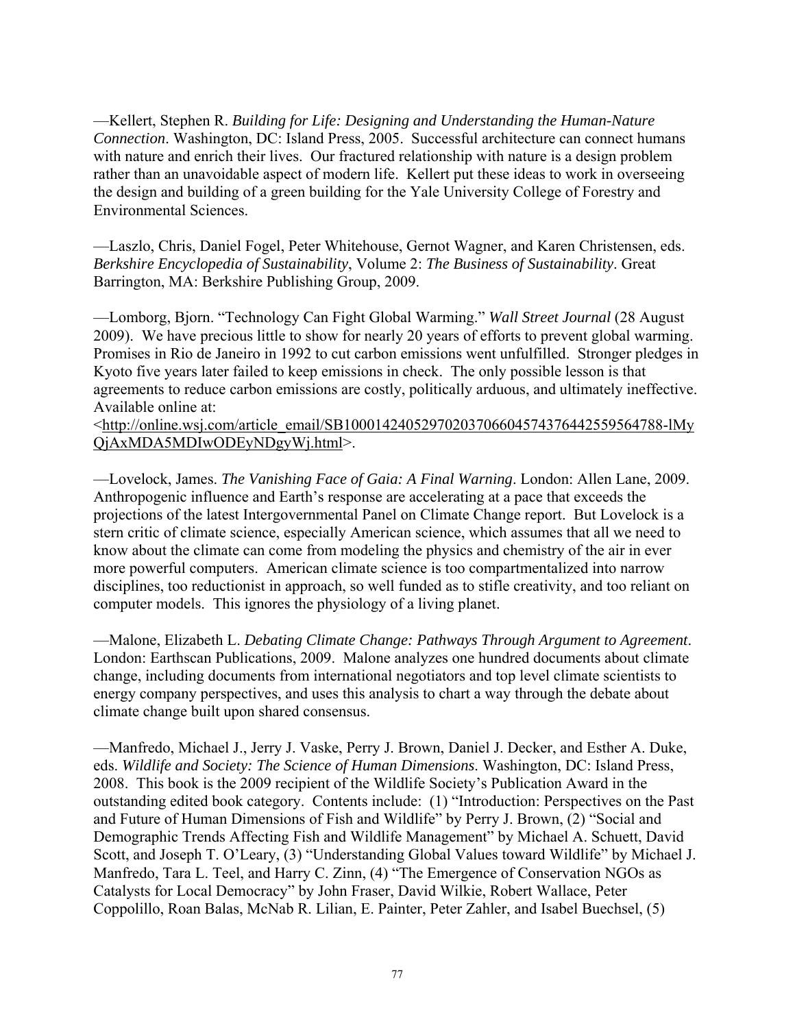—Kellert, Stephen R. *Building for Life: Designing and Understanding the Human-Nature Connection*. Washington, DC: Island Press, 2005. Successful architecture can connect humans with nature and enrich their lives. Our fractured relationship with nature is a design problem rather than an unavoidable aspect of modern life. Kellert put these ideas to work in overseeing the design and building of a green building for the Yale University College of Forestry and Environmental Sciences.

—Laszlo, Chris, Daniel Fogel, Peter Whitehouse, Gernot Wagner, and Karen Christensen, eds. *Berkshire Encyclopedia of Sustainability*, Volume 2: *The Business of Sustainability*. Great Barrington, MA: Berkshire Publishing Group, 2009.

—Lomborg, Bjorn. "Technology Can Fight Global Warming." *Wall Street Journal* (28 August 2009). We have precious little to show for nearly 20 years of efforts to prevent global warming. Promises in Rio de Janeiro in 1992 to cut carbon emissions went unfulfilled. Stronger pledges in Kyoto five years later failed to keep emissions in check. The only possible lesson is that agreements to reduce carbon emissions are costly, politically arduous, and ultimately ineffective. Available online at: <http://online.wsj.com/article_email/SB10001424052970203706604574376442559564788-lMyQjAxMDA5MDIwODEyNDgyWj.html>.

—Lovelock, James. *The Vanishing Face of Gaia: A Final Warning*. London: Allen Lane, 2009. Anthropogenic influence and Earth's response are accelerating at a pace that exceeds the projections of the latest Intergovernmental Panel on Climate Change report. But Lovelock is a stern critic of climate science, especially American science, which assumes that all we need to know about the climate can come from modeling the physics and chemistry of the air in ever more powerful computers. American climate science is too compartmentalized into narrow disciplines, too reductionist in approach, so well funded as to stifle creativity, and too reliant on computer models. This ignores the physiology of a living planet.

—Malone, Elizabeth L. *Debating Climate Change: Pathways Through Argument to Agreement*. London: Earthscan Publications, 2009. Malone analyzes one hundred documents about climate change, including documents from international negotiators and top level climate scientists to energy company perspectives, and uses this analysis to chart a way through the debate about climate change built upon shared consensus.

—Manfredo, Michael J., Jerry J. Vaske, Perry J. Brown, Daniel J. Decker, and Esther A. Duke, eds. *Wildlife and Society: The Science of Human Dimensions*. Washington, DC: Island Press, 2008. This book is the 2009 recipient of the Wildlife Society's Publication Award in the outstanding edited book category. Contents include: (1) "Introduction: Perspectives on the Past and Future of Human Dimensions of Fish and Wildlife" by Perry J. Brown, (2) "Social and Demographic Trends Affecting Fish and Wildlife Management" by Michael A. Schuett, David Scott, and Joseph T. O'Leary, (3) "Understanding Global Values toward Wildlife" by Michael J. Manfredo, Tara L. Teel, and Harry C. Zinn, (4) "The Emergence of Conservation NGOs as Catalysts for Local Democracy" by John Fraser, David Wilkie, Robert Wallace, Peter Coppolillo, Roan Balas, McNab R. Lilian, E. Painter, Peter Zahler, and Isabel Buechsel, (5)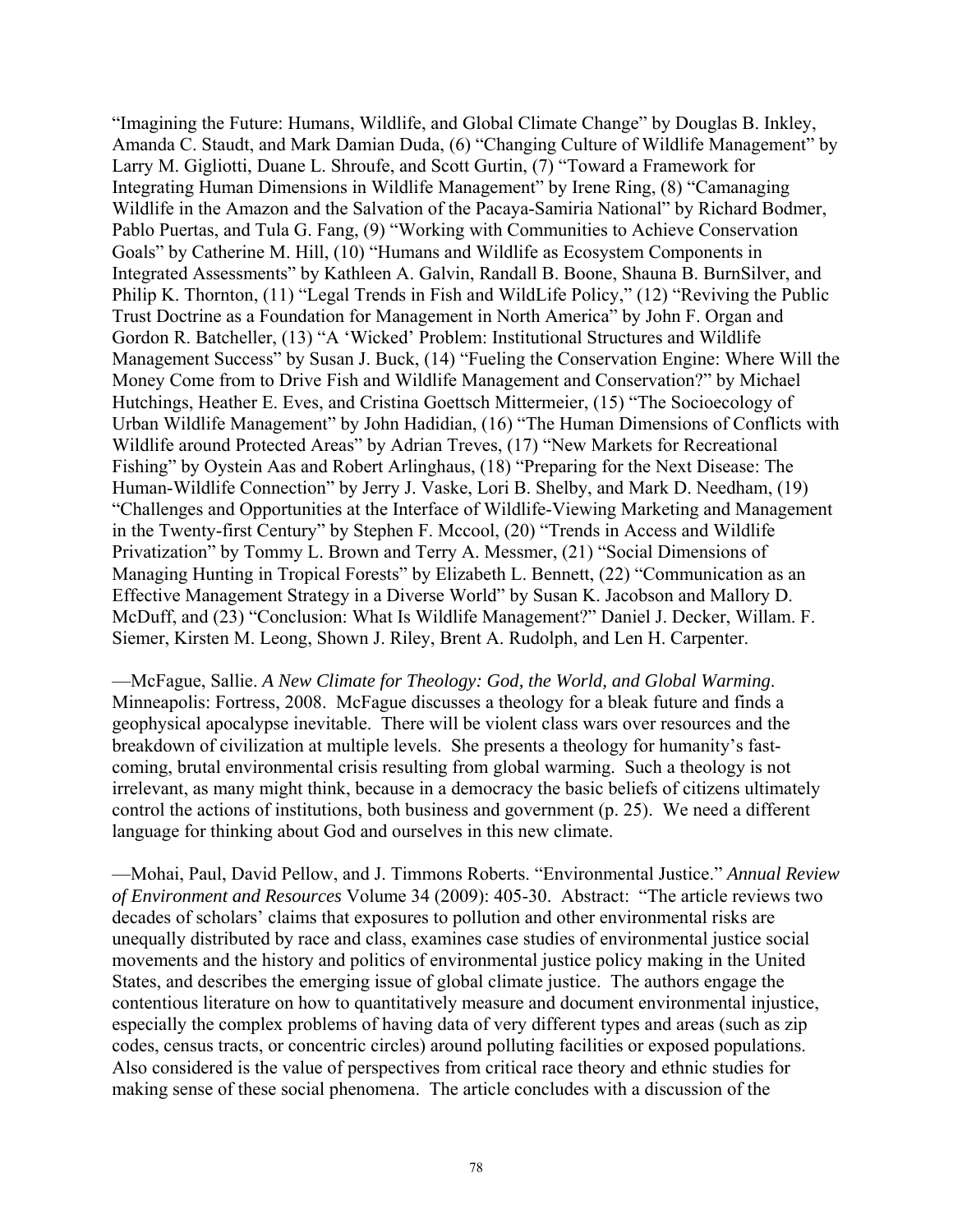"Imagining the Future: Humans, Wildlife, and Global Climate Change" by Douglas B. Inkley, Amanda C. Staudt, and Mark Damian Duda, (6) "Changing Culture of Wildlife Management" by Larry M. Gigliotti, Duane L. Shroufe, and Scott Gurtin, (7) "Toward a Framework for Integrating Human Dimensions in Wildlife Management" by Irene Ring, (8) "Camanaging Wildlife in the Amazon and the Salvation of the Pacaya-Samiria National" by Richard Bodmer, Pablo Puertas, and Tula G. Fang, (9) "Working with Communities to Achieve Conservation Goals" by Catherine M. Hill, (10) "Humans and Wildlife as Ecosystem Components in Integrated Assessments" by Kathleen A. Galvin, Randall B. Boone, Shauna B. BurnSilver, and Philip K. Thornton, (11) "Legal Trends in Fish and WildLife Policy," (12) "Reviving the Public Trust Doctrine as a Foundation for Management in North America" by John F. Organ and Gordon R. Batcheller, (13) "A 'Wicked' Problem: Institutional Structures and Wildlife Management Success" by Susan J. Buck, (14) "Fueling the Conservation Engine: Where Will the Money Come from to Drive Fish and Wildlife Management and Conservation?" by Michael Hutchings, Heather E. Eves, and Cristina Goettsch Mittermeier, (15) "The Socioecology of Urban Wildlife Management" by John Hadidian, (16) "The Human Dimensions of Conflicts with Wildlife around Protected Areas" by Adrian Treves, (17) "New Markets for Recreational Fishing" by Oystein Aas and Robert Arlinghaus, (18) "Preparing for the Next Disease: The Human-Wildlife Connection" by Jerry J. Vaske, Lori B. Shelby, and Mark D. Needham, (19) "Challenges and Opportunities at the Interface of Wildlife-Viewing Marketing and Management in the Twenty-first Century" by Stephen F. Mccool, (20) "Trends in Access and Wildlife Privatization" by Tommy L. Brown and Terry A. Messmer, (21) "Social Dimensions of Managing Hunting in Tropical Forests" by Elizabeth L. Bennett, (22) "Communication as an Effective Management Strategy in a Diverse World" by Susan K. Jacobson and Mallory D. McDuff, and (23) "Conclusion: What Is Wildlife Management?" Daniel J. Decker, Willam. F. Siemer, Kirsten M. Leong, Shown J. Riley, Brent A. Rudolph, and Len H. Carpenter.

—McFague, Sallie. *A New Climate for Theology: God, the World, and Global Warming*. Minneapolis: Fortress, 2008. McFague discusses a theology for a bleak future and finds a geophysical apocalypse inevitable. There will be violent class wars over resources and the breakdown of civilization at multiple levels. She presents a theology for humanity's fast-coming, brutal environmental crisis resulting from global warming. Such a theology is not irrelevant, as many might think, because in a democracy the basic beliefs of citizens ultimately control the actions of institutions, both business and government (p. 25). We need a different language for thinking about God and ourselves in this new climate.

—Mohai, Paul, David Pellow, and J. Timmons Roberts. "Environmental Justice." *Annual Review of Environment and Resources* Volume 34 (2009): 405-30. Abstract: "The article reviews two decades of scholars' claims that exposures to pollution and other environmental risks are unequally distributed by race and class, examines case studies of environmental justice social movements and the history and politics of environmental justice policy making in the United States, and describes the emerging issue of global climate justice. The authors engage the contentious literature on how to quantitatively measure and document environmental injustice, especially the complex problems of having data of very different types and areas (such as zip codes, census tracts, or concentric circles) around polluting facilities or exposed populations. Also considered is the value of perspectives from critical race theory and ethnic studies for making sense of these social phenomena. The article concludes with a discussion of the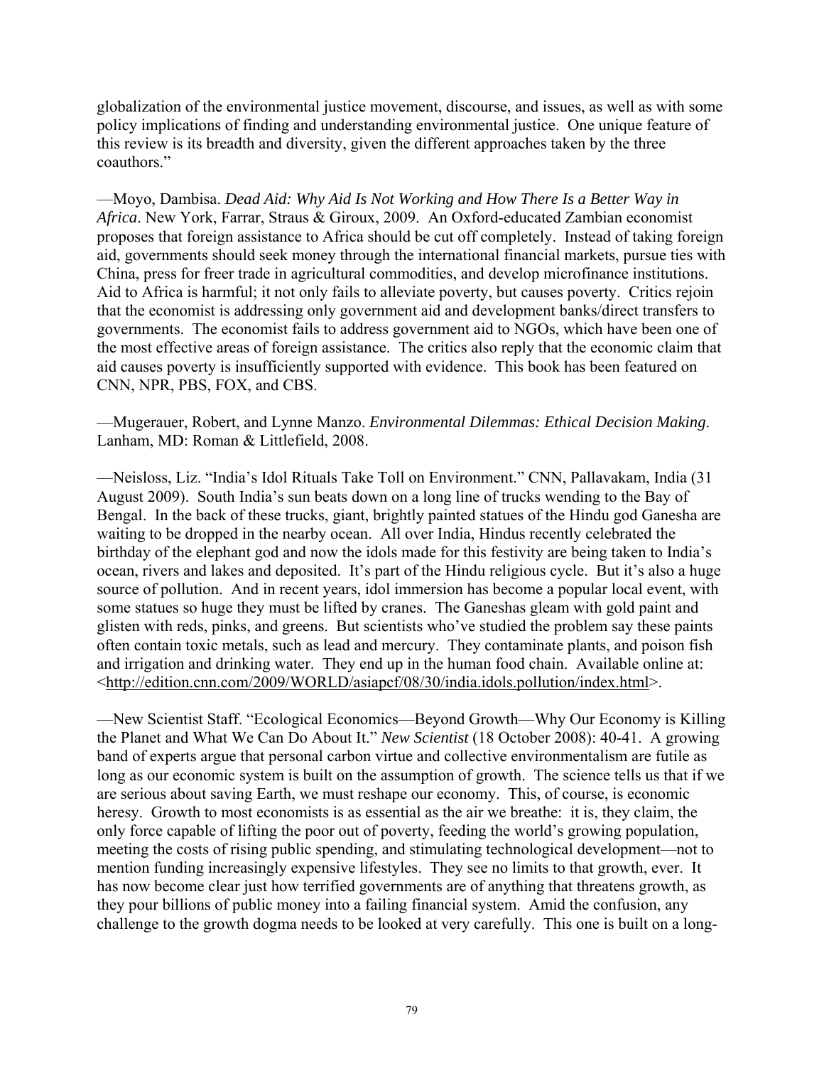globalization of the environmental justice movement, discourse, and issues, as well as with some policy implications of finding and understanding environmental justice. One unique feature of this review is its breadth and diversity, given the different approaches taken by the three coauthors."

—Moyo, Dambisa. *Dead Aid: Why Aid Is Not Working and How There Is a Better Way in Africa*. New York, Farrar, Straus & Giroux, 2009. An Oxford-educated Zambian economist proposes that foreign assistance to Africa should be cut off completely. Instead of taking foreign aid, governments should seek money through the international financial markets, pursue ties with China, press for freer trade in agricultural commodities, and develop microfinance institutions. Aid to Africa is harmful; it not only fails to alleviate poverty, but causes poverty. Critics rejoin that the economist is addressing only government aid and development banks/direct transfers to governments. The economist fails to address government aid to NGOs, which have been one of the most effective areas of foreign assistance. The critics also reply that the economic claim that aid causes poverty is insufficiently supported with evidence. This book has been featured on CNN, NPR, PBS, FOX, and CBS.

—Mugerauer, Robert, and Lynne Manzo. *Environmental Dilemmas: Ethical Decision Making*. Lanham, MD: Roman & Littlefield, 2008.

—Neisloss, Liz. "India's Idol Rituals Take Toll on Environment." CNN, Pallavakam, India (31 August 2009). South India's sun beats down on a long line of trucks wending to the Bay of Bengal. In the back of these trucks, giant, brightly painted statues of the Hindu god Ganesha are waiting to be dropped in the nearby ocean. All over India, Hindus recently celebrated the birthday of the elephant god and now the idols made for this festivity are being taken to India's ocean, rivers and lakes and deposited. It's part of the Hindu religious cycle. But it's also a huge source of pollution. And in recent years, idol immersion has become a popular local event, with some statues so huge they must be lifted by cranes. The Ganeshas gleam with gold paint and glisten with reds, pinks, and greens. But scientists who've studied the problem say these paints often contain toxic metals, such as lead and mercury. They contaminate plants, and poison fish and irrigation and drinking water. They end up in the human food chain. Available online at: <http://edition.cnn.com/2009/WORLD/asiapcf/08/30/india.idols.pollution/index.html>.

—New Scientist Staff. "Ecological Economics—Beyond Growth—Why Our Economy is Killing the Planet and What We Can Do About It." *New Scientist* (18 October 2008): 40-41. A growing band of experts argue that personal carbon virtue and collective environmentalism are futile as long as our economic system is built on the assumption of growth. The science tells us that if we are serious about saving Earth, we must reshape our economy. This, of course, is economic heresy. Growth to most economists is as essential as the air we breathe: it is, they claim, the only force capable of lifting the poor out of poverty, feeding the world's growing population, meeting the costs of rising public spending, and stimulating technological development—not to mention funding increasingly expensive lifestyles. They see no limits to that growth, ever. It has now become clear just how terrified governments are of anything that threatens growth, as they pour billions of public money into a failing financial system. Amid the confusion, any challenge to the growth dogma needs to be looked at very carefully. This one is built on a long-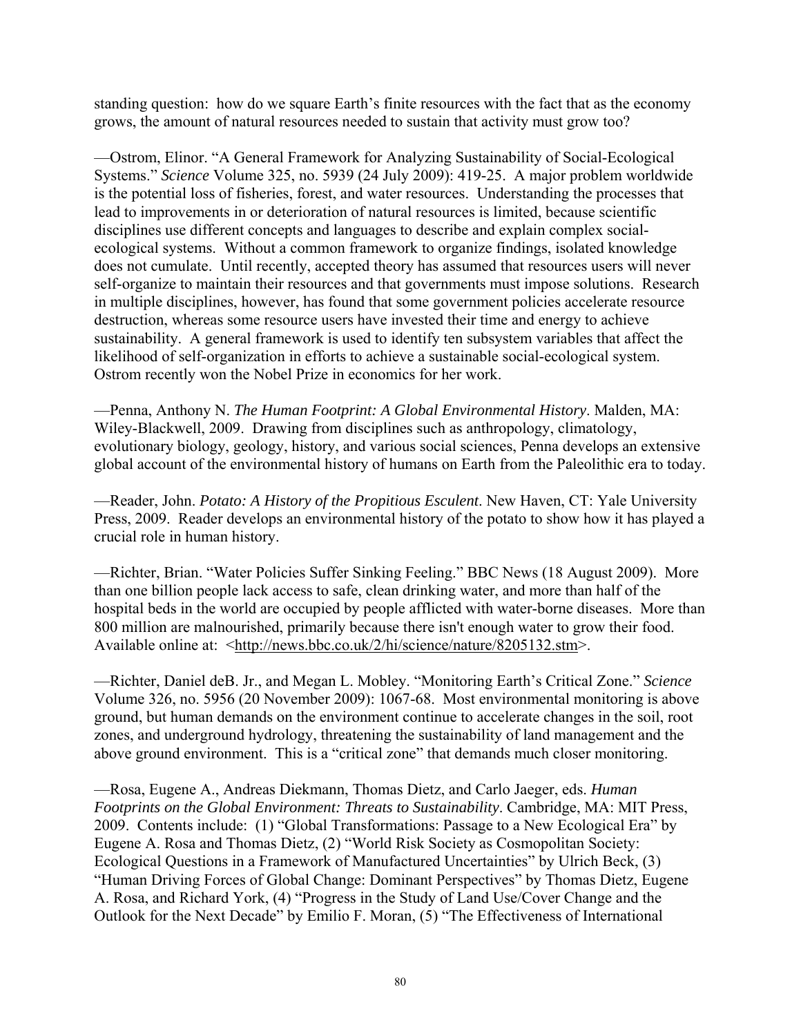standing question: how do we square Earth's finite resources with the fact that as the economy grows, the amount of natural resources needed to sustain that activity must grow too?

—Ostrom, Elinor. "A General Framework for Analyzing Sustainability of Social-Ecological Systems." *Science* Volume 325, no. 5939 (24 July 2009): 419-25. A major problem worldwide is the potential loss of fisheries, forest, and water resources. Understanding the processes that lead to improvements in or deterioration of natural resources is limited, because scientific disciplines use different concepts and languages to describe and explain complex social-ecological systems. Without a common framework to organize findings, isolated knowledge does not cumulate. Until recently, accepted theory has assumed that resources users will never self-organize to maintain their resources and that governments must impose solutions. Research in multiple disciplines, however, has found that some government policies accelerate resource destruction, whereas some resource users have invested their time and energy to achieve sustainability. A general framework is used to identify ten subsystem variables that affect the likelihood of self-organization in efforts to achieve a sustainable social-ecological system. Ostrom recently won the Nobel Prize in economics for her work.

—Penna, Anthony N. *The Human Footprint: A Global Environmental History*. Malden, MA: Wiley-Blackwell, 2009. Drawing from disciplines such as anthropology, climatology, evolutionary biology, geology, history, and various social sciences, Penna develops an extensive global account of the environmental history of humans on Earth from the Paleolithic era to today.

—Reader, John. *Potato: A History of the Propitious Esculent*. New Haven, CT: Yale University Press, 2009. Reader develops an environmental history of the potato to show how it has played a crucial role in human history.

—Richter, Brian. "Water Policies Suffer Sinking Feeling." BBC News (18 August 2009). More than one billion people lack access to safe, clean drinking water, and more than half of the hospital beds in the world are occupied by people afflicted with water-borne diseases. More than 800 million are malnourished, primarily because there isn't enough water to grow their food. Available online at: <http://news.bbc.co.uk/2/hi/science/nature/8205132.stm>.

—Richter, Daniel deB. Jr., and Megan L. Mobley. "Monitoring Earth's Critical Zone." *Science* Volume 326, no. 5956 (20 November 2009): 1067-68. Most environmental monitoring is above ground, but human demands on the environment continue to accelerate changes in the soil, root zones, and underground hydrology, threatening the sustainability of land management and the above ground environment. This is a "critical zone" that demands much closer monitoring.

—Rosa, Eugene A., Andreas Diekmann, Thomas Dietz, and Carlo Jaeger, eds. *Human Footprints on the Global Environment: Threats to Sustainability*. Cambridge, MA: MIT Press, 2009. Contents include: (1) "Global Transformations: Passage to a New Ecological Era" by Eugene A. Rosa and Thomas Dietz, (2) "World Risk Society as Cosmopolitan Society: Ecological Questions in a Framework of Manufactured Uncertainties" by Ulrich Beck, (3) "Human Driving Forces of Global Change: Dominant Perspectives" by Thomas Dietz, Eugene A. Rosa, and Richard York, (4) "Progress in the Study of Land Use/Cover Change and the Outlook for the Next Decade" by Emilio F. Moran, (5) "The Effectiveness of International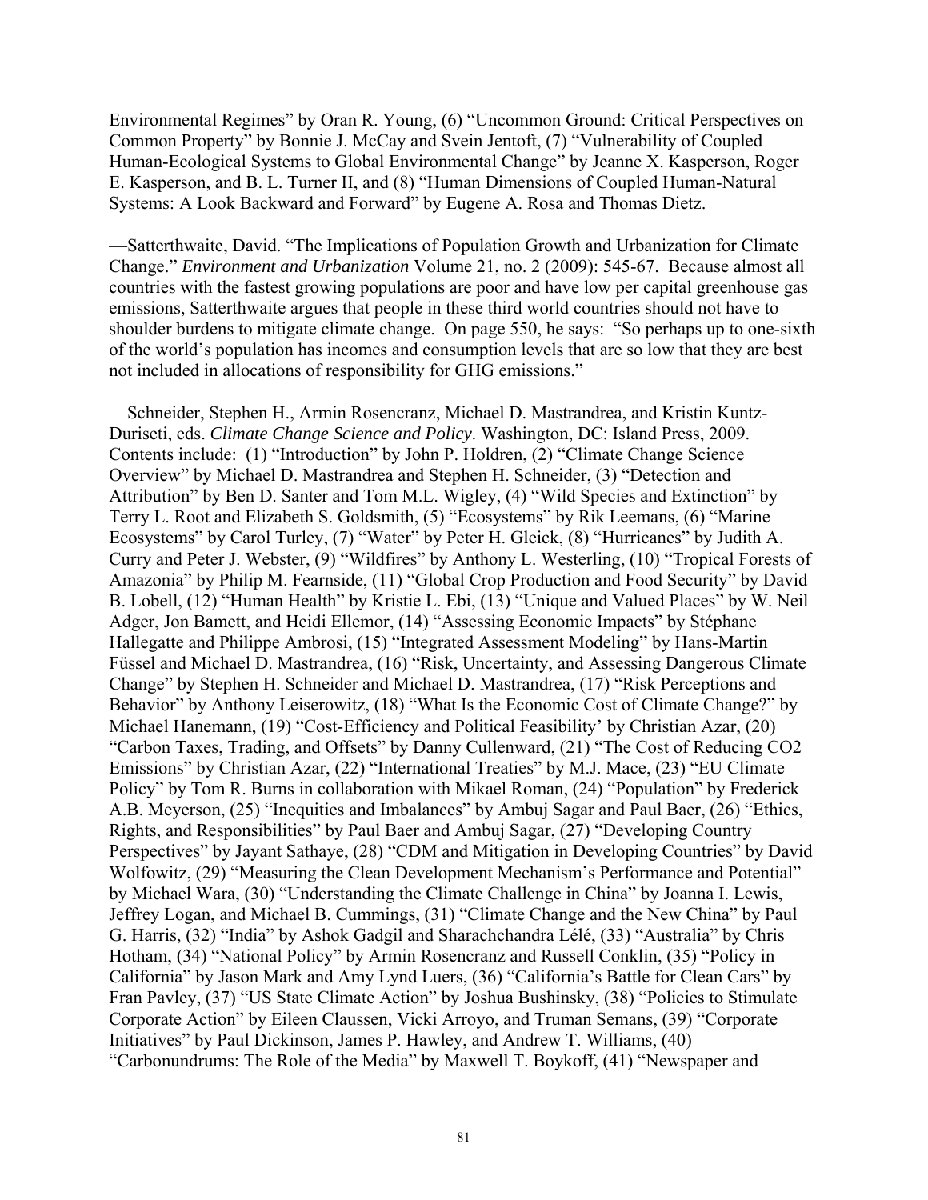Environmental Regimes" by Oran R. Young, (6) "Uncommon Ground: Critical Perspectives on Common Property" by Bonnie J. McCay and Svein Jentoft, (7) "Vulnerability of Coupled Human-Ecological Systems to Global Environmental Change" by Jeanne X. Kasperson, Roger E. Kasperson, and B. L. Turner II, and (8) "Human Dimensions of Coupled Human-Natural Systems: A Look Backward and Forward" by Eugene A. Rosa and Thomas Dietz.

—Satterthwaite, David. "The Implications of Population Growth and Urbanization for Climate Change." *Environment and Urbanization* Volume 21, no. 2 (2009): 545-67. Because almost all countries with the fastest growing populations are poor and have low per capital greenhouse gas emissions, Satterthwaite argues that people in these third world countries should not have to shoulder burdens to mitigate climate change. On page 550, he says: "So perhaps up to one-sixth of the world's population has incomes and consumption levels that are so low that they are best not included in allocations of responsibility for GHG emissions."

—Schneider, Stephen H., Armin Rosencranz, Michael D. Mastrandrea, and Kristin Kuntz-Duriseti, eds. *Climate Change Science and Policy.* Washington, DC: Island Press, 2009. Contents include: (1) "Introduction" by John P. Holdren, (2) "Climate Change Science Overview" by Michael D. Mastrandrea and Stephen H. Schneider, (3) "Detection and Attribution" by Ben D. Santer and Tom M.L. Wigley, (4) "Wild Species and Extinction" by Terry L. Root and Elizabeth S. Goldsmith, (5) "Ecosystems" by Rik Leemans, (6) "Marine Ecosystems" by Carol Turley, (7) "Water" by Peter H. Gleick, (8) "Hurricanes" by Judith A. Curry and Peter J. Webster, (9) "Wildfires" by Anthony L. Westerling, (10) "Tropical Forests of Amazonia" by Philip M. Fearnside, (11) "Global Crop Production and Food Security" by David B. Lobell, (12) "Human Health" by Kristie L. Ebi, (13) "Unique and Valued Places" by W. Neil Adger, Jon Bamett, and Heidi Ellemor, (14) "Assessing Economic Impacts" by Stéphane Hallegatte and Philippe Ambrosi, (15) "Integrated Assessment Modeling" by Hans-Martin Füssel and Michael D. Mastrandrea, (16) "Risk, Uncertainty, and Assessing Dangerous Climate Change" by Stephen H. Schneider and Michael D. Mastrandrea, (17) "Risk Perceptions and Behavior" by Anthony Leiserowitz, (18) "What Is the Economic Cost of Climate Change?" by Michael Hanemann, (19) "Cost-Efficiency and Political Feasibility' by Christian Azar, (20) "Carbon Taxes, Trading, and Offsets" by Danny Cullenward, (21) "The Cost of Reducing CO2 Emissions" by Christian Azar, (22) "International Treaties" by M.J. Mace, (23) "EU Climate Policy" by Tom R. Burns in collaboration with Mikael Roman, (24) "Population" by Frederick A.B. Meyerson, (25) "Inequities and Imbalances" by Ambuj Sagar and Paul Baer, (26) "Ethics, Rights, and Responsibilities" by Paul Baer and Ambuj Sagar, (27) "Developing Country Perspectives" by Jayant Sathaye, (28) "CDM and Mitigation in Developing Countries" by David Wolfowitz, (29) "Measuring the Clean Development Mechanism's Performance and Potential" by Michael Wara, (30) "Understanding the Climate Challenge in China" by Joanna I. Lewis, Jeffrey Logan, and Michael B. Cummings, (31) "Climate Change and the New China" by Paul G. Harris, (32) "India" by Ashok Gadgil and Sharachchandra Lélé, (33) "Australia" by Chris Hotham, (34) "National Policy" by Armin Rosencranz and Russell Conklin, (35) "Policy in California" by Jason Mark and Amy Lynd Luers, (36) "California's Battle for Clean Cars" by Fran Pavley, (37) "US State Climate Action" by Joshua Bushinsky, (38) "Policies to Stimulate Corporate Action" by Eileen Claussen, Vicki Arroyo, and Truman Semans, (39) "Corporate Initiatives" by Paul Dickinson, James P. Hawley, and Andrew T. Williams, (40) "Carbonundrums: The Role of the Media" by Maxwell T. Boykoff, (41) "Newspaper and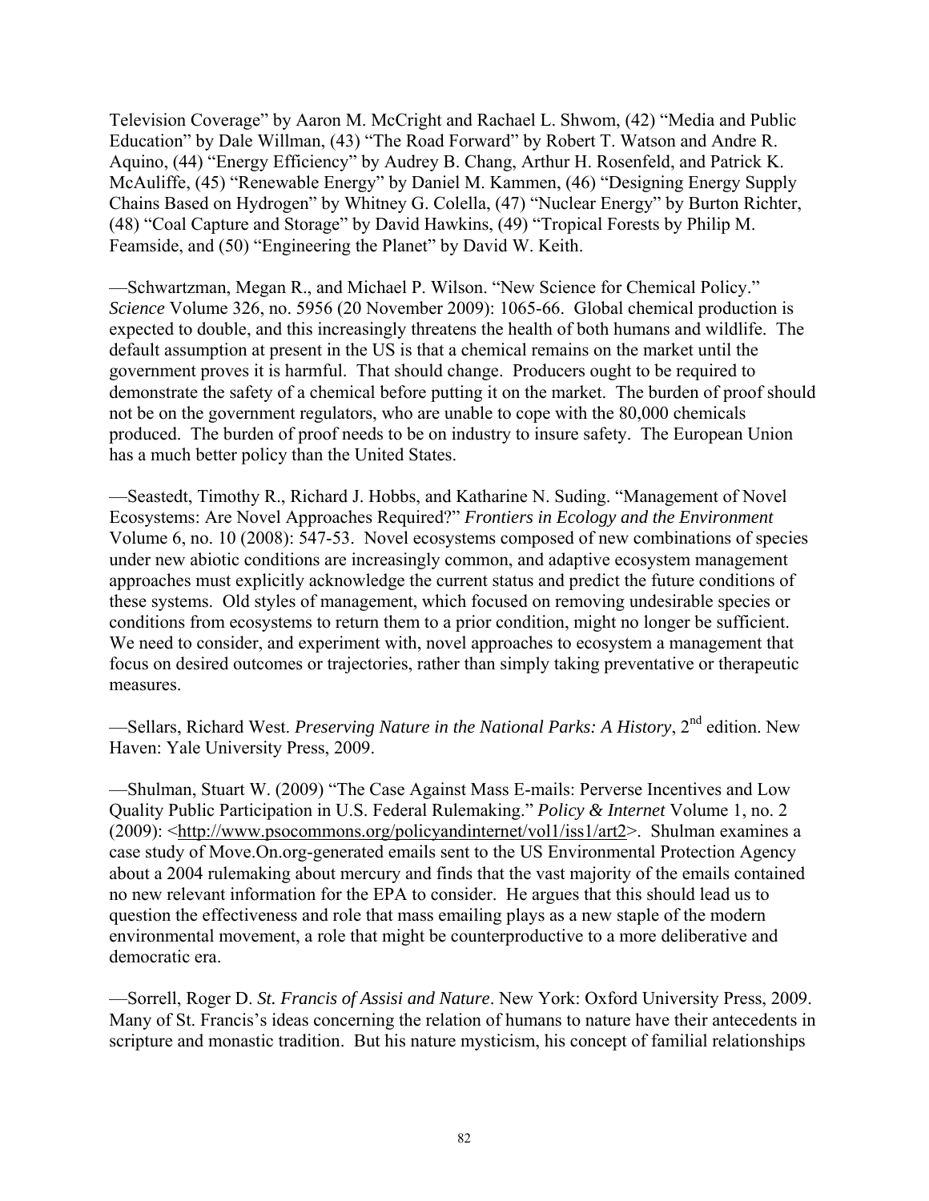Television Coverage" by Aaron M. McCright and Rachael L. Shwom, (42) "Media and Public Education" by Dale Willman, (43) "The Road Forward" by Robert T. Watson and Andre R. Aquino, (44) "Energy Efficiency" by Audrey B. Chang, Arthur H. Rosenfeld, and Patrick K. McAuliffe, (45) "Renewable Energy" by Daniel M. Kammen, (46) "Designing Energy Supply Chains Based on Hydrogen" by Whitney G. Colella, (47) "Nuclear Energy" by Burton Richter, (48) "Coal Capture and Storage" by David Hawkins, (49) "Tropical Forests by Philip M. Feamside, and (50) "Engineering the Planet" by David W. Keith.

—Schwartzman, Megan R., and Michael P. Wilson. "New Science for Chemical Policy." *Science* Volume 326, no. 5956 (20 November 2009): 1065-66. Global chemical production is expected to double, and this increasingly threatens the health of both humans and wildlife. The default assumption at present in the US is that a chemical remains on the market until the government proves it is harmful. That should change. Producers ought to be required to demonstrate the safety of a chemical before putting it on the market. The burden of proof should not be on the government regulators, who are unable to cope with the 80,000 chemicals produced. The burden of proof needs to be on industry to insure safety. The European Union has a much better policy than the United States.

—Seastedt, Timothy R., Richard J. Hobbs, and Katharine N. Suding. "Management of Novel Ecosystems: Are Novel Approaches Required?" *Frontiers in Ecology and the Environment* Volume 6, no. 10 (2008): 547-53. Novel ecosystems composed of new combinations of species under new abiotic conditions are increasingly common, and adaptive ecosystem management approaches must explicitly acknowledge the current status and predict the future conditions of these systems. Old styles of management, which focused on removing undesirable species or conditions from ecosystems to return them to a prior condition, might no longer be sufficient. We need to consider, and experiment with, novel approaches to ecosystem a management that focus on desired outcomes or trajectories, rather than simply taking preventative or therapeutic measures.

—Sellars, Richard West. *Preserving Nature in the National Parks: A History*, 2nd edition. New Haven: Yale University Press, 2009.

—Shulman, Stuart W. (2009) "The Case Against Mass E-mails: Perverse Incentives and Low Quality Public Participation in U.S. Federal Rulemaking." *Policy & Internet* Volume 1, no. 2 (2009): <http://www.psocommons.org/policyandinternet/vol1/iss1/art2>. Shulman examines a case study of Move.On.org-generated emails sent to the US Environmental Protection Agency about a 2004 rulemaking about mercury and finds that the vast majority of the emails contained no new relevant information for the EPA to consider. He argues that this should lead us to question the effectiveness and role that mass emailing plays as a new staple of the modern environmental movement, a role that might be counterproductive to a more deliberative and democratic era.

—Sorrell, Roger D. *St. Francis of Assisi and Nature*. New York: Oxford University Press, 2009. Many of St. Francis's ideas concerning the relation of humans to nature have their antecedents in scripture and monastic tradition. But his nature mysticism, his concept of familial relationships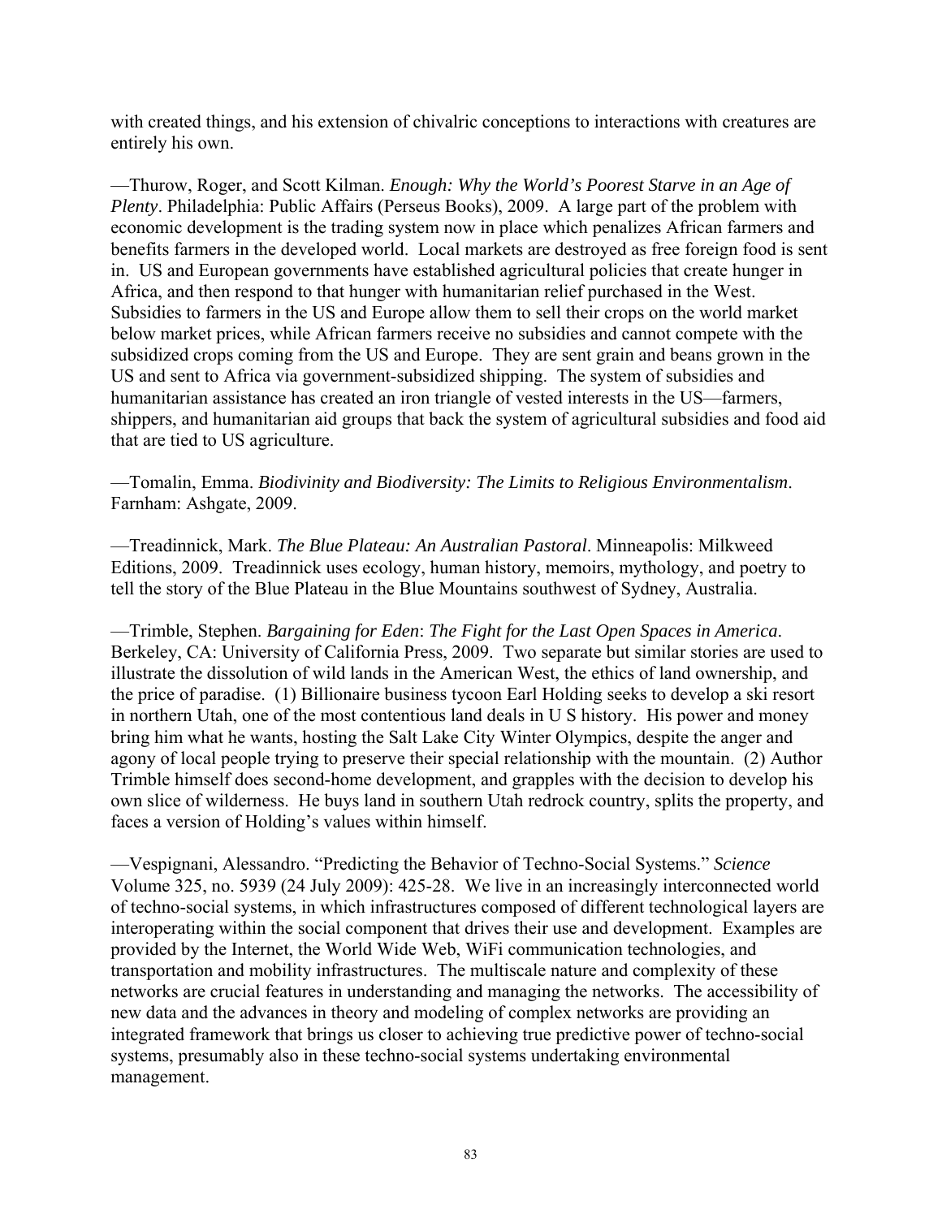with created things, and his extension of chivalric conceptions to interactions with creatures are entirely his own.

—Thurow, Roger, and Scott Kilman. *Enough: Why the World's Poorest Starve in an Age of Plenty*. Philadelphia: Public Affairs (Perseus Books), 2009. A large part of the problem with economic development is the trading system now in place which penalizes African farmers and benefits farmers in the developed world. Local markets are destroyed as free foreign food is sent in. US and European governments have established agricultural policies that create hunger in Africa, and then respond to that hunger with humanitarian relief purchased in the West. Subsidies to farmers in the US and Europe allow them to sell their crops on the world market below market prices, while African farmers receive no subsidies and cannot compete with the subsidized crops coming from the US and Europe. They are sent grain and beans grown in the US and sent to Africa via government-subsidized shipping. The system of subsidies and humanitarian assistance has created an iron triangle of vested interests in the US—farmers, shippers, and humanitarian aid groups that back the system of agricultural subsidies and food aid that are tied to US agriculture.

—Tomalin, Emma. *Biodivinity and Biodiversity: The Limits to Religious Environmentalism*. Farnham: Ashgate, 2009.

—Treadinnick, Mark. *The Blue Plateau: An Australian Pastoral*. Minneapolis: Milkweed Editions, 2009. Treadinnick uses ecology, human history, memoirs, mythology, and poetry to tell the story of the Blue Plateau in the Blue Mountains southwest of Sydney, Australia.

—Trimble, Stephen. *Bargaining for Eden*: *The Fight for the Last Open Spaces in America*. Berkeley, CA: University of California Press, 2009. Two separate but similar stories are used to illustrate the dissolution of wild lands in the American West, the ethics of land ownership, and the price of paradise. (1) Billionaire business tycoon Earl Holding seeks to develop a ski resort in northern Utah, one of the most contentious land deals in U S history. His power and money bring him what he wants, hosting the Salt Lake City Winter Olympics, despite the anger and agony of local people trying to preserve their special relationship with the mountain. (2) Author Trimble himself does second-home development, and grapples with the decision to develop his own slice of wilderness. He buys land in southern Utah redrock country, splits the property, and faces a version of Holding's values within himself.

—Vespignani, Alessandro. "Predicting the Behavior of Techno-Social Systems." *Science* Volume 325, no. 5939 (24 July 2009): 425-28. We live in an increasingly interconnected world of techno-social systems, in which infrastructures composed of different technological layers are interoperating within the social component that drives their use and development. Examples are provided by the Internet, the World Wide Web, WiFi communication technologies, and transportation and mobility infrastructures. The multiscale nature and complexity of these networks are crucial features in understanding and managing the networks. The accessibility of new data and the advances in theory and modeling of complex networks are providing an integrated framework that brings us closer to achieving true predictive power of techno-social systems, presumably also in these techno-social systems undertaking environmental management.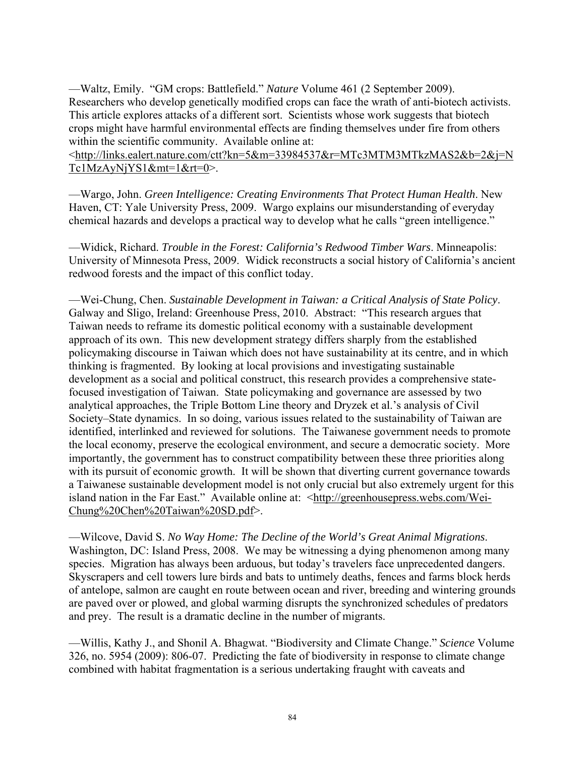—Waltz, Emily. "GM crops: Battlefield." *Nature* Volume 461 (2 September 2009). Researchers who develop genetically modified crops can face the wrath of anti-biotech activists. This article explores attacks of a different sort. Scientists whose work suggests that biotech crops might have harmful environmental effects are finding themselves under fire from others within the scientific community. Available online at: <http://links.ealert.nature.com/ctt?kn=5&m=33984537&r=MTc3MTM3MTkzMAS2&b=2&j=NTc1MzAyNjYS1&mt=1&rt=0>.

—Wargo, John. *Green Intelligence: Creating Environments That Protect Human Health*. New Haven, CT: Yale University Press, 2009. Wargo explains our misunderstanding of everyday chemical hazards and develops a practical way to develop what he calls "green intelligence."

—Widick, Richard. *Trouble in the Forest: California's Redwood Timber Wars*. Minneapolis: University of Minnesota Press, 2009. Widick reconstructs a social history of California's ancient redwood forests and the impact of this conflict today.

—Wei-Chung, Chen. *Sustainable Development in Taiwan: a Critical Analysis of State Policy*. Galway and Sligo, Ireland: Greenhouse Press, 2010. Abstract: "This research argues that Taiwan needs to reframe its domestic political economy with a sustainable development approach of its own. This new development strategy differs sharply from the established policymaking discourse in Taiwan which does not have sustainability at its centre, and in which thinking is fragmented. By looking at local provisions and investigating sustainable development as a social and political construct, this research provides a comprehensive state-focused investigation of Taiwan. State policymaking and governance are assessed by two analytical approaches, the Triple Bottom Line theory and Dryzek et al.'s analysis of Civil Society–State dynamics. In so doing, various issues related to the sustainability of Taiwan are identified, interlinked and reviewed for solutions. The Taiwanese government needs to promote the local economy, preserve the ecological environment, and secure a democratic society. More importantly, the government has to construct compatibility between these three priorities along with its pursuit of economic growth. It will be shown that diverting current governance towards a Taiwanese sustainable development model is not only crucial but also extremely urgent for this island nation in the Far East." Available online at: <http://greenhousepress.webs.com/Wei-Chung%20Chen%20Taiwan%20SD.pdf>.

—Wilcove, David S. *No Way Home: The Decline of the World's Great Animal Migrations*. Washington, DC: Island Press, 2008. We may be witnessing a dying phenomenon among many species. Migration has always been arduous, but today's travelers face unprecedented dangers. Skyscrapers and cell towers lure birds and bats to untimely deaths, fences and farms block herds of antelope, salmon are caught en route between ocean and river, breeding and wintering grounds are paved over or plowed, and global warming disrupts the synchronized schedules of predators and prey. The result is a dramatic decline in the number of migrants.

—Willis, Kathy J., and Shonil A. Bhagwat. "Biodiversity and Climate Change." *Science* Volume 326, no. 5954 (2009): 806-07. Predicting the fate of biodiversity in response to climate change combined with habitat fragmentation is a serious undertaking fraught with caveats and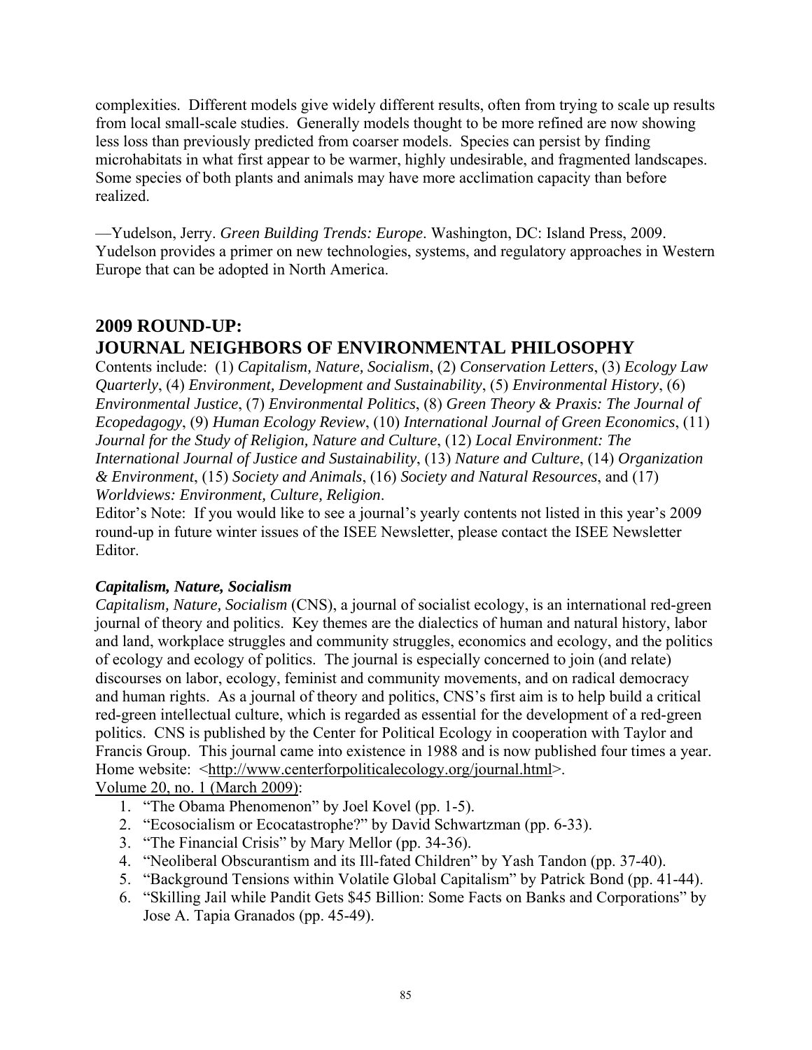complexities. Different models give widely different results, often from trying to scale up results from local small-scale studies. Generally models thought to be more refined are now showing less loss than previously predicted from coarser models. Species can persist by finding microhabitats in what first appear to be warmer, highly undesirable, and fragmented landscapes. Some species of both plants and animals may have more acclimation capacity than before realized.

—Yudelson, Jerry. *Green Building Trends: Europe*. Washington, DC: Island Press, 2009. Yudelson provides a primer on new technologies, systems, and regulatory approaches in Western Europe that can be adopted in North America.

## 2009 ROUND-UP: JOURNAL NEIGHBORS OF ENVIRONMENTAL PHILOSOPHY

Contents include: (1) *Capitalism, Nature, Socialism*, (2) *Conservation Letters*, (3) *Ecology Law Quarterly*, (4) *Environment, Development and Sustainability*, (5) *Environmental History*, (6) *Environmental Justice*, (7) *Environmental Politics*, (8) *Green Theory & Praxis: The Journal of Ecopedagogy*, (9) *Human Ecology Review*, (10) *International Journal of Green Economics*, (11) *Journal for the Study of Religion, Nature and Culture*, (12) *Local Environment: The International Journal of Justice and Sustainability*, (13) *Nature and Culture*, (14) *Organization & Environment*, (15) *Society and Animals*, (16) *Society and Natural Resources*, and (17) *Worldviews: Environment, Culture, Religion*.

Editor's Note: If you would like to see a journal's yearly contents not listed in this year's 2009 round-up in future winter issues of the ISEE Newsletter, please contact the ISEE Newsletter Editor.

### *Capitalism, Nature, Socialism*

*Capitalism, Nature, Socialism* (CNS), a journal of socialist ecology, is an international red-green journal of theory and politics. Key themes are the dialectics of human and natural history, labor and land, workplace struggles and community struggles, economics and ecology, and the politics of ecology and ecology of politics. The journal is especially concerned to join (and relate) discourses on labor, ecology, feminist and community movements, and on radical democracy and human rights. As a journal of theory and politics, CNS's first aim is to help build a critical red-green intellectual culture, which is regarded as essential for the development of a red-green politics. CNS is published by the Center for Political Ecology in cooperation with Taylor and Francis Group. This journal came into existence in 1988 and is now published four times a year. Home website: <http://www.centerforpoliticalecology.org/journal.html>.

Volume 20, no. 1 (March 2009):

1. "The Obama Phenomenon" by Joel Kovel (pp. 1-5).
2. "Ecosocialism or Ecocatastrophe?" by David Schwartzman (pp. 6-33).
3. "The Financial Crisis" by Mary Mellor (pp. 34-36).
4. "Neoliberal Obscurantism and its Ill-fated Children" by Yash Tandon (pp. 37-40).
5. "Background Tensions within Volatile Global Capitalism" by Patrick Bond (pp. 41-44).
6. "Skilling Jail while Pandit Gets $45 Billion: Some Facts on Banks and Corporations" by Jose A. Tapia Granados (pp. 45-49).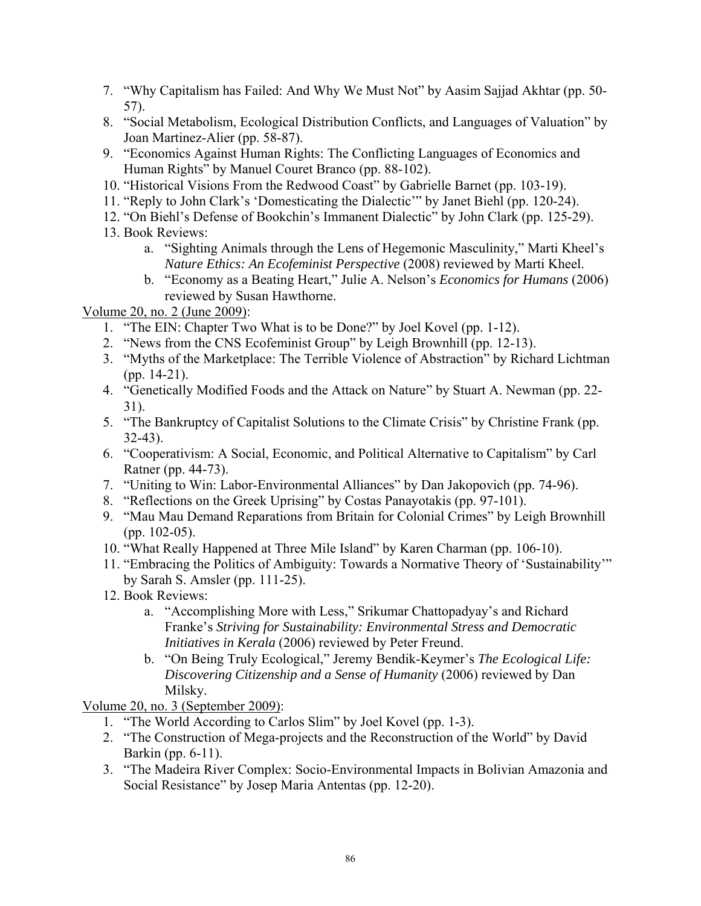7. "Why Capitalism has Failed: And Why We Must Not" by Aasim Sajjad Akhtar (pp. 50-57).
8. "Social Metabolism, Ecological Distribution Conflicts, and Languages of Valuation" by Joan Martinez-Alier (pp. 58-87).
9. "Economics Against Human Rights: The Conflicting Languages of Economics and Human Rights" by Manuel Couret Branco (pp. 88-102).
10. "Historical Visions From the Redwood Coast" by Gabrielle Barnet (pp. 103-19).
11. "Reply to John Clark's 'Domesticating the Dialectic'" by Janet Biehl (pp. 120-24).
12. "On Biehl's Defense of Bookchin's Immanent Dialectic" by John Clark (pp. 125-29).
13. Book Reviews:
    a. "Sighting Animals through the Lens of Hegemonic Masculinity," Marti Kheel's *Nature Ethics: An Ecofeminist Perspective* (2008) reviewed by Marti Kheel.
    b. "Economy as a Beating Heart," Julie A. Nelson's *Economics for Humans* (2006) reviewed by Susan Hawthorne.

<u>Volume 20, no. 2 (June 2009)</u>:

1. "The EIN: Chapter Two What is to be Done?" by Joel Kovel (pp. 1-12).
2. "News from the CNS Ecofeminist Group" by Leigh Brownhill (pp. 12-13).
3. "Myths of the Marketplace: The Terrible Violence of Abstraction" by Richard Lichtman (pp. 14-21).
4. "Genetically Modified Foods and the Attack on Nature" by Stuart A. Newman (pp. 22-31).
5. "The Bankruptcy of Capitalist Solutions to the Climate Crisis" by Christine Frank (pp. 32-43).
6. "Cooperativism: A Social, Economic, and Political Alternative to Capitalism" by Carl Ratner (pp. 44-73).
7. "Uniting to Win: Labor-Environmental Alliances" by Dan Jakopovich (pp. 74-96).
8. "Reflections on the Greek Uprising" by Costas Panayotakis (pp. 97-101).
9. "Mau Mau Demand Reparations from Britain for Colonial Crimes" by Leigh Brownhill (pp. 102-05).
10. "What Really Happened at Three Mile Island" by Karen Charman (pp. 106-10).
11. "Embracing the Politics of Ambiguity: Towards a Normative Theory of 'Sustainability'" by Sarah S. Amsler (pp. 111-25).
12. Book Reviews:
    a. "Accomplishing More with Less," Srikumar Chattopadyay's and Richard Franke's *Striving for Sustainability: Environmental Stress and Democratic Initiatives in Kerala* (2006) reviewed by Peter Freund.
    b. "On Being Truly Ecological," Jeremy Bendik-Keymer's *The Ecological Life: Discovering Citizenship and a Sense of Humanity* (2006) reviewed by Dan Milsky.

<u>Volume 20, no. 3 (September 2009)</u>:

1. "The World According to Carlos Slim" by Joel Kovel (pp. 1-3).
2. "The Construction of Mega-projects and the Reconstruction of the World" by David Barkin (pp. 6-11).
3. "The Madeira River Complex: Socio-Environmental Impacts in Bolivian Amazonia and Social Resistance" by Josep Maria Antentas (pp. 12-20).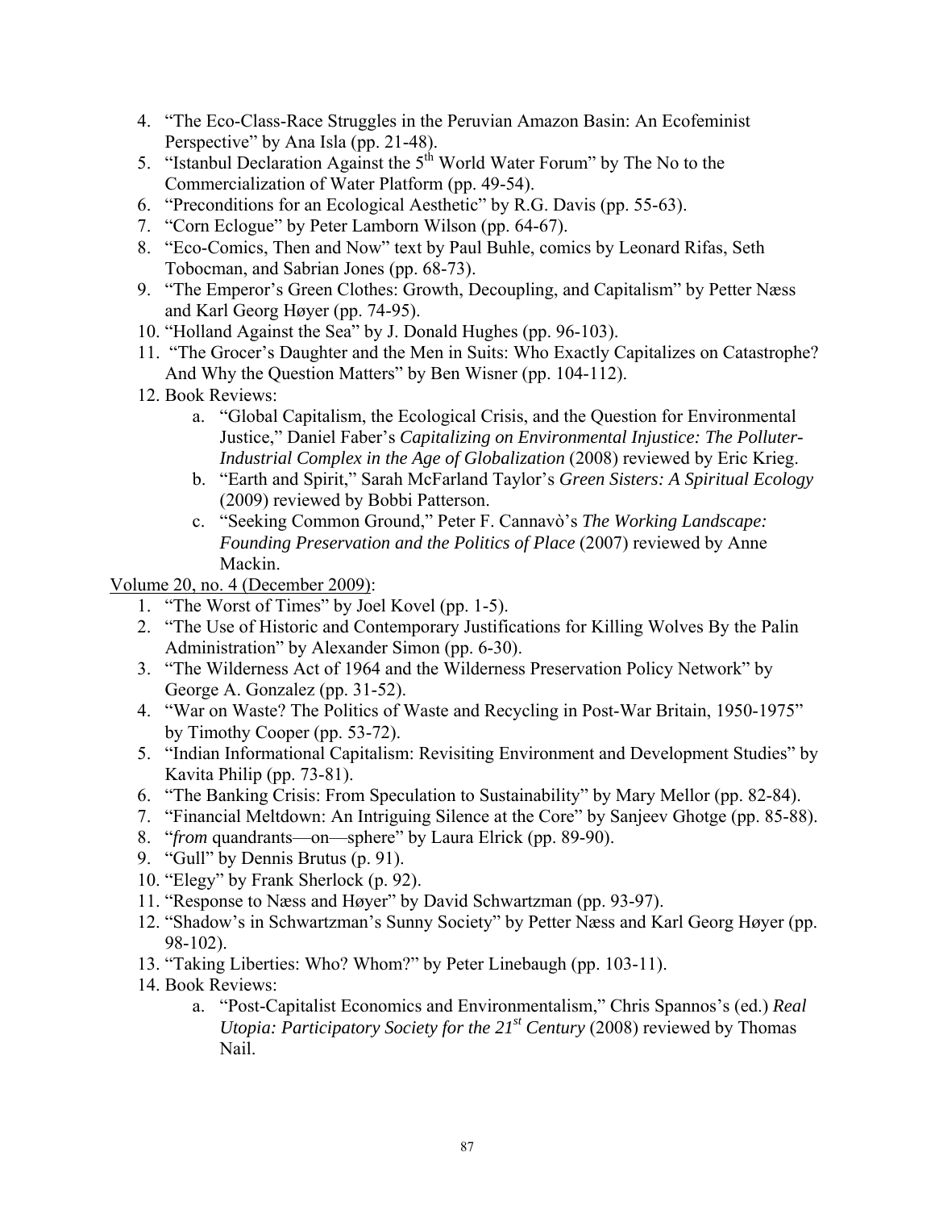4. "The Eco-Class-Race Struggles in the Peruvian Amazon Basin: An Ecofeminist Perspective" by Ana Isla (pp. 21-48).
5. "Istanbul Declaration Against the 5th World Water Forum" by The No to the Commercialization of Water Platform (pp. 49-54).
6. "Preconditions for an Ecological Aesthetic" by R.G. Davis (pp. 55-63).
7. "Corn Eclogue" by Peter Lamborn Wilson (pp. 64-67).
8. "Eco-Comics, Then and Now" text by Paul Buhle, comics by Leonard Rifas, Seth Tobocman, and Sabrian Jones (pp. 68-73).
9. "The Emperor's Green Clothes: Growth, Decoupling, and Capitalism" by Petter Næss and Karl Georg Høyer (pp. 74-95).
10. "Holland Against the Sea" by J. Donald Hughes (pp. 96-103).
11. "The Grocer's Daughter and the Men in Suits: Who Exactly Capitalizes on Catastrophe? And Why the Question Matters" by Ben Wisner (pp. 104-112).
12. Book Reviews:
    a. "Global Capitalism, the Ecological Crisis, and the Question for Environmental Justice," Daniel Faber's *Capitalizing on Environmental Injustice: The Polluter-Industrial Complex in the Age of Globalization* (2008) reviewed by Eric Krieg.
    b. "Earth and Spirit," Sarah McFarland Taylor's *Green Sisters: A Spiritual Ecology* (2009) reviewed by Bobbi Patterson.
    c. "Seeking Common Ground," Peter F. Cannavò's *The Working Landscape: Founding Preservation and the Politics of Place* (2007) reviewed by Anne Mackin.

Volume 20, no. 4 (December 2009):

1. "The Worst of Times" by Joel Kovel (pp. 1-5).
2. "The Use of Historic and Contemporary Justifications for Killing Wolves By the Palin Administration" by Alexander Simon (pp. 6-30).
3. "The Wilderness Act of 1964 and the Wilderness Preservation Policy Network" by George A. Gonzalez (pp. 31-52).
4. "War on Waste? The Politics of Waste and Recycling in Post-War Britain, 1950-1975" by Timothy Cooper (pp. 53-72).
5. "Indian Informational Capitalism: Revisiting Environment and Development Studies" by Kavita Philip (pp. 73-81).
6. "The Banking Crisis: From Speculation to Sustainability" by Mary Mellor (pp. 82-84).
7. "Financial Meltdown: An Intriguing Silence at the Core" by Sanjeev Ghotge (pp. 85-88).
8. "*from* quandrants—on—sphere" by Laura Elrick (pp. 89-90).
9. "Gull" by Dennis Brutus (p. 91).
10. "Elegy" by Frank Sherlock (p. 92).
11. "Response to Næss and Høyer" by David Schwartzman (pp. 93-97).
12. "Shadow's in Schwartzman's Sunny Society" by Petter Næss and Karl Georg Høyer (pp. 98-102).
13. "Taking Liberties: Who? Whom?" by Peter Linebaugh (pp. 103-11).
14. Book Reviews:
    a. "Post-Capitalist Economics and Environmentalism," Chris Spannos's (ed.) *Real Utopia: Participatory Society for the 21st Century* (2008) reviewed by Thomas Nail.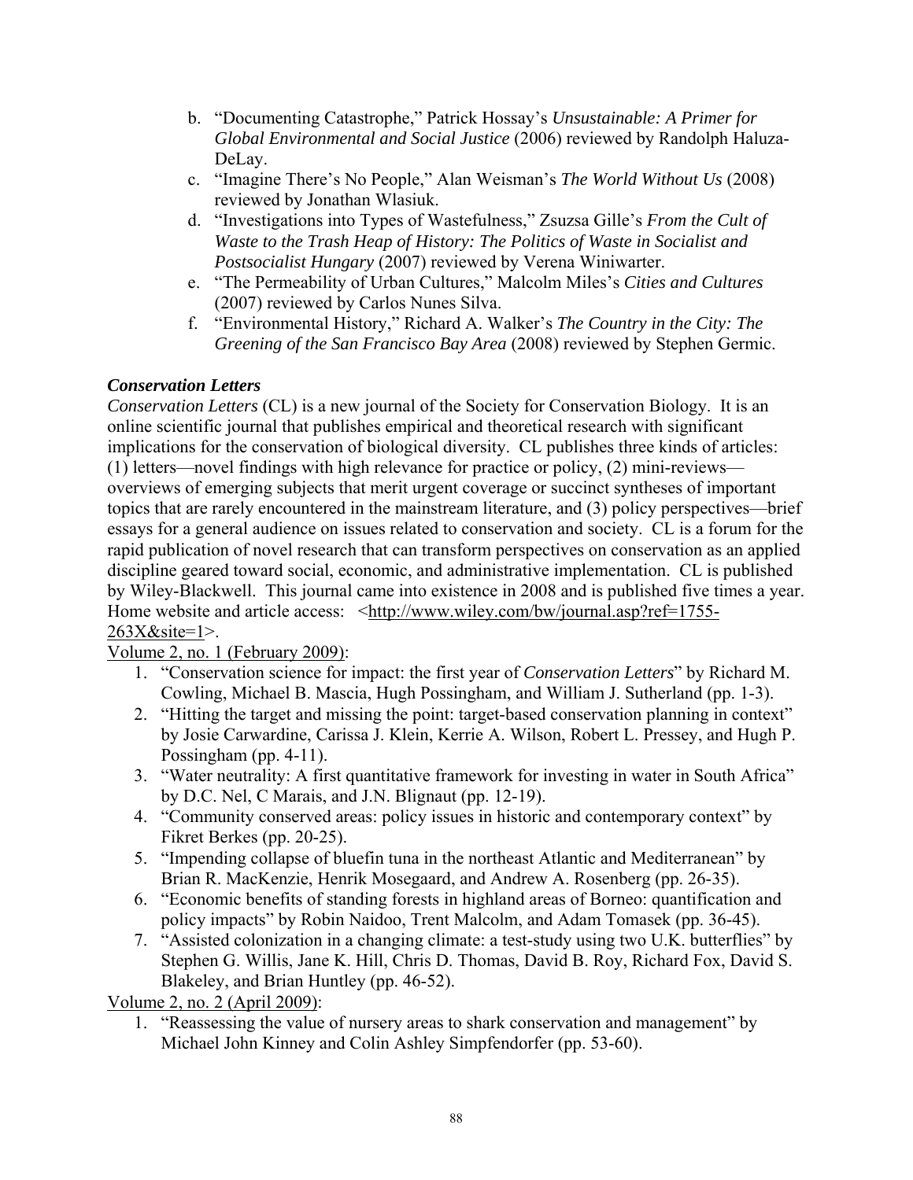b. "Documenting Catastrophe," Patrick Hossay's *Unsustainable: A Primer for Global Environmental and Social Justice* (2006) reviewed by Randolph Haluza-DeLay.
c. "Imagine There's No People," Alan Weisman's *The World Without Us* (2008) reviewed by Jonathan Wlasiuk.
d. "Investigations into Types of Wastefulness," Zsuzsa Gille's *From the Cult of Waste to the Trash Heap of History: The Politics of Waste in Socialist and Postsocialist Hungary* (2007) reviewed by Verena Winiwarter.
e. "The Permeability of Urban Cultures," Malcolm Miles's *Cities and Cultures* (2007) reviewed by Carlos Nunes Silva.
f. "Environmental History," Richard A. Walker's *The Country in the City: The Greening of the San Francisco Bay Area* (2008) reviewed by Stephen Germic.

### *Conservation Letters*

*Conservation Letters* (CL) is a new journal of the Society for Conservation Biology. It is an online scientific journal that publishes empirical and theoretical research with significant implications for the conservation of biological diversity. CL publishes three kinds of articles: (1) letters—novel findings with high relevance for practice or policy, (2) mini-reviews—overviews of emerging subjects that merit urgent coverage or succinct syntheses of important topics that are rarely encountered in the mainstream literature, and (3) policy perspectives—brief essays for a general audience on issues related to conservation and society. CL is a forum for the rapid publication of novel research that can transform perspectives on conservation as an applied discipline geared toward social, economic, and administrative implementation. CL is published by Wiley-Blackwell. This journal came into existence in 2008 and is published five times a year. Home website and article access: <http://www.wiley.com/bw/journal.asp?ref=1755-263X&site=1>.

Volume 2, no. 1 (February 2009):

1. "Conservation science for impact: the first year of *Conservation Letters*" by Richard M. Cowling, Michael B. Mascia, Hugh Possingham, and William J. Sutherland (pp. 1-3).
2. "Hitting the target and missing the point: target-based conservation planning in context" by Josie Carwardine, Carissa J. Klein, Kerrie A. Wilson, Robert L. Pressey, and Hugh P. Possingham (pp. 4-11).
3. "Water neutrality: A first quantitative framework for investing in water in South Africa" by D.C. Nel, C Marais, and J.N. Blignaut (pp. 12-19).
4. "Community conserved areas: policy issues in historic and contemporary context" by Fikret Berkes (pp. 20-25).
5. "Impending collapse of bluefin tuna in the northeast Atlantic and Mediterranean" by Brian R. MacKenzie, Henrik Mosegaard, and Andrew A. Rosenberg (pp. 26-35).
6. "Economic benefits of standing forests in highland areas of Borneo: quantification and policy impacts" by Robin Naidoo, Trent Malcolm, and Adam Tomasek (pp. 36-45).
7. "Assisted colonization in a changing climate: a test-study using two U.K. butterflies" by Stephen G. Willis, Jane K. Hill, Chris D. Thomas, David B. Roy, Richard Fox, David S. Blakeley, and Brian Huntley (pp. 46-52).

Volume 2, no. 2 (April 2009):

1. "Reassessing the value of nursery areas to shark conservation and management" by Michael John Kinney and Colin Ashley Simpfendorfer (pp. 53-60).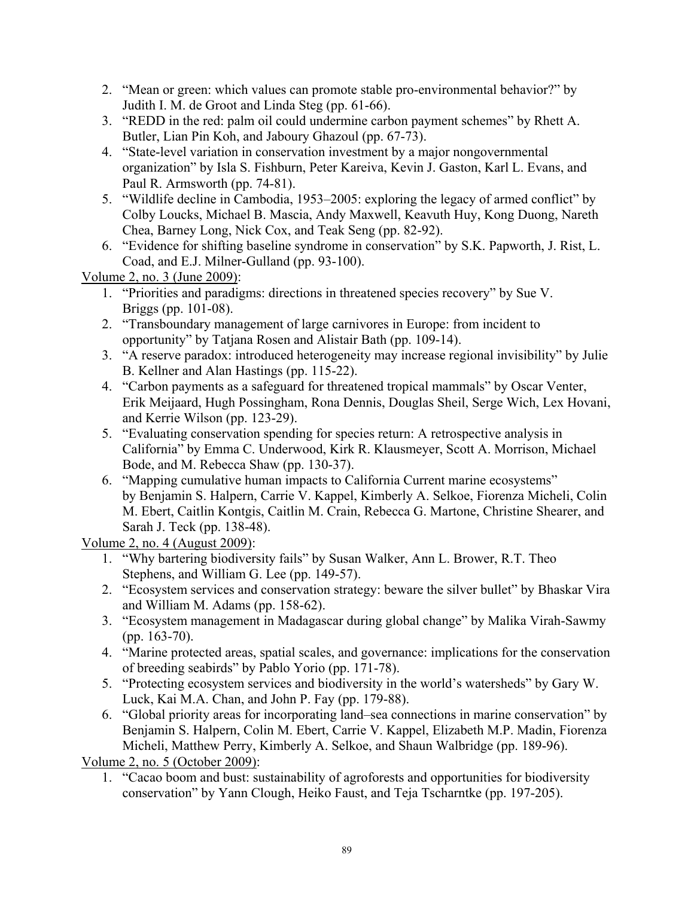2. "Mean or green: which values can promote stable pro-environmental behavior?" by Judith I. M. de Groot and Linda Steg (pp. 61-66).
3. "REDD in the red: palm oil could undermine carbon payment schemes" by Rhett A. Butler, Lian Pin Koh, and Jaboury Ghazoul (pp. 67-73).
4. "State-level variation in conservation investment by a major nongovernmental organization" by Isla S. Fishburn, Peter Kareiva, Kevin J. Gaston, Karl L. Evans, and Paul R. Armsworth (pp. 74-81).
5. "Wildlife decline in Cambodia, 1953–2005: exploring the legacy of armed conflict" by Colby Loucks, Michael B. Mascia, Andy Maxwell, Keavuth Huy, Kong Duong, Nareth Chea, Barney Long, Nick Cox, and Teak Seng (pp. 82-92).
6. "Evidence for shifting baseline syndrome in conservation" by S.K. Papworth, J. Rist, L. Coad, and E.J. Milner-Gulland (pp. 93-100).

<u>Volume 2, no. 3 (June 2009)</u>:

1. "Priorities and paradigms: directions in threatened species recovery" by Sue V. Briggs (pp. 101-08).
2. "Transboundary management of large carnivores in Europe: from incident to opportunity" by Tatjana Rosen and Alistair Bath (pp. 109-14).
3. "A reserve paradox: introduced heterogeneity may increase regional invisibility" by Julie B. Kellner and Alan Hastings (pp. 115-22).
4. "Carbon payments as a safeguard for threatened tropical mammals" by Oscar Venter, Erik Meijaard, Hugh Possingham, Rona Dennis, Douglas Sheil, Serge Wich, Lex Hovani, and Kerrie Wilson (pp. 123-29).
5. "Evaluating conservation spending for species return: A retrospective analysis in California" by Emma C. Underwood, Kirk R. Klausmeyer, Scott A. Morrison, Michael Bode, and M. Rebecca Shaw (pp. 130-37).
6. "Mapping cumulative human impacts to California Current marine ecosystems" by Benjamin S. Halpern, Carrie V. Kappel, Kimberly A. Selkoe, Fiorenza Micheli, Colin M. Ebert, Caitlin Kontgis, Caitlin M. Crain, Rebecca G. Martone, Christine Shearer, and Sarah J. Teck (pp. 138-48).

<u>Volume 2, no. 4 (August 2009)</u>:

1. "Why bartering biodiversity fails" by Susan Walker, Ann L. Brower, R.T. Theo Stephens, and William G. Lee (pp. 149-57).
2. "Ecosystem services and conservation strategy: beware the silver bullet" by Bhaskar Vira and William M. Adams (pp. 158-62).
3. "Ecosystem management in Madagascar during global change" by Malika Virah-Sawmy (pp. 163-70).
4. "Marine protected areas, spatial scales, and governance: implications for the conservation of breeding seabirds" by Pablo Yorio (pp. 171-78).
5. "Protecting ecosystem services and biodiversity in the world's watersheds" by Gary W. Luck, Kai M.A. Chan, and John P. Fay (pp. 179-88).
6. "Global priority areas for incorporating land–sea connections in marine conservation" by Benjamin S. Halpern, Colin M. Ebert, Carrie V. Kappel, Elizabeth M.P. Madin, Fiorenza Micheli, Matthew Perry, Kimberly A. Selkoe, and Shaun Walbridge (pp. 189-96).

<u>Volume 2, no. 5 (October 2009)</u>:

1. "Cacao boom and bust: sustainability of agroforests and opportunities for biodiversity conservation" by Yann Clough, Heiko Faust, and Teja Tscharntke (pp. 197-205).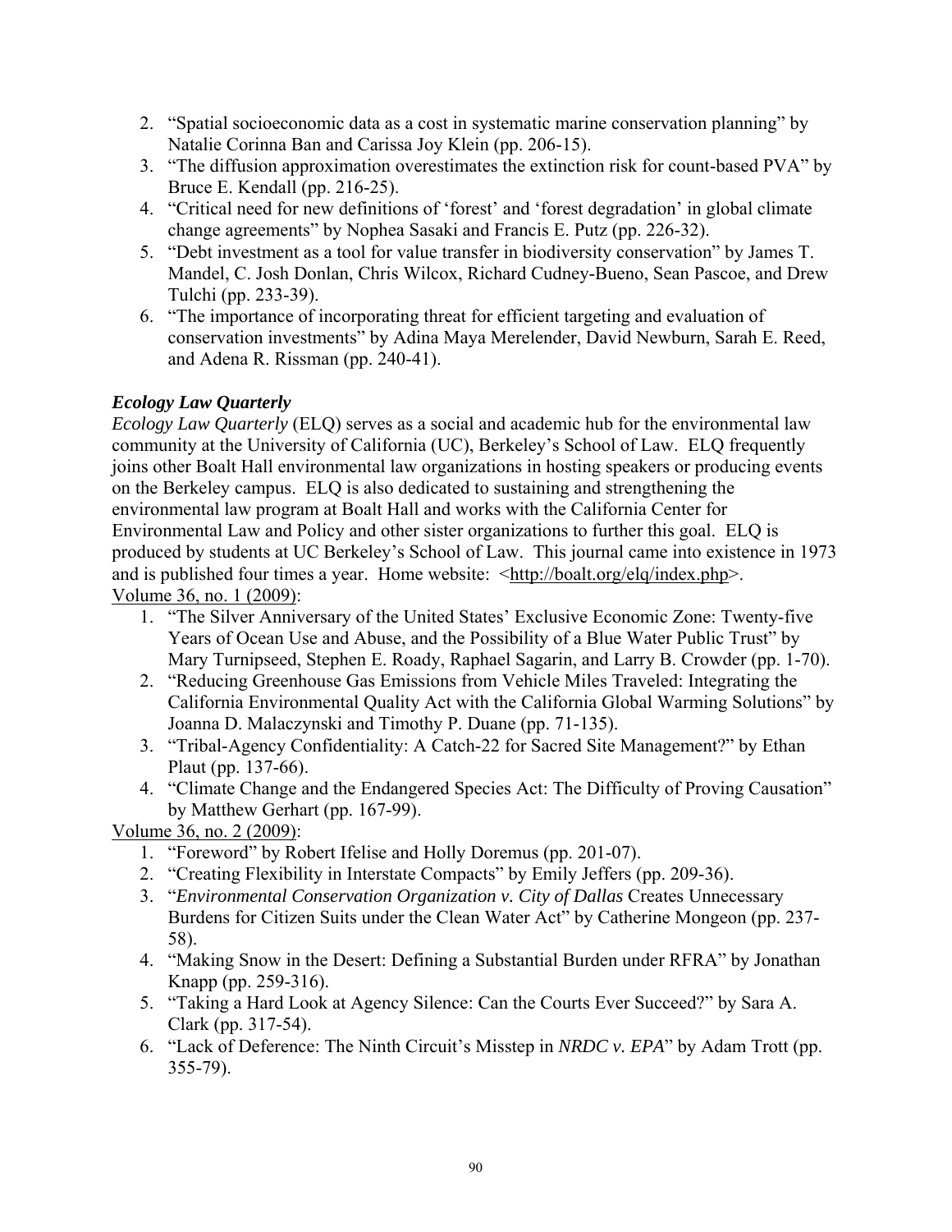2. "Spatial socioeconomic data as a cost in systematic marine conservation planning" by Natalie Corinna Ban and Carissa Joy Klein (pp. 206-15).
3. "The diffusion approximation overestimates the extinction risk for count-based PVA" by Bruce E. Kendall (pp. 216-25).
4. "Critical need for new definitions of 'forest' and 'forest degradation' in global climate change agreements" by Nophea Sasaki and Francis E. Putz (pp. 226-32).
5. "Debt investment as a tool for value transfer in biodiversity conservation" by James T. Mandel, C. Josh Donlan, Chris Wilcox, Richard Cudney-Bueno, Sean Pascoe, and Drew Tulchi (pp. 233-39).
6. "The importance of incorporating threat for efficient targeting and evaluation of conservation investments" by Adina Maya Merelender, David Newburn, Sarah E. Reed, and Adena R. Rissman (pp. 240-41).

### *Ecology Law Quarterly*

*Ecology Law Quarterly* (ELQ) serves as a social and academic hub for the environmental law community at the University of California (UC), Berkeley's School of Law. ELQ frequently joins other Boalt Hall environmental law organizations in hosting speakers or producing events on the Berkeley campus. ELQ is also dedicated to sustaining and strengthening the environmental law program at Boalt Hall and works with the California Center for Environmental Law and Policy and other sister organizations to further this goal. ELQ is produced by students at UC Berkeley's School of Law. This journal came into existence in 1973 and is published four times a year. Home website: <http://boalt.org/elq/index.php>.

Volume 36, no. 1 (2009):

1. "The Silver Anniversary of the United States' Exclusive Economic Zone: Twenty-five Years of Ocean Use and Abuse, and the Possibility of a Blue Water Public Trust" by Mary Turnipseed, Stephen E. Roady, Raphael Sagarin, and Larry B. Crowder (pp. 1-70).
2. "Reducing Greenhouse Gas Emissions from Vehicle Miles Traveled: Integrating the California Environmental Quality Act with the California Global Warming Solutions" by Joanna D. Malaczynski and Timothy P. Duane (pp. 71-135).
3. "Tribal-Agency Confidentiality: A Catch-22 for Sacred Site Management?" by Ethan Plaut (pp. 137-66).
4. "Climate Change and the Endangered Species Act: The Difficulty of Proving Causation" by Matthew Gerhart (pp. 167-99).

Volume 36, no. 2 (2009):

1. "Foreword" by Robert Ifelise and Holly Doremus (pp. 201-07).
2. "Creating Flexibility in Interstate Compacts" by Emily Jeffers (pp. 209-36).
3. "*Environmental Conservation Organization v. City of Dallas* Creates Unnecessary Burdens for Citizen Suits under the Clean Water Act" by Catherine Mongeon (pp. 237-58).
4. "Making Snow in the Desert: Defining a Substantial Burden under RFRA" by Jonathan Knapp (pp. 259-316).
5. "Taking a Hard Look at Agency Silence: Can the Courts Ever Succeed?" by Sara A. Clark (pp. 317-54).
6. "Lack of Deference: The Ninth Circuit's Misstep in *NRDC v. EPA*" by Adam Trott (pp. 355-79).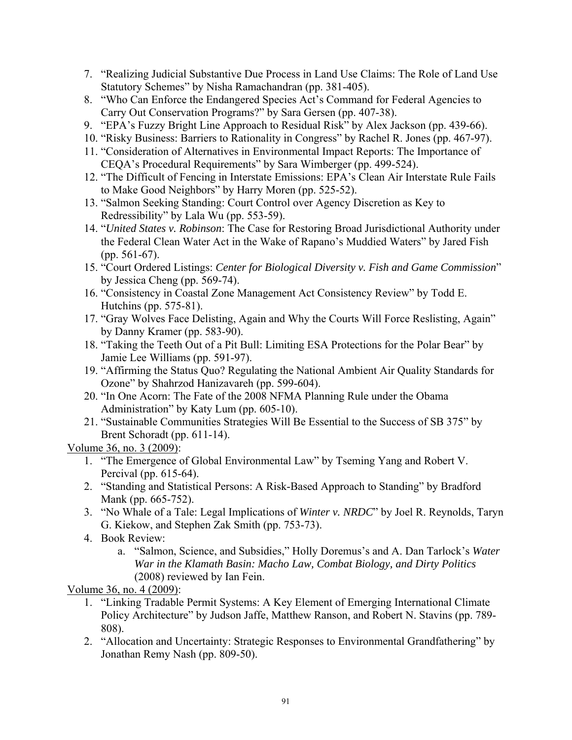7. "Realizing Judicial Substantive Due Process in Land Use Claims: The Role of Land Use Statutory Schemes" by Nisha Ramachandran (pp. 381-405).
8. "Who Can Enforce the Endangered Species Act's Command for Federal Agencies to Carry Out Conservation Programs?" by Sara Gersen (pp. 407-38).
9. "EPA's Fuzzy Bright Line Approach to Residual Risk" by Alex Jackson (pp. 439-66).
10. "Risky Business: Barriers to Rationality in Congress" by Rachel R. Jones (pp. 467-97).
11. "Consideration of Alternatives in Environmental Impact Reports: The Importance of CEQA's Procedural Requirements" by Sara Wimberger (pp. 499-524).
12. "The Difficult of Fencing in Interstate Emissions: EPA's Clean Air Interstate Rule Fails to Make Good Neighbors" by Harry Moren (pp. 525-52).
13. "Salmon Seeking Standing: Court Control over Agency Discretion as Key to Redressibility" by Lala Wu (pp. 553-59).
14. "*United States v. Robinson*: The Case for Restoring Broad Jurisdictional Authority under the Federal Clean Water Act in the Wake of Rapano's Muddied Waters" by Jared Fish (pp. 561-67).
15. "Court Ordered Listings: *Center for Biological Diversity v. Fish and Game Commission*" by Jessica Cheng (pp. 569-74).
16. "Consistency in Coastal Zone Management Act Consistency Review" by Todd E. Hutchins (pp. 575-81).
17. "Gray Wolves Face Delisting, Again and Why the Courts Will Force Reslisting, Again" by Danny Kramer (pp. 583-90).
18. "Taking the Teeth Out of a Pit Bull: Limiting ESA Protections for the Polar Bear" by Jamie Lee Williams (pp. 591-97).
19. "Affirming the Status Quo? Regulating the National Ambient Air Quality Standards for Ozone" by Shahrzod Hanizavareh (pp. 599-604).
20. "In One Acorn: The Fate of the 2008 NFMA Planning Rule under the Obama Administration" by Katy Lum (pp. 605-10).
21. "Sustainable Communities Strategies Will Be Essential to the Success of SB 375" by Brent Schoradt (pp. 611-14).

<u>Volume 36, no. 3 (2009)</u>:

1. "The Emergence of Global Environmental Law" by Tseming Yang and Robert V. Percival (pp. 615-64).
2. "Standing and Statistical Persons: A Risk-Based Approach to Standing" by Bradford Mank (pp. 665-752).
3. "No Whale of a Tale: Legal Implications of *Winter v. NRDC*" by Joel R. Reynolds, Taryn G. Kiekow, and Stephen Zak Smith (pp. 753-73).
4. Book Review:
    a. "Salmon, Science, and Subsidies," Holly Doremus's and A. Dan Tarlock's *Water War in the Klamath Basin: Macho Law, Combat Biology, and Dirty Politics* (2008) reviewed by Ian Fein.

<u>Volume 36, no. 4 (2009)</u>:

1. "Linking Tradable Permit Systems: A Key Element of Emerging International Climate Policy Architecture" by Judson Jaffe, Matthew Ranson, and Robert N. Stavins (pp. 789-808).
2. "Allocation and Uncertainty: Strategic Responses to Environmental Grandfathering" by Jonathan Remy Nash (pp. 809-50).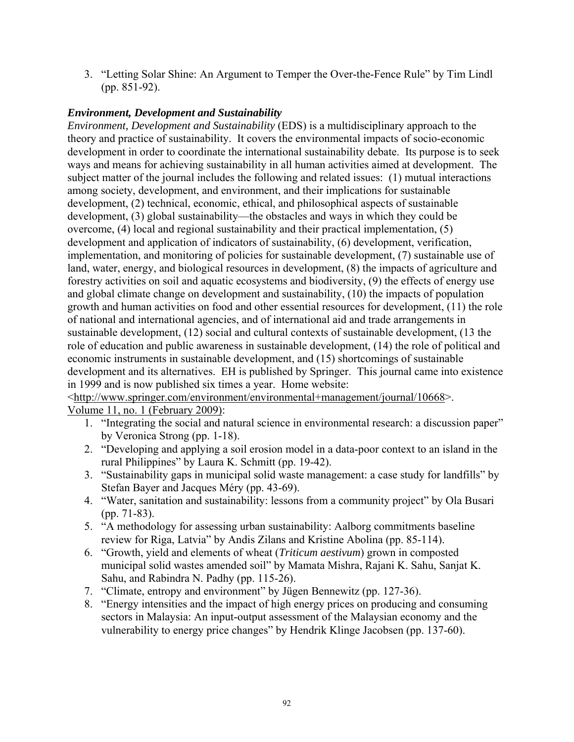3. "Letting Solar Shine: An Argument to Temper the Over-the-Fence Rule" by Tim Lindl (pp. 851-92).

### *Environment, Development and Sustainability*

*Environment, Development and Sustainability* (EDS) is a multidisciplinary approach to the theory and practice of sustainability. It covers the environmental impacts of socio-economic development in order to coordinate the international sustainability debate. Its purpose is to seek ways and means for achieving sustainability in all human activities aimed at development. The subject matter of the journal includes the following and related issues: (1) mutual interactions among society, development, and environment, and their implications for sustainable development, (2) technical, economic, ethical, and philosophical aspects of sustainable development, (3) global sustainability—the obstacles and ways in which they could be overcome, (4) local and regional sustainability and their practical implementation, (5) development and application of indicators of sustainability, (6) development, verification, implementation, and monitoring of policies for sustainable development, (7) sustainable use of land, water, energy, and biological resources in development, (8) the impacts of agriculture and forestry activities on soil and aquatic ecosystems and biodiversity, (9) the effects of energy use and global climate change on development and sustainability, (10) the impacts of population growth and human activities on food and other essential resources for development, (11) the role of national and international agencies, and of international aid and trade arrangements in sustainable development, (12) social and cultural contexts of sustainable development, (13 the role of education and public awareness in sustainable development, (14) the role of political and economic instruments in sustainable development, and (15) shortcomings of sustainable development and its alternatives. EH is published by Springer. This journal came into existence in 1999 and is now published six times a year. Home website: <http://www.springer.com/environment/environmental+management/journal/10668>.

Volume 11, no. 1 (February 2009):

1. "Integrating the social and natural science in environmental research: a discussion paper" by Veronica Strong (pp. 1-18).
2. "Developing and applying a soil erosion model in a data-poor context to an island in the rural Philippines" by Laura K. Schmitt (pp. 19-42).
3. "Sustainability gaps in municipal solid waste management: a case study for landfills" by Stefan Bayer and Jacques Méry (pp. 43-69).
4. "Water, sanitation and sustainability: lessons from a community project" by Ola Busari (pp. 71-83).
5. "A methodology for assessing urban sustainability: Aalborg commitments baseline review for Riga, Latvia" by Andis Zilans and Kristine Abolina (pp. 85-114).
6. "Growth, yield and elements of wheat (*Triticum aestivum*) grown in composted municipal solid wastes amended soil" by Mamata Mishra, Rajani K. Sahu, Sanjat K. Sahu, and Rabindra N. Padhy (pp. 115-26).
7. "Climate, entropy and environment" by Jügen Bennewitz (pp. 127-36).
8. "Energy intensities and the impact of high energy prices on producing and consuming sectors in Malaysia: An input-output assessment of the Malaysian economy and the vulnerability to energy price changes" by Hendrik Klinge Jacobsen (pp. 137-60).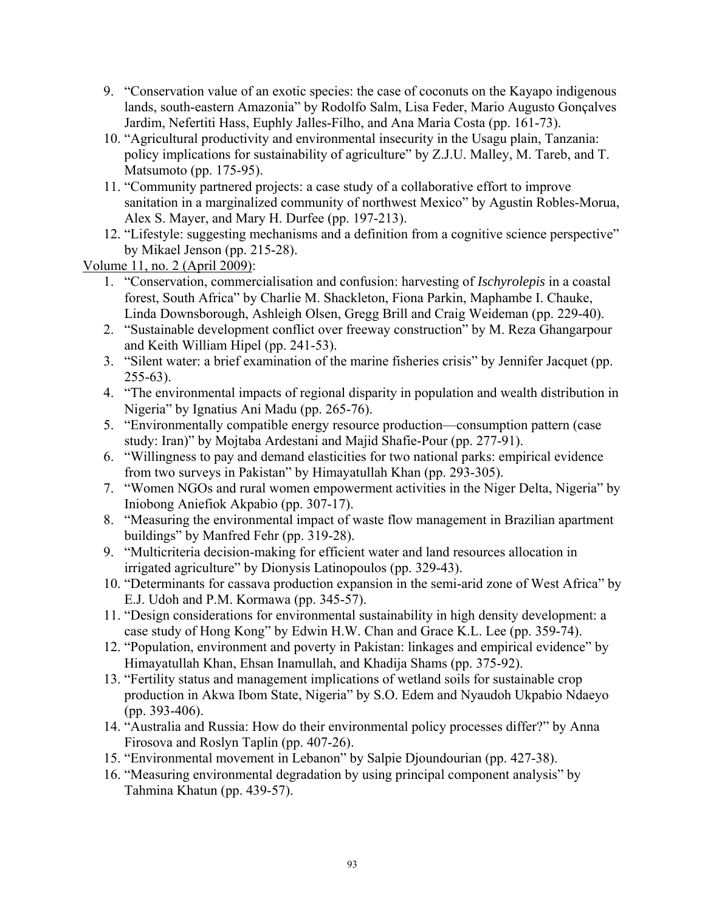9. "Conservation value of an exotic species: the case of coconuts on the Kayapo indigenous lands, south-eastern Amazonia" by Rodolfo Salm, Lisa Feder, Mario Augusto Gonçalves Jardim, Nefertiti Hass, Euphly Jalles-Filho, and Ana Maria Costa (pp. 161-73).
10. "Agricultural productivity and environmental insecurity in the Usagu plain, Tanzania: policy implications for sustainability of agriculture" by Z.J.U. Malley, M. Tareb, and T. Matsumoto (pp. 175-95).
11. "Community partnered projects: a case study of a collaborative effort to improve sanitation in a marginalized community of northwest Mexico" by Agustin Robles-Morua, Alex S. Mayer, and Mary H. Durfee (pp. 197-213).
12. "Lifestyle: suggesting mechanisms and a definition from a cognitive science perspective" by Mikael Jenson (pp. 215-28).

Volume 11, no. 2 (April 2009):

1. "Conservation, commercialisation and confusion: harvesting of *Ischyrolepis* in a coastal forest, South Africa" by Charlie M. Shackleton, Fiona Parkin, Maphambe I. Chauke, Linda Downsborough, Ashleigh Olsen, Gregg Brill and Craig Weideman (pp. 229-40).
2. "Sustainable development conflict over freeway construction" by M. Reza Ghangarpour and Keith William Hipel (pp. 241-53).
3. "Silent water: a brief examination of the marine fisheries crisis" by Jennifer Jacquet (pp. 255-63).
4. "The environmental impacts of regional disparity in population and wealth distribution in Nigeria" by Ignatius Ani Madu (pp. 265-76).
5. "Environmentally compatible energy resource production—consumption pattern (case study: Iran)" by Mojtaba Ardestani and Majid Shafie-Pour (pp. 277-91).
6. "Willingness to pay and demand elasticities for two national parks: empirical evidence from two surveys in Pakistan" by Himayatullah Khan (pp. 293-305).
7. "Women NGOs and rural women empowerment activities in the Niger Delta, Nigeria" by Iniobong Aniefiok Akpabio (pp. 307-17).
8. "Measuring the environmental impact of waste flow management in Brazilian apartment buildings" by Manfred Fehr (pp. 319-28).
9. "Multicriteria decision-making for efficient water and land resources allocation in irrigated agriculture" by Dionysis Latinopoulos (pp. 329-43).
10. "Determinants for cassava production expansion in the semi-arid zone of West Africa" by E.J. Udoh and P.M. Kormawa (pp. 345-57).
11. "Design considerations for environmental sustainability in high density development: a case study of Hong Kong" by Edwin H.W. Chan and Grace K.L. Lee (pp. 359-74).
12. "Population, environment and poverty in Pakistan: linkages and empirical evidence" by Himayatullah Khan, Ehsan Inamullah, and Khadija Shams (pp. 375-92).
13. "Fertility status and management implications of wetland soils for sustainable crop production in Akwa Ibom State, Nigeria" by S.O. Edem and Nyaudoh Ukpabio Ndaeyo (pp. 393-406).
14. "Australia and Russia: How do their environmental policy processes differ?" by Anna Firosova and Roslyn Taplin (pp. 407-26).
15. "Environmental movement in Lebanon" by Salpie Djoundourian (pp. 427-38).
16. "Measuring environmental degradation by using principal component analysis" by Tahmina Khatun (pp. 439-57).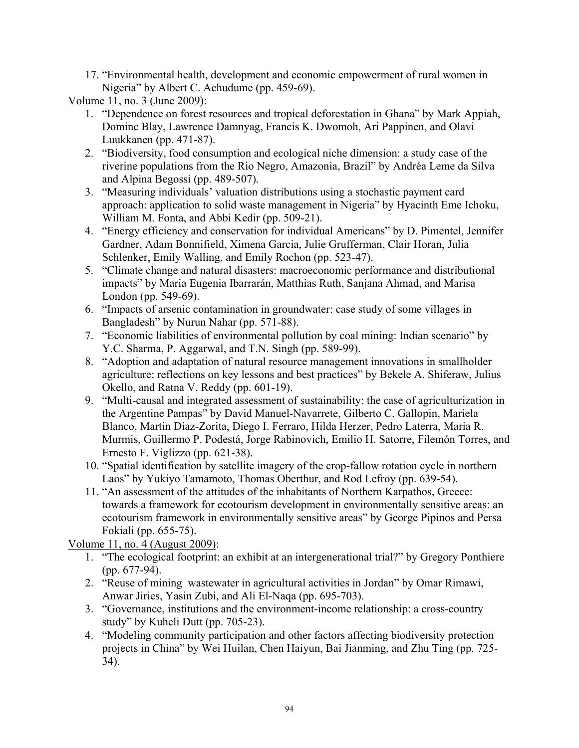17. "Environmental health, development and economic empowerment of rural women in Nigeria" by Albert C. Achudume (pp. 459-69).

<u>Volume 11, no. 3 (June 2009)</u>:

1. "Dependence on forest resources and tropical deforestation in Ghana" by Mark Appiah, Dominc Blay, Lawrence Damnyag, Francis K. Dwomoh, Ari Pappinen, and Olavi Luukkanen (pp. 471-87).
2. "Biodiversity, food consumption and ecological niche dimension: a study case of the riverine populations from the Rio Negro, Amazonia, Brazil" by Andréa Leme da Silva and Alpina Begossi (pp. 489-507).
3. "Measuring individuals' valuation distributions using a stochastic payment card approach: application to solid waste management in Nigeria" by Hyacinth Eme Ichoku, William M. Fonta, and Abbi Kedir (pp. 509-21).
4. "Energy efficiency and conservation for individual Americans" by D. Pimentel, Jennifer Gardner, Adam Bonnifield, Ximena Garcia, Julie Grufferman, Clair Horan, Julia Schlenker, Emily Walling, and Emily Rochon (pp. 523-47).
5. "Climate change and natural disasters: macroeconomic performance and distributional impacts" by Maria Eugenia Ibarrarán, Matthias Ruth, Sanjana Ahmad, and Marisa London (pp. 549-69).
6. "Impacts of arsenic contamination in groundwater: case study of some villages in Bangladesh" by Nurun Nahar (pp. 571-88).
7. "Economic liabilities of environmental pollution by coal mining: Indian scenario" by Y.C. Sharma, P. Aggarwal, and T.N. Singh (pp. 589-99).
8. "Adoption and adaptation of natural resource management innovations in smallholder agriculture: reflections on key lessons and best practices" by Bekele A. Shiferaw, Julius Okello, and Ratna V. Reddy (pp. 601-19).
9. "Multi-causal and integrated assessment of sustainability: the case of agriculturization in the Argentine Pampas" by David Manuel-Navarrete, Gilberto C. Gallopin, Mariela Blanco, Martin Diaz-Zorita, Diego I. Ferraro, Hilda Herzer, Pedro Laterra, Maria R. Murmis, Guillermo P. Podestá, Jorge Rabinovich, Emilio H. Satorre, Filemón Torres, and Ernesto F. Viglizzo (pp. 621-38).
10. "Spatial identification by satellite imagery of the crop-fallow rotation cycle in northern Laos" by Yukiyo Tamamoto, Thomas Oberthur, and Rod Lefroy (pp. 639-54).
11. "An assessment of the attitudes of the inhabitants of Northern Karpathos, Greece: towards a framework for ecotourism development in environmentally sensitive areas: an ecotourism framework in environmentally sensitive areas" by George Pipinos and Persa Fokiali (pp. 655-75).

<u>Volume 11, no. 4 (August 2009)</u>:

1. "The ecological footprint: an exhibit at an intergenerational trial?" by Gregory Ponthiere (pp. 677-94).
2. "Reuse of mining wastewater in agricultural activities in Jordan" by Omar Rimawi, Anwar Jiries, Yasin Zubi, and Ali El-Naqa (pp. 695-703).
3. "Governance, institutions and the environment-income relationship: a cross-country study" by Kuheli Dutt (pp. 705-23).
4. "Modeling community participation and other factors affecting biodiversity protection projects in China" by Wei Huilan, Chen Haiyun, Bai Jianming, and Zhu Ting (pp. 725-34).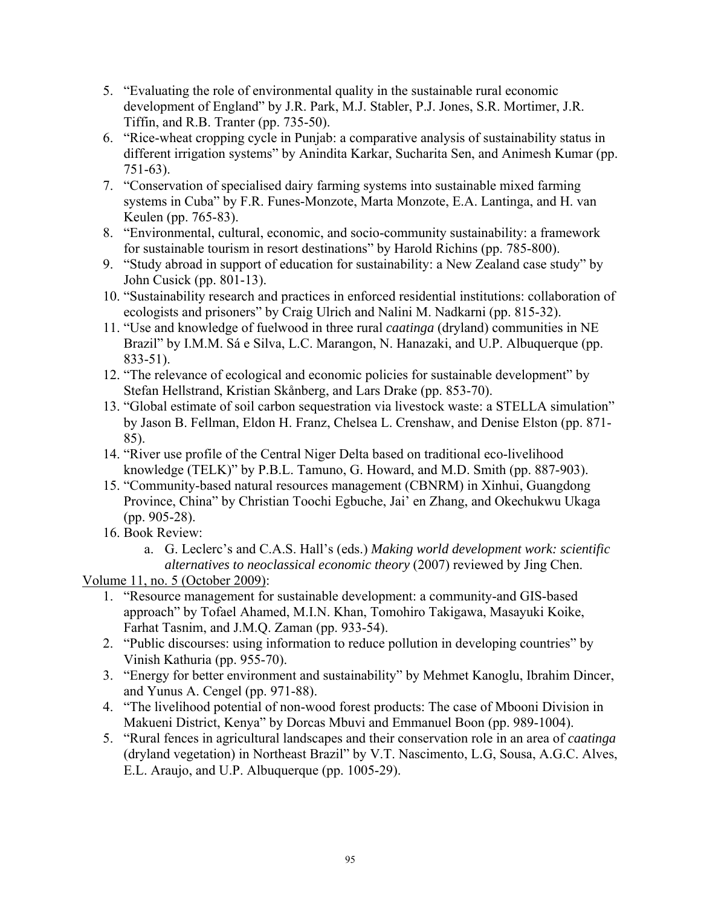5. “Evaluating the role of environmental quality in the sustainable rural economic development of England” by J.R. Park, M.J. Stabler, P.J. Jones, S.R. Mortimer, J.R. Tiffin, and R.B. Tranter (pp. 735-50).
6. “Rice-wheat cropping cycle in Punjab: a comparative analysis of sustainability status in different irrigation systems” by Anindita Karkar, Sucharita Sen, and Animesh Kumar (pp. 751-63).
7. “Conservation of specialised dairy farming systems into sustainable mixed farming systems in Cuba” by F.R. Funes-Monzote, Marta Monzote, E.A. Lantinga, and H. van Keulen (pp. 765-83).
8. “Environmental, cultural, economic, and socio-community sustainability: a framework for sustainable tourism in resort destinations” by Harold Richins (pp. 785-800).
9. “Study abroad in support of education for sustainability: a New Zealand case study” by John Cusick (pp. 801-13).
10. “Sustainability research and practices in enforced residential institutions: collaboration of ecologists and prisoners” by Craig Ulrich and Nalini M. Nadkarni (pp. 815-32).
11. “Use and knowledge of fuelwood in three rural *caatinga* (dryland) communities in NE Brazil” by I.M.M. Sá e Silva, L.C. Marangon, N. Hanazaki, and U.P. Albuquerque (pp. 833-51).
12. “The relevance of ecological and economic policies for sustainable development” by Stefan Hellstrand, Kristian Skånberg, and Lars Drake (pp. 853-70).
13. “Global estimate of soil carbon sequestration via livestock waste: a STELLA simulation” by Jason B. Fellman, Eldon H. Franz, Chelsea L. Crenshaw, and Denise Elston (pp. 871-85).
14. “River use profile of the Central Niger Delta based on traditional eco-livelihood knowledge (TELK)” by P.B.L. Tamuno, G. Howard, and M.D. Smith (pp. 887-903).
15. “Community-based natural resources management (CBNRM) in Xinhui, Guangdong Province, China” by Christian Toochi Egbuche, Jai’ en Zhang, and Okechukwu Ukaga (pp. 905-28).
16. Book Review:
    a. G. Leclerc’s and C.A.S. Hall’s (eds.) *Making world development work: scientific alternatives to neoclassical economic theory* (2007) reviewed by Jing Chen.

Volume 11, no. 5 (October 2009):

1. “Resource management for sustainable development: a community-and GIS-based approach” by Tofael Ahamed, M.I.N. Khan, Tomohiro Takigawa, Masayuki Koike, Farhat Tasnim, and J.M.Q. Zaman (pp. 933-54).
2. “Public discourses: using information to reduce pollution in developing countries” by Vinish Kathuria (pp. 955-70).
3. “Energy for better environment and sustainability” by Mehmet Kanoglu, Ibrahim Dincer, and Yunus A. Cengel (pp. 971-88).
4. “The livelihood potential of non-wood forest products: The case of Mbooni Division in Makueni District, Kenya” by Dorcas Mbuvi and Emmanuel Boon (pp. 989-1004).
5. “Rural fences in agricultural landscapes and their conservation role in an area of *caatinga* (dryland vegetation) in Northeast Brazil” by V.T. Nascimento, L.G, Sousa, A.G.C. Alves, E.L. Araujo, and U.P. Albuquerque (pp. 1005-29).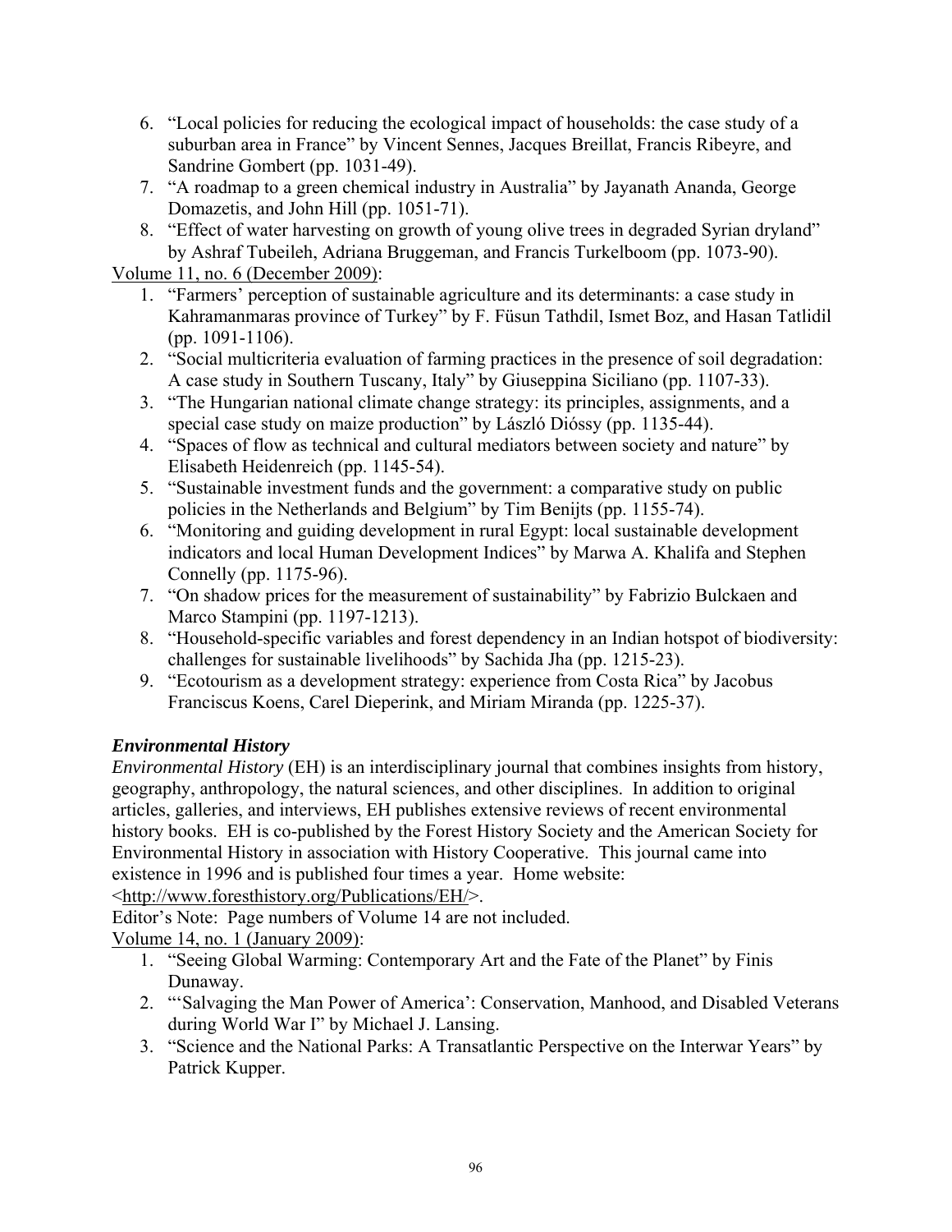6. "Local policies for reducing the ecological impact of households: the case study of a suburban area in France" by Vincent Sennes, Jacques Breillat, Francis Ribeyre, and Sandrine Gombert (pp. 1031-49).
7. "A roadmap to a green chemical industry in Australia" by Jayanath Ananda, George Domazetis, and John Hill (pp. 1051-71).
8. "Effect of water harvesting on growth of young olive trees in degraded Syrian dryland" by Ashraf Tubeileh, Adriana Bruggeman, and Francis Turkelboom (pp. 1073-90).

Volume 11, no. 6 (December 2009):

1. "Farmers' perception of sustainable agriculture and its determinants: a case study in Kahramanmaras province of Turkey" by F. Füsun Tathdil, Ismet Boz, and Hasan Tatlidil (pp. 1091-1106).
2. "Social multicriteria evaluation of farming practices in the presence of soil degradation: A case study in Southern Tuscany, Italy" by Giuseppina Siciliano (pp. 1107-33).
3. "The Hungarian national climate change strategy: its principles, assignments, and a special case study on maize production" by László Dióssy (pp. 1135-44).
4. "Spaces of flow as technical and cultural mediators between society and nature" by Elisabeth Heidenreich (pp. 1145-54).
5. "Sustainable investment funds and the government: a comparative study on public policies in the Netherlands and Belgium" by Tim Benijts (pp. 1155-74).
6. "Monitoring and guiding development in rural Egypt: local sustainable development indicators and local Human Development Indices" by Marwa A. Khalifa and Stephen Connelly (pp. 1175-96).
7. "On shadow prices for the measurement of sustainability" by Fabrizio Bulckaen and Marco Stampini (pp. 1197-1213).
8. "Household-specific variables and forest dependency in an Indian hotspot of biodiversity: challenges for sustainable livelihoods" by Sachida Jha (pp. 1215-23).
9. "Ecotourism as a development strategy: experience from Costa Rica" by Jacobus Franciscus Koens, Carel Dieperink, and Miriam Miranda (pp. 1225-37).

### *Environmental History*

*Environmental History* (EH) is an interdisciplinary journal that combines insights from history, geography, anthropology, the natural sciences, and other disciplines. In addition to original articles, galleries, and interviews, EH publishes extensive reviews of recent environmental history books. EH is co-published by the Forest History Society and the American Society for Environmental History in association with History Cooperative. This journal came into existence in 1996 and is published four times a year. Home website: <http://www.foresthistory.org/Publications/EH/>.

Editor's Note: Page numbers of Volume 14 are not included.

Volume 14, no. 1 (January 2009):

1. "Seeing Global Warming: Contemporary Art and the Fate of the Planet" by Finis Dunaway.
2. "'Salvaging the Man Power of America': Conservation, Manhood, and Disabled Veterans during World War I" by Michael J. Lansing.
3. "Science and the National Parks: A Transatlantic Perspective on the Interwar Years" by Patrick Kupper.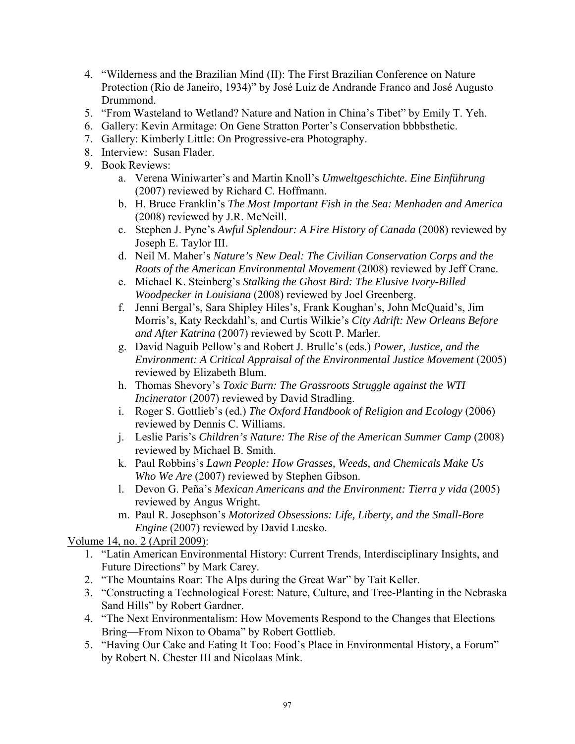4. "Wilderness and the Brazilian Mind (II): The First Brazilian Conference on Nature Protection (Rio de Janeiro, 1934)" by José Luiz de Andrande Franco and José Augusto Drummond.
5. "From Wasteland to Wetland? Nature and Nation in China's Tibet" by Emily T. Yeh.
6. Gallery: Kevin Armitage: On Gene Stratton Porter's Conservation bbbbsthetic.
7. Gallery: Kimberly Little: On Progressive-era Photography.
8. Interview: Susan Flader.
9. Book Reviews:
    a. Verena Winiwarter's and Martin Knoll's *Umweltgeschichte. Eine Einführung* (2007) reviewed by Richard C. Hoffmann.
    b. H. Bruce Franklin's *The Most Important Fish in the Sea: Menhaden and America* (2008) reviewed by J.R. McNeill.
    c. Stephen J. Pyne's *Awful Splendour: A Fire History of Canada* (2008) reviewed by Joseph E. Taylor III.
    d. Neil M. Maher's *Nature's New Deal: The Civilian Conservation Corps and the Roots of the American Environmental Movement* (2008) reviewed by Jeff Crane.
    e. Michael K. Steinberg's *Stalking the Ghost Bird: The Elusive Ivory-Billed Woodpecker in Louisiana* (2008) reviewed by Joel Greenberg.
    f. Jenni Bergal's, Sara Shipley Hiles's, Frank Koughan's, John McQuaid's, Jim Morris's, Katy Reckdahl's, and Curtis Wilkie's *City Adrift: New Orleans Before and After Katrina* (2007) reviewed by Scott P. Marler.
    g. David Naguib Pellow's and Robert J. Brulle's (eds.) *Power, Justice, and the Environment: A Critical Appraisal of the Environmental Justice Movement* (2005) reviewed by Elizabeth Blum.
    h. Thomas Shevory's *Toxic Burn: The Grassroots Struggle against the WTI Incinerator* (2007) reviewed by David Stradling.
    i. Roger S. Gottlieb's (ed.) *The Oxford Handbook of Religion and Ecology* (2006) reviewed by Dennis C. Williams.
    j. Leslie Paris's *Children's Nature: The Rise of the American Summer Camp* (2008) reviewed by Michael B. Smith.
    k. Paul Robbins's *Lawn People: How Grasses, Weeds, and Chemicals Make Us Who We Are* (2007) reviewed by Stephen Gibson.
    l. Devon G. Peña's *Mexican Americans and the Environment: Tierra y vida* (2005) reviewed by Angus Wright.
    m. Paul R. Josephson's *Motorized Obsessions: Life, Liberty, and the Small-Bore Engine* (2007) reviewed by David Lucsko.

<u>Volume 14, no. 2 (April 2009)</u>:

1. "Latin American Environmental History: Current Trends, Interdisciplinary Insights, and Future Directions" by Mark Carey.
2. "The Mountains Roar: The Alps during the Great War" by Tait Keller.
3. "Constructing a Technological Forest: Nature, Culture, and Tree-Planting in the Nebraska Sand Hills" by Robert Gardner.
4. "The Next Environmentalism: How Movements Respond to the Changes that Elections Bring—From Nixon to Obama" by Robert Gottlieb.
5. "Having Our Cake and Eating It Too: Food's Place in Environmental History, a Forum" by Robert N. Chester III and Nicolaas Mink.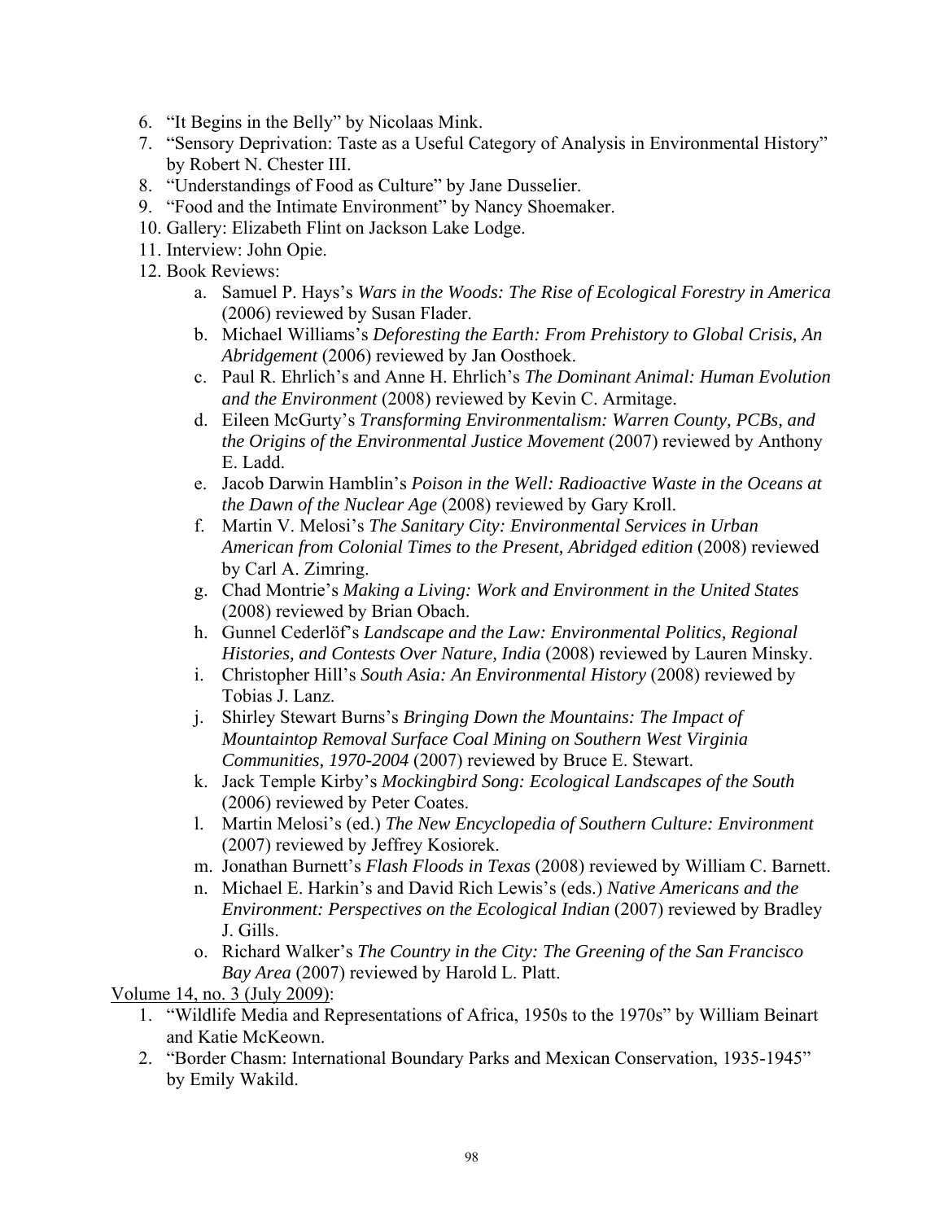6. "It Begins in the Belly" by Nicolaas Mink.
7. "Sensory Deprivation: Taste as a Useful Category of Analysis in Environmental History" by Robert N. Chester III.
8. "Understandings of Food as Culture" by Jane Dusselier.
9. "Food and the Intimate Environment" by Nancy Shoemaker.
10. Gallery: Elizabeth Flint on Jackson Lake Lodge.
11. Interview: John Opie.
12. Book Reviews:
    a. Samuel P. Hays's *Wars in the Woods: The Rise of Ecological Forestry in America* (2006) reviewed by Susan Flader.
    b. Michael Williams's *Deforesting the Earth: From Prehistory to Global Crisis, An Abridgement* (2006) reviewed by Jan Oosthoek.
    c. Paul R. Ehrlich's and Anne H. Ehrlich's *The Dominant Animal: Human Evolution and the Environment* (2008) reviewed by Kevin C. Armitage.
    d. Eileen McGurty's *Transforming Environmentalism: Warren County, PCBs, and the Origins of the Environmental Justice Movement* (2007) reviewed by Anthony E. Ladd.
    e. Jacob Darwin Hamblin's *Poison in the Well: Radioactive Waste in the Oceans at the Dawn of the Nuclear Age* (2008) reviewed by Gary Kroll.
    f. Martin V. Melosi's *The Sanitary City: Environmental Services in Urban American from Colonial Times to the Present, Abridged edition* (2008) reviewed by Carl A. Zimring.
    g. Chad Montrie's *Making a Living: Work and Environment in the United States* (2008) reviewed by Brian Obach.
    h. Gunnel Cederlöf's *Landscape and the Law: Environmental Politics, Regional Histories, and Contests Over Nature, India* (2008) reviewed by Lauren Minsky.
    i. Christopher Hill's *South Asia: An Environmental History* (2008) reviewed by Tobias J. Lanz.
    j. Shirley Stewart Burns's *Bringing Down the Mountains: The Impact of Mountaintop Removal Surface Coal Mining on Southern West Virginia Communities, 1970-2004* (2007) reviewed by Bruce E. Stewart.
    k. Jack Temple Kirby's *Mockingbird Song: Ecological Landscapes of the South* (2006) reviewed by Peter Coates.
    l. Martin Melosi's (ed.) *The New Encyclopedia of Southern Culture: Environment* (2007) reviewed by Jeffrey Kosiorek.
    m. Jonathan Burnett's *Flash Floods in Texas* (2008) reviewed by William C. Barnett.
    n. Michael E. Harkin's and David Rich Lewis's (eds.) *Native Americans and the Environment: Perspectives on the Ecological Indian* (2007) reviewed by Bradley J. Gills.
    o. Richard Walker's *The Country in the City: The Greening of the San Francisco Bay Area* (2007) reviewed by Harold L. Platt.

<u>Volume 14, no. 3 (July 2009)</u>:

1. "Wildlife Media and Representations of Africa, 1950s to the 1970s" by William Beinart and Katie McKeown.
2. "Border Chasm: International Boundary Parks and Mexican Conservation, 1935-1945" by Emily Wakild.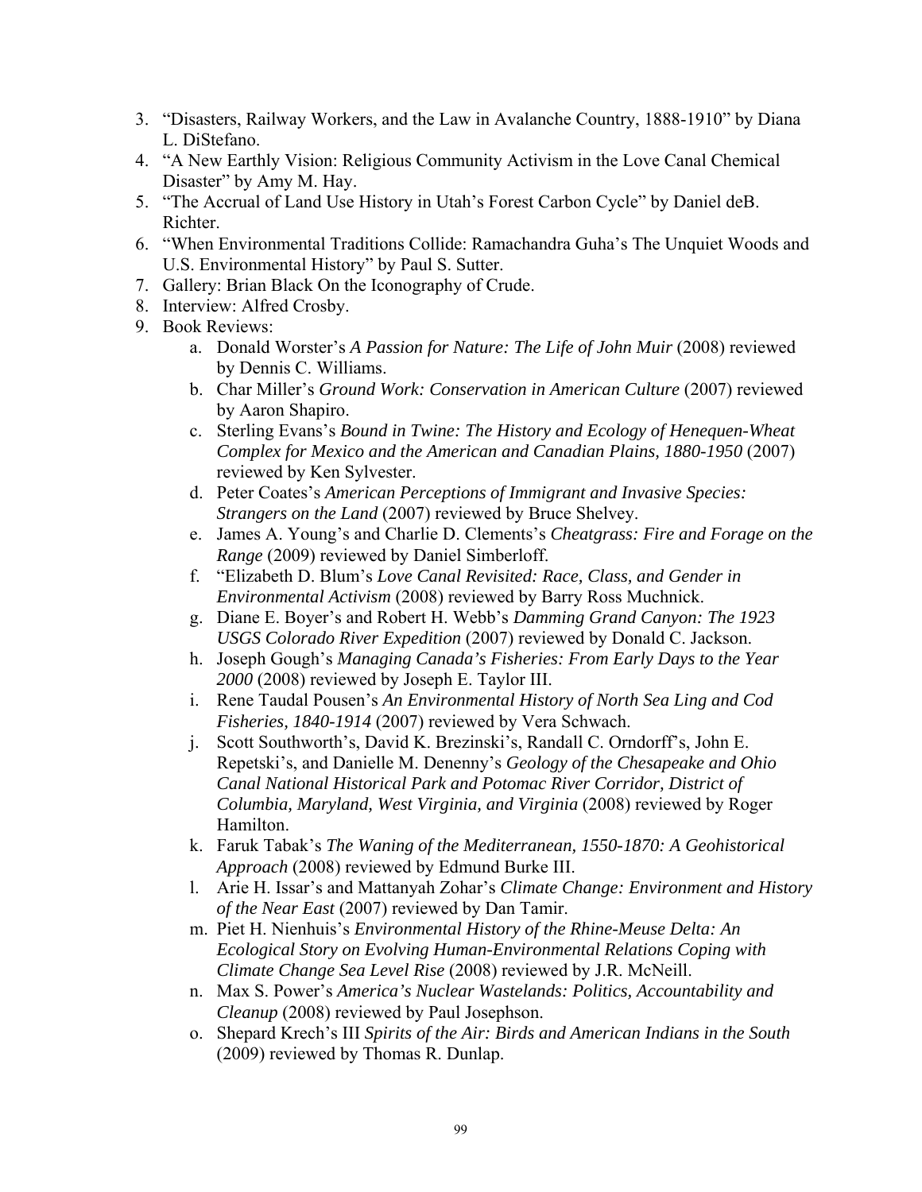3. "Disasters, Railway Workers, and the Law in Avalanche Country, 1888-1910" by Diana L. DiStefano.
4. "A New Earthly Vision: Religious Community Activism in the Love Canal Chemical Disaster" by Amy M. Hay.
5. "The Accrual of Land Use History in Utah's Forest Carbon Cycle" by Daniel deB. Richter.
6. "When Environmental Traditions Collide: Ramachandra Guha's The Unquiet Woods and U.S. Environmental History" by Paul S. Sutter.
7. Gallery: Brian Black On the Iconography of Crude.
8. Interview: Alfred Crosby.
9. Book Reviews:
   a. Donald Worster's *A Passion for Nature: The Life of John Muir* (2008) reviewed by Dennis C. Williams.
   b. Char Miller's *Ground Work: Conservation in American Culture* (2007) reviewed by Aaron Shapiro.
   c. Sterling Evans's *Bound in Twine: The History and Ecology of Henequen-Wheat Complex for Mexico and the American and Canadian Plains, 1880-1950* (2007) reviewed by Ken Sylvester.
   d. Peter Coates's *American Perceptions of Immigrant and Invasive Species: Strangers on the Land* (2007) reviewed by Bruce Shelvey.
   e. James A. Young's and Charlie D. Clements's *Cheatgrass: Fire and Forage on the Range* (2009) reviewed by Daniel Simberloff.
   f. "Elizabeth D. Blum's *Love Canal Revisited: Race, Class, and Gender in Environmental Activism* (2008) reviewed by Barry Ross Muchnick.
   g. Diane E. Boyer's and Robert H. Webb's *Damming Grand Canyon: The 1923 USGS Colorado River Expedition* (2007) reviewed by Donald C. Jackson.
   h. Joseph Gough's *Managing Canada's Fisheries: From Early Days to the Year 2000* (2008) reviewed by Joseph E. Taylor III.
   i. Rene Taudal Pousen's *An Environmental History of North Sea Ling and Cod Fisheries, 1840-1914* (2007) reviewed by Vera Schwach.
   j. Scott Southworth's, David K. Brezinski's, Randall C. Orndorff's, John E. Repetski's, and Danielle M. Denenny's *Geology of the Chesapeake and Ohio Canal National Historical Park and Potomac River Corridor, District of Columbia, Maryland, West Virginia, and Virginia* (2008) reviewed by Roger Hamilton.
   k. Faruk Tabak's *The Waning of the Mediterranean, 1550-1870: A Geohistorical Approach* (2008) reviewed by Edmund Burke III.
   l. Arie H. Issar's and Mattanyah Zohar's *Climate Change: Environment and History of the Near East* (2007) reviewed by Dan Tamir.
   m. Piet H. Nienhuis's *Environmental History of the Rhine-Meuse Delta: An Ecological Story on Evolving Human-Environmental Relations Coping with Climate Change Sea Level Rise* (2008) reviewed by J.R. McNeill.
   n. Max S. Power's *America's Nuclear Wastelands: Politics, Accountability and Cleanup* (2008) reviewed by Paul Josephson.
   o. Shepard Krech's III *Spirits of the Air: Birds and American Indians in the South* (2009) reviewed by Thomas R. Dunlap.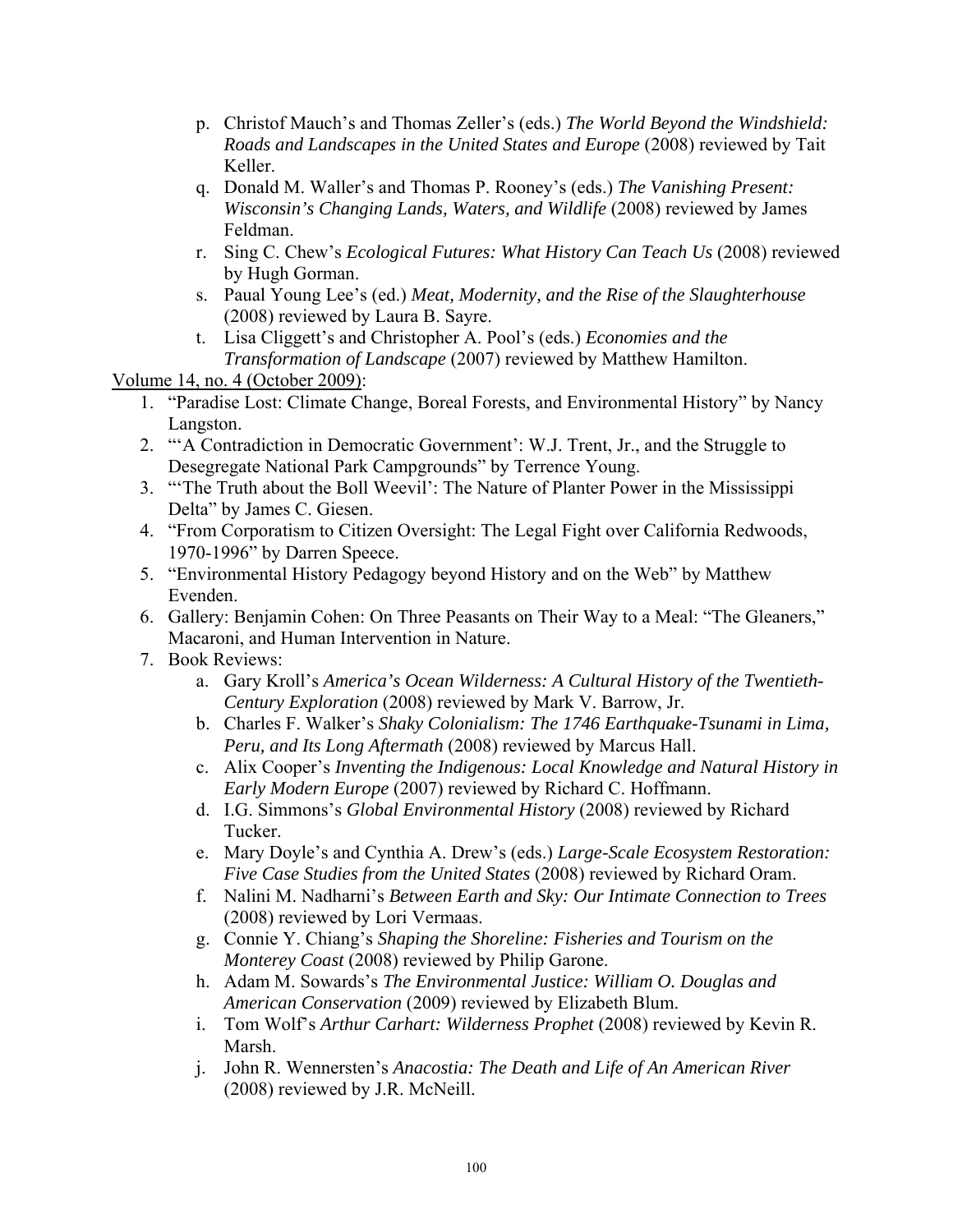p. Christof Mauch's and Thomas Zeller's (eds.) *The World Beyond the Windshield: Roads and Landscapes in the United States and Europe* (2008) reviewed by Tait Keller.
   q. Donald M. Waller's and Thomas P. Rooney's (eds.) *The Vanishing Present: Wisconsin's Changing Lands, Waters, and Wildlife* (2008) reviewed by James Feldman.
   r. Sing C. Chew's *Ecological Futures: What History Can Teach Us* (2008) reviewed by Hugh Gorman.
   s. Paual Young Lee's (ed.) *Meat, Modernity, and the Rise of the Slaughterhouse* (2008) reviewed by Laura B. Sayre.
   t. Lisa Cliggett's and Christopher A. Pool's (eds.) *Economies and the Transformation of Landscape* (2007) reviewed by Matthew Hamilton.

<u>Volume 14, no. 4 (October 2009)</u>:

1. "Paradise Lost: Climate Change, Boreal Forests, and Environmental History" by Nancy Langston.
2. "'A Contradiction in Democratic Government': W.J. Trent, Jr., and the Struggle to Desegregate National Park Campgrounds" by Terrence Young.
3. "'The Truth about the Boll Weevil': The Nature of Planter Power in the Mississippi Delta" by James C. Giesen.
4. "From Corporatism to Citizen Oversight: The Legal Fight over California Redwoods, 1970-1996" by Darren Speece.
5. "Environmental History Pedagogy beyond History and on the Web" by Matthew Evenden.
6. Gallery: Benjamin Cohen: On Three Peasants on Their Way to a Meal: "The Gleaners," Macaroni, and Human Intervention in Nature.
7. Book Reviews:
   a. Gary Kroll's *America's Ocean Wilderness: A Cultural History of the Twentieth-Century Exploration* (2008) reviewed by Mark V. Barrow, Jr.
   b. Charles F. Walker's *Shaky Colonialism: The 1746 Earthquake-Tsunami in Lima, Peru, and Its Long Aftermath* (2008) reviewed by Marcus Hall.
   c. Alix Cooper's *Inventing the Indigenous: Local Knowledge and Natural History in Early Modern Europe* (2007) reviewed by Richard C. Hoffmann.
   d. I.G. Simmons's *Global Environmental History* (2008) reviewed by Richard Tucker.
   e. Mary Doyle's and Cynthia A. Drew's (eds.) *Large-Scale Ecosystem Restoration: Five Case Studies from the United States* (2008) reviewed by Richard Oram.
   f. Nalini M. Nadharni's *Between Earth and Sky: Our Intimate Connection to Trees* (2008) reviewed by Lori Vermaas.
   g. Connie Y. Chiang's *Shaping the Shoreline: Fisheries and Tourism on the Monterey Coast* (2008) reviewed by Philip Garone.
   h. Adam M. Sowards's *The Environmental Justice: William O. Douglas and American Conservation* (2009) reviewed by Elizabeth Blum.
   i. Tom Wolf's *Arthur Carhart: Wilderness Prophet* (2008) reviewed by Kevin R. Marsh.
   j. John R. Wennersten's *Anacostia: The Death and Life of An American River* (2008) reviewed by J.R. McNeill.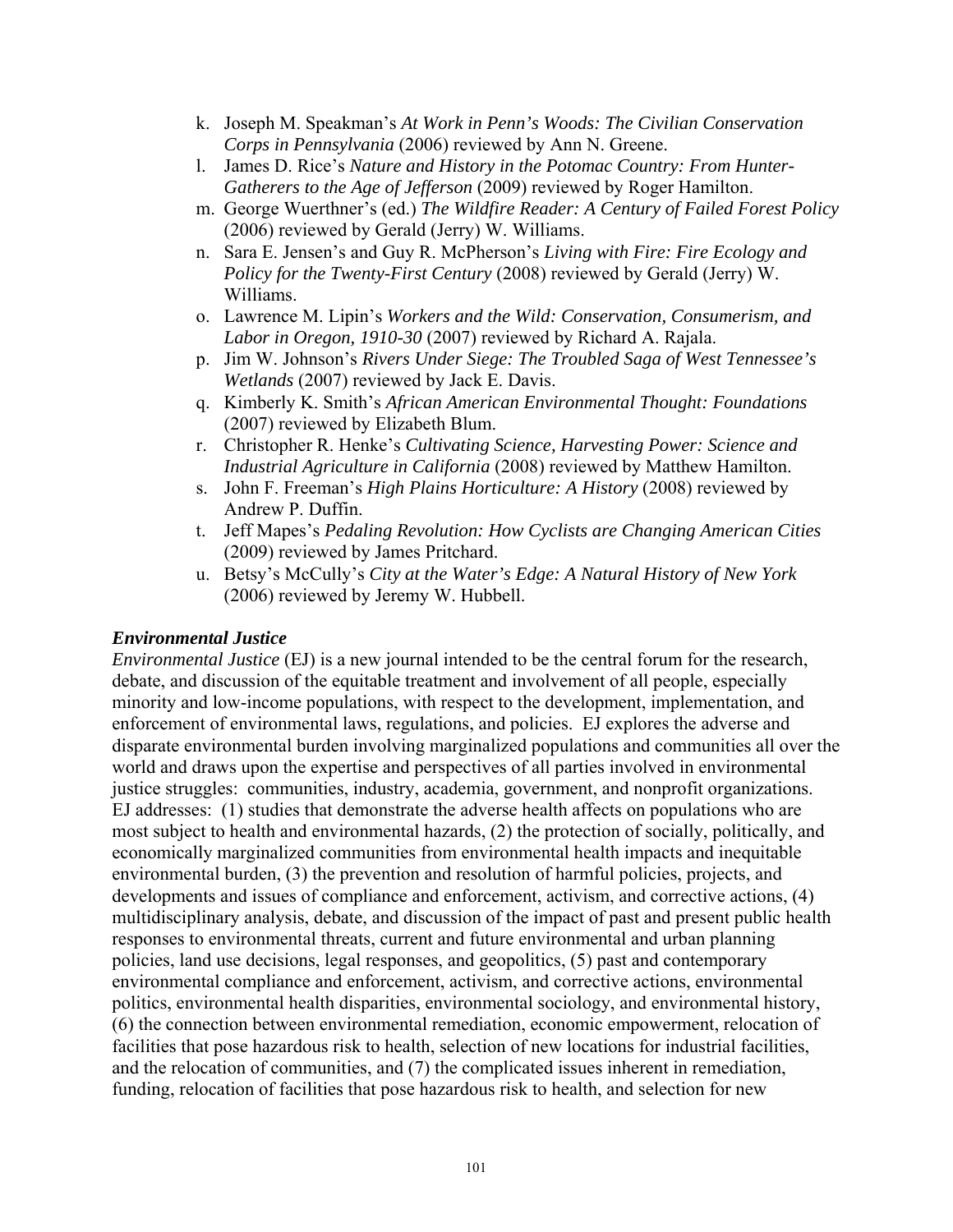k. Joseph M. Speakman's *At Work in Penn's Woods: The Civilian Conservation Corps in Pennsylvania* (2006) reviewed by Ann N. Greene.
l. James D. Rice's *Nature and History in the Potomac Country: From Hunter-Gatherers to the Age of Jefferson* (2009) reviewed by Roger Hamilton.
m. George Wuerthner's (ed.) *The Wildfire Reader: A Century of Failed Forest Policy* (2006) reviewed by Gerald (Jerry) W. Williams.
n. Sara E. Jensen's and Guy R. McPherson's *Living with Fire: Fire Ecology and Policy for the Twenty-First Century* (2008) reviewed by Gerald (Jerry) W. Williams.
o. Lawrence M. Lipin's *Workers and the Wild: Conservation, Consumerism, and Labor in Oregon, 1910-30* (2007) reviewed by Richard A. Rajala.
p. Jim W. Johnson's *Rivers Under Siege: The Troubled Saga of West Tennessee's Wetlands* (2007) reviewed by Jack E. Davis.
q. Kimberly K. Smith's *African American Environmental Thought: Foundations* (2007) reviewed by Elizabeth Blum.
r. Christopher R. Henke's *Cultivating Science, Harvesting Power: Science and Industrial Agriculture in California* (2008) reviewed by Matthew Hamilton.
s. John F. Freeman's *High Plains Horticulture: A History* (2008) reviewed by Andrew P. Duffin.
t. Jeff Mapes's *Pedaling Revolution: How Cyclists are Changing American Cities* (2009) reviewed by James Pritchard.
u. Betsy's McCully's *City at the Water's Edge: A Natural History of New York* (2006) reviewed by Jeremy W. Hubbell.

### *Environmental Justice*

*Environmental Justice* (EJ) is a new journal intended to be the central forum for the research, debate, and discussion of the equitable treatment and involvement of all people, especially minority and low-income populations, with respect to the development, implementation, and enforcement of environmental laws, regulations, and policies. EJ explores the adverse and disparate environmental burden involving marginalized populations and communities all over the world and draws upon the expertise and perspectives of all parties involved in environmental justice struggles: communities, industry, academia, government, and nonprofit organizations. EJ addresses: (1) studies that demonstrate the adverse health affects on populations who are most subject to health and environmental hazards, (2) the protection of socially, politically, and economically marginalized communities from environmental health impacts and inequitable environmental burden, (3) the prevention and resolution of harmful policies, projects, and developments and issues of compliance and enforcement, activism, and corrective actions, (4) multidisciplinary analysis, debate, and discussion of the impact of past and present public health responses to environmental threats, current and future environmental and urban planning policies, land use decisions, legal responses, and geopolitics, (5) past and contemporary environmental compliance and enforcement, activism, and corrective actions, environmental politics, environmental health disparities, environmental sociology, and environmental history, (6) the connection between environmental remediation, economic empowerment, relocation of facilities that pose hazardous risk to health, selection of new locations for industrial facilities, and the relocation of communities, and (7) the complicated issues inherent in remediation, funding, relocation of facilities that pose hazardous risk to health, and selection for new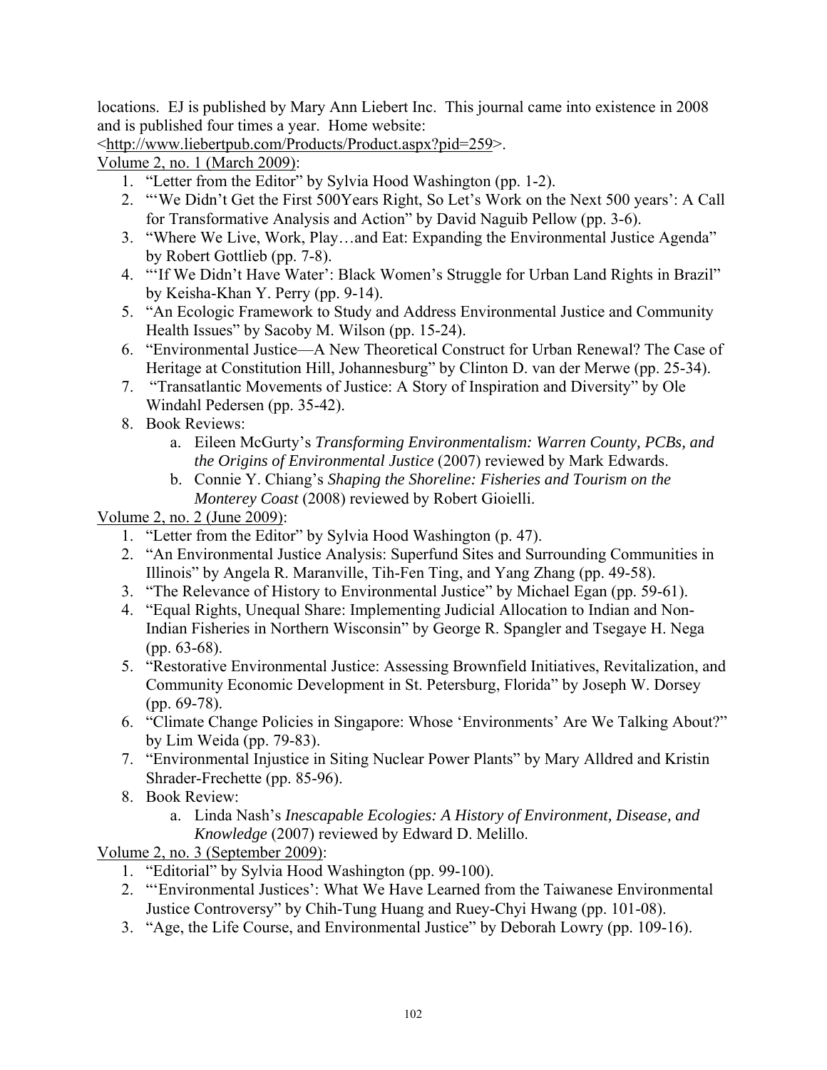locations. EJ is published by Mary Ann Liebert Inc. This journal came into existence in 2008 and is published four times a year. Home website: <http://www.liebertpub.com/Products/Product.aspx?pid=259>.

Volume 2, no. 1 (March 2009):

1. "Letter from the Editor" by Sylvia Hood Washington (pp. 1-2).
2. "'We Didn't Get the First 500Years Right, So Let's Work on the Next 500 years': A Call for Transformative Analysis and Action" by David Naguib Pellow (pp. 3-6).
3. "Where We Live, Work, Play…and Eat: Expanding the Environmental Justice Agenda" by Robert Gottlieb (pp. 7-8).
4. "'If We Didn't Have Water': Black Women's Struggle for Urban Land Rights in Brazil" by Keisha-Khan Y. Perry (pp. 9-14).
5. "An Ecologic Framework to Study and Address Environmental Justice and Community Health Issues" by Sacoby M. Wilson (pp. 15-24).
6. "Environmental Justice—A New Theoretical Construct for Urban Renewal? The Case of Heritage at Constitution Hill, Johannesburg" by Clinton D. van der Merwe (pp. 25-34).
7. "Transatlantic Movements of Justice: A Story of Inspiration and Diversity" by Ole Windahl Pedersen (pp. 35-42).
8. Book Reviews:
    a. Eileen McGurty's *Transforming Environmentalism: Warren County, PCBs, and the Origins of Environmental Justice* (2007) reviewed by Mark Edwards.
    b. Connie Y. Chiang's *Shaping the Shoreline: Fisheries and Tourism on the Monterey Coast* (2008) reviewed by Robert Gioielli.

Volume 2, no. 2 (June 2009):

1. "Letter from the Editor" by Sylvia Hood Washington (p. 47).
2. "An Environmental Justice Analysis: Superfund Sites and Surrounding Communities in Illinois" by Angela R. Maranville, Tih-Fen Ting, and Yang Zhang (pp. 49-58).
3. "The Relevance of History to Environmental Justice" by Michael Egan (pp. 59-61).
4. "Equal Rights, Unequal Share: Implementing Judicial Allocation to Indian and Non-Indian Fisheries in Northern Wisconsin" by George R. Spangler and Tsegaye H. Nega (pp. 63-68).
5. "Restorative Environmental Justice: Assessing Brownfield Initiatives, Revitalization, and Community Economic Development in St. Petersburg, Florida" by Joseph W. Dorsey (pp. 69-78).
6. "Climate Change Policies in Singapore: Whose 'Environments' Are We Talking About?" by Lim Weida (pp. 79-83).
7. "Environmental Injustice in Siting Nuclear Power Plants" by Mary Alldred and Kristin Shrader-Frechette (pp. 85-96).
8. Book Review:
    a. Linda Nash's *Inescapable Ecologies: A History of Environment, Disease, and Knowledge* (2007) reviewed by Edward D. Melillo.

Volume 2, no. 3 (September 2009):

1. "Editorial" by Sylvia Hood Washington (pp. 99-100).
2. "'Environmental Justices': What We Have Learned from the Taiwanese Environmental Justice Controversy" by Chih-Tung Huang and Ruey-Chyi Hwang (pp. 101-08).
3. "Age, the Life Course, and Environmental Justice" by Deborah Lowry (pp. 109-16).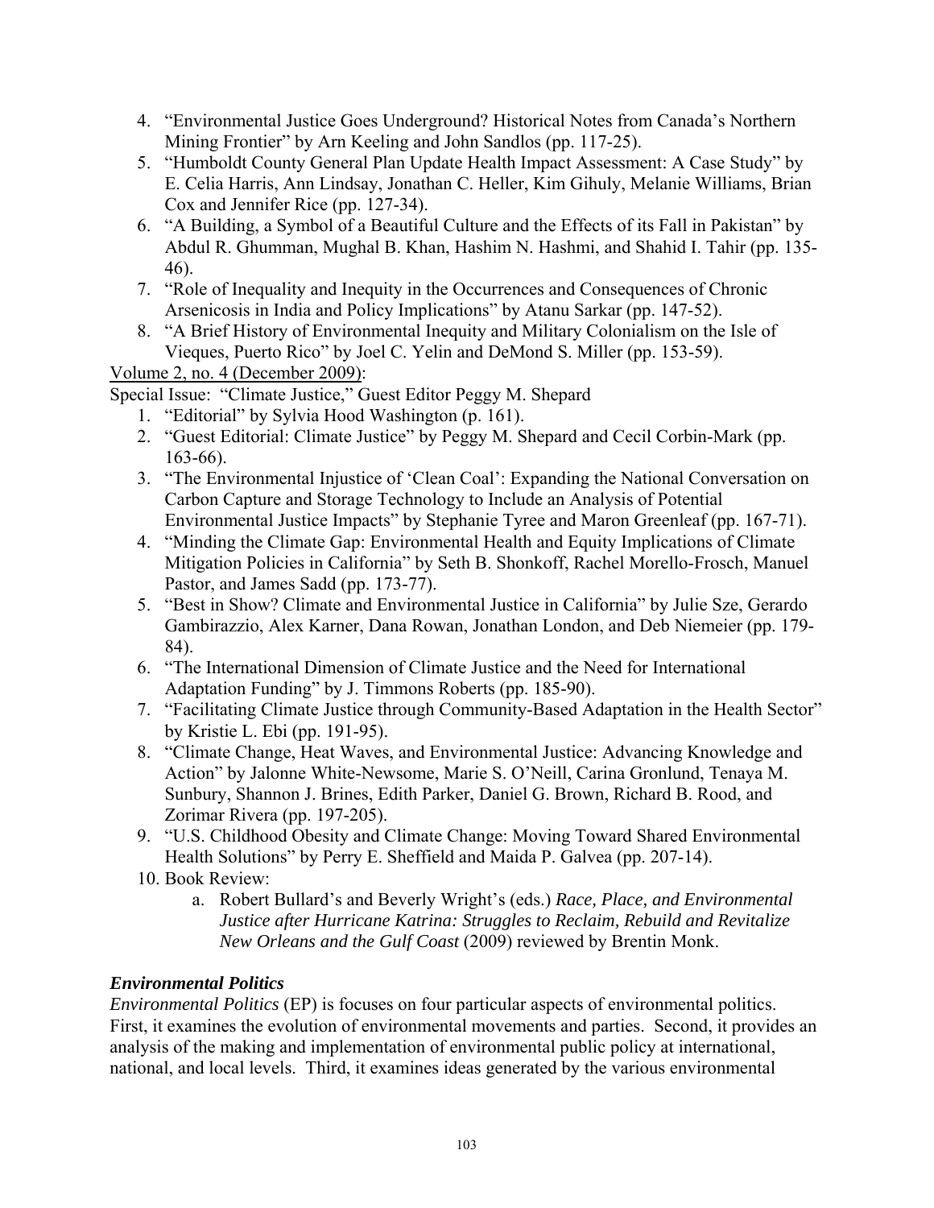4. "Environmental Justice Goes Underground? Historical Notes from Canada's Northern Mining Frontier" by Arn Keeling and John Sandlos (pp. 117-25).
5. "Humboldt County General Plan Update Health Impact Assessment: A Case Study" by E. Celia Harris, Ann Lindsay, Jonathan C. Heller, Kim Gihuly, Melanie Williams, Brian Cox and Jennifer Rice (pp. 127-34).
6. "A Building, a Symbol of a Beautiful Culture and the Effects of its Fall in Pakistan" by Abdul R. Ghumman, Mughal B. Khan, Hashim N. Hashmi, and Shahid I. Tahir (pp. 135-46).
7. "Role of Inequality and Inequity in the Occurrences and Consequences of Chronic Arsenicosis in India and Policy Implications" by Atanu Sarkar (pp. 147-52).
8. "A Brief History of Environmental Inequity and Military Colonialism on the Isle of Vieques, Puerto Rico" by Joel C. Yelin and DeMond S. Miller (pp. 153-59).

Volume 2, no. 4 (December 2009):

Special Issue: "Climate Justice," Guest Editor Peggy M. Shepard

1. "Editorial" by Sylvia Hood Washington (p. 161).
2. "Guest Editorial: Climate Justice" by Peggy M. Shepard and Cecil Corbin-Mark (pp. 163-66).
3. "The Environmental Injustice of 'Clean Coal': Expanding the National Conversation on Carbon Capture and Storage Technology to Include an Analysis of Potential Environmental Justice Impacts" by Stephanie Tyree and Maron Greenleaf (pp. 167-71).
4. "Minding the Climate Gap: Environmental Health and Equity Implications of Climate Mitigation Policies in California" by Seth B. Shonkoff, Rachel Morello-Frosch, Manuel Pastor, and James Sadd (pp. 173-77).
5. "Best in Show? Climate and Environmental Justice in California" by Julie Sze, Gerardo Gambirazzio, Alex Karner, Dana Rowan, Jonathan London, and Deb Niemeier (pp. 179-84).
6. "The International Dimension of Climate Justice and the Need for International Adaptation Funding" by J. Timmons Roberts (pp. 185-90).
7. "Facilitating Climate Justice through Community-Based Adaptation in the Health Sector" by Kristie L. Ebi (pp. 191-95).
8. "Climate Change, Heat Waves, and Environmental Justice: Advancing Knowledge and Action" by Jalonne White-Newsome, Marie S. O'Neill, Carina Gronlund, Tenaya M. Sunbury, Shannon J. Brines, Edith Parker, Daniel G. Brown, Richard B. Rood, and Zorimar Rivera (pp. 197-205).
9. "U.S. Childhood Obesity and Climate Change: Moving Toward Shared Environmental Health Solutions" by Perry E. Sheffield and Maida P. Galvea (pp. 207-14).
10. Book Review:
    a. Robert Bullard's and Beverly Wright's (eds.) *Race, Place, and Environmental Justice after Hurricane Katrina: Struggles to Reclaim, Rebuild and Revitalize New Orleans and the Gulf Coast* (2009) reviewed by Brentin Monk.

### *Environmental Politics*

*Environmental Politics* (EP) is focuses on four particular aspects of environmental politics. First, it examines the evolution of environmental movements and parties. Second, it provides an analysis of the making and implementation of environmental public policy at international, national, and local levels. Third, it examines ideas generated by the various environmental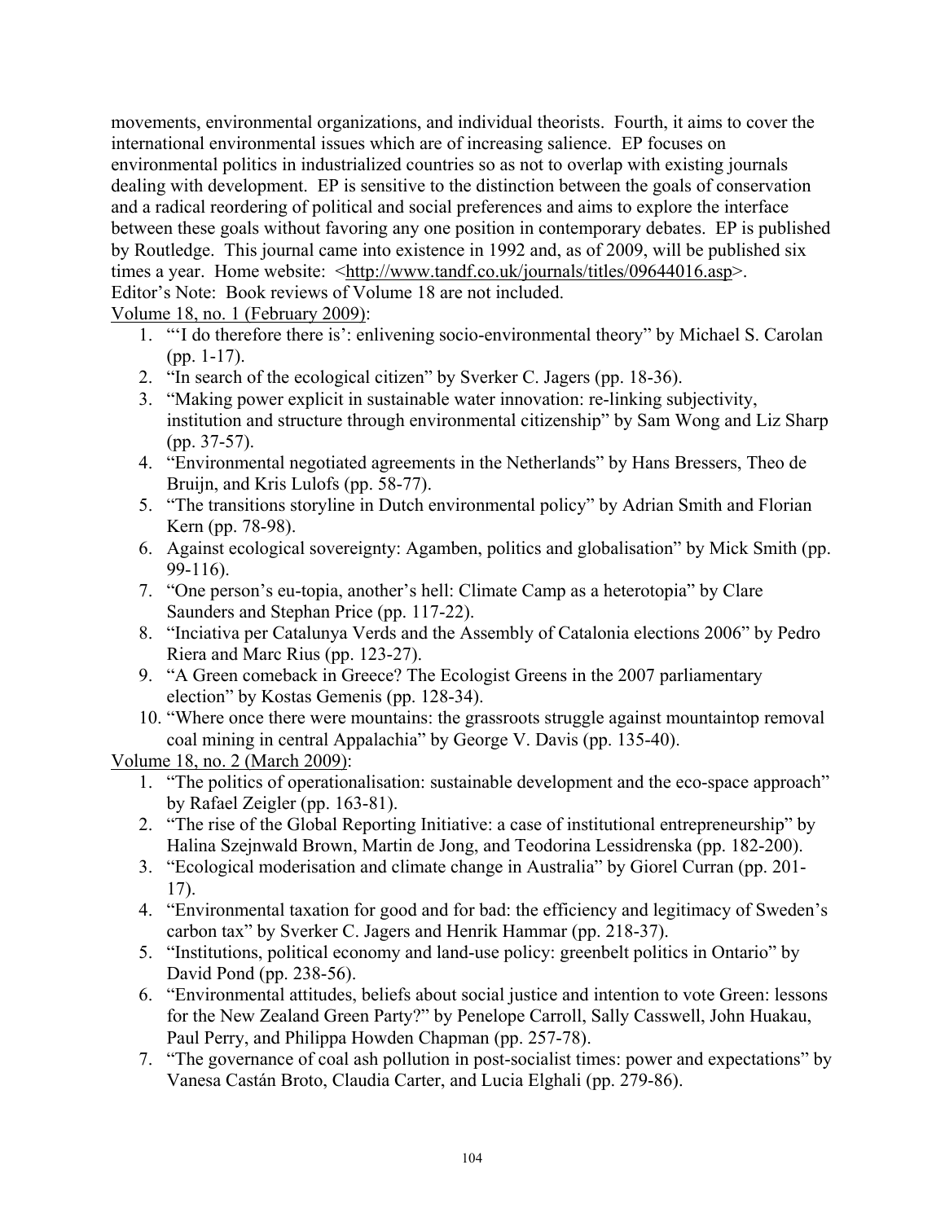movements, environmental organizations, and individual theorists. Fourth, it aims to cover the international environmental issues which are of increasing salience. EP focuses on environmental politics in industrialized countries so as not to overlap with existing journals dealing with development. EP is sensitive to the distinction between the goals of conservation and a radical reordering of political and social preferences and aims to explore the interface between these goals without favoring any one position in contemporary debates. EP is published by Routledge. This journal came into existence in 1992 and, as of 2009, will be published six times a year. Home website: <http://www.tandf.co.uk/journals/titles/09644016.asp>.
Editor's Note: Book reviews of Volume 18 are not included.

Volume 18, no. 1 (February 2009):

1. "'I do therefore there is': enlivening socio-environmental theory" by Michael S. Carolan (pp. 1-17).
2. "In search of the ecological citizen" by Sverker C. Jagers (pp. 18-36).
3. "Making power explicit in sustainable water innovation: re-linking subjectivity, institution and structure through environmental citizenship" by Sam Wong and Liz Sharp (pp. 37-57).
4. "Environmental negotiated agreements in the Netherlands" by Hans Bressers, Theo de Bruijn, and Kris Lulofs (pp. 58-77).
5. "The transitions storyline in Dutch environmental policy" by Adrian Smith and Florian Kern (pp. 78-98).
6. Against ecological sovereignty: Agamben, politics and globalisation" by Mick Smith (pp. 99-116).
7. "One person's eu-topia, another's hell: Climate Camp as a heterotopia" by Clare Saunders and Stephan Price (pp. 117-22).
8. "Inciativa per Catalunya Verds and the Assembly of Catalonia elections 2006" by Pedro Riera and Marc Rius (pp. 123-27).
9. "A Green comeback in Greece? The Ecologist Greens in the 2007 parliamentary election" by Kostas Gemenis (pp. 128-34).
10. "Where once there were mountains: the grassroots struggle against mountaintop removal coal mining in central Appalachia" by George V. Davis (pp. 135-40).

Volume 18, no. 2 (March 2009):

1. "The politics of operationalisation: sustainable development and the eco-space approach" by Rafael Zeigler (pp. 163-81).
2. "The rise of the Global Reporting Initiative: a case of institutional entrepreneurship" by Halina Szejnwald Brown, Martin de Jong, and Teodorina Lessidrenska (pp. 182-200).
3. "Ecological moderisation and climate change in Australia" by Giorel Curran (pp. 201-17).
4. "Environmental taxation for good and for bad: the efficiency and legitimacy of Sweden's carbon tax" by Sverker C. Jagers and Henrik Hammar (pp. 218-37).
5. "Institutions, political economy and land-use policy: greenbelt politics in Ontario" by David Pond (pp. 238-56).
6. "Environmental attitudes, beliefs about social justice and intention to vote Green: lessons for the New Zealand Green Party?" by Penelope Carroll, Sally Casswell, John Huakau, Paul Perry, and Philippa Howden Chapman (pp. 257-78).
7. "The governance of coal ash pollution in post-socialist times: power and expectations" by Vanesa Castán Broto, Claudia Carter, and Lucia Elghali (pp. 279-86).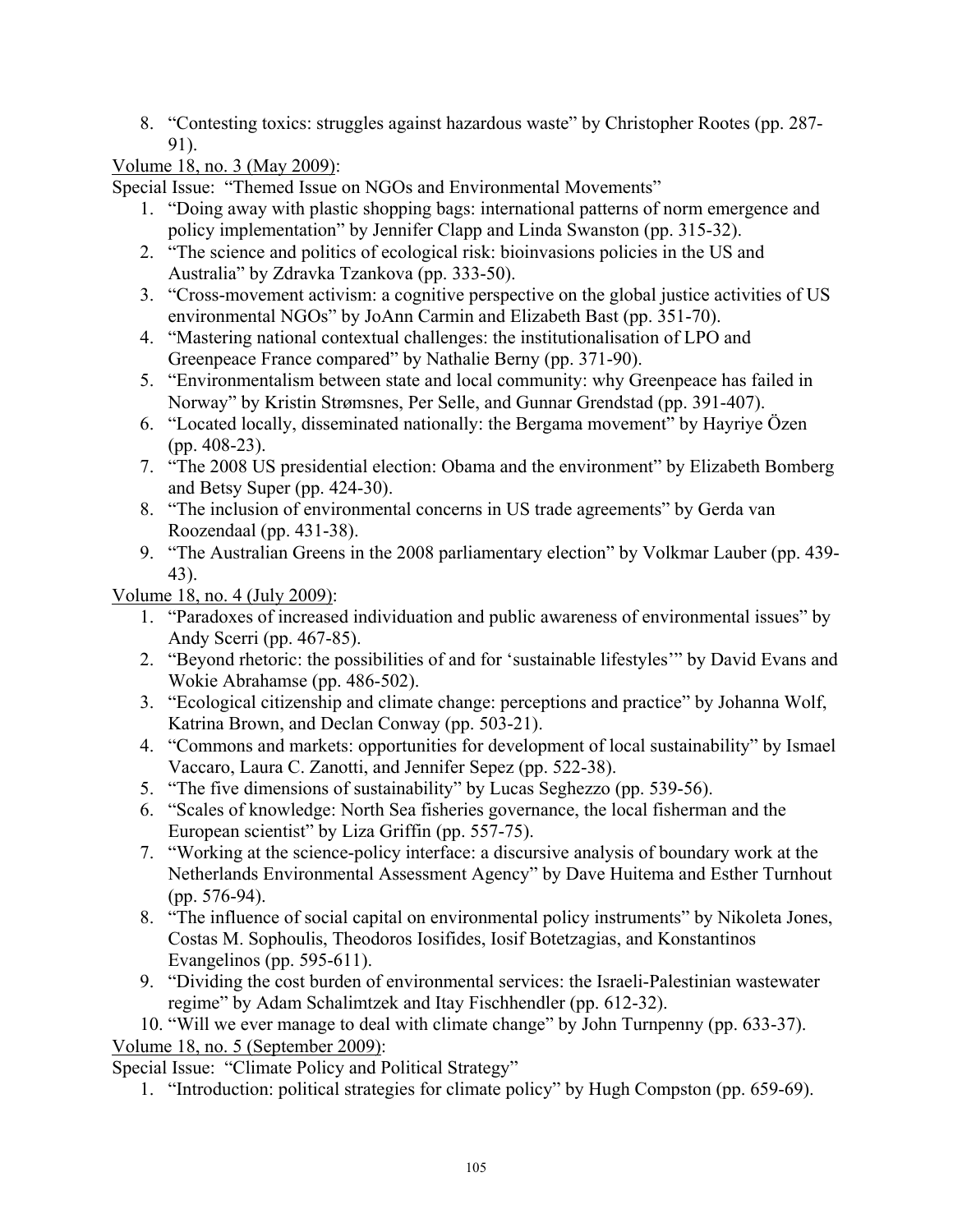8. "Contesting toxics: struggles against hazardous waste" by Christopher Rootes (pp. 287-91).

Volume 18, no. 3 (May 2009):

Special Issue: "Themed Issue on NGOs and Environmental Movements"

1. "Doing away with plastic shopping bags: international patterns of norm emergence and policy implementation" by Jennifer Clapp and Linda Swanston (pp. 315-32).
2. "The science and politics of ecological risk: bioinvasions policies in the US and Australia" by Zdravka Tzankova (pp. 333-50).
3. "Cross-movement activism: a cognitive perspective on the global justice activities of US environmental NGOs" by JoAnn Carmin and Elizabeth Bast (pp. 351-70).
4. "Mastering national contextual challenges: the institutionalisation of LPO and Greenpeace France compared" by Nathalie Berny (pp. 371-90).
5. "Environmentalism between state and local community: why Greenpeace has failed in Norway" by Kristin Strømsnes, Per Selle, and Gunnar Grendstad (pp. 391-407).
6. "Located locally, disseminated nationally: the Bergama movement" by Hayriye Özen (pp. 408-23).
7. "The 2008 US presidential election: Obama and the environment" by Elizabeth Bomberg and Betsy Super (pp. 424-30).
8. "The inclusion of environmental concerns in US trade agreements" by Gerda van Roozendaal (pp. 431-38).
9. "The Australian Greens in the 2008 parliamentary election" by Volkmar Lauber (pp. 439-43).

Volume 18, no. 4 (July 2009):

1. "Paradoxes of increased individuation and public awareness of environmental issues" by Andy Scerri (pp. 467-85).
2. "Beyond rhetoric: the possibilities of and for 'sustainable lifestyles'" by David Evans and Wokie Abrahamse (pp. 486-502).
3. "Ecological citizenship and climate change: perceptions and practice" by Johanna Wolf, Katrina Brown, and Declan Conway (pp. 503-21).
4. "Commons and markets: opportunities for development of local sustainability" by Ismael Vaccaro, Laura C. Zanotti, and Jennifer Sepez (pp. 522-38).
5. "The five dimensions of sustainability" by Lucas Seghezzo (pp. 539-56).
6. "Scales of knowledge: North Sea fisheries governance, the local fisherman and the European scientist" by Liza Griffin (pp. 557-75).
7. "Working at the science-policy interface: a discursive analysis of boundary work at the Netherlands Environmental Assessment Agency" by Dave Huitema and Esther Turnhout (pp. 576-94).
8. "The influence of social capital on environmental policy instruments" by Nikoleta Jones, Costas M. Sophoulis, Theodoros Iosifides, Iosif Botetzagias, and Konstantinos Evangelinos (pp. 595-611).
9. "Dividing the cost burden of environmental services: the Israeli-Palestinian wastewater regime" by Adam Schalimtzek and Itay Fischhendler (pp. 612-32).
10. "Will we ever manage to deal with climate change" by John Turnpenny (pp. 633-37).

Volume 18, no. 5 (September 2009):

Special Issue: "Climate Policy and Political Strategy"

1. "Introduction: political strategies for climate policy" by Hugh Compston (pp. 659-69).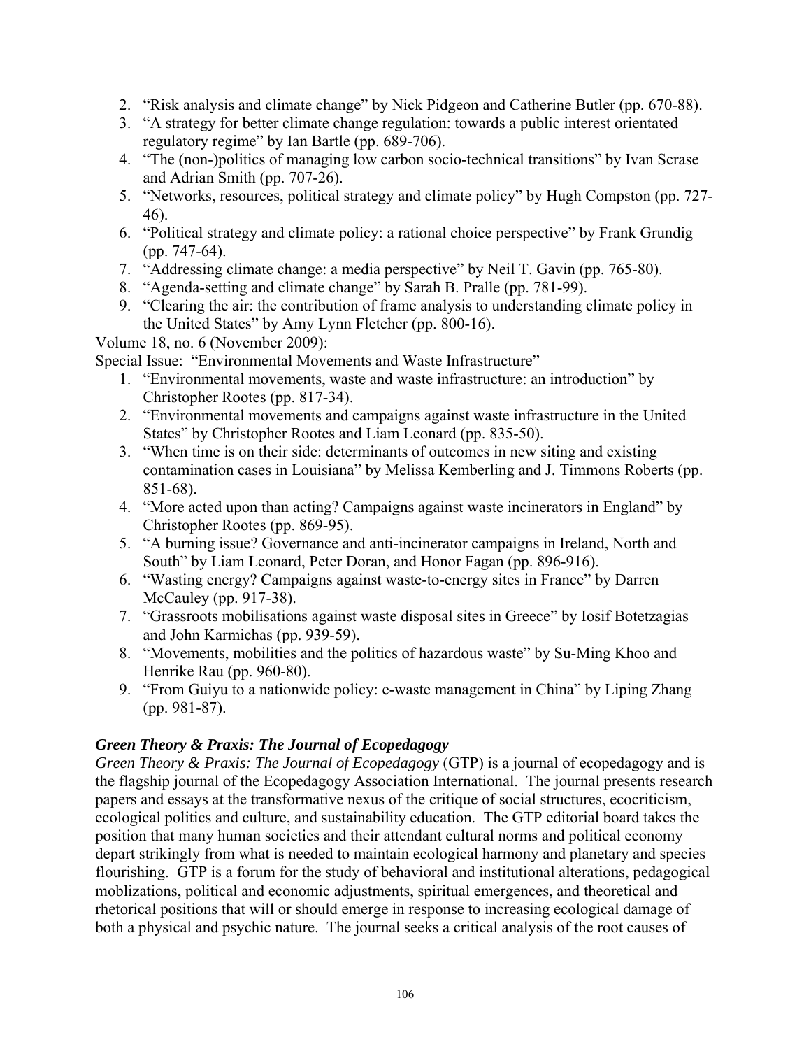2. "Risk analysis and climate change" by Nick Pidgeon and Catherine Butler (pp. 670-88).
3. "A strategy for better climate change regulation: towards a public interest orientated regulatory regime" by Ian Bartle (pp. 689-706).
4. "The (non-)politics of managing low carbon socio-technical transitions" by Ivan Scrase and Adrian Smith (pp. 707-26).
5. "Networks, resources, political strategy and climate policy" by Hugh Compston (pp. 727-46).
6. "Political strategy and climate policy: a rational choice perspective" by Frank Grundig (pp. 747-64).
7. "Addressing climate change: a media perspective" by Neil T. Gavin (pp. 765-80).
8. "Agenda-setting and climate change" by Sarah B. Pralle (pp. 781-99).
9. "Clearing the air: the contribution of frame analysis to understanding climate policy in the United States" by Amy Lynn Fletcher (pp. 800-16).

Volume 18, no. 6 (November 2009):

Special Issue: "Environmental Movements and Waste Infrastructure"

1. "Environmental movements, waste and waste infrastructure: an introduction" by Christopher Rootes (pp. 817-34).
2. "Environmental movements and campaigns against waste infrastructure in the United States" by Christopher Rootes and Liam Leonard (pp. 835-50).
3. "When time is on their side: determinants of outcomes in new siting and existing contamination cases in Louisiana" by Melissa Kemberling and J. Timmons Roberts (pp. 851-68).
4. "More acted upon than acting? Campaigns against waste incinerators in England" by Christopher Rootes (pp. 869-95).
5. "A burning issue? Governance and anti-incinerator campaigns in Ireland, North and South" by Liam Leonard, Peter Doran, and Honor Fagan (pp. 896-916).
6. "Wasting energy? Campaigns against waste-to-energy sites in France" by Darren McCauley (pp. 917-38).
7. "Grassroots mobilisations against waste disposal sites in Greece" by Iosif Botetzagias and John Karmichas (pp. 939-59).
8. "Movements, mobilities and the politics of hazardous waste" by Su-Ming Khoo and Henrike Rau (pp. 960-80).
9. "From Guiyu to a nationwide policy: e-waste management in China" by Liping Zhang (pp. 981-87).

### *Green Theory & Praxis: The Journal of Ecopedagogy*

*Green Theory & Praxis: The Journal of Ecopedagogy* (GTP) is a journal of ecopedagogy and is the flagship journal of the Ecopedagogy Association International. The journal presents research papers and essays at the transformative nexus of the critique of social structures, ecocriticism, ecological politics and culture, and sustainability education. The GTP editorial board takes the position that many human societies and their attendant cultural norms and political economy depart strikingly from what is needed to maintain ecological harmony and planetary and species flourishing. GTP is a forum for the study of behavioral and institutional alterations, pedagogical moblizations, political and economic adjustments, spiritual emergences, and theoretical and rhetorical positions that will or should emerge in response to increasing ecological damage of both a physical and psychic nature. The journal seeks a critical analysis of the root causes of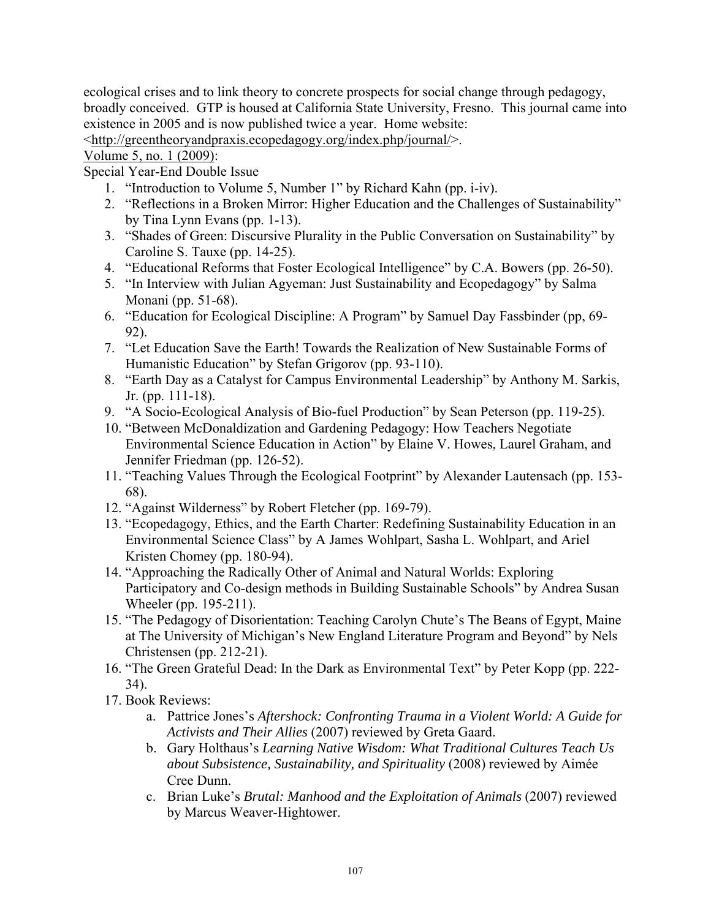ecological crises and to link theory to concrete prospects for social change through pedagogy, broadly conceived. GTP is housed at California State University, Fresno. This journal came into existence in 2005 and is now published twice a year. Home website: <http://greentheoryandpraxis.ecopedagogy.org/index.php/journal/>.

Volume 5, no. 1 (2009):

Special Year-End Double Issue

1. "Introduction to Volume 5, Number 1" by Richard Kahn (pp. i-iv).
2. "Reflections in a Broken Mirror: Higher Education and the Challenges of Sustainability" by Tina Lynn Evans (pp. 1-13).
3. "Shades of Green: Discursive Plurality in the Public Conversation on Sustainability" by Caroline S. Tauxe (pp. 14-25).
4. "Educational Reforms that Foster Ecological Intelligence" by C.A. Bowers (pp. 26-50).
5. "In Interview with Julian Agyeman: Just Sustainability and Ecopedagogy" by Salma Monani (pp. 51-68).
6. "Education for Ecological Discipline: A Program" by Samuel Day Fassbinder (pp, 69-92).
7. "Let Education Save the Earth! Towards the Realization of New Sustainable Forms of Humanistic Education" by Stefan Grigorov (pp. 93-110).
8. "Earth Day as a Catalyst for Campus Environmental Leadership" by Anthony M. Sarkis, Jr. (pp. 111-18).
9. "A Socio-Ecological Analysis of Bio-fuel Production" by Sean Peterson (pp. 119-25).
10. "Between McDonaldization and Gardening Pedagogy: How Teachers Negotiate Environmental Science Education in Action" by Elaine V. Howes, Laurel Graham, and Jennifer Friedman (pp. 126-52).
11. "Teaching Values Through the Ecological Footprint" by Alexander Lautensach (pp. 153-68).
12. "Against Wilderness" by Robert Fletcher (pp. 169-79).
13. "Ecopedagogy, Ethics, and the Earth Charter: Redefining Sustainability Education in an Environmental Science Class" by A James Wohlpart, Sasha L. Wohlpart, and Ariel Kristen Chomey (pp. 180-94).
14. "Approaching the Radically Other of Animal and Natural Worlds: Exploring Participatory and Co-design methods in Building Sustainable Schools" by Andrea Susan Wheeler (pp. 195-211).
15. "The Pedagogy of Disorientation: Teaching Carolyn Chute's The Beans of Egypt, Maine at The University of Michigan's New England Literature Program and Beyond" by Nels Christensen (pp. 212-21).
16. "The Green Grateful Dead: In the Dark as Environmental Text" by Peter Kopp (pp. 222-34).
17. Book Reviews:
    a. Pattrice Jones's *Aftershock: Confronting Trauma in a Violent World: A Guide for Activists and Their Allies* (2007) reviewed by Greta Gaard.
    b. Gary Holthaus's *Learning Native Wisdom: What Traditional Cultures Teach Us about Subsistence, Sustainability, and Spirituality* (2008) reviewed by Aimée Cree Dunn.
    c. Brian Luke's *Brutal: Manhood and the Exploitation of Animals* (2007) reviewed by Marcus Weaver-Hightower.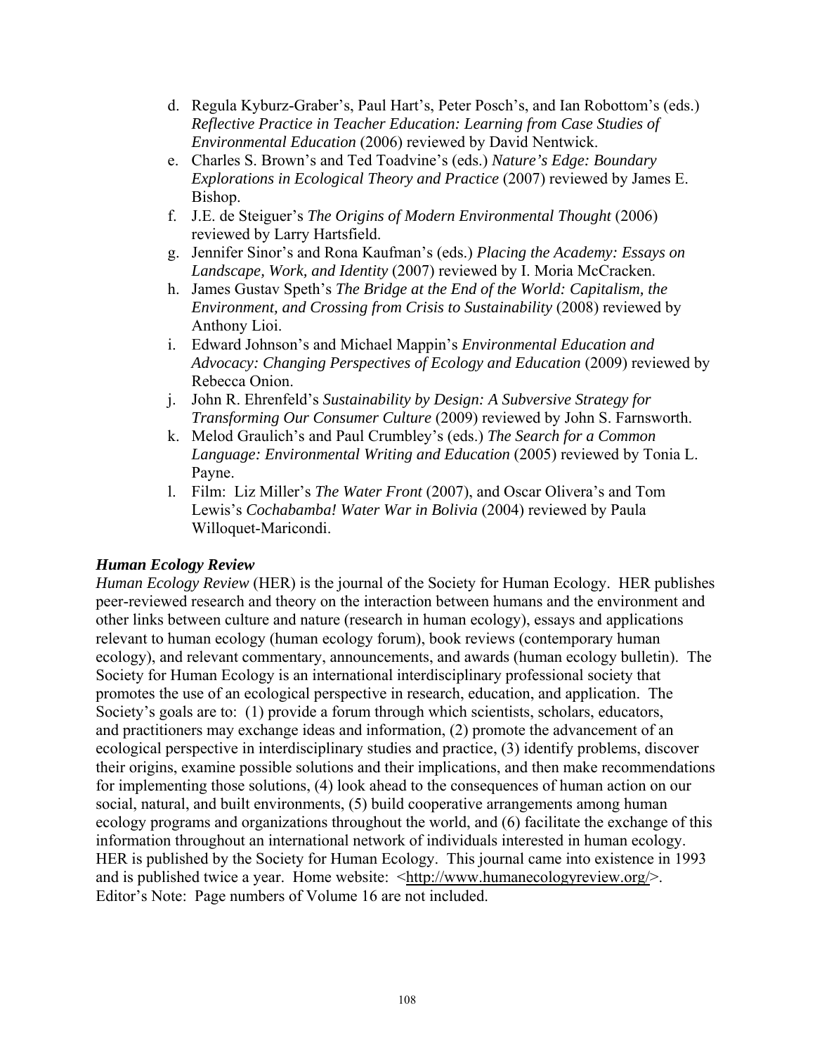d. Regula Kyburz-Graber's, Paul Hart's, Peter Posch's, and Ian Robottom's (eds.) *Reflective Practice in Teacher Education: Learning from Case Studies of Environmental Education* (2006) reviewed by David Nentwick.
e. Charles S. Brown's and Ted Toadvine's (eds.) *Nature's Edge: Boundary Explorations in Ecological Theory and Practice* (2007) reviewed by James E. Bishop.
f. J.E. de Steiguer's *The Origins of Modern Environmental Thought* (2006) reviewed by Larry Hartsfield.
g. Jennifer Sinor's and Rona Kaufman's (eds.) *Placing the Academy: Essays on Landscape, Work, and Identity* (2007) reviewed by I. Moria McCracken.
h. James Gustav Speth's *The Bridge at the End of the World: Capitalism, the Environment, and Crossing from Crisis to Sustainability* (2008) reviewed by Anthony Lioi.
i. Edward Johnson's and Michael Mappin's *Environmental Education and Advocacy: Changing Perspectives of Ecology and Education* (2009) reviewed by Rebecca Onion.
j. John R. Ehrenfeld's *Sustainability by Design: A Subversive Strategy for Transforming Our Consumer Culture* (2009) reviewed by John S. Farnsworth.
k. Melod Graulich's and Paul Crumbley's (eds.) *The Search for a Common Language: Environmental Writing and Education* (2005) reviewed by Tonia L. Payne.
l. Film: Liz Miller's *The Water Front* (2007), and Oscar Olivera's and Tom Lewis's *Cochabamba! Water War in Bolivia* (2004) reviewed by Paula Willoquet-Maricondi.

***Human Ecology Review***

*Human Ecology Review* (HER) is the journal of the Society for Human Ecology. HER publishes peer-reviewed research and theory on the interaction between humans and the environment and other links between culture and nature (research in human ecology), essays and applications relevant to human ecology (human ecology forum), book reviews (contemporary human ecology), and relevant commentary, announcements, and awards (human ecology bulletin). The Society for Human Ecology is an international interdisciplinary professional society that promotes the use of an ecological perspective in research, education, and application. The Society's goals are to: (1) provide a forum through which scientists, scholars, educators, and practitioners may exchange ideas and information, (2) promote the advancement of an ecological perspective in interdisciplinary studies and practice, (3) identify problems, discover their origins, examine possible solutions and their implications, and then make recommendations for implementing those solutions, (4) look ahead to the consequences of human action on our social, natural, and built environments, (5) build cooperative arrangements among human ecology programs and organizations throughout the world, and (6) facilitate the exchange of this information throughout an international network of individuals interested in human ecology. HER is published by the Society for Human Ecology. This journal came into existence in 1993 and is published twice a year. Home website: <http://www.humanecologyreview.org/>. Editor's Note: Page numbers of Volume 16 are not included.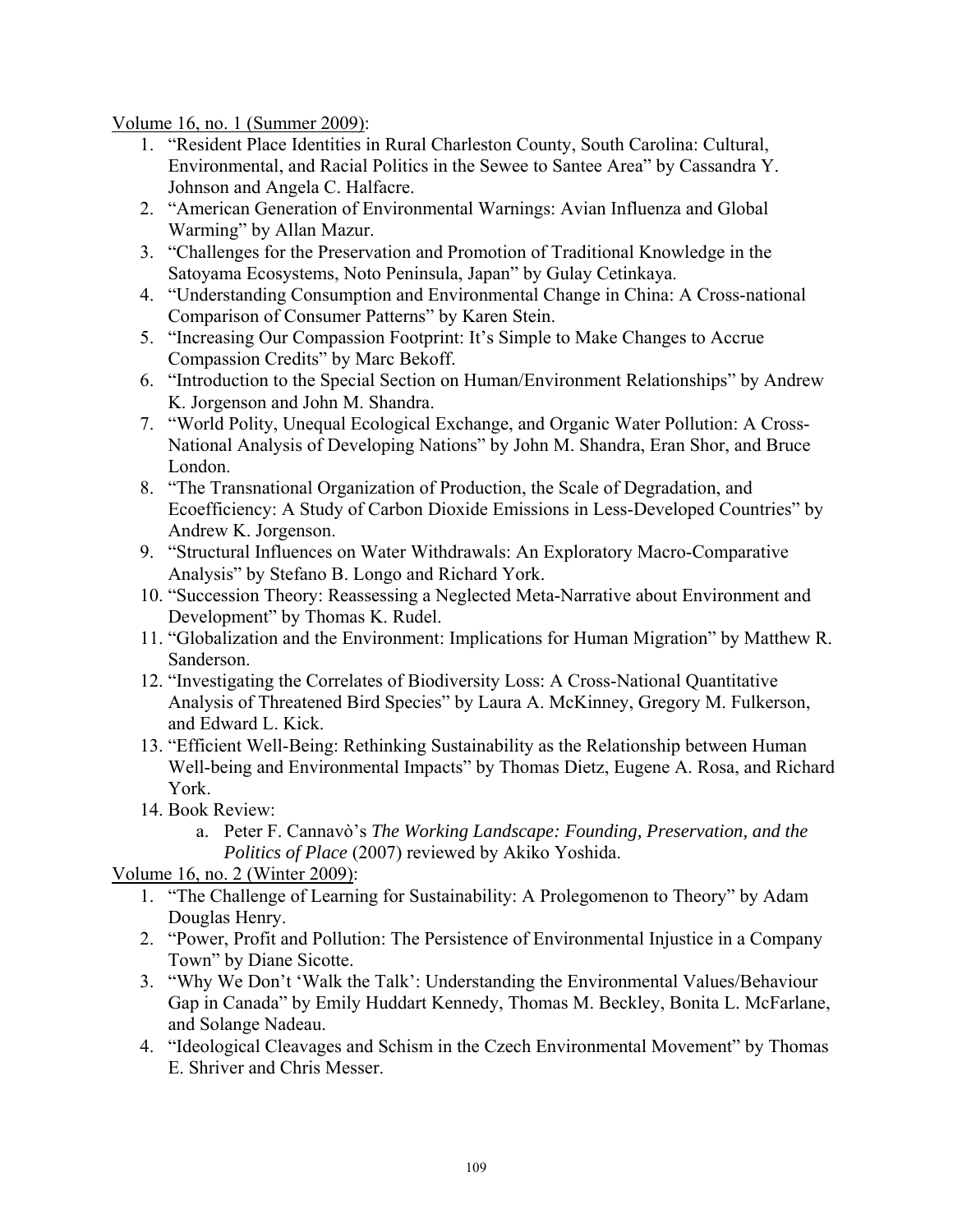Volume 16, no. 1 (Summer 2009):

1. "Resident Place Identities in Rural Charleston County, South Carolina: Cultural, Environmental, and Racial Politics in the Sewee to Santee Area" by Cassandra Y. Johnson and Angela C. Halfacre.
2. "American Generation of Environmental Warnings: Avian Influenza and Global Warming" by Allan Mazur.
3. "Challenges for the Preservation and Promotion of Traditional Knowledge in the Satoyama Ecosystems, Noto Peninsula, Japan" by Gulay Cetinkaya.
4. "Understanding Consumption and Environmental Change in China: A Cross-national Comparison of Consumer Patterns" by Karen Stein.
5. "Increasing Our Compassion Footprint: It's Simple to Make Changes to Accrue Compassion Credits" by Marc Bekoff.
6. "Introduction to the Special Section on Human/Environment Relationships" by Andrew K. Jorgenson and John M. Shandra.
7. "World Polity, Unequal Ecological Exchange, and Organic Water Pollution: A Cross-National Analysis of Developing Nations" by John M. Shandra, Eran Shor, and Bruce London.
8. "The Transnational Organization of Production, the Scale of Degradation, and Ecoefficiency: A Study of Carbon Dioxide Emissions in Less-Developed Countries" by Andrew K. Jorgenson.
9. "Structural Influences on Water Withdrawals: An Exploratory Macro-Comparative Analysis" by Stefano B. Longo and Richard York.
10. "Succession Theory: Reassessing a Neglected Meta-Narrative about Environment and Development" by Thomas K. Rudel.
11. "Globalization and the Environment: Implications for Human Migration" by Matthew R. Sanderson.
12. "Investigating the Correlates of Biodiversity Loss: A Cross-National Quantitative Analysis of Threatened Bird Species" by Laura A. McKinney, Gregory M. Fulkerson, and Edward L. Kick.
13. "Efficient Well-Being: Rethinking Sustainability as the Relationship between Human Well-being and Environmental Impacts" by Thomas Dietz, Eugene A. Rosa, and Richard York.
14. Book Review:
    a. Peter F. Cannavò's *The Working Landscape: Founding, Preservation, and the Politics of Place* (2007) reviewed by Akiko Yoshida.

Volume 16, no. 2 (Winter 2009):

1. "The Challenge of Learning for Sustainability: A Prolegomenon to Theory" by Adam Douglas Henry.
2. "Power, Profit and Pollution: The Persistence of Environmental Injustice in a Company Town" by Diane Sicotte.
3. "Why We Don't 'Walk the Talk': Understanding the Environmental Values/Behaviour Gap in Canada" by Emily Huddart Kennedy, Thomas M. Beckley, Bonita L. McFarlane, and Solange Nadeau.
4. "Ideological Cleavages and Schism in the Czech Environmental Movement" by Thomas E. Shriver and Chris Messer.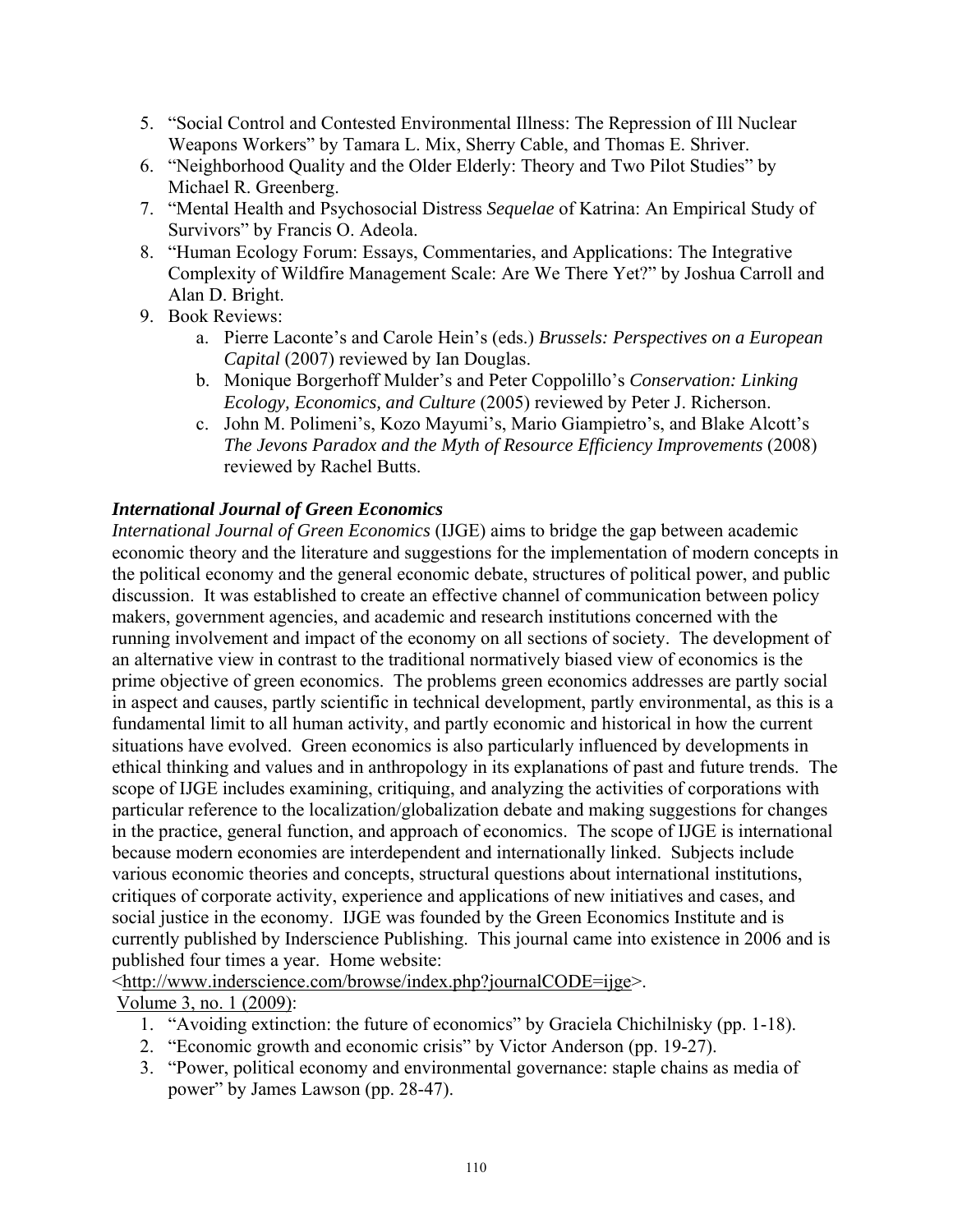5. "Social Control and Contested Environmental Illness: The Repression of Ill Nuclear Weapons Workers" by Tamara L. Mix, Sherry Cable, and Thomas E. Shriver.
6. "Neighborhood Quality and the Older Elderly: Theory and Two Pilot Studies" by Michael R. Greenberg.
7. "Mental Health and Psychosocial Distress *Sequelae* of Katrina: An Empirical Study of Survivors" by Francis O. Adeola.
8. "Human Ecology Forum: Essays, Commentaries, and Applications: The Integrative Complexity of Wildfire Management Scale: Are We There Yet?" by Joshua Carroll and Alan D. Bright.
9. Book Reviews:
   a. Pierre Laconte's and Carole Hein's (eds.) *Brussels: Perspectives on a European Capital* (2007) reviewed by Ian Douglas.
   b. Monique Borgerhoff Mulder's and Peter Coppolillo's *Conservation: Linking Ecology, Economics, and Culture* (2005) reviewed by Peter J. Richerson.
   c. John M. Polimeni's, Kozo Mayumi's, Mario Giampietro's, and Blake Alcott's *The Jevons Paradox and the Myth of Resource Efficiency Improvements* (2008) reviewed by Rachel Butts.

### *International Journal of Green Economics*

*International Journal of Green Economics* (IJGE) aims to bridge the gap between academic economic theory and the literature and suggestions for the implementation of modern concepts in the political economy and the general economic debate, structures of political power, and public discussion. It was established to create an effective channel of communication between policy makers, government agencies, and academic and research institutions concerned with the running involvement and impact of the economy on all sections of society. The development of an alternative view in contrast to the traditional normatively biased view of economics is the prime objective of green economics. The problems green economics addresses are partly social in aspect and causes, partly scientific in technical development, partly environmental, as this is a fundamental limit to all human activity, and partly economic and historical in how the current situations have evolved. Green economics is also particularly influenced by developments in ethical thinking and values and in anthropology in its explanations of past and future trends. The scope of IJGE includes examining, critiquing, and analyzing the activities of corporations with particular reference to the localization/globalization debate and making suggestions for changes in the practice, general function, and approach of economics. The scope of IJGE is international because modern economies are interdependent and internationally linked. Subjects include various economic theories and concepts, structural questions about international institutions, critiques of corporate activity, experience and applications of new initiatives and cases, and social justice in the economy. IJGE was founded by the Green Economics Institute and is currently published by Inderscience Publishing. This journal came into existence in 2006 and is published four times a year. Home website: <http://www.inderscience.com/browse/index.php?journalCODE=ijge>.

Volume 3, no. 1 (2009):

1. "Avoiding extinction: the future of economics" by Graciela Chichilnisky (pp. 1-18).
2. "Economic growth and economic crisis" by Victor Anderson (pp. 19-27).
3. "Power, political economy and environmental governance: staple chains as media of power" by James Lawson (pp. 28-47).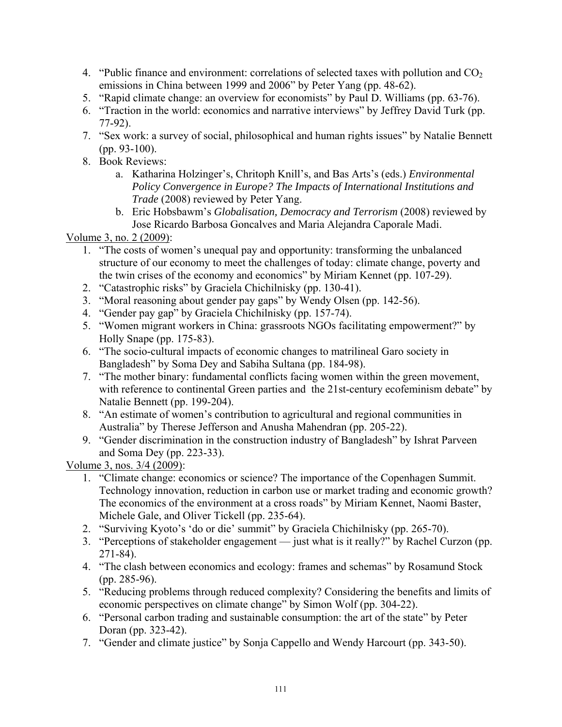4. "Public finance and environment: correlations of selected taxes with pollution and $CO_2$ emissions in China between 1999 and 2006" by Peter Yang (pp. 48-62).
5. "Rapid climate change: an overview for economists" by Paul D. Williams (pp. 63-76).
6. "Traction in the world: economics and narrative interviews" by Jeffrey David Turk (pp. 77-92).
7. "Sex work: a survey of social, philosophical and human rights issues" by Natalie Bennett (pp. 93-100).
8. Book Reviews:
    a. Katharina Holzinger's, Chritoph Knill's, and Bas Arts's (eds.) *Environmental Policy Convergence in Europe? The Impacts of International Institutions and Trade* (2008) reviewed by Peter Yang.
    b. Eric Hobsbawm's *Globalisation, Democracy and Terrorism* (2008) reviewed by Jose Ricardo Barbosa Goncalves and Maria Alejandra Caporale Madi.

<u>Volume 3, no. 2 (2009)</u>:

1. "The costs of women's unequal pay and opportunity: transforming the unbalanced structure of our economy to meet the challenges of today: climate change, poverty and the twin crises of the economy and economics" by Miriam Kennet (pp. 107-29).
2. "Catastrophic risks" by Graciela Chichilnisky (pp. 130-41).
3. "Moral reasoning about gender pay gaps" by Wendy Olsen (pp. 142-56).
4. "Gender pay gap" by Graciela Chichilnisky (pp. 157-74).
5. "Women migrant workers in China: grassroots NGOs facilitating empowerment?" by Holly Snape (pp. 175-83).
6. "The socio-cultural impacts of economic changes to matrilineal Garo society in Bangladesh" by Soma Dey and Sabiha Sultana (pp. 184-98).
7. "The mother binary: fundamental conflicts facing women within the green movement, with reference to continental Green parties and the 21st-century ecofeminism debate" by Natalie Bennett (pp. 199-204).
8. "An estimate of women's contribution to agricultural and regional communities in Australia" by Therese Jefferson and Anusha Mahendran (pp. 205-22).
9. "Gender discrimination in the construction industry of Bangladesh" by Ishrat Parveen and Soma Dey (pp. 223-33).

<u>Volume 3, nos. 3/4 (2009)</u>:

1. "Climate change: economics or science? The importance of the Copenhagen Summit. Technology innovation, reduction in carbon use or market trading and economic growth? The economics of the environment at a cross roads" by Miriam Kennet, Naomi Baster, Michele Gale, and Oliver Tickell (pp. 235-64).
2. "Surviving Kyoto's 'do or die' summit" by Graciela Chichilnisky (pp. 265-70).
3. "Perceptions of stakeholder engagement — just what is it really?" by Rachel Curzon (pp. 271-84).
4. "The clash between economics and ecology: frames and schemas" by Rosamund Stock (pp. 285-96).
5. "Reducing problems through reduced complexity? Considering the benefits and limits of economic perspectives on climate change" by Simon Wolf (pp. 304-22).
6. "Personal carbon trading and sustainable consumption: the art of the state" by Peter Doran (pp. 323-42).
7. "Gender and climate justice" by Sonja Cappello and Wendy Harcourt (pp. 343-50).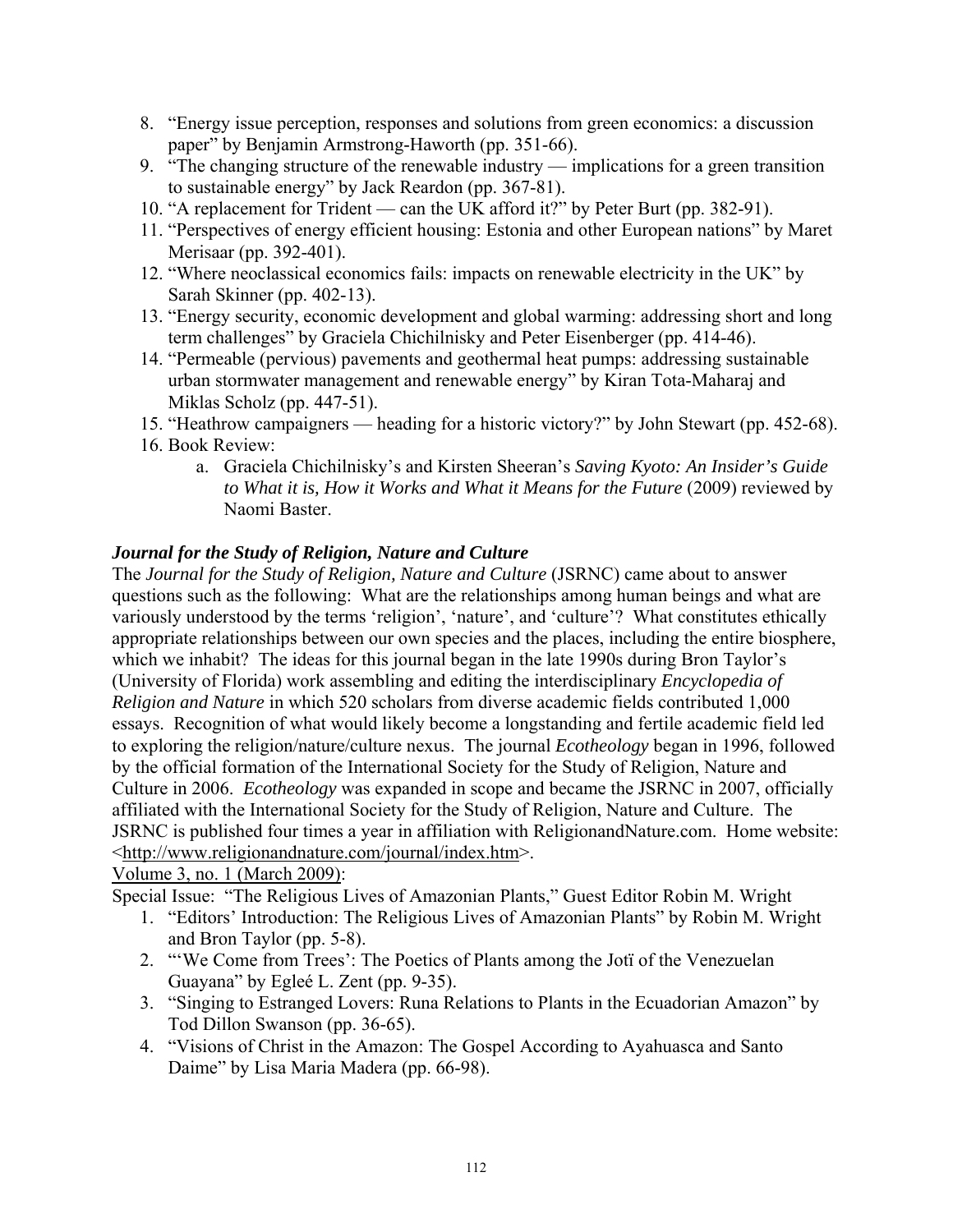8. "Energy issue perception, responses and solutions from green economics: a discussion paper" by Benjamin Armstrong-Haworth (pp. 351-66).
9. "The changing structure of the renewable industry — implications for a green transition to sustainable energy" by Jack Reardon (pp. 367-81).
10. "A replacement for Trident — can the UK afford it?" by Peter Burt (pp. 382-91).
11. "Perspectives of energy efficient housing: Estonia and other European nations" by Maret Merisaar (pp. 392-401).
12. "Where neoclassical economics fails: impacts on renewable electricity in the UK" by Sarah Skinner (pp. 402-13).
13. "Energy security, economic development and global warming: addressing short and long term challenges" by Graciela Chichilnisky and Peter Eisenberger (pp. 414-46).
14. "Permeable (pervious) pavements and geothermal heat pumps: addressing sustainable urban stormwater management and renewable energy" by Kiran Tota-Maharaj and Miklas Scholz (pp. 447-51).
15. "Heathrow campaigners — heading for a historic victory?" by John Stewart (pp. 452-68).
16. Book Review:
    a. Graciela Chichilnisky's and Kirsten Sheeran's *Saving Kyoto: An Insider's Guide to What it is, How it Works and What it Means for the Future* (2009) reviewed by Naomi Baster.

### *Journal for the Study of Religion, Nature and Culture*

The *Journal for the Study of Religion, Nature and Culture* (JSRNC) came about to answer questions such as the following: What are the relationships among human beings and what are variously understood by the terms 'religion', 'nature', and 'culture'? What constitutes ethically appropriate relationships between our own species and the places, including the entire biosphere, which we inhabit? The ideas for this journal began in the late 1990s during Bron Taylor's (University of Florida) work assembling and editing the interdisciplinary *Encyclopedia of Religion and Nature* in which 520 scholars from diverse academic fields contributed 1,000 essays. Recognition of what would likely become a longstanding and fertile academic field led to exploring the religion/nature/culture nexus. The journal *Ecotheology* began in 1996, followed by the official formation of the International Society for the Study of Religion, Nature and Culture in 2006. *Ecotheology* was expanded in scope and became the JSRNC in 2007, officially affiliated with the International Society for the Study of Religion, Nature and Culture. The JSRNC is published four times a year in affiliation with ReligionandNature.com. Home website: <http://www.religionandnature.com/journal/index.htm>.

Volume 3, no. 1 (March 2009):

Special Issue: "The Religious Lives of Amazonian Plants," Guest Editor Robin M. Wright

1. "Editors' Introduction: The Religious Lives of Amazonian Plants" by Robin M. Wright and Bron Taylor (pp. 5-8).
2. "'We Come from Trees': The Poetics of Plants among the Jotï of the Venezuelan Guayana" by Egleé L. Zent (pp. 9-35).
3. "Singing to Estranged Lovers: Runa Relations to Plants in the Ecuadorian Amazon" by Tod Dillon Swanson (pp. 36-65).
4. "Visions of Christ in the Amazon: The Gospel According to Ayahuasca and Santo Daime" by Lisa Maria Madera (pp. 66-98).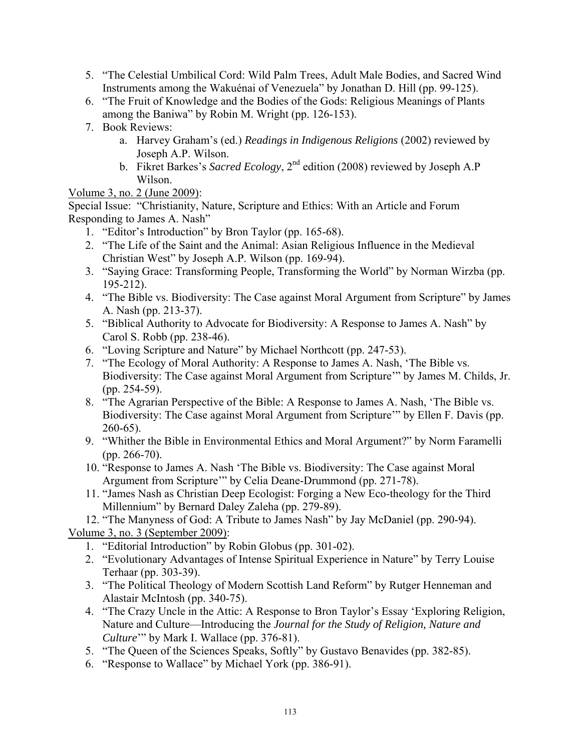5. "The Celestial Umbilical Cord: Wild Palm Trees, Adult Male Bodies, and Sacred Wind Instruments among the Wakuénai of Venezuela" by Jonathan D. Hill (pp. 99-125).
6. "The Fruit of Knowledge and the Bodies of the Gods: Religious Meanings of Plants among the Baniwa" by Robin M. Wright (pp. 126-153).
7. Book Reviews:
   a. Harvey Graham's (ed.) *Readings in Indigenous Religions* (2002) reviewed by Joseph A.P. Wilson.
   b. Fikret Barkes's *Sacred Ecology*, 2nd edition (2008) reviewed by Joseph A.P Wilson.

<u>Volume 3, no. 2 (June 2009)</u>:

Special Issue: "Christianity, Nature, Scripture and Ethics: With an Article and Forum Responding to James A. Nash"

1. "Editor's Introduction" by Bron Taylor (pp. 165-68).
2. "The Life of the Saint and the Animal: Asian Religious Influence in the Medieval Christian West" by Joseph A.P. Wilson (pp. 169-94).
3. "Saying Grace: Transforming People, Transforming the World" by Norman Wirzba (pp. 195-212).
4. "The Bible vs. Biodiversity: The Case against Moral Argument from Scripture" by James A. Nash (pp. 213-37).
5. "Biblical Authority to Advocate for Biodiversity: A Response to James A. Nash" by Carol S. Robb (pp. 238-46).
6. "Loving Scripture and Nature" by Michael Northcott (pp. 247-53).
7. "The Ecology of Moral Authority: A Response to James A. Nash, 'The Bible vs. Biodiversity: The Case against Moral Argument from Scripture'" by James M. Childs, Jr. (pp. 254-59).
8. "The Agrarian Perspective of the Bible: A Response to James A. Nash, 'The Bible vs. Biodiversity: The Case against Moral Argument from Scripture'" by Ellen F. Davis (pp. 260-65).
9. "Whither the Bible in Environmental Ethics and Moral Argument?" by Norm Faramelli (pp. 266-70).
10. "Response to James A. Nash 'The Bible vs. Biodiversity: The Case against Moral Argument from Scripture'" by Celia Deane-Drummond (pp. 271-78).
11. "James Nash as Christian Deep Ecologist: Forging a New Eco-theology for the Third Millennium" by Bernard Daley Zaleha (pp. 279-89).
12. "The Manyness of God: A Tribute to James Nash" by Jay McDaniel (pp. 290-94).

<u>Volume 3, no. 3 (September 2009)</u>:

1. "Editorial Introduction" by Robin Globus (pp. 301-02).
2. "Evolutionary Advantages of Intense Spiritual Experience in Nature" by Terry Louise Terhaar (pp. 303-39).
3. "The Political Theology of Modern Scottish Land Reform" by Rutger Henneman and Alastair McIntosh (pp. 340-75).
4. "The Crazy Uncle in the Attic: A Response to Bron Taylor's Essay 'Exploring Religion, Nature and Culture—Introducing the *Journal for the Study of Religion, Nature and Culture*'" by Mark I. Wallace (pp. 376-81).
5. "The Queen of the Sciences Speaks, Softly" by Gustavo Benavides (pp. 382-85).
6. "Response to Wallace" by Michael York (pp. 386-91).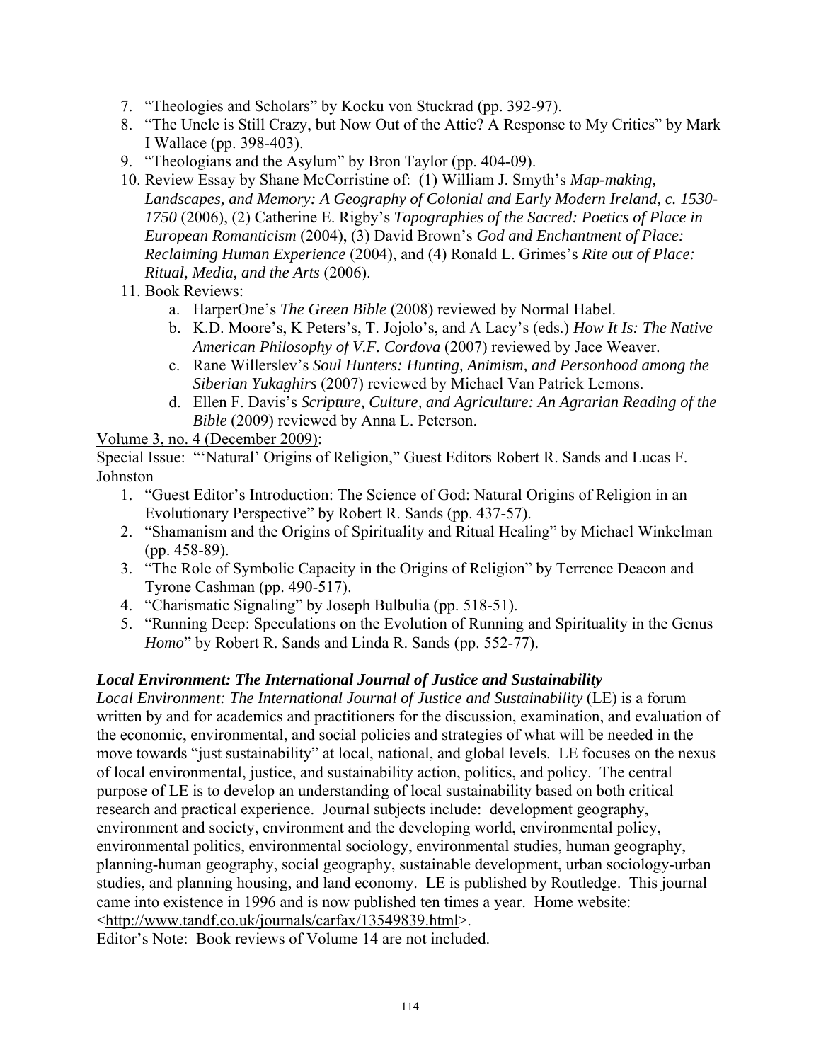7. "Theologies and Scholars" by Kocku von Stuckrad (pp. 392-97).
8. "The Uncle is Still Crazy, but Now Out of the Attic? A Response to My Critics" by Mark I Wallace (pp. 398-403).
9. "Theologians and the Asylum" by Bron Taylor (pp. 404-09).
10. Review Essay by Shane McCorristine of: (1) William J. Smyth's *Map-making, Landscapes, and Memory: A Geography of Colonial and Early Modern Ireland, c. 1530-1750* (2006), (2) Catherine E. Rigby's *Topographies of the Sacred: Poetics of Place in European Romanticism* (2004), (3) David Brown's *God and Enchantment of Place: Reclaiming Human Experience* (2004), and (4) Ronald L. Grimes's *Rite out of Place: Ritual, Media, and the Arts* (2006).
11. Book Reviews:
    a. HarperOne's *The Green Bible* (2008) reviewed by Normal Habel.
    b. K.D. Moore's, K Peters's, T. Jojolo's, and A Lacy's (eds.) *How It Is: The Native American Philosophy of V.F. Cordova* (2007) reviewed by Jace Weaver.
    c. Rane Willerslev's *Soul Hunters: Hunting, Animism, and Personhood among the Siberian Yukaghirs* (2007) reviewed by Michael Van Patrick Lemons.
    d. Ellen F. Davis's *Scripture, Culture, and Agriculture: An Agrarian Reading of the Bible* (2009) reviewed by Anna L. Peterson.

Volume 3, no. 4 (December 2009):
Special Issue: "'Natural' Origins of Religion," Guest Editors Robert R. Sands and Lucas F. Johnston

1. "Guest Editor's Introduction: The Science of God: Natural Origins of Religion in an Evolutionary Perspective" by Robert R. Sands (pp. 437-57).
2. "Shamanism and the Origins of Spirituality and Ritual Healing" by Michael Winkelman (pp. 458-89).
3. "The Role of Symbolic Capacity in the Origins of Religion" by Terrence Deacon and Tyrone Cashman (pp. 490-517).
4. "Charismatic Signaling" by Joseph Bulbulia (pp. 518-51).
5. "Running Deep: Speculations on the Evolution of Running and Spirituality in the Genus *Homo*" by Robert R. Sands and Linda R. Sands (pp. 552-77).

***Local Environment: The International Journal of Justice and Sustainability***

*Local Environment: The International Journal of Justice and Sustainability* (LE) is a forum written by and for academics and practitioners for the discussion, examination, and evaluation of the economic, environmental, and social policies and strategies of what will be needed in the move towards "just sustainability" at local, national, and global levels. LE focuses on the nexus of local environmental, justice, and sustainability action, politics, and policy. The central purpose of LE is to develop an understanding of local sustainability based on both critical research and practical experience. Journal subjects include: development geography, environment and society, environment and the developing world, environmental policy, environmental politics, environmental sociology, environmental studies, human geography, planning-human geography, social geography, sustainable development, urban sociology-urban studies, and planning housing, and land economy. LE is published by Routledge. This journal came into existence in 1996 and is now published ten times a year. Home website: <http://www.tandf.co.uk/journals/carfax/13549839.html>.
Editor's Note: Book reviews of Volume 14 are not included.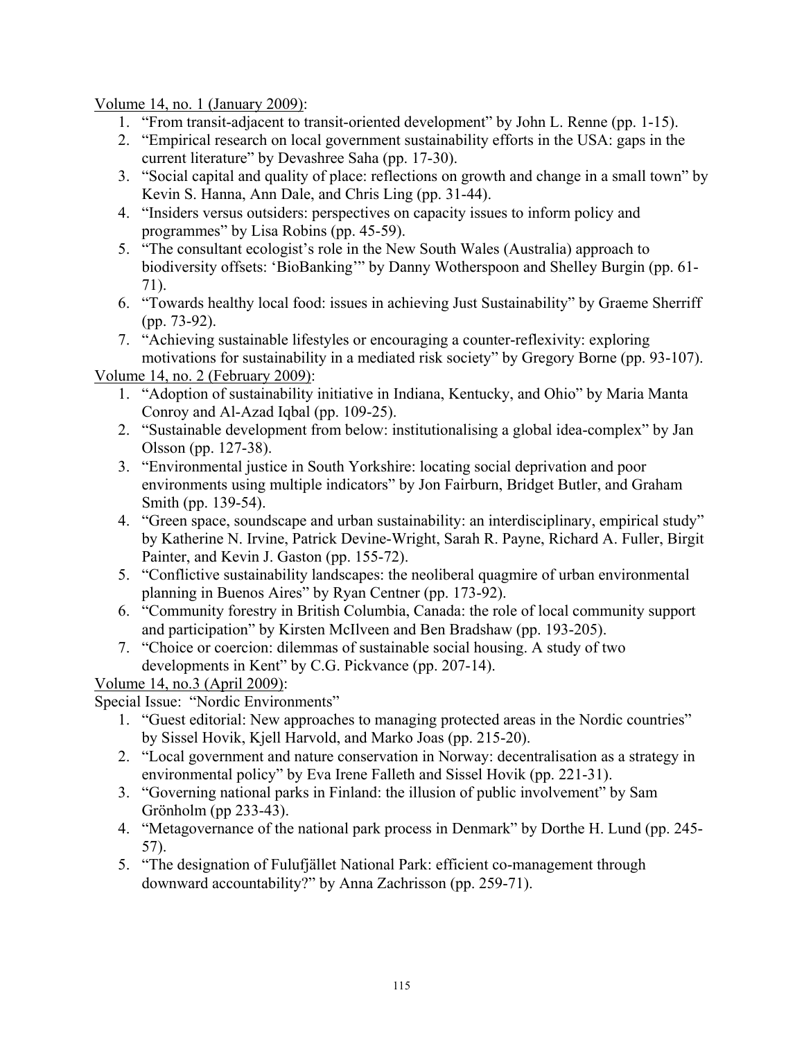Volume 14, no. 1 (January 2009):

1. "From transit-adjacent to transit-oriented development" by John L. Renne (pp. 1-15).
2. "Empirical research on local government sustainability efforts in the USA: gaps in the current literature" by Devashree Saha (pp. 17-30).
3. "Social capital and quality of place: reflections on growth and change in a small town" by Kevin S. Hanna, Ann Dale, and Chris Ling (pp. 31-44).
4. "Insiders versus outsiders: perspectives on capacity issues to inform policy and programmes" by Lisa Robins (pp. 45-59).
5. "The consultant ecologist's role in the New South Wales (Australia) approach to biodiversity offsets: 'BioBanking'" by Danny Wotherspoon and Shelley Burgin (pp. 61-71).
6. "Towards healthy local food: issues in achieving Just Sustainability" by Graeme Sherriff (pp. 73-92).
7. "Achieving sustainable lifestyles or encouraging a counter-reflexivity: exploring motivations for sustainability in a mediated risk society" by Gregory Borne (pp. 93-107).

Volume 14, no. 2 (February 2009):

1. "Adoption of sustainability initiative in Indiana, Kentucky, and Ohio" by Maria Manta Conroy and Al-Azad Iqbal (pp. 109-25).
2. "Sustainable development from below: institutionalising a global idea-complex" by Jan Olsson (pp. 127-38).
3. "Environmental justice in South Yorkshire: locating social deprivation and poor environments using multiple indicators" by Jon Fairburn, Bridget Butler, and Graham Smith (pp. 139-54).
4. "Green space, soundscape and urban sustainability: an interdisciplinary, empirical study" by Katherine N. Irvine, Patrick Devine-Wright, Sarah R. Payne, Richard A. Fuller, Birgit Painter, and Kevin J. Gaston (pp. 155-72).
5. "Conflictive sustainability landscapes: the neoliberal quagmire of urban environmental planning in Buenos Aires" by Ryan Centner (pp. 173-92).
6. "Community forestry in British Columbia, Canada: the role of local community support and participation" by Kirsten McIlveen and Ben Bradshaw (pp. 193-205).
7. "Choice or coercion: dilemmas of sustainable social housing. A study of two developments in Kent" by C.G. Pickvance (pp. 207-14).

Volume 14, no.3 (April 2009):

Special Issue: "Nordic Environments"

1. "Guest editorial: New approaches to managing protected areas in the Nordic countries" by Sissel Hovik, Kjell Harvold, and Marko Joas (pp. 215-20).
2. "Local government and nature conservation in Norway: decentralisation as a strategy in environmental policy" by Eva Irene Falleth and Sissel Hovik (pp. 221-31).
3. "Governing national parks in Finland: the illusion of public involvement" by Sam Grönholm (pp 233-43).
4. "Metagovernance of the national park process in Denmark" by Dorthe H. Lund (pp. 245-57).
5. "The designation of Fulufjället National Park: efficient co-management through downward accountability?" by Anna Zachrisson (pp. 259-71).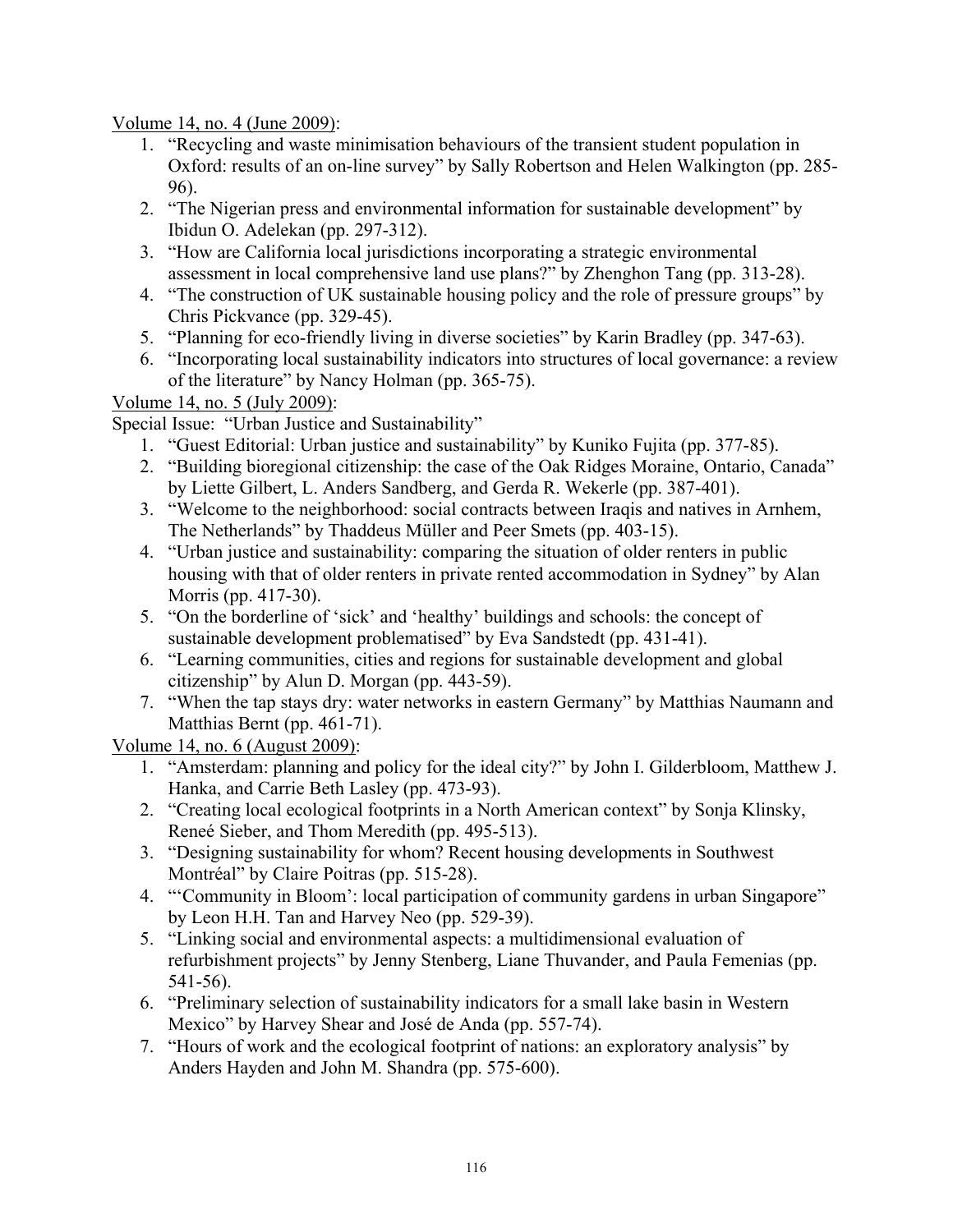Volume 14, no. 4 (June 2009):

1. "Recycling and waste minimisation behaviours of the transient student population in Oxford: results of an on-line survey" by Sally Robertson and Helen Walkington (pp. 285-96).
2. "The Nigerian press and environmental information for sustainable development" by Ibidun O. Adelekan (pp. 297-312).
3. "How are California local jurisdictions incorporating a strategic environmental assessment in local comprehensive land use plans?" by Zhenghon Tang (pp. 313-28).
4. "The construction of UK sustainable housing policy and the role of pressure groups" by Chris Pickvance (pp. 329-45).
5. "Planning for eco-friendly living in diverse societies" by Karin Bradley (pp. 347-63).
6. "Incorporating local sustainability indicators into structures of local governance: a review of the literature" by Nancy Holman (pp. 365-75).

Volume 14, no. 5 (July 2009):

Special Issue: "Urban Justice and Sustainability"

1. "Guest Editorial: Urban justice and sustainability" by Kuniko Fujita (pp. 377-85).
2. "Building bioregional citizenship: the case of the Oak Ridges Moraine, Ontario, Canada" by Liette Gilbert, L. Anders Sandberg, and Gerda R. Wekerle (pp. 387-401).
3. "Welcome to the neighborhood: social contracts between Iraqis and natives in Arnhem, The Netherlands" by Thaddeus Müller and Peer Smets (pp. 403-15).
4. "Urban justice and sustainability: comparing the situation of older renters in public housing with that of older renters in private rented accommodation in Sydney" by Alan Morris (pp. 417-30).
5. "On the borderline of 'sick' and 'healthy' buildings and schools: the concept of sustainable development problematised" by Eva Sandstedt (pp. 431-41).
6. "Learning communities, cities and regions for sustainable development and global citizenship" by Alun D. Morgan (pp. 443-59).
7. "When the tap stays dry: water networks in eastern Germany" by Matthias Naumann and Matthias Bernt (pp. 461-71).

Volume 14, no. 6 (August 2009):

1. "Amsterdam: planning and policy for the ideal city?" by John I. Gilderbloom, Matthew J. Hanka, and Carrie Beth Lasley (pp. 473-93).
2. "Creating local ecological footprints in a North American context" by Sonja Klinsky, Reneé Sieber, and Thom Meredith (pp. 495-513).
3. "Designing sustainability for whom? Recent housing developments in Southwest Montréal" by Claire Poitras (pp. 515-28).
4. "'Community in Bloom': local participation of community gardens in urban Singapore" by Leon H.H. Tan and Harvey Neo (pp. 529-39).
5. "Linking social and environmental aspects: a multidimensional evaluation of refurbishment projects" by Jenny Stenberg, Liane Thuvander, and Paula Femenias (pp. 541-56).
6. "Preliminary selection of sustainability indicators for a small lake basin in Western Mexico" by Harvey Shear and José de Anda (pp. 557-74).
7. "Hours of work and the ecological footprint of nations: an exploratory analysis" by Anders Hayden and John M. Shandra (pp. 575-600).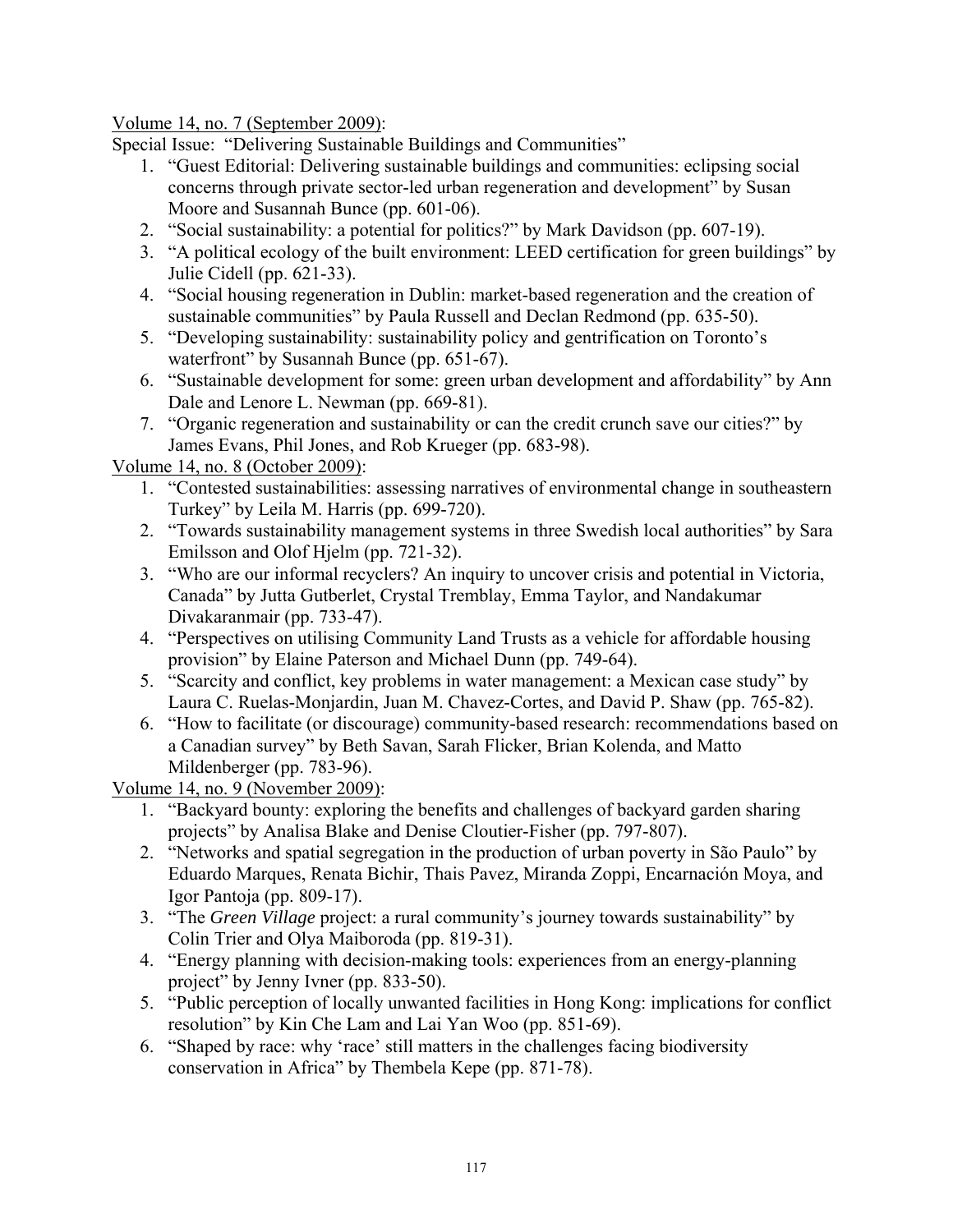Volume 14, no. 7 (September 2009):

Special Issue: "Delivering Sustainable Buildings and Communities"

1. "Guest Editorial: Delivering sustainable buildings and communities: eclipsing social concerns through private sector-led urban regeneration and development" by Susan Moore and Susannah Bunce (pp. 601-06).
2. "Social sustainability: a potential for politics?" by Mark Davidson (pp. 607-19).
3. "A political ecology of the built environment: LEED certification for green buildings" by Julie Cidell (pp. 621-33).
4. "Social housing regeneration in Dublin: market-based regeneration and the creation of sustainable communities" by Paula Russell and Declan Redmond (pp. 635-50).
5. "Developing sustainability: sustainability policy and gentrification on Toronto's waterfront" by Susannah Bunce (pp. 651-67).
6. "Sustainable development for some: green urban development and affordability" by Ann Dale and Lenore L. Newman (pp. 669-81).
7. "Organic regeneration and sustainability or can the credit crunch save our cities?" by James Evans, Phil Jones, and Rob Krueger (pp. 683-98).

Volume 14, no. 8 (October 2009):

1. "Contested sustainabilities: assessing narratives of environmental change in southeastern Turkey" by Leila M. Harris (pp. 699-720).
2. "Towards sustainability management systems in three Swedish local authorities" by Sara Emilsson and Olof Hjelm (pp. 721-32).
3. "Who are our informal recyclers? An inquiry to uncover crisis and potential in Victoria, Canada" by Jutta Gutberlet, Crystal Tremblay, Emma Taylor, and Nandakumar Divakaranmair (pp. 733-47).
4. "Perspectives on utilising Community Land Trusts as a vehicle for affordable housing provision" by Elaine Paterson and Michael Dunn (pp. 749-64).
5. "Scarcity and conflict, key problems in water management: a Mexican case study" by Laura C. Ruelas-Monjardin, Juan M. Chavez-Cortes, and David P. Shaw (pp. 765-82).
6. "How to facilitate (or discourage) community-based research: recommendations based on a Canadian survey" by Beth Savan, Sarah Flicker, Brian Kolenda, and Matto Mildenberger (pp. 783-96).

Volume 14, no. 9 (November 2009):

1. "Backyard bounty: exploring the benefits and challenges of backyard garden sharing projects" by Analisa Blake and Denise Cloutier-Fisher (pp. 797-807).
2. "Networks and spatial segregation in the production of urban poverty in São Paulo" by Eduardo Marques, Renata Bichir, Thais Pavez, Miranda Zoppi, Encarnación Moya, and Igor Pantoja (pp. 809-17).
3. "The *Green Village* project: a rural community's journey towards sustainability" by Colin Trier and Olya Maiboroda (pp. 819-31).
4. "Energy planning with decision-making tools: experiences from an energy-planning project" by Jenny Ivner (pp. 833-50).
5. "Public perception of locally unwanted facilities in Hong Kong: implications for conflict resolution" by Kin Che Lam and Lai Yan Woo (pp. 851-69).
6. "Shaped by race: why 'race' still matters in the challenges facing biodiversity conservation in Africa" by Thembela Kepe (pp. 871-78).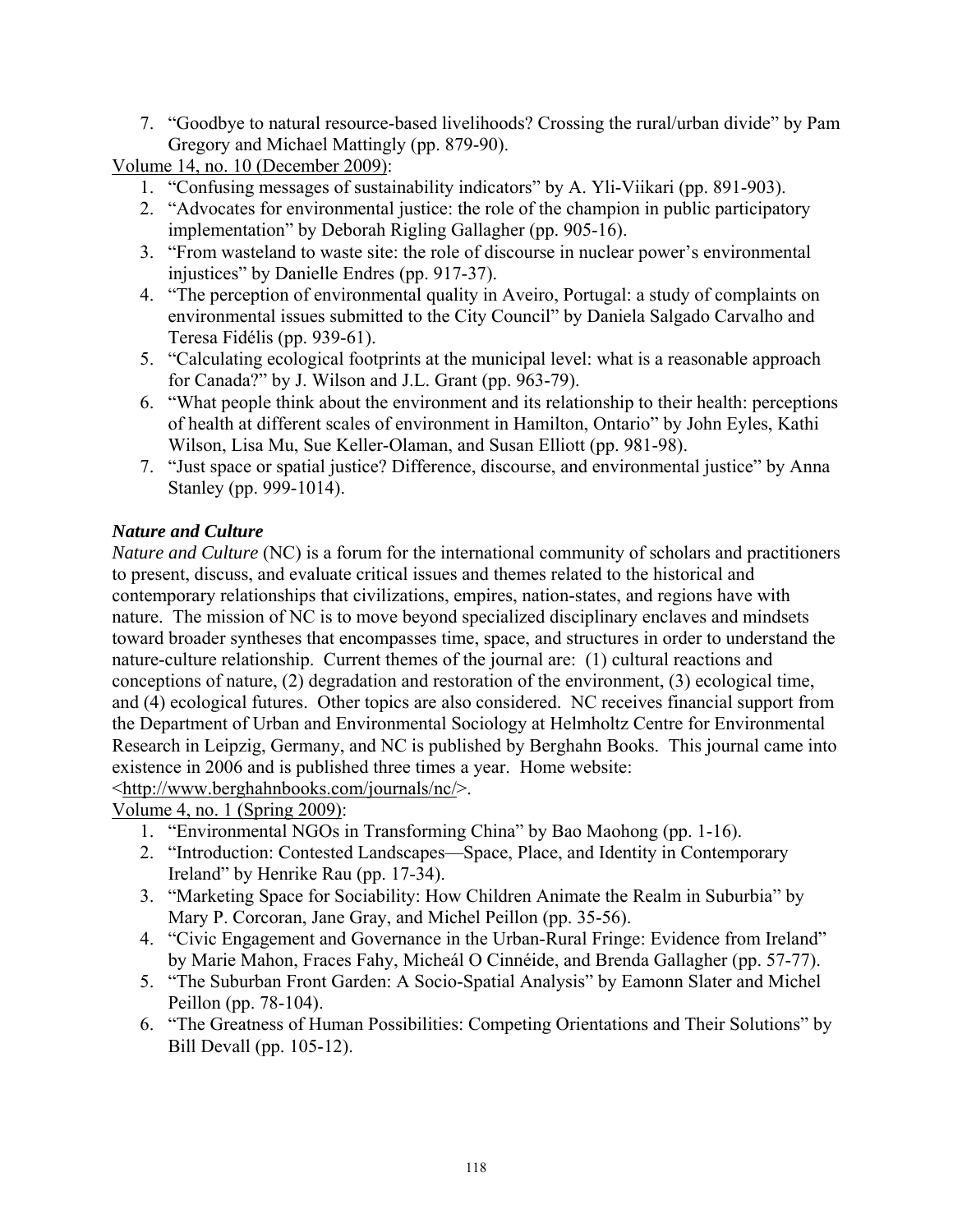7. "Goodbye to natural resource-based livelihoods? Crossing the rural/urban divide" by Pam Gregory and Michael Mattingly (pp. 879-90).

Volume 14, no. 10 (December 2009):

1. "Confusing messages of sustainability indicators" by A. Yli-Viikari (pp. 891-903).
2. "Advocates for environmental justice: the role of the champion in public participatory implementation" by Deborah Rigling Gallagher (pp. 905-16).
3. "From wasteland to waste site: the role of discourse in nuclear power's environmental injustices" by Danielle Endres (pp. 917-37).
4. "The perception of environmental quality in Aveiro, Portugal: a study of complaints on environmental issues submitted to the City Council" by Daniela Salgado Carvalho and Teresa Fidélis (pp. 939-61).
5. "Calculating ecological footprints at the municipal level: what is a reasonable approach for Canada?" by J. Wilson and J.L. Grant (pp. 963-79).
6. "What people think about the environment and its relationship to their health: perceptions of health at different scales of environment in Hamilton, Ontario" by John Eyles, Kathi Wilson, Lisa Mu, Sue Keller-Olaman, and Susan Elliott (pp. 981-98).
7. "Just space or spatial justice? Difference, discourse, and environmental justice" by Anna Stanley (pp. 999-1014).

### *Nature and Culture*

*Nature and Culture* (NC) is a forum for the international community of scholars and practitioners to present, discuss, and evaluate critical issues and themes related to the historical and contemporary relationships that civilizations, empires, nation-states, and regions have with nature. The mission of NC is to move beyond specialized disciplinary enclaves and mindsets toward broader syntheses that encompasses time, space, and structures in order to understand the nature-culture relationship. Current themes of the journal are: (1) cultural reactions and conceptions of nature, (2) degradation and restoration of the environment, (3) ecological time, and (4) ecological futures. Other topics are also considered. NC receives financial support from the Department of Urban and Environmental Sociology at Helmholtz Centre for Environmental Research in Leipzig, Germany, and NC is published by Berghahn Books. This journal came into existence in 2006 and is published three times a year. Home website: <http://www.berghahnbooks.com/journals/nc/>.

Volume 4, no. 1 (Spring 2009):

1. "Environmental NGOs in Transforming China" by Bao Maohong (pp. 1-16).
2. "Introduction: Contested Landscapes—Space, Place, and Identity in Contemporary Ireland" by Henrike Rau (pp. 17-34).
3. "Marketing Space for Sociability: How Children Animate the Realm in Suburbia" by Mary P. Corcoran, Jane Gray, and Michel Peillon (pp. 35-56).
4. "Civic Engagement and Governance in the Urban-Rural Fringe: Evidence from Ireland" by Marie Mahon, Fraces Fahy, Micheál O Cinnéide, and Brenda Gallagher (pp. 57-77).
5. "The Suburban Front Garden: A Socio-Spatial Analysis" by Eamonn Slater and Michel Peillon (pp. 78-104).
6. "The Greatness of Human Possibilities: Competing Orientations and Their Solutions" by Bill Devall (pp. 105-12).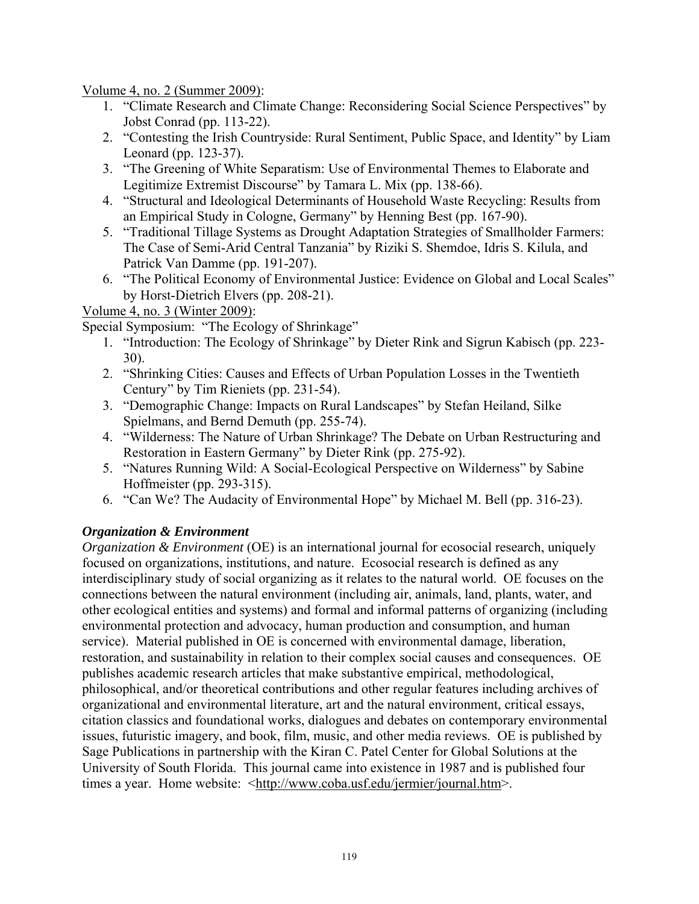Volume 4, no. 2 (Summer 2009):

1. "Climate Research and Climate Change: Reconsidering Social Science Perspectives" by Jobst Conrad (pp. 113-22).
2. "Contesting the Irish Countryside: Rural Sentiment, Public Space, and Identity" by Liam Leonard (pp. 123-37).
3. "The Greening of White Separatism: Use of Environmental Themes to Elaborate and Legitimize Extremist Discourse" by Tamara L. Mix (pp. 138-66).
4. "Structural and Ideological Determinants of Household Waste Recycling: Results from an Empirical Study in Cologne, Germany" by Henning Best (pp. 167-90).
5. "Traditional Tillage Systems as Drought Adaptation Strategies of Smallholder Farmers: The Case of Semi-Arid Central Tanzania" by Riziki S. Shemdoe, Idris S. Kilula, and Patrick Van Damme (pp. 191-207).
6. "The Political Economy of Environmental Justice: Evidence on Global and Local Scales" by Horst-Dietrich Elvers (pp. 208-21).

Volume 4, no. 3 (Winter 2009):

Special Symposium: "The Ecology of Shrinkage"

1. "Introduction: The Ecology of Shrinkage" by Dieter Rink and Sigrun Kabisch (pp. 223-30).
2. "Shrinking Cities: Causes and Effects of Urban Population Losses in the Twentieth Century" by Tim Rieniets (pp. 231-54).
3. "Demographic Change: Impacts on Rural Landscapes" by Stefan Heiland, Silke Spielmans, and Bernd Demuth (pp. 255-74).
4. "Wilderness: The Nature of Urban Shrinkage? The Debate on Urban Restructuring and Restoration in Eastern Germany" by Dieter Rink (pp. 275-92).
5. "Natures Running Wild: A Social-Ecological Perspective on Wilderness" by Sabine Hoffmeister (pp. 293-315).
6. "Can We? The Audacity of Environmental Hope" by Michael M. Bell (pp. 316-23).

### *Organization & Environment*

*Organization & Environment* (OE) is an international journal for ecosocial research, uniquely focused on organizations, institutions, and nature. Ecosocial research is defined as any interdisciplinary study of social organizing as it relates to the natural world. OE focuses on the connections between the natural environment (including air, animals, land, plants, water, and other ecological entities and systems) and formal and informal patterns of organizing (including environmental protection and advocacy, human production and consumption, and human service). Material published in OE is concerned with environmental damage, liberation, restoration, and sustainability in relation to their complex social causes and consequences. OE publishes academic research articles that make substantive empirical, methodological, philosophical, and/or theoretical contributions and other regular features including archives of organizational and environmental literature, art and the natural environment, critical essays, citation classics and foundational works, dialogues and debates on contemporary environmental issues, futuristic imagery, and book, film, music, and other media reviews. OE is published by Sage Publications in partnership with the Kiran C. Patel Center for Global Solutions at the University of South Florida. This journal came into existence in 1987 and is published four times a year. Home website: <http://www.coba.usf.edu/jermier/journal.htm>.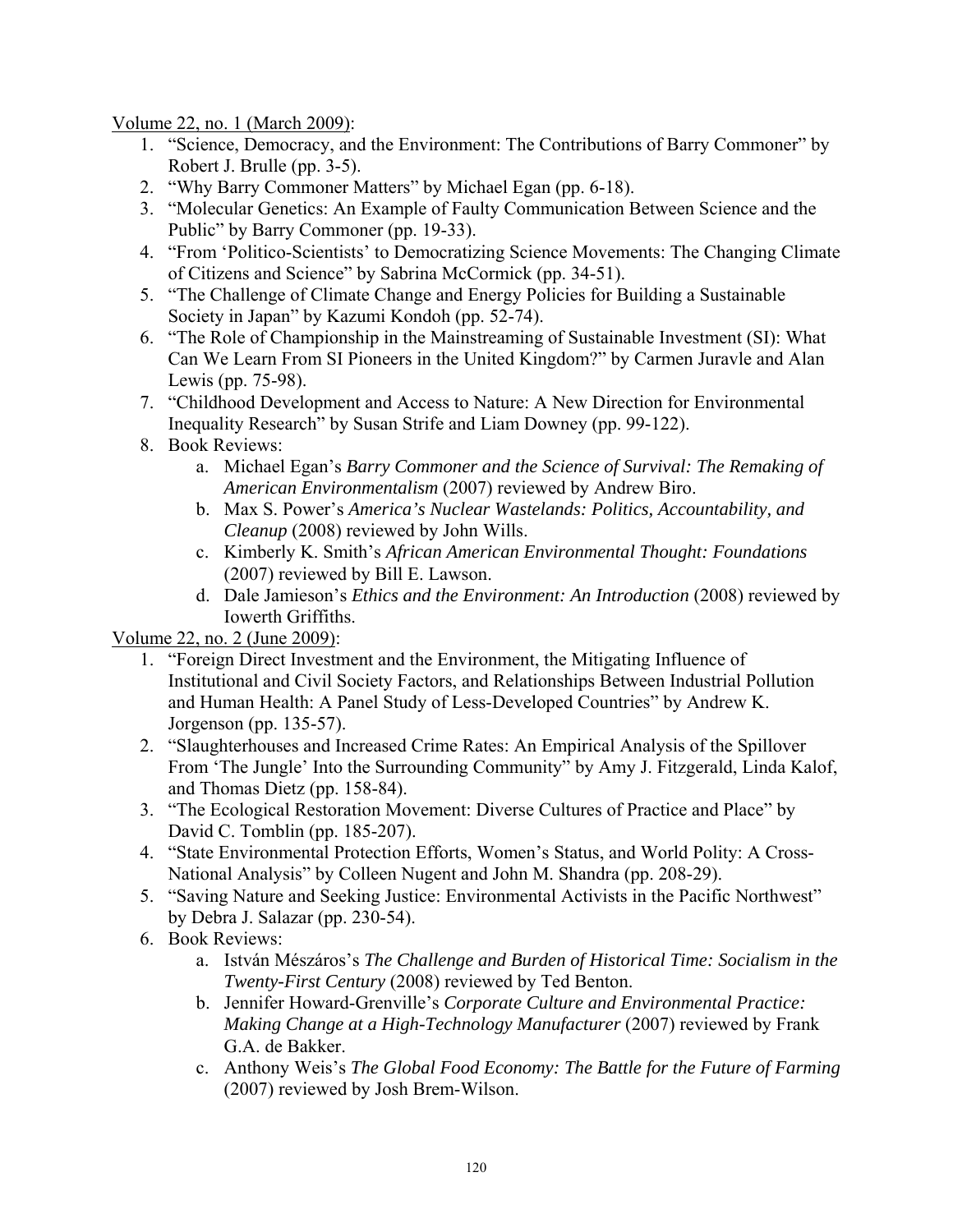Volume 22, no. 1 (March 2009):

1. "Science, Democracy, and the Environment: The Contributions of Barry Commoner" by Robert J. Brulle (pp. 3-5).
2. "Why Barry Commoner Matters" by Michael Egan (pp. 6-18).
3. "Molecular Genetics: An Example of Faulty Communication Between Science and the Public" by Barry Commoner (pp. 19-33).
4. "From 'Politico-Scientists' to Democratizing Science Movements: The Changing Climate of Citizens and Science" by Sabrina McCormick (pp. 34-51).
5. "The Challenge of Climate Change and Energy Policies for Building a Sustainable Society in Japan" by Kazumi Kondoh (pp. 52-74).
6. "The Role of Championship in the Mainstreaming of Sustainable Investment (SI): What Can We Learn From SI Pioneers in the United Kingdom?" by Carmen Juravle and Alan Lewis (pp. 75-98).
7. "Childhood Development and Access to Nature: A New Direction for Environmental Inequality Research" by Susan Strife and Liam Downey (pp. 99-122).
8. Book Reviews:
   a. Michael Egan's *Barry Commoner and the Science of Survival: The Remaking of American Environmentalism* (2007) reviewed by Andrew Biro.
   b. Max S. Power's *America's Nuclear Wastelands: Politics, Accountability, and Cleanup* (2008) reviewed by John Wills.
   c. Kimberly K. Smith's *African American Environmental Thought: Foundations* (2007) reviewed by Bill E. Lawson.
   d. Dale Jamieson's *Ethics and the Environment: An Introduction* (2008) reviewed by Iowerth Griffiths.

Volume 22, no. 2 (June 2009):

1. "Foreign Direct Investment and the Environment, the Mitigating Influence of Institutional and Civil Society Factors, and Relationships Between Industrial Pollution and Human Health: A Panel Study of Less-Developed Countries" by Andrew K. Jorgenson (pp. 135-57).
2. "Slaughterhouses and Increased Crime Rates: An Empirical Analysis of the Spillover From 'The Jungle' Into the Surrounding Community" by Amy J. Fitzgerald, Linda Kalof, and Thomas Dietz (pp. 158-84).
3. "The Ecological Restoration Movement: Diverse Cultures of Practice and Place" by David C. Tomblin (pp. 185-207).
4. "State Environmental Protection Efforts, Women's Status, and World Polity: A Cross-National Analysis" by Colleen Nugent and John M. Shandra (pp. 208-29).
5. "Saving Nature and Seeking Justice: Environmental Activists in the Pacific Northwest" by Debra J. Salazar (pp. 230-54).
6. Book Reviews:
   a. István Mészáros's *The Challenge and Burden of Historical Time: Socialism in the Twenty-First Century* (2008) reviewed by Ted Benton.
   b. Jennifer Howard-Grenville's *Corporate Culture and Environmental Practice: Making Change at a High-Technology Manufacturer* (2007) reviewed by Frank G.A. de Bakker.
   c. Anthony Weis's *The Global Food Economy: The Battle for the Future of Farming* (2007) reviewed by Josh Brem-Wilson.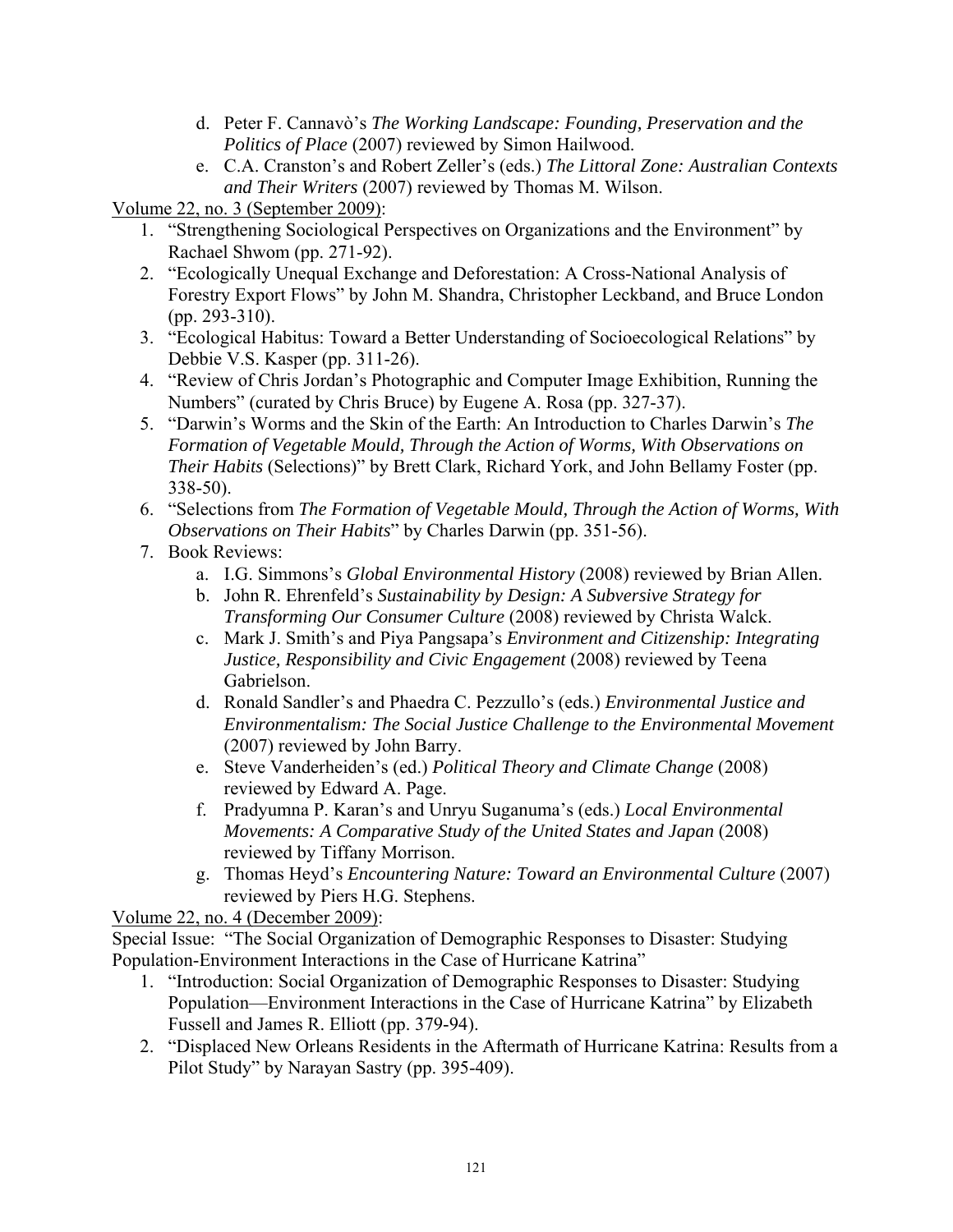d. Peter F. Cannavò's *The Working Landscape: Founding, Preservation and the Politics of Place* (2007) reviewed by Simon Hailwood.
   e. C.A. Cranston's and Robert Zeller's (eds.) *The Littoral Zone: Australian Contexts and Their Writers* (2007) reviewed by Thomas M. Wilson.

<u>Volume 22, no. 3 (September 2009)</u>:

1. "Strengthening Sociological Perspectives on Organizations and the Environment" by Rachael Shwom (pp. 271-92).
2. "Ecologically Unequal Exchange and Deforestation: A Cross-National Analysis of Forestry Export Flows" by John M. Shandra, Christopher Leckband, and Bruce London (pp. 293-310).
3. "Ecological Habitus: Toward a Better Understanding of Socioecological Relations" by Debbie V.S. Kasper (pp. 311-26).
4. "Review of Chris Jordan's Photographic and Computer Image Exhibition, Running the Numbers" (curated by Chris Bruce) by Eugene A. Rosa (pp. 327-37).
5. "Darwin's Worms and the Skin of the Earth: An Introduction to Charles Darwin's *The Formation of Vegetable Mould, Through the Action of Worms, With Observations on Their Habits* (Selections)" by Brett Clark, Richard York, and John Bellamy Foster (pp. 338-50).
6. "Selections from *The Formation of Vegetable Mould, Through the Action of Worms, With Observations on Their Habits*" by Charles Darwin (pp. 351-56).
7. Book Reviews:
   a. I.G. Simmons's *Global Environmental History* (2008) reviewed by Brian Allen.
   b. John R. Ehrenfeld's *Sustainability by Design: A Subversive Strategy for Transforming Our Consumer Culture* (2008) reviewed by Christa Walck.
   c. Mark J. Smith's and Piya Pangsapa's *Environment and Citizenship: Integrating Justice, Responsibility and Civic Engagement* (2008) reviewed by Teena Gabrielson.
   d. Ronald Sandler's and Phaedra C. Pezzullo's (eds.) *Environmental Justice and Environmentalism: The Social Justice Challenge to the Environmental Movement* (2007) reviewed by John Barry.
   e. Steve Vanderheiden's (ed.) *Political Theory and Climate Change* (2008) reviewed by Edward A. Page.
   f. Pradyumna P. Karan's and Unryu Suganuma's (eds.) *Local Environmental Movements: A Comparative Study of the United States and Japan* (2008) reviewed by Tiffany Morrison.
   g. Thomas Heyd's *Encountering Nature: Toward an Environmental Culture* (2007) reviewed by Piers H.G. Stephens.

<u>Volume 22, no. 4 (December 2009)</u>:

Special Issue: "The Social Organization of Demographic Responses to Disaster: Studying Population-Environment Interactions in the Case of Hurricane Katrina"

1. "Introduction: Social Organization of Demographic Responses to Disaster: Studying Population—Environment Interactions in the Case of Hurricane Katrina" by Elizabeth Fussell and James R. Elliott (pp. 379-94).
2. "Displaced New Orleans Residents in the Aftermath of Hurricane Katrina: Results from a Pilot Study" by Narayan Sastry (pp. 395-409).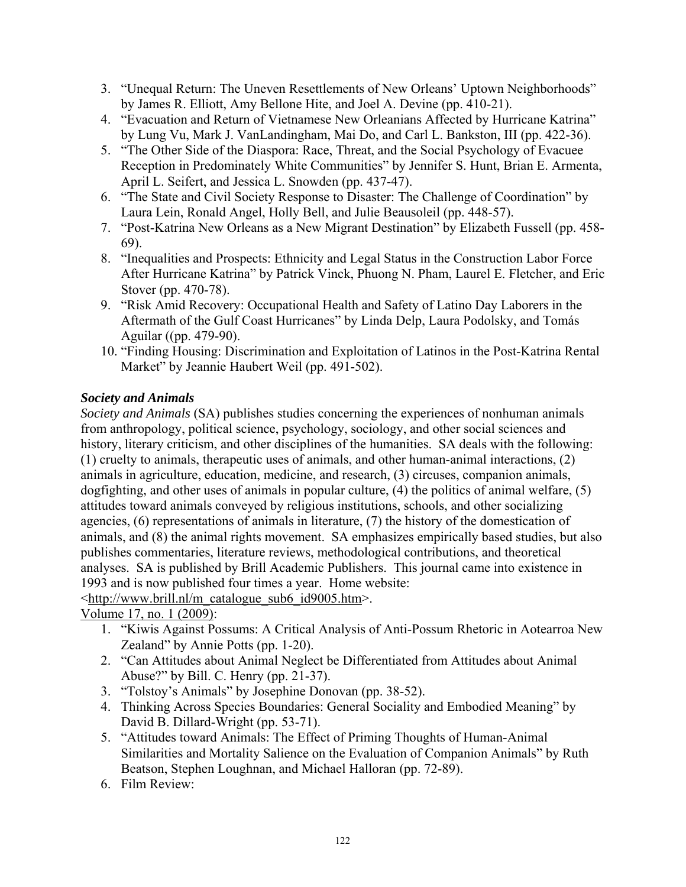3. "Unequal Return: The Uneven Resettlements of New Orleans' Uptown Neighborhoods" by James R. Elliott, Amy Bellone Hite, and Joel A. Devine (pp. 410-21).
4. "Evacuation and Return of Vietnamese New Orleanians Affected by Hurricane Katrina" by Lung Vu, Mark J. VanLandingham, Mai Do, and Carl L. Bankston, III (pp. 422-36).
5. "The Other Side of the Diaspora: Race, Threat, and the Social Psychology of Evacuee Reception in Predominately White Communities" by Jennifer S. Hunt, Brian E. Armenta, April L. Seifert, and Jessica L. Snowden (pp. 437-47).
6. "The State and Civil Society Response to Disaster: The Challenge of Coordination" by Laura Lein, Ronald Angel, Holly Bell, and Julie Beausoleil (pp. 448-57).
7. "Post-Katrina New Orleans as a New Migrant Destination" by Elizabeth Fussell (pp. 458-69).
8. "Inequalities and Prospects: Ethnicity and Legal Status in the Construction Labor Force After Hurricane Katrina" by Patrick Vinck, Phuong N. Pham, Laurel E. Fletcher, and Eric Stover (pp. 470-78).
9. "Risk Amid Recovery: Occupational Health and Safety of Latino Day Laborers in the Aftermath of the Gulf Coast Hurricanes" by Linda Delp, Laura Podolsky, and Tomás Aguilar ((pp. 479-90).
10. "Finding Housing: Discrimination and Exploitation of Latinos in the Post-Katrina Rental Market" by Jeannie Haubert Weil (pp. 491-502).

### *Society and Animals*

*Society and Animals* (SA) publishes studies concerning the experiences of nonhuman animals from anthropology, political science, psychology, sociology, and other social sciences and history, literary criticism, and other disciplines of the humanities. SA deals with the following: (1) cruelty to animals, therapeutic uses of animals, and other human-animal interactions, (2) animals in agriculture, education, medicine, and research, (3) circuses, companion animals, dogfighting, and other uses of animals in popular culture, (4) the politics of animal welfare, (5) attitudes toward animals conveyed by religious institutions, schools, and other socializing agencies, (6) representations of animals in literature, (7) the history of the domestication of animals, and (8) the animal rights movement. SA emphasizes empirically based studies, but also publishes commentaries, literature reviews, methodological contributions, and theoretical analyses. SA is published by Brill Academic Publishers. This journal came into existence in 1993 and is now published four times a year. Home website: <http://www.brill.nl/m_catalogue_sub6_id9005.htm>.

Volume 17, no. 1 (2009):

1. "Kiwis Against Possums: A Critical Analysis of Anti-Possum Rhetoric in Aotearroa New Zealand" by Annie Potts (pp. 1-20).
2. "Can Attitudes about Animal Neglect be Differentiated from Attitudes about Animal Abuse?" by Bill. C. Henry (pp. 21-37).
3. "Tolstoy's Animals" by Josephine Donovan (pp. 38-52).
4. Thinking Across Species Boundaries: General Sociality and Embodied Meaning" by David B. Dillard-Wright (pp. 53-71).
5. "Attitudes toward Animals: The Effect of Priming Thoughts of Human-Animal Similarities and Mortality Salience on the Evaluation of Companion Animals" by Ruth Beatson, Stephen Loughnan, and Michael Halloran (pp. 72-89).
6. Film Review: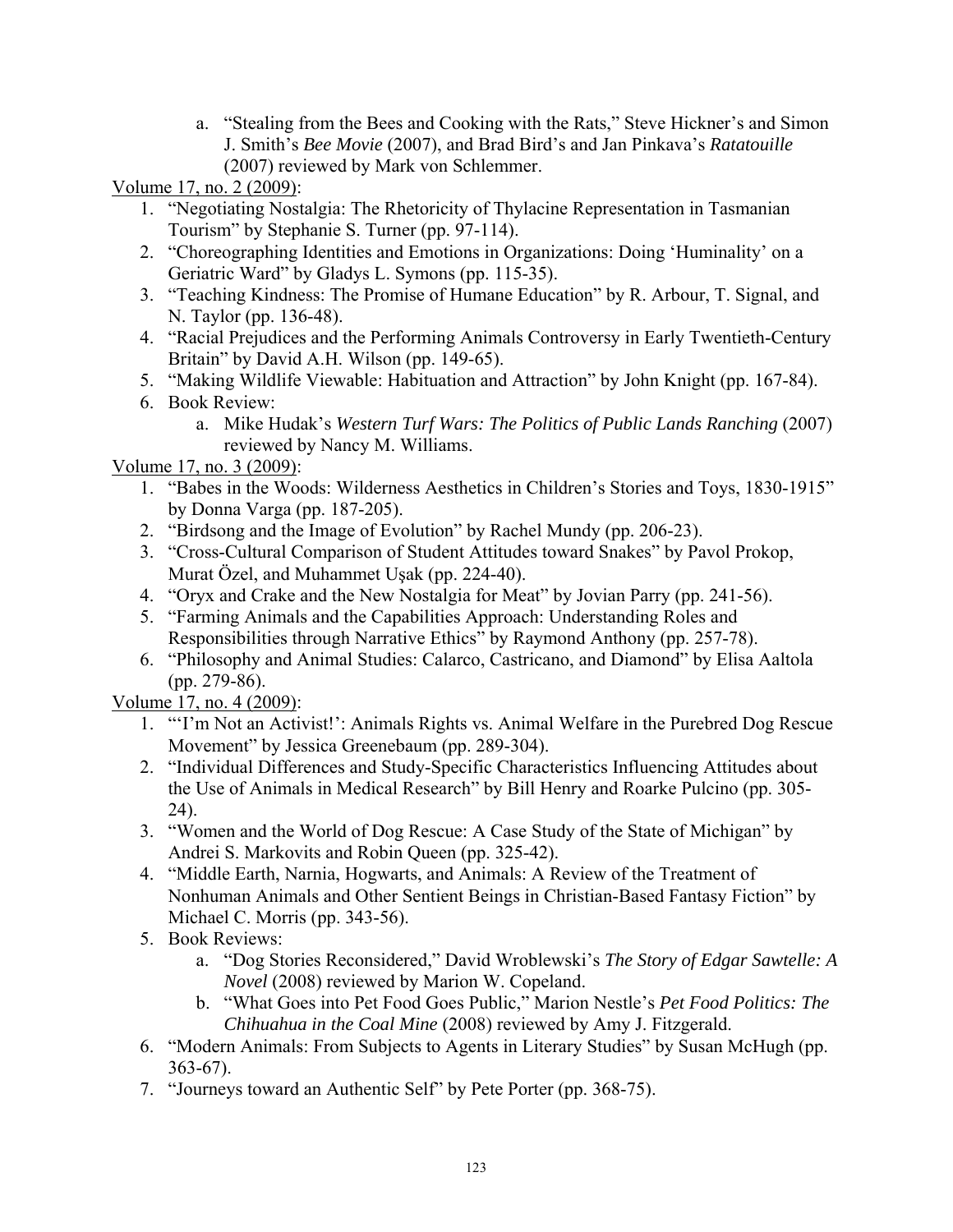a. "Stealing from the Bees and Cooking with the Rats," Steve Hickner's and Simon J. Smith's *Bee Movie* (2007), and Brad Bird's and Jan Pinkava's *Ratatouille* (2007) reviewed by Mark von Schlemmer.

<u>Volume 17, no. 2 (2009)</u>:

1. "Negotiating Nostalgia: The Rhetoricity of Thylacine Representation in Tasmanian Tourism" by Stephanie S. Turner (pp. 97-114).
2. "Choreographing Identities and Emotions in Organizations: Doing 'Huminality' on a Geriatric Ward" by Gladys L. Symons (pp. 115-35).
3. "Teaching Kindness: The Promise of Humane Education" by R. Arbour, T. Signal, and N. Taylor (pp. 136-48).
4. "Racial Prejudices and the Performing Animals Controversy in Early Twentieth-Century Britain" by David A.H. Wilson (pp. 149-65).
5. "Making Wildlife Viewable: Habituation and Attraction" by John Knight (pp. 167-84).
6. Book Review:
   a. Mike Hudak's *Western Turf Wars: The Politics of Public Lands Ranching* (2007) reviewed by Nancy M. Williams.

<u>Volume 17, no. 3 (2009)</u>:

1. "Babes in the Woods: Wilderness Aesthetics in Children's Stories and Toys, 1830-1915" by Donna Varga (pp. 187-205).
2. "Birdsong and the Image of Evolution" by Rachel Mundy (pp. 206-23).
3. "Cross-Cultural Comparison of Student Attitudes toward Snakes" by Pavol Prokop, Murat Özel, and Muhammet Uşak (pp. 224-40).
4. "Oryx and Crake and the New Nostalgia for Meat" by Jovian Parry (pp. 241-56).
5. "Farming Animals and the Capabilities Approach: Understanding Roles and Responsibilities through Narrative Ethics" by Raymond Anthony (pp. 257-78).
6. "Philosophy and Animal Studies: Calarco, Castricano, and Diamond" by Elisa Aaltola (pp. 279-86).

<u>Volume 17, no. 4 (2009)</u>:

1. "'I'm Not an Activist!': Animals Rights vs. Animal Welfare in the Purebred Dog Rescue Movement" by Jessica Greenebaum (pp. 289-304).
2. "Individual Differences and Study-Specific Characteristics Influencing Attitudes about the Use of Animals in Medical Research" by Bill Henry and Roarke Pulcino (pp. 305-24).
3. "Women and the World of Dog Rescue: A Case Study of the State of Michigan" by Andrei S. Markovits and Robin Queen (pp. 325-42).
4. "Middle Earth, Narnia, Hogwarts, and Animals: A Review of the Treatment of Nonhuman Animals and Other Sentient Beings in Christian-Based Fantasy Fiction" by Michael C. Morris (pp. 343-56).
5. Book Reviews:
   a. "Dog Stories Reconsidered," David Wroblewski's *The Story of Edgar Sawtelle: A Novel* (2008) reviewed by Marion W. Copeland.
   b. "What Goes into Pet Food Goes Public," Marion Nestle's *Pet Food Politics: The Chihuahua in the Coal Mine* (2008) reviewed by Amy J. Fitzgerald.
6. "Modern Animals: From Subjects to Agents in Literary Studies" by Susan McHugh (pp. 363-67).
7. "Journeys toward an Authentic Self" by Pete Porter (pp. 368-75).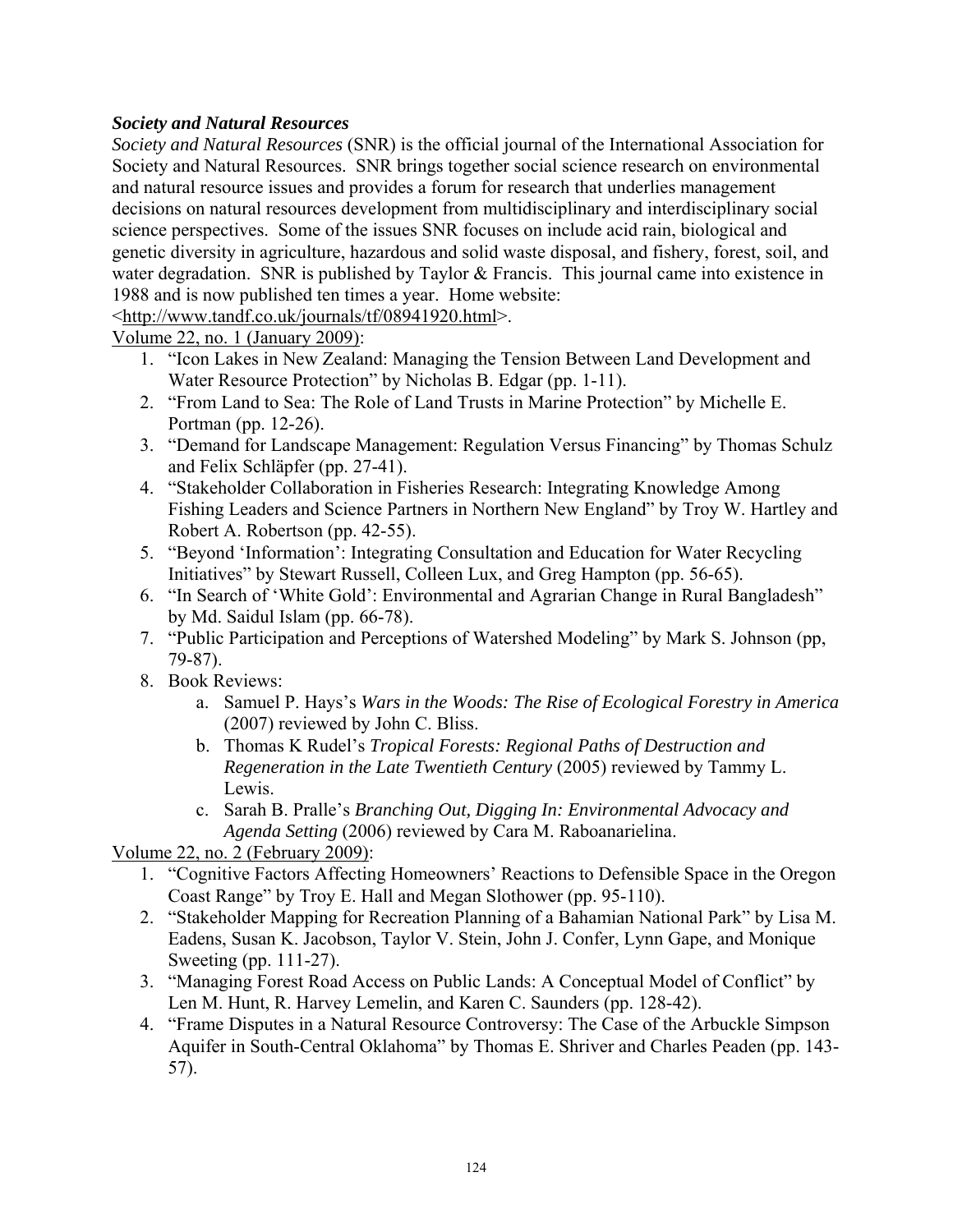***Society and Natural Resources***

*Society and Natural Resources* (SNR) is the official journal of the International Association for Society and Natural Resources. SNR brings together social science research on environmental and natural resource issues and provides a forum for research that underlies management decisions on natural resources development from multidisciplinary and interdisciplinary social science perspectives. Some of the issues SNR focuses on include acid rain, biological and genetic diversity in agriculture, hazardous and solid waste disposal, and fishery, forest, soil, and water degradation. SNR is published by Taylor & Francis. This journal came into existence in 1988 and is now published ten times a year. Home website: <http://www.tandf.co.uk/journals/tf/08941920.html>.

Volume 22, no. 1 (January 2009):

1. "Icon Lakes in New Zealand: Managing the Tension Between Land Development and Water Resource Protection" by Nicholas B. Edgar (pp. 1-11).
2. "From Land to Sea: The Role of Land Trusts in Marine Protection" by Michelle E. Portman (pp. 12-26).
3. "Demand for Landscape Management: Regulation Versus Financing" by Thomas Schulz and Felix Schläpfer (pp. 27-41).
4. "Stakeholder Collaboration in Fisheries Research: Integrating Knowledge Among Fishing Leaders and Science Partners in Northern New England" by Troy W. Hartley and Robert A. Robertson (pp. 42-55).
5. "Beyond 'Information': Integrating Consultation and Education for Water Recycling Initiatives" by Stewart Russell, Colleen Lux, and Greg Hampton (pp. 56-65).
6. "In Search of 'White Gold': Environmental and Agrarian Change in Rural Bangladesh" by Md. Saidul Islam (pp. 66-78).
7. "Public Participation and Perceptions of Watershed Modeling" by Mark S. Johnson (pp, 79-87).
8. Book Reviews:
    a. Samuel P. Hays's *Wars in the Woods: The Rise of Ecological Forestry in America* (2007) reviewed by John C. Bliss.
    b. Thomas K Rudel's *Tropical Forests: Regional Paths of Destruction and Regeneration in the Late Twentieth Century* (2005) reviewed by Tammy L. Lewis.
    c. Sarah B. Pralle's *Branching Out, Digging In: Environmental Advocacy and Agenda Setting* (2006) reviewed by Cara M. Raboanarielina.

Volume 22, no. 2 (February 2009):

1. "Cognitive Factors Affecting Homeowners' Reactions to Defensible Space in the Oregon Coast Range" by Troy E. Hall and Megan Slothower (pp. 95-110).
2. "Stakeholder Mapping for Recreation Planning of a Bahamian National Park" by Lisa M. Eadens, Susan K. Jacobson, Taylor V. Stein, John J. Confer, Lynn Gape, and Monique Sweeting (pp. 111-27).
3. "Managing Forest Road Access on Public Lands: A Conceptual Model of Conflict" by Len M. Hunt, R. Harvey Lemelin, and Karen C. Saunders (pp. 128-42).
4. "Frame Disputes in a Natural Resource Controversy: The Case of the Arbuckle Simpson Aquifer in South-Central Oklahoma" by Thomas E. Shriver and Charles Peaden (pp. 143-57).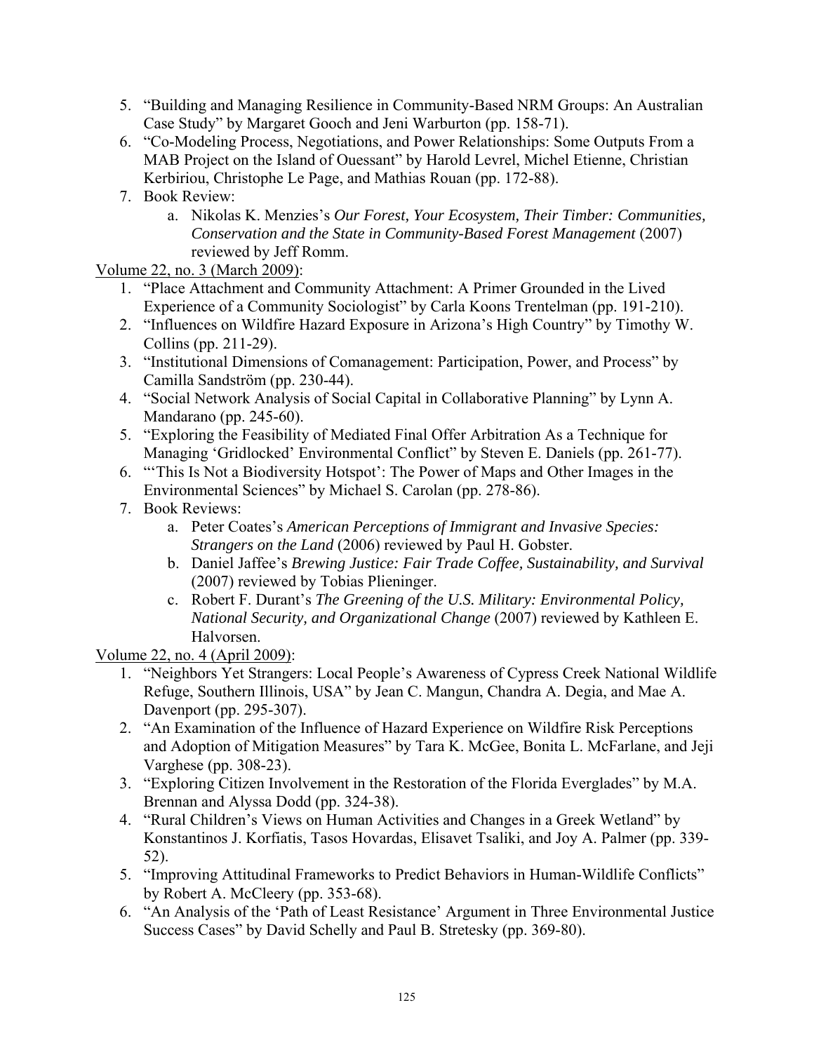5. “Building and Managing Resilience in Community-Based NRM Groups: An Australian Case Study” by Margaret Gooch and Jeni Warburton (pp. 158-71).
6. “Co-Modeling Process, Negotiations, and Power Relationships: Some Outputs From a MAB Project on the Island of Ouessant” by Harold Levrel, Michel Etienne, Christian Kerbiriou, Christophe Le Page, and Mathias Rouan (pp. 172-88).
7. Book Review:
    a. Nikolas K. Menzies’s *Our Forest, Your Ecosystem, Their Timber: Communities, Conservation and the State in Community-Based Forest Management* (2007) reviewed by Jeff Romm.

Volume 22, no. 3 (March 2009):

1. “Place Attachment and Community Attachment: A Primer Grounded in the Lived Experience of a Community Sociologist” by Carla Koons Trentelman (pp. 191-210).
2. “Influences on Wildfire Hazard Exposure in Arizona’s High Country” by Timothy W. Collins (pp. 211-29).
3. “Institutional Dimensions of Comanagement: Participation, Power, and Process” by Camilla Sandström (pp. 230-44).
4. “Social Network Analysis of Social Capital in Collaborative Planning” by Lynn A. Mandarano (pp. 245-60).
5. “Exploring the Feasibility of Mediated Final Offer Arbitration As a Technique for Managing ‘Gridlocked’ Environmental Conflict” by Steven E. Daniels (pp. 261-77).
6. “‘This Is Not a Biodiversity Hotspot’: The Power of Maps and Other Images in the Environmental Sciences” by Michael S. Carolan (pp. 278-86).
7. Book Reviews:
    a. Peter Coates’s *American Perceptions of Immigrant and Invasive Species: Strangers on the Land* (2006) reviewed by Paul H. Gobster.
    b. Daniel Jaffee’s *Brewing Justice: Fair Trade Coffee, Sustainability, and Survival* (2007) reviewed by Tobias Plieninger.
    c. Robert F. Durant’s *The Greening of the U.S. Military: Environmental Policy, National Security, and Organizational Change* (2007) reviewed by Kathleen E. Halvorsen.

Volume 22, no. 4 (April 2009):

1. “Neighbors Yet Strangers: Local People’s Awareness of Cypress Creek National Wildlife Refuge, Southern Illinois, USA” by Jean C. Mangun, Chandra A. Degia, and Mae A. Davenport (pp. 295-307).
2. “An Examination of the Influence of Hazard Experience on Wildfire Risk Perceptions and Adoption of Mitigation Measures” by Tara K. McGee, Bonita L. McFarlane, and Jeji Varghese (pp. 308-23).
3. “Exploring Citizen Involvement in the Restoration of the Florida Everglades” by M.A. Brennan and Alyssa Dodd (pp. 324-38).
4. “Rural Children’s Views on Human Activities and Changes in a Greek Wetland” by Konstantinos J. Korfiatis, Tasos Hovardas, Elisavet Tsaliki, and Joy A. Palmer (pp. 339-52).
5. “Improving Attitudinal Frameworks to Predict Behaviors in Human-Wildlife Conflicts” by Robert A. McCleery (pp. 353-68).
6. “An Analysis of the ‘Path of Least Resistance’ Argument in Three Environmental Justice Success Cases” by David Schelly and Paul B. Stretesky (pp. 369-80).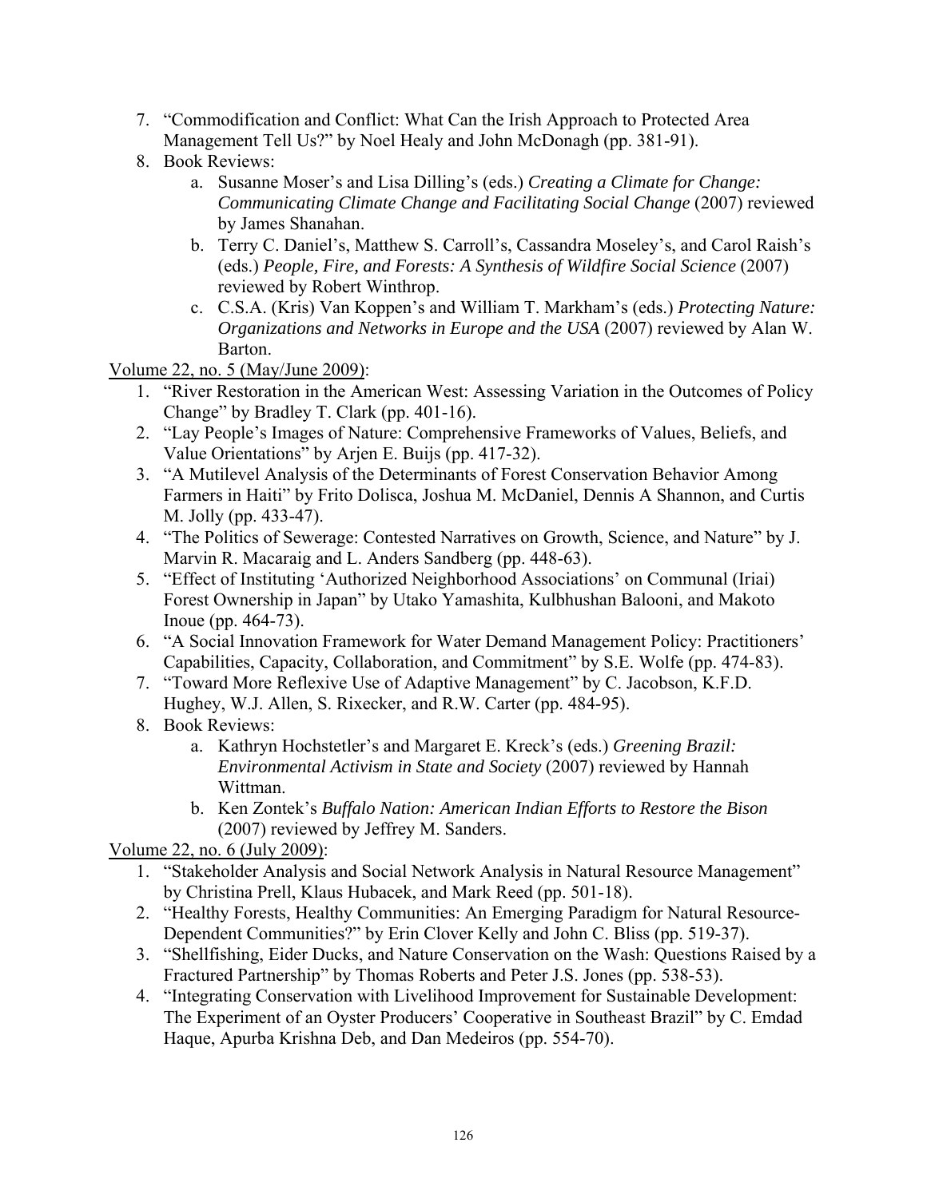7. "Commodification and Conflict: What Can the Irish Approach to Protected Area Management Tell Us?" by Noel Healy and John McDonagh (pp. 381-91).
8. Book Reviews:
    a. Susanne Moser's and Lisa Dilling's (eds.) *Creating a Climate for Change: Communicating Climate Change and Facilitating Social Change* (2007) reviewed by James Shanahan.
    b. Terry C. Daniel's, Matthew S. Carroll's, Cassandra Moseley's, and Carol Raish's (eds.) *People, Fire, and Forests: A Synthesis of Wildfire Social Science* (2007) reviewed by Robert Winthrop.
    c. C.S.A. (Kris) Van Koppen's and William T. Markham's (eds.) *Protecting Nature: Organizations and Networks in Europe and the USA* (2007) reviewed by Alan W. Barton.

<u>Volume 22, no. 5 (May/June 2009)</u>:

1. "River Restoration in the American West: Assessing Variation in the Outcomes of Policy Change" by Bradley T. Clark (pp. 401-16).
2. "Lay People's Images of Nature: Comprehensive Frameworks of Values, Beliefs, and Value Orientations" by Arjen E. Buijs (pp. 417-32).
3. "A Mutilevel Analysis of the Determinants of Forest Conservation Behavior Among Farmers in Haiti" by Frito Dolisca, Joshua M. McDaniel, Dennis A Shannon, and Curtis M. Jolly (pp. 433-47).
4. "The Politics of Sewerage: Contested Narratives on Growth, Science, and Nature" by J. Marvin R. Macaraig and L. Anders Sandberg (pp. 448-63).
5. "Effect of Instituting 'Authorized Neighborhood Associations' on Communal (Iriai) Forest Ownership in Japan" by Utako Yamashita, Kulbhushan Balooni, and Makoto Inoue (pp. 464-73).
6. "A Social Innovation Framework for Water Demand Management Policy: Practitioners' Capabilities, Capacity, Collaboration, and Commitment" by S.E. Wolfe (pp. 474-83).
7. "Toward More Reflexive Use of Adaptive Management" by C. Jacobson, K.F.D. Hughey, W.J. Allen, S. Rixecker, and R.W. Carter (pp. 484-95).
8. Book Reviews:
    a. Kathryn Hochstetler's and Margaret E. Kreck's (eds.) *Greening Brazil: Environmental Activism in State and Society* (2007) reviewed by Hannah Wittman.
    b. Ken Zontek's *Buffalo Nation: American Indian Efforts to Restore the Bison* (2007) reviewed by Jeffrey M. Sanders.

<u>Volume 22, no. 6 (July 2009)</u>:

1. "Stakeholder Analysis and Social Network Analysis in Natural Resource Management" by Christina Prell, Klaus Hubacek, and Mark Reed (pp. 501-18).
2. "Healthy Forests, Healthy Communities: An Emerging Paradigm for Natural Resource-Dependent Communities?" by Erin Clover Kelly and John C. Bliss (pp. 519-37).
3. "Shellfishing, Eider Ducks, and Nature Conservation on the Wash: Questions Raised by a Fractured Partnership" by Thomas Roberts and Peter J.S. Jones (pp. 538-53).
4. "Integrating Conservation with Livelihood Improvement for Sustainable Development: The Experiment of an Oyster Producers' Cooperative in Southeast Brazil" by C. Emdad Haque, Apurba Krishna Deb, and Dan Medeiros (pp. 554-70).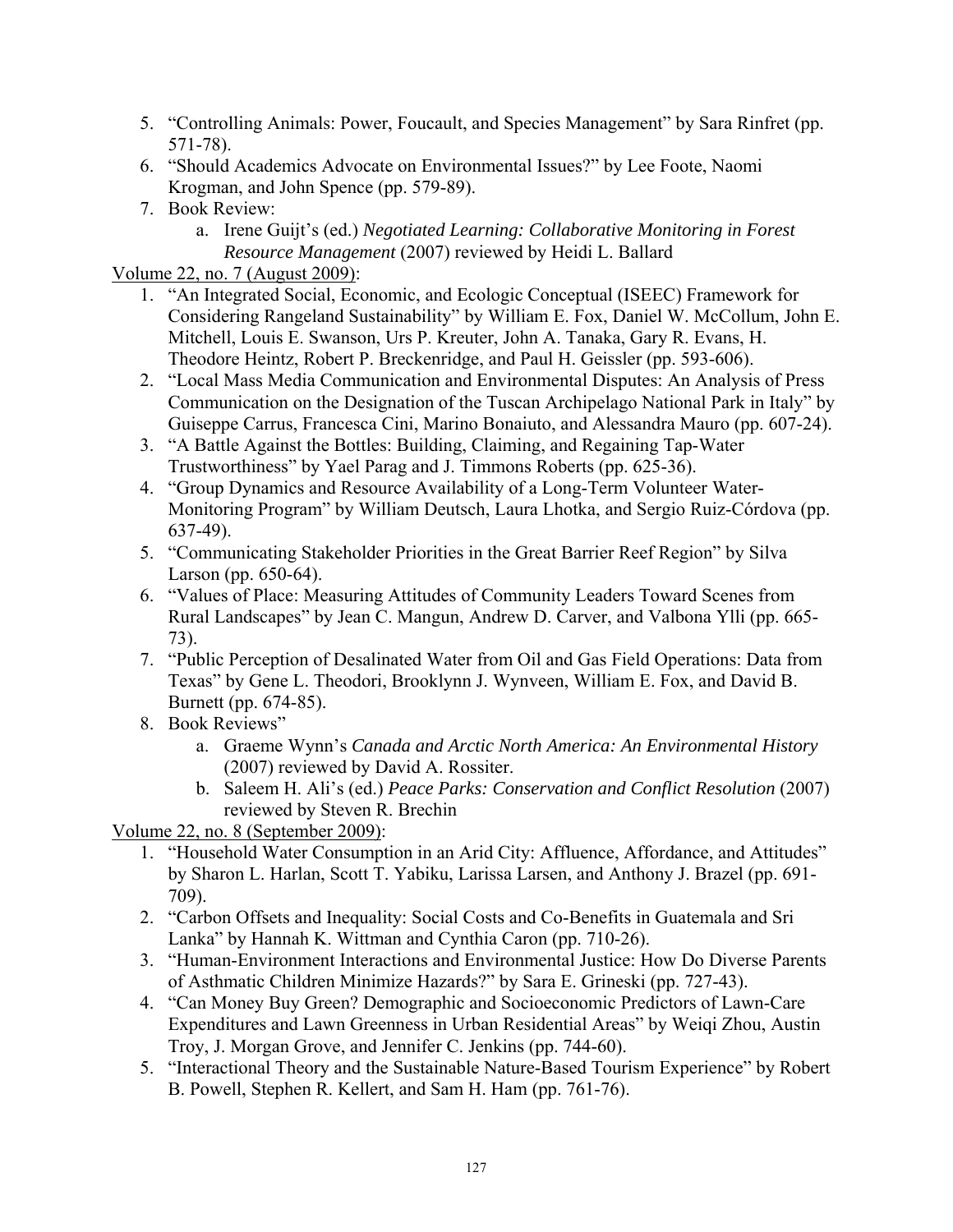5. "Controlling Animals: Power, Foucault, and Species Management" by Sara Rinfret (pp. 571-78).
6. "Should Academics Advocate on Environmental Issues?" by Lee Foote, Naomi Krogman, and John Spence (pp. 579-89).
7. Book Review:
    a. Irene Guijt's (ed.) *Negotiated Learning: Collaborative Monitoring in Forest Resource Management* (2007) reviewed by Heidi L. Ballard

<u>Volume 22, no. 7 (August 2009)</u>:

1. "An Integrated Social, Economic, and Ecologic Conceptual (ISEEC) Framework for Considering Rangeland Sustainability" by William E. Fox, Daniel W. McCollum, John E. Mitchell, Louis E. Swanson, Urs P. Kreuter, John A. Tanaka, Gary R. Evans, H. Theodore Heintz, Robert P. Breckenridge, and Paul H. Geissler (pp. 593-606).
2. "Local Mass Media Communication and Environmental Disputes: An Analysis of Press Communication on the Designation of the Tuscan Archipelago National Park in Italy" by Guiseppe Carrus, Francesca Cini, Marino Bonaiuto, and Alessandra Mauro (pp. 607-24).
3. "A Battle Against the Bottles: Building, Claiming, and Regaining Tap-Water Trustworthiness" by Yael Parag and J. Timmons Roberts (pp. 625-36).
4. "Group Dynamics and Resource Availability of a Long-Term Volunteer Water-Monitoring Program" by William Deutsch, Laura Lhotka, and Sergio Ruiz-Córdova (pp. 637-49).
5. "Communicating Stakeholder Priorities in the Great Barrier Reef Region" by Silva Larson (pp. 650-64).
6. "Values of Place: Measuring Attitudes of Community Leaders Toward Scenes from Rural Landscapes" by Jean C. Mangun, Andrew D. Carver, and Valbona Ylli (pp. 665-73).
7. "Public Perception of Desalinated Water from Oil and Gas Field Operations: Data from Texas" by Gene L. Theodori, Brooklynn J. Wynveen, William E. Fox, and David B. Burnett (pp. 674-85).
8. Book Reviews"
    a. Graeme Wynn's *Canada and Arctic North America: An Environmental History* (2007) reviewed by David A. Rossiter.
    b. Saleem H. Ali's (ed.) *Peace Parks: Conservation and Conflict Resolution* (2007) reviewed by Steven R. Brechin

<u>Volume 22, no. 8 (September 2009)</u>:

1. "Household Water Consumption in an Arid City: Affluence, Affordance, and Attitudes" by Sharon L. Harlan, Scott T. Yabiku, Larissa Larsen, and Anthony J. Brazel (pp. 691-709).
2. "Carbon Offsets and Inequality: Social Costs and Co-Benefits in Guatemala and Sri Lanka" by Hannah K. Wittman and Cynthia Caron (pp. 710-26).
3. "Human-Environment Interactions and Environmental Justice: How Do Diverse Parents of Asthmatic Children Minimize Hazards?" by Sara E. Grineski (pp. 727-43).
4. "Can Money Buy Green? Demographic and Socioeconomic Predictors of Lawn-Care Expenditures and Lawn Greenness in Urban Residential Areas" by Weiqi Zhou, Austin Troy, J. Morgan Grove, and Jennifer C. Jenkins (pp. 744-60).
5. "Interactional Theory and the Sustainable Nature-Based Tourism Experience" by Robert B. Powell, Stephen R. Kellert, and Sam H. Ham (pp. 761-76).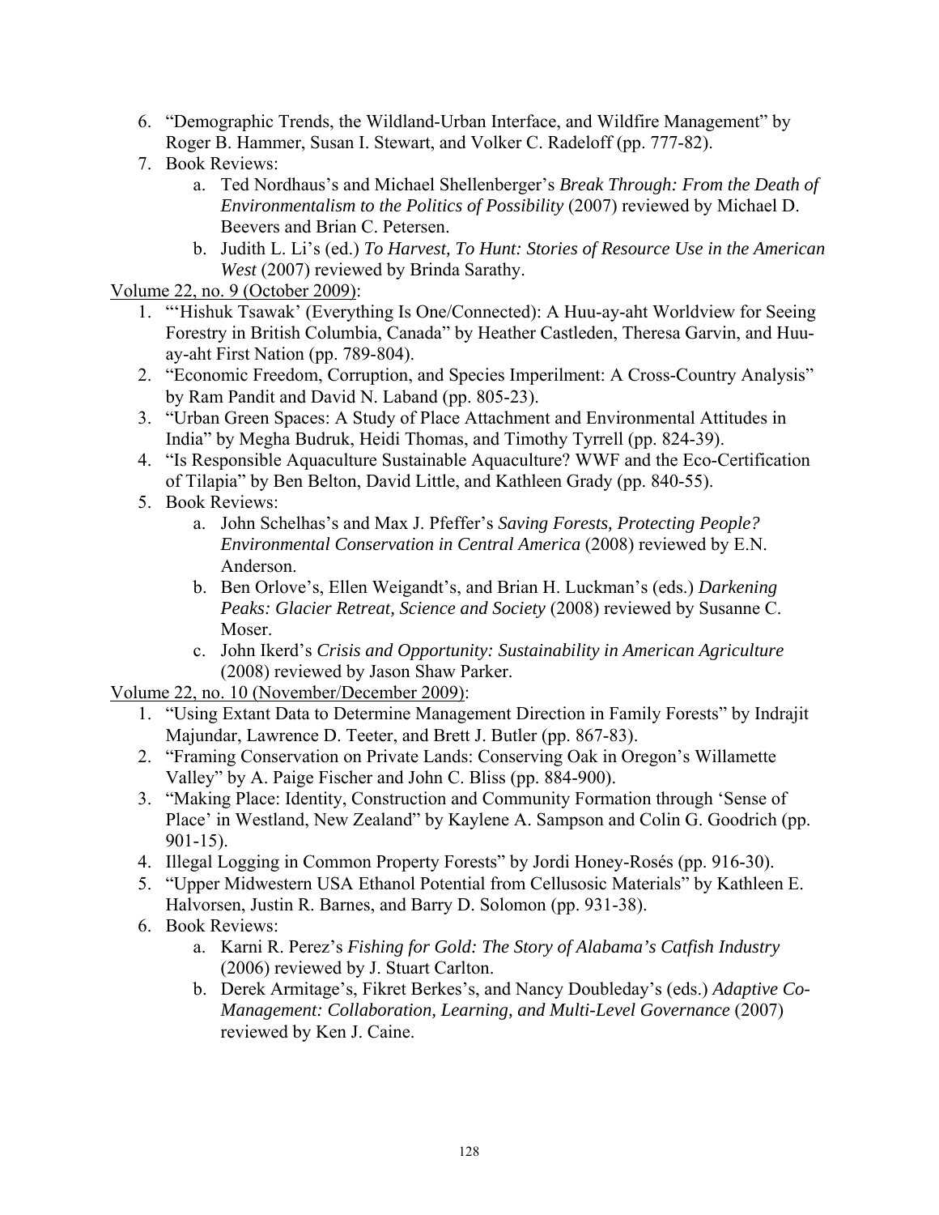6. "Demographic Trends, the Wildland-Urban Interface, and Wildfire Management" by Roger B. Hammer, Susan I. Stewart, and Volker C. Radeloff (pp. 777-82).
7. Book Reviews:
    a. Ted Nordhaus's and Michael Shellenberger's *Break Through: From the Death of Environmentalism to the Politics of Possibility* (2007) reviewed by Michael D. Beevers and Brian C. Petersen.
    b. Judith L. Li's (ed.) *To Harvest, To Hunt: Stories of Resource Use in the American West* (2007) reviewed by Brinda Sarathy.

<u>Volume 22, no. 9 (October 2009)</u>:

1. "'Hishuk Tsawak' (Everything Is One/Connected): A Huu-ay-aht Worldview for Seeing Forestry in British Columbia, Canada" by Heather Castleden, Theresa Garvin, and Huu-ay-aht First Nation (pp. 789-804).
2. "Economic Freedom, Corruption, and Species Imperilment: A Cross-Country Analysis" by Ram Pandit and David N. Laband (pp. 805-23).
3. "Urban Green Spaces: A Study of Place Attachment and Environmental Attitudes in India" by Megha Budruk, Heidi Thomas, and Timothy Tyrrell (pp. 824-39).
4. "Is Responsible Aquaculture Sustainable Aquaculture? WWF and the Eco-Certification of Tilapia" by Ben Belton, David Little, and Kathleen Grady (pp. 840-55).
5. Book Reviews:
    a. John Schelhas's and Max J. Pfeffer's *Saving Forests, Protecting People? Environmental Conservation in Central America* (2008) reviewed by E.N. Anderson.
    b. Ben Orlove's, Ellen Weigandt's, and Brian H. Luckman's (eds.) *Darkening Peaks: Glacier Retreat, Science and Society* (2008) reviewed by Susanne C. Moser.
    c. John Ikerd's *Crisis and Opportunity: Sustainability in American Agriculture* (2008) reviewed by Jason Shaw Parker.

<u>Volume 22, no. 10 (November/December 2009)</u>:

1. "Using Extant Data to Determine Management Direction in Family Forests" by Indrajit Majundar, Lawrence D. Teeter, and Brett J. Butler (pp. 867-83).
2. "Framing Conservation on Private Lands: Conserving Oak in Oregon's Willamette Valley" by A. Paige Fischer and John C. Bliss (pp. 884-900).
3. "Making Place: Identity, Construction and Community Formation through 'Sense of Place' in Westland, New Zealand" by Kaylene A. Sampson and Colin G. Goodrich (pp. 901-15).
4. Illegal Logging in Common Property Forests" by Jordi Honey-Rosés (pp. 916-30).
5. "Upper Midwestern USA Ethanol Potential from Cellusosic Materials" by Kathleen E. Halvorsen, Justin R. Barnes, and Barry D. Solomon (pp. 931-38).
6. Book Reviews:
    a. Karni R. Perez's *Fishing for Gold: The Story of Alabama's Catfish Industry* (2006) reviewed by J. Stuart Carlton.
    b. Derek Armitage's, Fikret Berkes's, and Nancy Doubleday's (eds.) *Adaptive Co-Management: Collaboration, Learning, and Multi-Level Governance* (2007) reviewed by Ken J. Caine.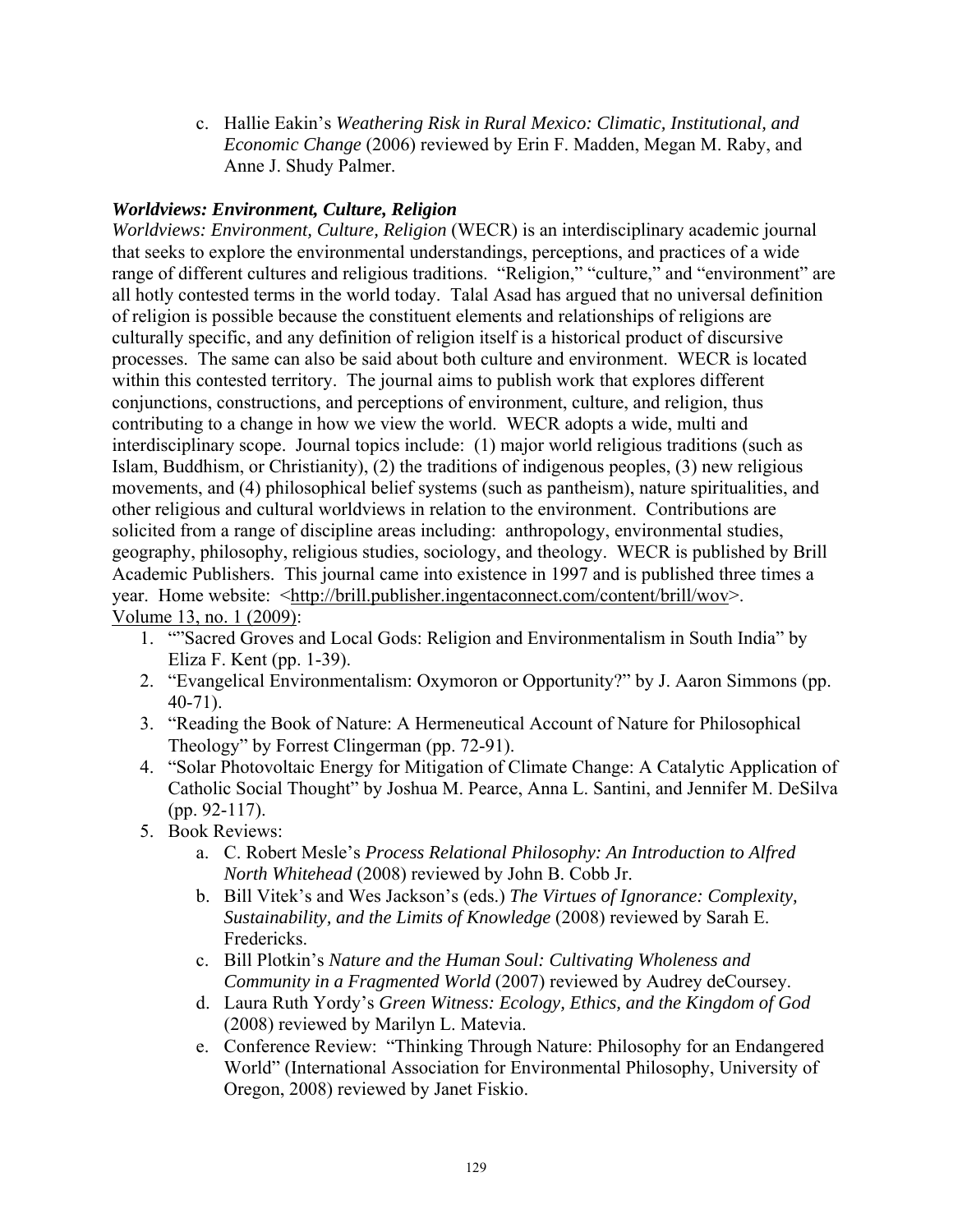c. Hallie Eakin's *Weathering Risk in Rural Mexico: Climatic, Institutional, and Economic Change* (2006) reviewed by Erin F. Madden, Megan M. Raby, and Anne J. Shudy Palmer.

### ***Worldviews: Environment, Culture, Religion***

*Worldviews: Environment, Culture, Religion* (WECR) is an interdisciplinary academic journal that seeks to explore the environmental understandings, perceptions, and practices of a wide range of different cultures and religious traditions. "Religion," "culture," and "environment" are all hotly contested terms in the world today. Talal Asad has argued that no universal definition of religion is possible because the constituent elements and relationships of religions are culturally specific, and any definition of religion itself is a historical product of discursive processes. The same can also be said about both culture and environment. WECR is located within this contested territory. The journal aims to publish work that explores different conjunctions, constructions, and perceptions of environment, culture, and religion, thus contributing to a change in how we view the world. WECR adopts a wide, multi and interdisciplinary scope. Journal topics include: (1) major world religious traditions (such as Islam, Buddhism, or Christianity), (2) the traditions of indigenous peoples, (3) new religious movements, and (4) philosophical belief systems (such as pantheism), nature spiritualities, and other religious and cultural worldviews in relation to the environment. Contributions are solicited from a range of discipline areas including: anthropology, environmental studies, geography, philosophy, religious studies, sociology, and theology. WECR is published by Brill Academic Publishers. This journal came into existence in 1997 and is published three times a year. Home website: <http://brill.publisher.ingentaconnect.com/content/brill/wov>.
Volume 13, no. 1 (2009):

1. ""Sacred Groves and Local Gods: Religion and Environmentalism in South India" by Eliza F. Kent (pp. 1-39).
2. "Evangelical Environmentalism: Oxymoron or Opportunity?" by J. Aaron Simmons (pp. 40-71).
3. "Reading the Book of Nature: A Hermeneutical Account of Nature for Philosophical Theology" by Forrest Clingerman (pp. 72-91).
4. "Solar Photovoltaic Energy for Mitigation of Climate Change: A Catalytic Application of Catholic Social Thought" by Joshua M. Pearce, Anna L. Santini, and Jennifer M. DeSilva (pp. 92-117).
5. Book Reviews:
    a. C. Robert Mesle's *Process Relational Philosophy: An Introduction to Alfred North Whitehead* (2008) reviewed by John B. Cobb Jr.
    b. Bill Vitek's and Wes Jackson's (eds.) *The Virtues of Ignorance: Complexity, Sustainability, and the Limits of Knowledge* (2008) reviewed by Sarah E. Fredericks.
    c. Bill Plotkin's *Nature and the Human Soul: Cultivating Wholeness and Community in a Fragmented World* (2007) reviewed by Audrey deCoursey.
    d. Laura Ruth Yordy's *Green Witness: Ecology, Ethics, and the Kingdom of God* (2008) reviewed by Marilyn L. Matevia.
    e. Conference Review: "Thinking Through Nature: Philosophy for an Endangered World" (International Association for Environmental Philosophy, University of Oregon, 2008) reviewed by Janet Fiskio.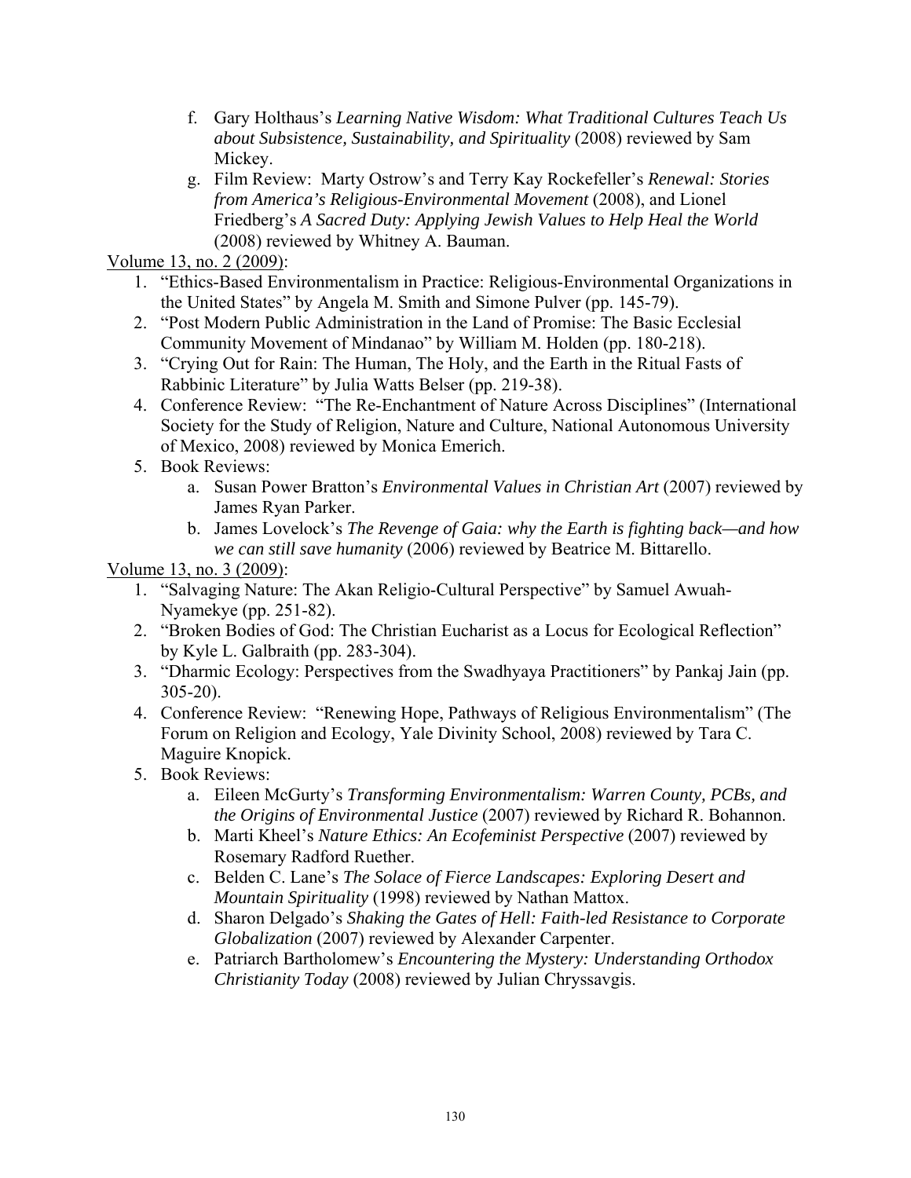f. Gary Holthaus's *Learning Native Wisdom: What Traditional Cultures Teach Us about Subsistence, Sustainability, and Spirituality* (2008) reviewed by Sam Mickey.
   g. Film Review: Marty Ostrow's and Terry Kay Rockefeller's *Renewal: Stories from America's Religious-Environmental Movement* (2008), and Lionel Friedberg's *A Sacred Duty: Applying Jewish Values to Help Heal the World* (2008) reviewed by Whitney A. Bauman.

<u>Volume 13, no. 2 (2009)</u>:

1. "Ethics-Based Environmentalism in Practice: Religious-Environmental Organizations in the United States" by Angela M. Smith and Simone Pulver (pp. 145-79).
2. "Post Modern Public Administration in the Land of Promise: The Basic Ecclesial Community Movement of Mindanao" by William M. Holden (pp. 180-218).
3. "Crying Out for Rain: The Human, The Holy, and the Earth in the Ritual Fasts of Rabbinic Literature" by Julia Watts Belser (pp. 219-38).
4. Conference Review: "The Re-Enchantment of Nature Across Disciplines" (International Society for the Study of Religion, Nature and Culture, National Autonomous University of Mexico, 2008) reviewed by Monica Emerich.
5. Book Reviews:
   a. Susan Power Bratton's *Environmental Values in Christian Art* (2007) reviewed by James Ryan Parker.
   b. James Lovelock's *The Revenge of Gaia: why the Earth is fighting back—and how we can still save humanity* (2006) reviewed by Beatrice M. Bittarello.

<u>Volume 13, no. 3 (2009)</u>:

1. "Salvaging Nature: The Akan Religio-Cultural Perspective" by Samuel Awuah-Nyamekye (pp. 251-82).
2. "Broken Bodies of God: The Christian Eucharist as a Locus for Ecological Reflection" by Kyle L. Galbraith (pp. 283-304).
3. "Dharmic Ecology: Perspectives from the Swadhyaya Practitioners" by Pankaj Jain (pp. 305-20).
4. Conference Review: "Renewing Hope, Pathways of Religious Environmentalism" (The Forum on Religion and Ecology, Yale Divinity School, 2008) reviewed by Tara C. Maguire Knopick.
5. Book Reviews:
   a. Eileen McGurty's *Transforming Environmentalism: Warren County, PCBs, and the Origins of Environmental Justice* (2007) reviewed by Richard R. Bohannon.
   b. Marti Kheel's *Nature Ethics: An Ecofeminist Perspective* (2007) reviewed by Rosemary Radford Ruether.
   c. Belden C. Lane's *The Solace of Fierce Landscapes: Exploring Desert and Mountain Spirituality* (1998) reviewed by Nathan Mattox.
   d. Sharon Delgado's *Shaking the Gates of Hell: Faith-led Resistance to Corporate Globalization* (2007) reviewed by Alexander Carpenter.
   e. Patriarch Bartholomew's *Encountering the Mystery: Understanding Orthodox Christianity Today* (2008) reviewed by Julian Chryssavgis.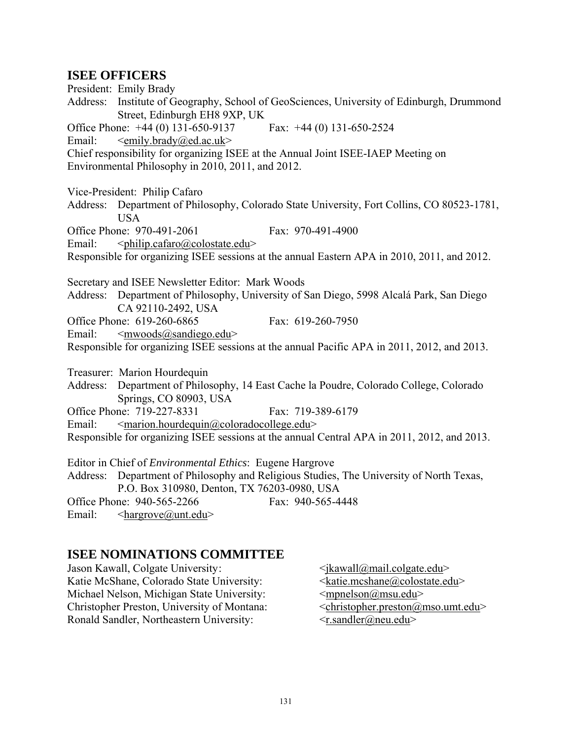## ISEE OFFICERS

President: Emily Brady
Address: Institute of Geography, School of GeoSciences, University of Edinburgh, Drummond Street, Edinburgh EH8 9XP, UK
Office Phone: +44 (0) 131-650-9137 Fax: +44 (0) 131-650-2524
Email: <emily.brady@ed.ac.uk>
Chief responsibility for organizing ISEE at the Annual Joint ISEE-IAEP Meeting on Environmental Philosophy in 2010, 2011, and 2012.

Vice-President: Philip Cafaro
Address: Department of Philosophy, Colorado State University, Fort Collins, CO 80523-1781, USA
Office Phone: 970-491-2061 Fax: 970-491-4900
Email: <philip.cafaro@colostate.edu>
Responsible for organizing ISEE sessions at the annual Eastern APA in 2010, 2011, and 2012.

Secretary and ISEE Newsletter Editor: Mark Woods
Address: Department of Philosophy, University of San Diego, 5998 Alcalá Park, San Diego CA 92110-2492, USA
Office Phone: 619-260-6865 Fax: 619-260-7950
Email: <mwoods@sandiego.edu>
Responsible for organizing ISEE sessions at the annual Pacific APA in 2011, 2012, and 2013.

Treasurer: Marion Hourdequin
Address: Department of Philosophy, 14 East Cache la Poudre, Colorado College, Colorado Springs, CO 80903, USA
Office Phone: 719-227-8331 Fax: 719-389-6179
Email: <marion.hourdequin@coloradocollege.edu>
Responsible for organizing ISEE sessions at the annual Central APA in 2011, 2012, and 2013.

Editor in Chief of *Environmental Ethics*: Eugene Hargrove
Address: Department of Philosophy and Religious Studies, The University of North Texas, P.O. Box 310980, Denton, TX 76203-0980, USA
Office Phone: 940-565-2266 Fax: 940-565-4448
Email: <hargrove@unt.edu>

## ISEE NOMINATIONS COMMITTEE

Jason Kawall, Colgate University: <jkawall@mail.colgate.edu>
Katie McShane, Colorado State University: <katie.mcshane@colostate.edu>
Michael Nelson, Michigan State University: <mpnelson@msu.edu>
Christopher Preston, University of Montana: <christopher.preston@mso.umt.edu>
Ronald Sandler, Northeastern University: <r.sandler@neu.edu>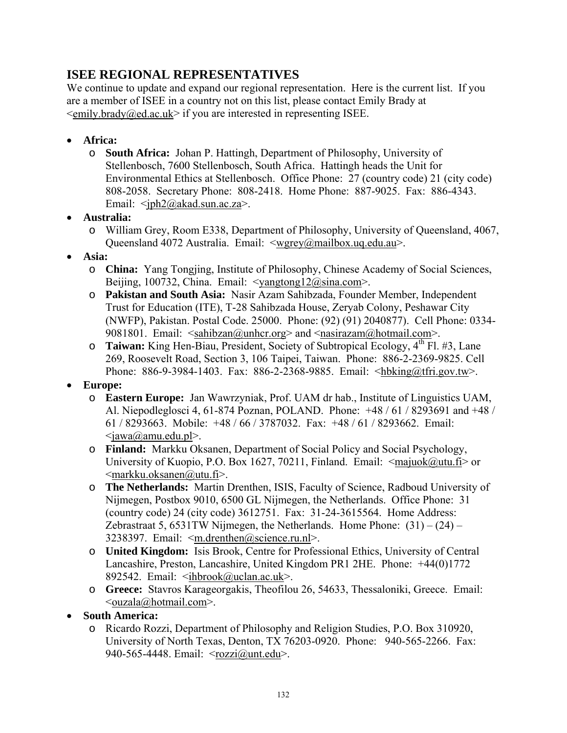## ISEE REGIONAL REPRESENTATIVES

We continue to update and expand our regional representation. Here is the current list. If you are a member of ISEE in a country not on this list, please contact Emily Brady at <emily.brady@ed.ac.uk> if you are interested in representing ISEE.

- **Africa:**
  - **South Africa:** Johan P. Hattingh, Department of Philosophy, University of Stellenbosch, 7600 Stellenbosch, South Africa. Hattingh heads the Unit for Environmental Ethics at Stellenbosch. Office Phone: 27 (country code) 21 (city code) 808-2058. Secretary Phone: 808-2418. Home Phone: 887-9025. Fax: 886-4343. Email: <jph2@akad.sun.ac.za>.
- **Australia:**
  - William Grey, Room E338, Department of Philosophy, University of Queensland, 4067, Queensland 4072 Australia. Email: <wgrey@mailbox.uq.edu.au>.
- **Asia:**
  - **China:** Yang Tongjing, Institute of Philosophy, Chinese Academy of Social Sciences, Beijing, 100732, China. Email: <yangtong12@sina.com>.
  - **Pakistan and South Asia:** Nasir Azam Sahibzada, Founder Member, Independent Trust for Education (ITE), T-28 Sahibzada House, Zeryab Colony, Peshawar City (NWFP), Pakistan. Postal Code. 25000. Phone: (92) (91) 2040877). Cell Phone: 0334-9081801. Email: <sahibzan@unhcr.org> and <nasirazam@hotmail.com>.
  - **Taiwan:** King Hen-Biau, President, Society of Subtropical Ecology, 4th Fl. #3, Lane 269, Roosevelt Road, Section 3, 106 Taipei, Taiwan. Phone: 886-2-2369-9825. Cell Phone: 886-9-3984-1403. Fax: 886-2-2368-9885. Email: <hbking@tfri.gov.tw>.
- **Europe:**
  - **Eastern Europe:** Jan Wawrzyniak, Prof. UAM dr hab., Institute of Linguistics UAM, Al. Niepodleglosci 4, 61-874 Poznan, POLAND. Phone: +48 / 61 / 8293691 and +48 / 61 / 8293663. Mobile: +48 / 66 / 3787032. Fax: +48 / 61 / 8293662. Email: <jawa@amu.edu.pl>.
  - **Finland:** Markku Oksanen, Department of Social Policy and Social Psychology, University of Kuopio, P.O. Box 1627, 70211, Finland. Email: <majuok@utu.fi> or <markku.oksanen@utu.fi>.
  - **The Netherlands:** Martin Drenthen, ISIS, Faculty of Science, Radboud University of Nijmegen, Postbox 9010, 6500 GL Nijmegen, the Netherlands. Office Phone: 31 (country code) 24 (city code) 3612751. Fax: 31-24-3615564. Home Address: Zebrastraat 5, 6531TW Nijmegen, the Netherlands. Home Phone: (31) – (24) – 3238397. Email: <m.drenthen@science.ru.nl>.
  - **United Kingdom:** Isis Brook, Centre for Professional Ethics, University of Central Lancashire, Preston, Lancashire, United Kingdom PR1 2HE. Phone: +44(0)1772 892542. Email: <ihbrook@uclan.ac.uk>.
  - **Greece:** Stavros Karageorgakis, Theofilou 26, 54633, Thessaloniki, Greece. Email: <ouzala@hotmail.com>.
- **South America:**
  - Ricardo Rozzi, Department of Philosophy and Religion Studies, P.O. Box 310920, University of North Texas, Denton, TX 76203-0920. Phone: 940-565-2266. Fax: 940-565-4448. Email: <rozzi@unt.edu>.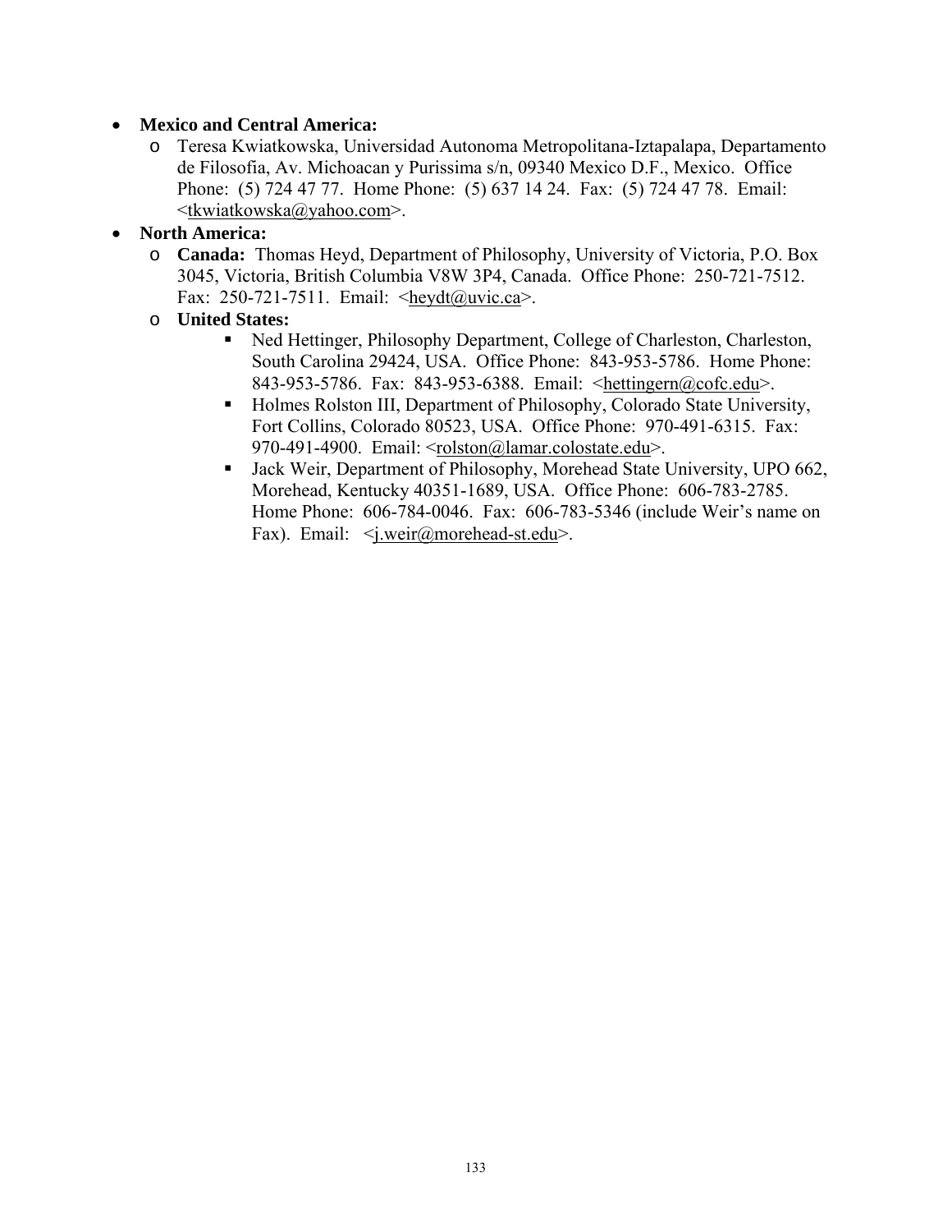- **Mexico and Central America:**
    - Teresa Kwiatkowska, Universidad Autonoma Metropolitana-Iztapalapa, Departamento de Filosofia, Av. Michoacan y Purissima s/n, 09340 Mexico D.F., Mexico. Office Phone: (5) 724 47 77. Home Phone: (5) 637 14 24. Fax: (5) 724 47 78. Email: <tkwiatkowska@yahoo.com>.
- **North America:**
    - **Canada:** Thomas Heyd, Department of Philosophy, University of Victoria, P.O. Box 3045, Victoria, British Columbia V8W 3P4, Canada. Office Phone: 250-721-7512. Fax: 250-721-7511. Email: <heydt@uvic.ca>.
    - **United States:**
        - Ned Hettinger, Philosophy Department, College of Charleston, Charleston, South Carolina 29424, USA. Office Phone: 843-953-5786. Home Phone: 843-953-5786. Fax: 843-953-6388. Email: <hettingern@cofc.edu>.
        - Holmes Rolston III, Department of Philosophy, Colorado State University, Fort Collins, Colorado 80523, USA. Office Phone: 970-491-6315. Fax: 970-491-4900. Email: <rolston@lamar.colostate.edu>.
        - Jack Weir, Department of Philosophy, Morehead State University, UPO 662, Morehead, Kentucky 40351-1689, USA. Office Phone: 606-783-2785. Home Phone: 606-784-0046. Fax: 606-783-5346 (include Weir's name on Fax). Email: <j.weir@morehead-st.edu>.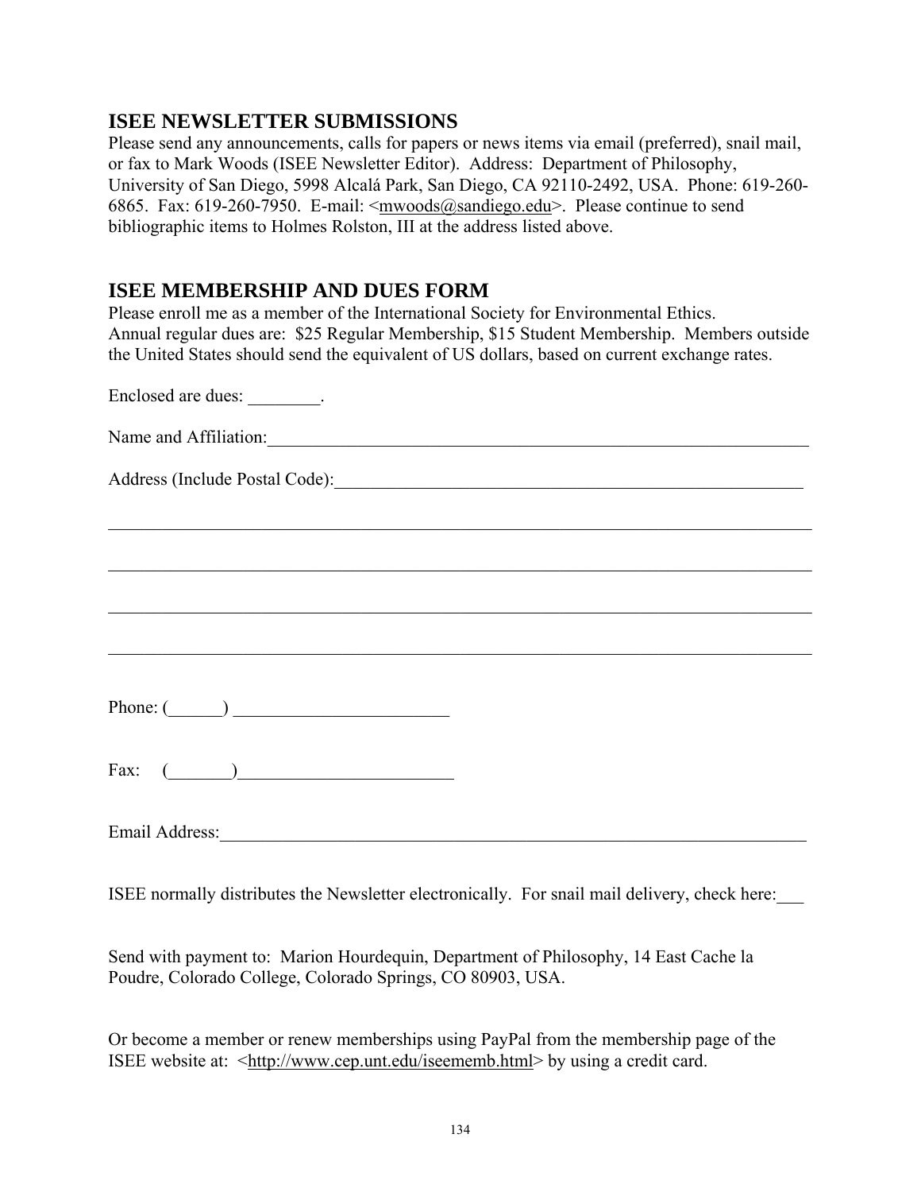## ISEE NEWSLETTER SUBMISSIONS

Please send any announcements, calls for papers or news items via email (preferred), snail mail, or fax to Mark Woods (ISEE Newsletter Editor). Address: Department of Philosophy, University of San Diego, 5998 Alcalá Park, San Diego, CA 92110-2492, USA. Phone: 619-260-6865. Fax: 619-260-7950. E-mail: <mwoods@sandiego.edu>. Please continue to send bibliographic items to Holmes Rolston, III at the address listed above.

## ISEE MEMBERSHIP AND DUES FORM

Please enroll me as a member of the International Society for Environmental Ethics. Annual regular dues are: $25 Regular Membership, $15 Student Membership. Members outside the United States should send the equivalent of US dollars, based on current exchange rates.

Enclosed are dues: ________.

Name and Affiliation:_________________________________________________________________

Address (Include Postal Code):_______________________________________________________

_____________________________________________________________________________

_____________________________________________________________________________

_____________________________________________________________________________

_____________________________________________________________________________

Phone: (______) ________________________

Fax: (_______)________________________

Email Address:_________________________________________________________________

ISEE normally distributes the Newsletter electronically. For snail mail delivery, check here:___

Send with payment to: Marion Hourdequin, Department of Philosophy, 14 East Cache la Poudre, Colorado College, Colorado Springs, CO 80903, USA.

Or become a member or renew memberships using PayPal from the membership page of the ISEE website at: <http://www.cep.unt.edu/iseememb.html> by using a credit card.